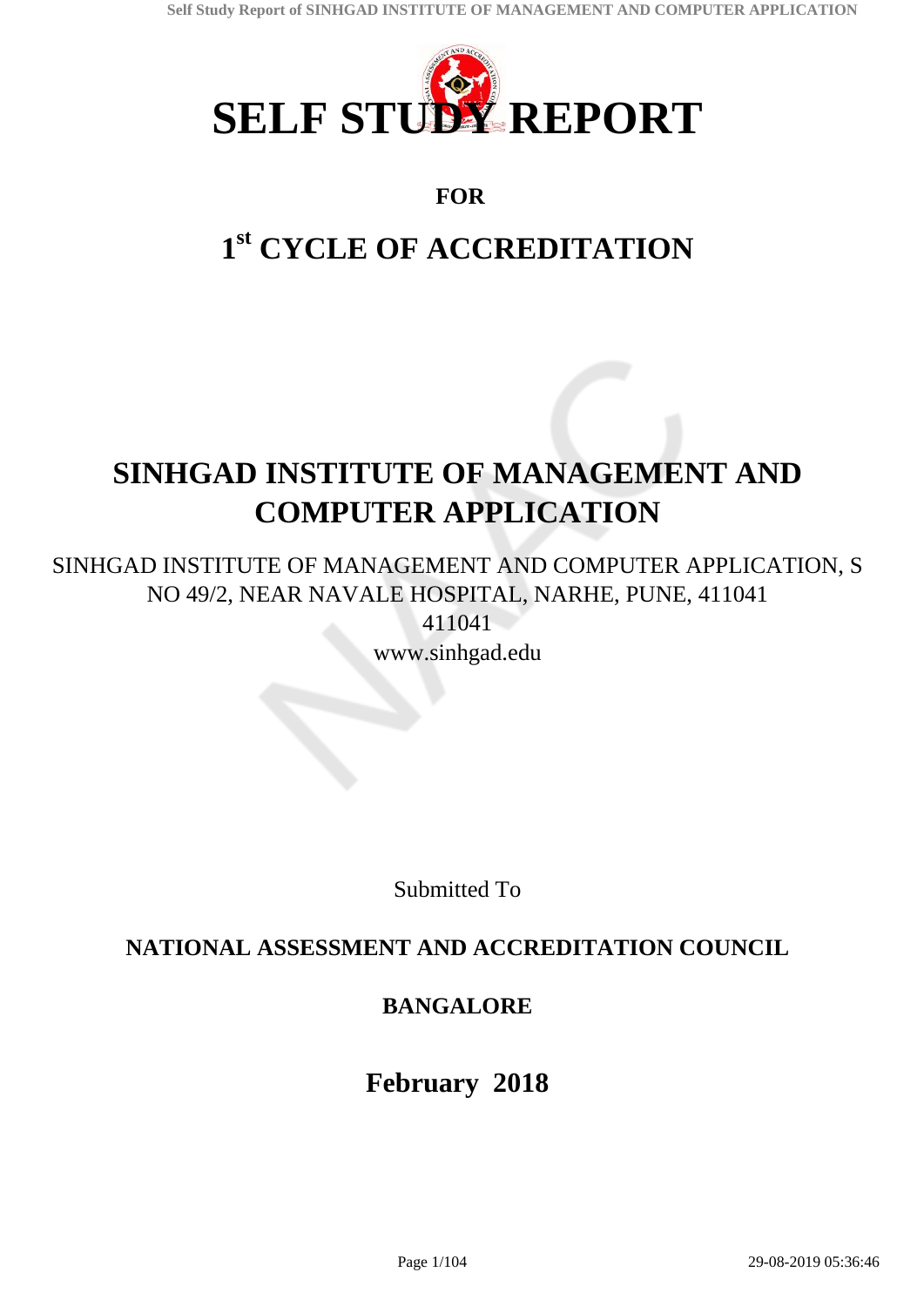# SELF STUDY REPORT

**FOR**

# 1st CYCLE OF ACCREDITATION

# SINHGAD INSTITUTE OF MANAGEMENT AND COMPUTER APPLICATION

SINHGAD INSTITUTE OF MANAGEMENT AND COMPUTER APPLICATION, S NO 49/2, NEAR NAVALE HOSPITAL, NARHE, PUNE, 411041
411041
www.sinhgad.edu

Submitted To

**NATIONAL ASSESSMENT AND ACCREDITATION COUNCIL**

**BANGALORE**

**February 2018**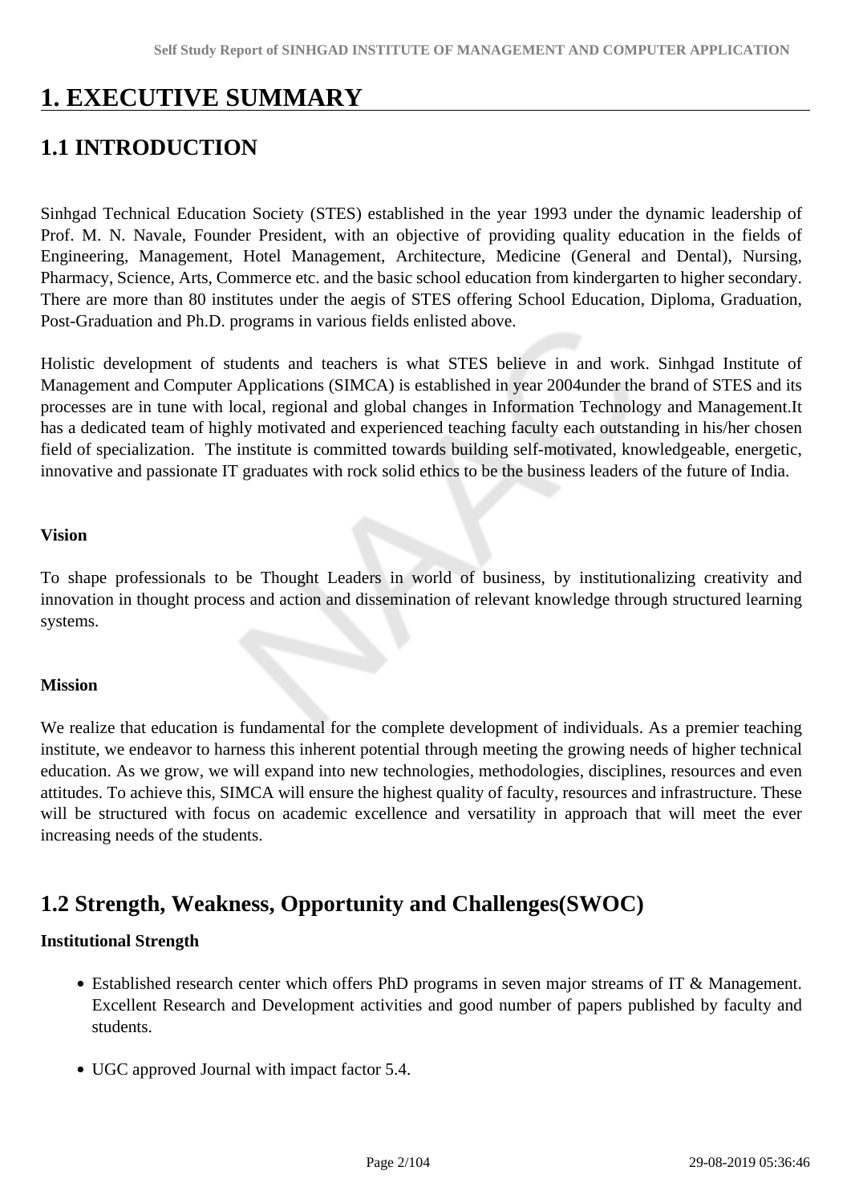# 1. EXECUTIVE SUMMARY

## 1.1 INTRODUCTION

Sinhgad Technical Education Society (STES) established in the year 1993 under the dynamic leadership of Prof. M. N. Navale, Founder President, with an objective of providing quality education in the fields of Engineering, Management, Hotel Management, Architecture, Medicine (General and Dental), Nursing, Pharmacy, Science, Arts, Commerce etc. and the basic school education from kindergarten to higher secondary. There are more than 80 institutes under the aegis of STES offering School Education, Diploma, Graduation, Post-Graduation and Ph.D. programs in various fields enlisted above.

Holistic development of students and teachers is what STES believe in and work. Sinhgad Institute of Management and Computer Applications (SIMCA) is established in year 2004under the brand of STES and its processes are in tune with local, regional and global changes in Information Technology and Management.It has a dedicated team of highly motivated and experienced teaching faculty each outstanding in his/her chosen field of specialization. The institute is committed towards building self-motivated, knowledgeable, energetic, innovative and passionate IT graduates with rock solid ethics to be the business leaders of the future of India.

**Vision**

To shape professionals to be Thought Leaders in world of business, by institutionalizing creativity and innovation in thought process and action and dissemination of relevant knowledge through structured learning systems.

**Mission**

We realize that education is fundamental for the complete development of individuals. As a premier teaching institute, we endeavor to harness this inherent potential through meeting the growing needs of higher technical education. As we grow, we will expand into new technologies, methodologies, disciplines, resources and even attitudes. To achieve this, SIMCA will ensure the highest quality of faculty, resources and infrastructure. These will be structured with focus on academic excellence and versatility in approach that will meet the ever increasing needs of the students.

## 1.2 Strength, Weakness, Opportunity and Challenges(SWOC)

**Institutional Strength**

- Established research center which offers PhD programs in seven major streams of IT & Management. Excellent Research and Development activities and good number of papers published by faculty and students.
- UGC approved Journal with impact factor 5.4.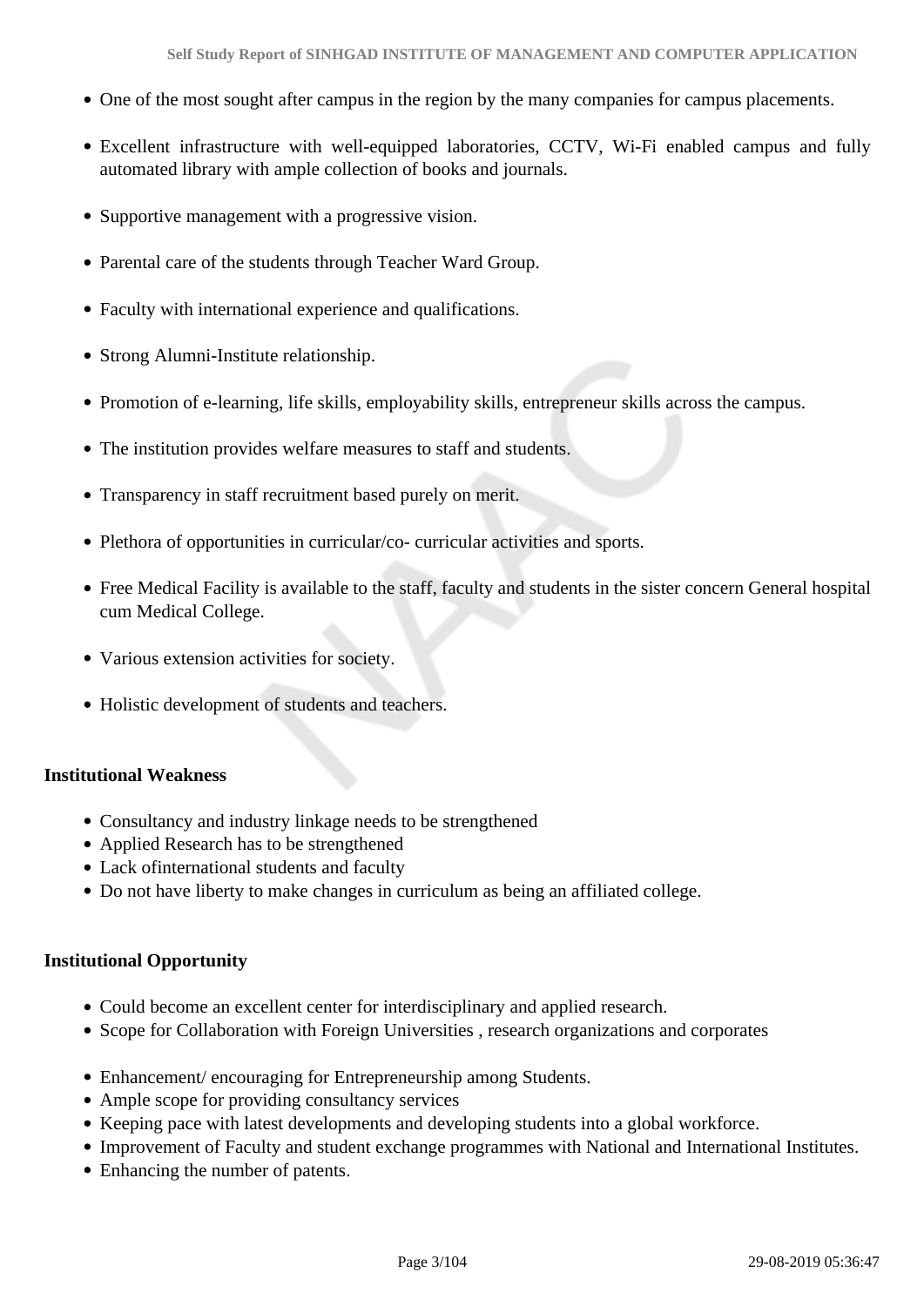- One of the most sought after campus in the region by the many companies for campus placements.
- Excellent infrastructure with well-equipped laboratories, CCTV, Wi-Fi enabled campus and fully automated library with ample collection of books and journals.
- Supportive management with a progressive vision.
- Parental care of the students through Teacher Ward Group.
- Faculty with international experience and qualifications.
- Strong Alumni-Institute relationship.
- Promotion of e-learning, life skills, employability skills, entrepreneur skills across the campus.
- The institution provides welfare measures to staff and students.
- Transparency in staff recruitment based purely on merit.
- Plethora of opportunities in curricular/co- curricular activities and sports.
- Free Medical Facility is available to the staff, faculty and students in the sister concern General hospital cum Medical College.
- Various extension activities for society.
- Holistic development of students and teachers.

**Institutional Weakness**

- Consultancy and industry linkage needs to be strengthened
- Applied Research has to be strengthened
- Lack ofinternational students and faculty
- Do not have liberty to make changes in curriculum as being an affiliated college.

**Institutional Opportunity**

- Could become an excellent center for interdisciplinary and applied research.
- Scope for Collaboration with Foreign Universities , research organizations and corporates
- Enhancement/ encouraging for Entrepreneurship among Students.
- Ample scope for providing consultancy services
- Keeping pace with latest developments and developing students into a global workforce.
- Improvement of Faculty and student exchange programmes with National and International Institutes.
- Enhancing the number of patents.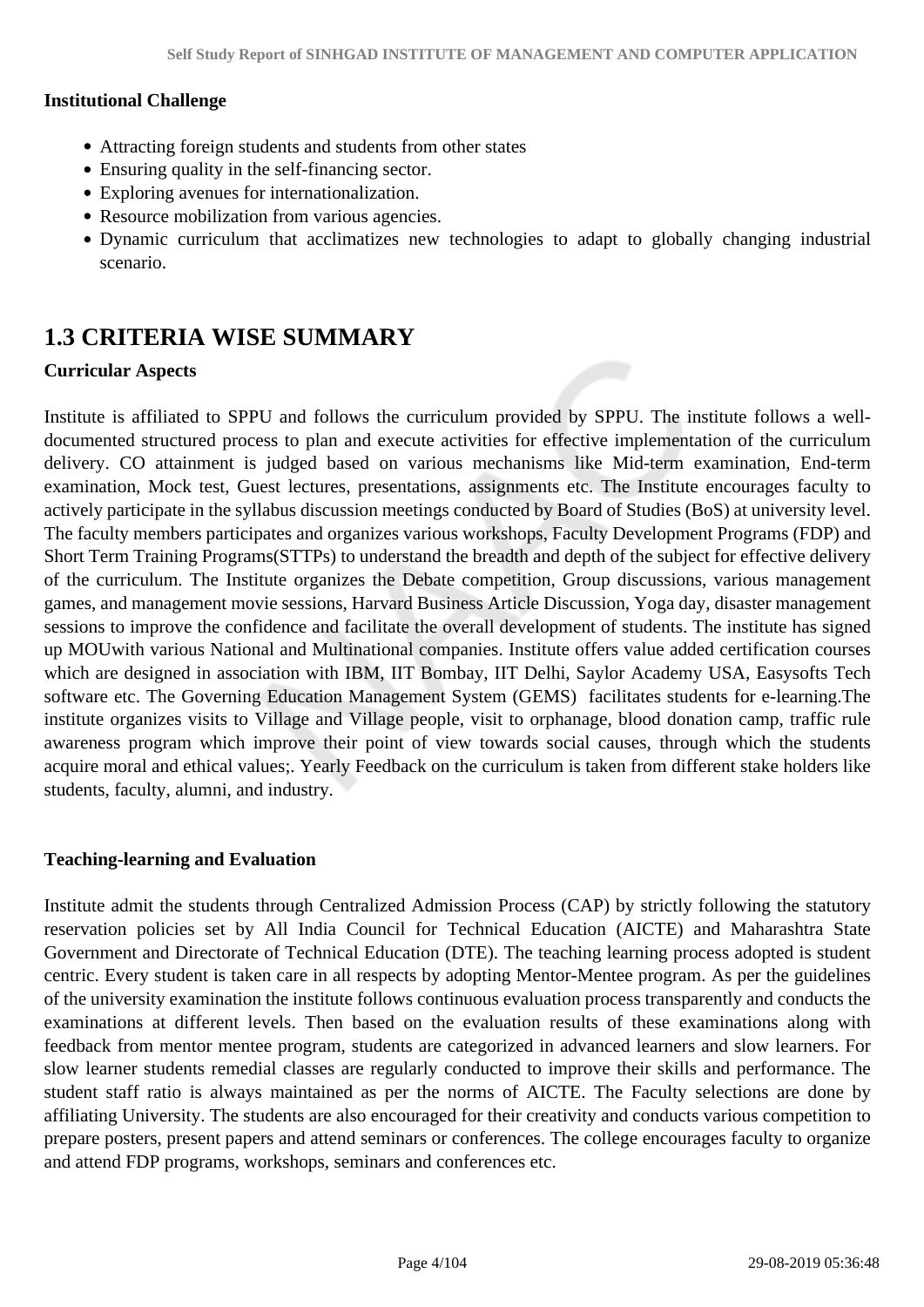**Institutional Challenge**

- Attracting foreign students and students from other states
- Ensuring quality in the self-financing sector.
- Exploring avenues for internationalization.
- Resource mobilization from various agencies.
- Dynamic curriculum that acclimatizes new technologies to adapt to globally changing industrial scenario.

## 1.3 CRITERIA WISE SUMMARY

**Curricular Aspects**

Institute is affiliated to SPPU and follows the curriculum provided by SPPU. The institute follows a well-documented structured process to plan and execute activities for effective implementation of the curriculum delivery. CO attainment is judged based on various mechanisms like Mid-term examination, End-term examination, Mock test, Guest lectures, presentations, assignments etc. The Institute encourages faculty to actively participate in the syllabus discussion meetings conducted by Board of Studies (BoS) at university level. The faculty members participates and organizes various workshops, Faculty Development Programs (FDP) and Short Term Training Programs(STTPs) to understand the breadth and depth of the subject for effective delivery of the curriculum. The Institute organizes the Debate competition, Group discussions, various management games, and management movie sessions, Harvard Business Article Discussion, Yoga day, disaster management sessions to improve the confidence and facilitate the overall development of students. The institute has signed up MOUwith various National and Multinational companies. Institute offers value added certification courses which are designed in association with IBM, IIT Bombay, IIT Delhi, Saylor Academy USA, Easysofts Tech software etc. The Governing Education Management System (GEMS) facilitates students for e-learning.The institute organizes visits to Village and Village people, visit to orphanage, blood donation camp, traffic rule awareness program which improve their point of view towards social causes, through which the students acquire moral and ethical values;. Yearly Feedback on the curriculum is taken from different stake holders like students, faculty, alumni, and industry.

**Teaching-learning and Evaluation**

Institute admit the students through Centralized Admission Process (CAP) by strictly following the statutory reservation policies set by All India Council for Technical Education (AICTE) and Maharashtra State Government and Directorate of Technical Education (DTE). The teaching learning process adopted is student centric. Every student is taken care in all respects by adopting Mentor-Mentee program. As per the guidelines of the university examination the institute follows continuous evaluation process transparently and conducts the examinations at different levels. Then based on the evaluation results of these examinations along with feedback from mentor mentee program, students are categorized in advanced learners and slow learners. For slow learner students remedial classes are regularly conducted to improve their skills and performance. The student staff ratio is always maintained as per the norms of AICTE. The Faculty selections are done by affiliating University. The students are also encouraged for their creativity and conducts various competition to prepare posters, present papers and attend seminars or conferences. The college encourages faculty to organize and attend FDP programs, workshops, seminars and conferences etc.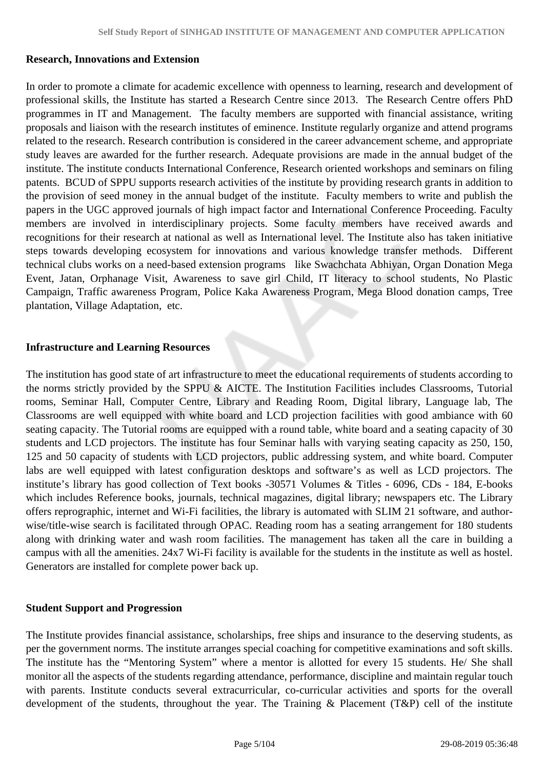**Research, Innovations and Extension**

In order to promote a climate for academic excellence with openness to learning, research and development of professional skills, the Institute has started a Research Centre since 2013. The Research Centre offers PhD programmes in IT and Management. The faculty members are supported with financial assistance, writing proposals and liaison with the research institutes of eminence. Institute regularly organize and attend programs related to the research. Research contribution is considered in the career advancement scheme, and appropriate study leaves are awarded for the further research. Adequate provisions are made in the annual budget of the institute. The institute conducts International Conference, Research oriented workshops and seminars on filing patents. BCUD of SPPU supports research activities of the institute by providing research grants in addition to the provision of seed money in the annual budget of the institute. Faculty members to write and publish the papers in the UGC approved journals of high impact factor and International Conference Proceeding. Faculty members are involved in interdisciplinary projects. Some faculty members have received awards and recognitions for their research at national as well as International level. The Institute also has taken initiative steps towards developing ecosystem for innovations and various knowledge transfer methods. Different technical clubs works on a need-based extension programs like Swachchata Abhiyan, Organ Donation Mega Event, Jatan, Orphanage Visit, Awareness to save girl Child, IT literacy to school students, No Plastic Campaign, Traffic awareness Program, Police Kaka Awareness Program, Mega Blood donation camps, Tree plantation, Village Adaptation, etc.

**Infrastructure and Learning Resources**

The institution has good state of art infrastructure to meet the educational requirements of students according to the norms strictly provided by the SPPU & AICTE. The Institution Facilities includes Classrooms, Tutorial rooms, Seminar Hall, Computer Centre, Library and Reading Room, Digital library, Language lab, The Classrooms are well equipped with white board and LCD projection facilities with good ambiance with 60 seating capacity. The Tutorial rooms are equipped with a round table, white board and a seating capacity of 30 students and LCD projectors. The institute has four Seminar halls with varying seating capacity as 250, 150, 125 and 50 capacity of students with LCD projectors, public addressing system, and white board. Computer labs are well equipped with latest configuration desktops and software's as well as LCD projectors. The institute's library has good collection of Text books -30571 Volumes & Titles - 6096, CDs - 184, E-books which includes Reference books, journals, technical magazines, digital library; newspapers etc. The Library offers reprographic, internet and Wi-Fi facilities, the library is automated with SLIM 21 software, and author-wise/title-wise search is facilitated through OPAC. Reading room has a seating arrangement for 180 students along with drinking water and wash room facilities. The management has taken all the care in building a campus with all the amenities. 24x7 Wi-Fi facility is available for the students in the institute as well as hostel. Generators are installed for complete power back up.

**Student Support and Progression**

The Institute provides financial assistance, scholarships, free ships and insurance to the deserving students, as per the government norms. The institute arranges special coaching for competitive examinations and soft skills. The institute has the "Mentoring System" where a mentor is allotted for every 15 students. He/ She shall monitor all the aspects of the students regarding attendance, performance, discipline and maintain regular touch with parents. Institute conducts several extracurricular, co-curricular activities and sports for the overall development of the students, throughout the year. The Training & Placement (T&P) cell of the institute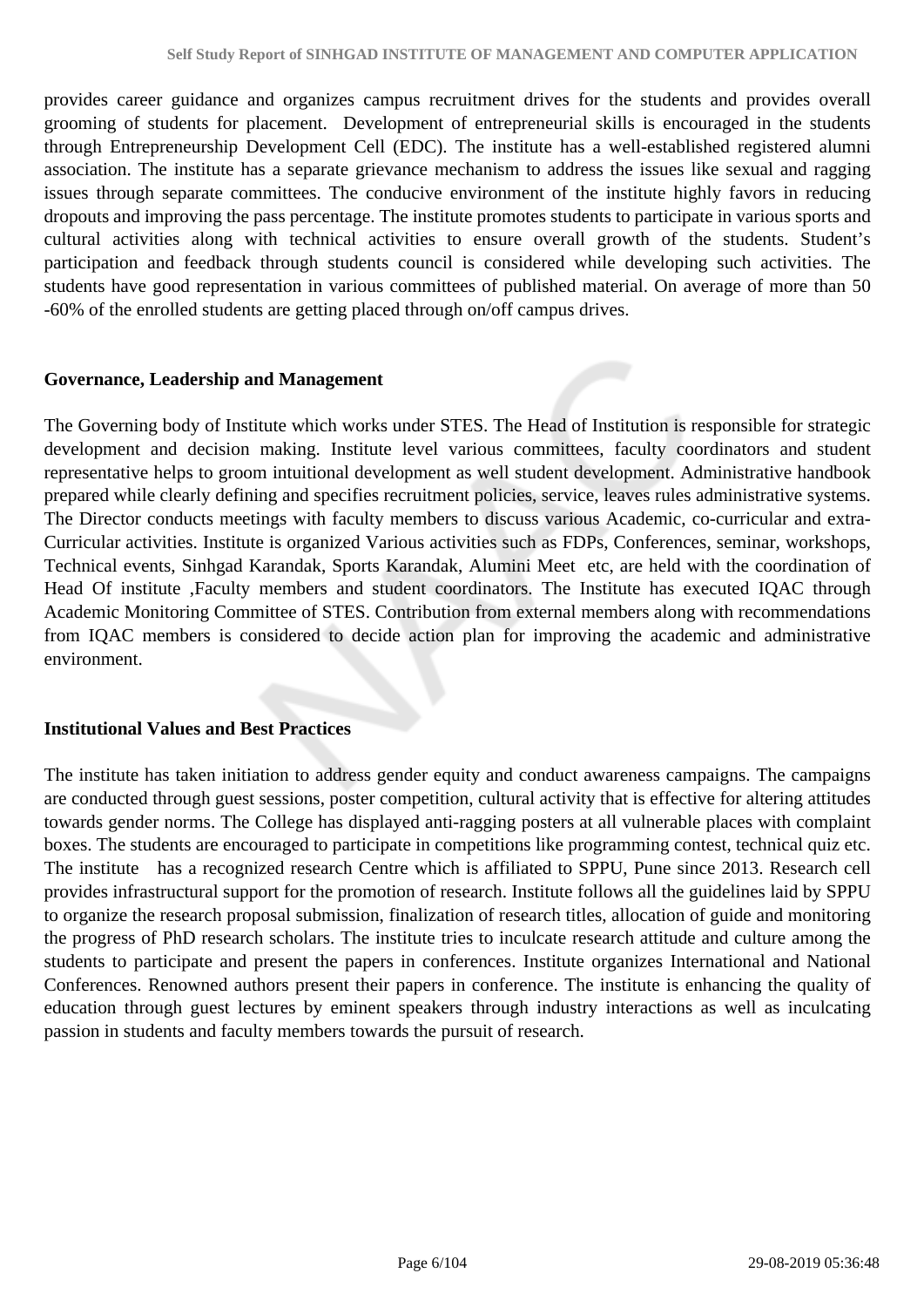provides career guidance and organizes campus recruitment drives for the students and provides overall grooming of students for placement. Development of entrepreneurial skills is encouraged in the students through Entrepreneurship Development Cell (EDC). The institute has a well-established registered alumni association. The institute has a separate grievance mechanism to address the issues like sexual and ragging issues through separate committees. The conducive environment of the institute highly favors in reducing dropouts and improving the pass percentage. The institute promotes students to participate in various sports and cultural activities along with technical activities to ensure overall growth of the students. Student's participation and feedback through students council is considered while developing such activities. The students have good representation in various committees of published material. On average of more than 50 -60% of the enrolled students are getting placed through on/off campus drives.

**Governance, Leadership and Management**

The Governing body of Institute which works under STES. The Head of Institution is responsible for strategic development and decision making. Institute level various committees, faculty coordinators and student representative helps to groom intuitional development as well student development. Administrative handbook prepared while clearly defining and specifies recruitment policies, service, leaves rules administrative systems. The Director conducts meetings with faculty members to discuss various Academic, co-curricular and extra-Curricular activities. Institute is organized Various activities such as FDPs, Conferences, seminar, workshops, Technical events, Sinhgad Karandak, Sports Karandak, Alumini Meet etc, are held with the coordination of Head Of institute ,Faculty members and student coordinators. The Institute has executed IQAC through Academic Monitoring Committee of STES. Contribution from external members along with recommendations from IQAC members is considered to decide action plan for improving the academic and administrative environment.

**Institutional Values and Best Practices**

The institute has taken initiation to address gender equity and conduct awareness campaigns. The campaigns are conducted through guest sessions, poster competition, cultural activity that is effective for altering attitudes towards gender norms. The College has displayed anti-ragging posters at all vulnerable places with complaint boxes. The students are encouraged to participate in competitions like programming contest, technical quiz etc. The institute has a recognized research Centre which is affiliated to SPPU, Pune since 2013. Research cell provides infrastructural support for the promotion of research. Institute follows all the guidelines laid by SPPU to organize the research proposal submission, finalization of research titles, allocation of guide and monitoring the progress of PhD research scholars. The institute tries to inculcate research attitude and culture among the students to participate and present the papers in conferences. Institute organizes International and National Conferences. Renowned authors present their papers in conference. The institute is enhancing the quality of education through guest lectures by eminent speakers through industry interactions as well as inculcating passion in students and faculty members towards the pursuit of research.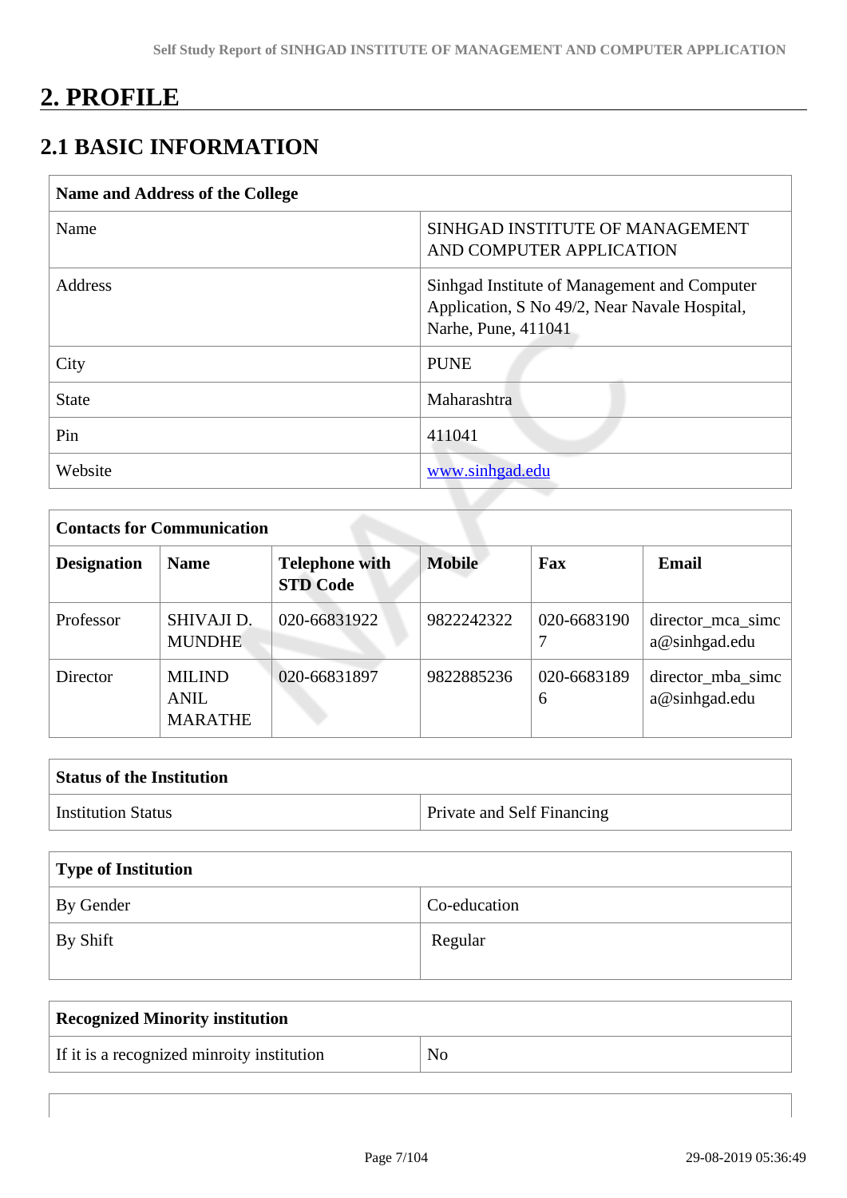# 2. PROFILE

## 2.1 BASIC INFORMATION

| Name and Address of the College | |
|---|---|
| Name | SINHGAD INSTITUTE OF MANAGEMENT AND COMPUTER APPLICATION |
| Address | Sinhgad Institute of Management and Computer Application, S No 49/2, Near Navale Hospital, Narhe, Pune, 411041 |
| City | PUNE |
| State | Maharashtra |
| Pin | 411041 |
| Website | www.sinhgad.edu |

| Contacts for Communication | | | | | |
|---|---|---|---|---|---|
| **Designation** | **Name** | **Telephone with STD Code** | **Mobile** | **Fax** | **Email** |
| Professor | SHIVAJI D. MUNDHE | 020-66831922 | 9822242322 | 020-66831907 | director_mca_simca@sinhgad.edu |
| Director | MILIND ANIL MARATHE | 020-66831897 | 9822885236 | 020-66831896 | director_mba_simca@sinhgad.edu |

| Status of the Institution | |
|---|---|
| Institution Status | Private and Self Financing |

| Type of Institution | |
|---|---|
| By Gender | Co-education |
| By Shift | Regular |

| Recognized Minority institution | |
|---|---|
| If it is a recognized minroity institution | No |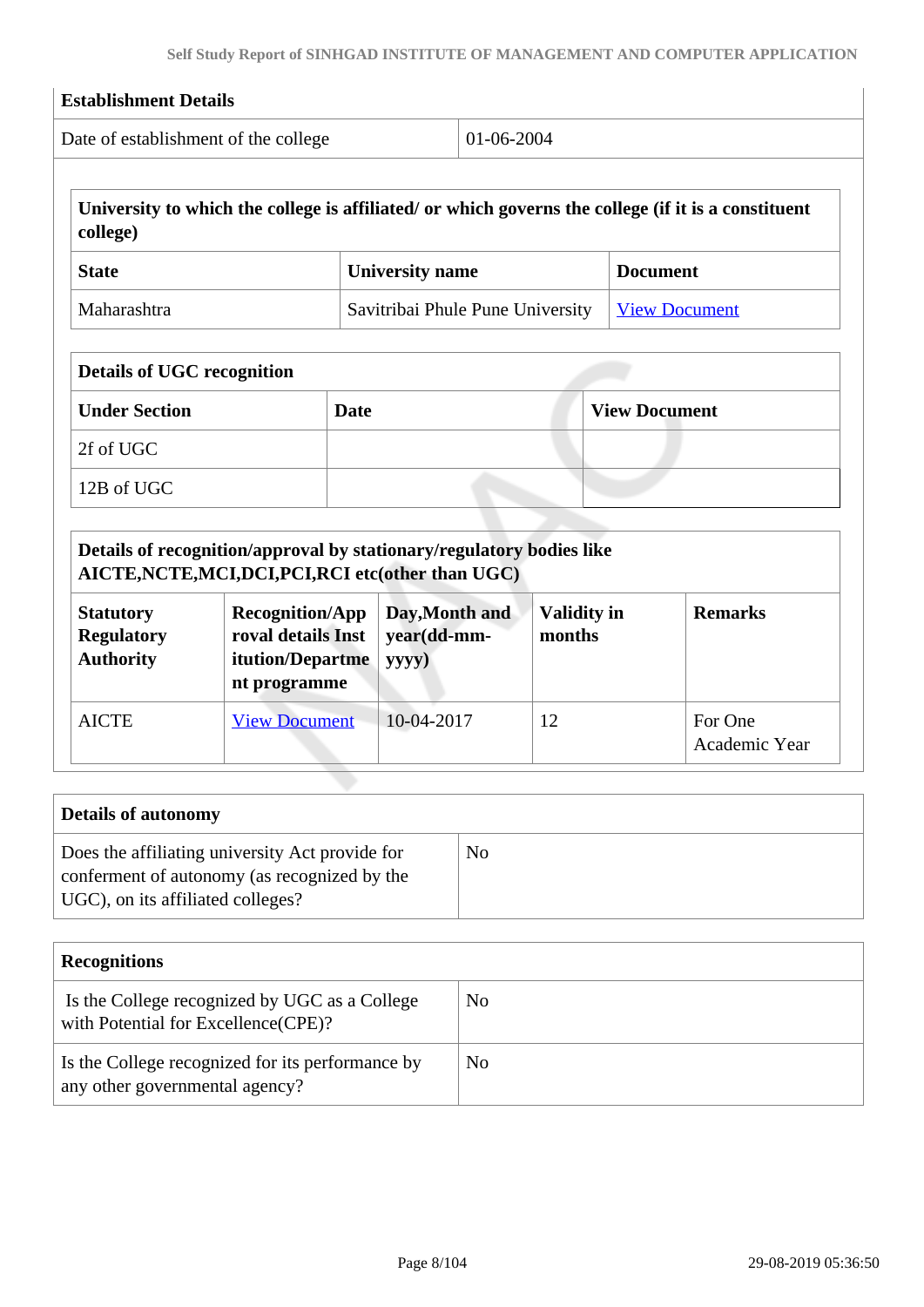| Establishment Details | |
|---|---|
| Date of establishment of the college | 01-06-2004 |

| University to which the college is affiliated/ or which governs the college (if it is a constituent college) | | |
|---|---|---|
| **State** | **University name** | **Document** |
| Maharashtra | Savitribai Phule Pune University | View Document |

| Details of UGC recognition | | |
|---|---|---|
| **Under Section** | **Date** | **View Document** |
| 2f of UGC | | |
| 12B of UGC | | |

| Details of recognition/approval by stationary/regulatory bodies like AICTE,NCTE,MCI,DCI,PCI,RCI etc(other than UGC) | | | | |
|---|---|---|---|---|
| **Statutory Regulatory Authority** | **Recognition/Approval details Institution/Department programme** | **Day,Month and year(dd-mm-yyyy)** | **Validity in months** | **Remarks** |
| AICTE | View Document | 10-04-2017 | 12 | For One Academic Year |

| Details of autonomy | |
|---|---|
| Does the affiliating university Act provide for conferment of autonomy (as recognized by the UGC), on its affiliated colleges? | No |

| Recognitions | |
|---|---|
| Is the College recognized by UGC as a College with Potential for Excellence(CPE)? | No |
| Is the College recognized for its performance by any other governmental agency? | No |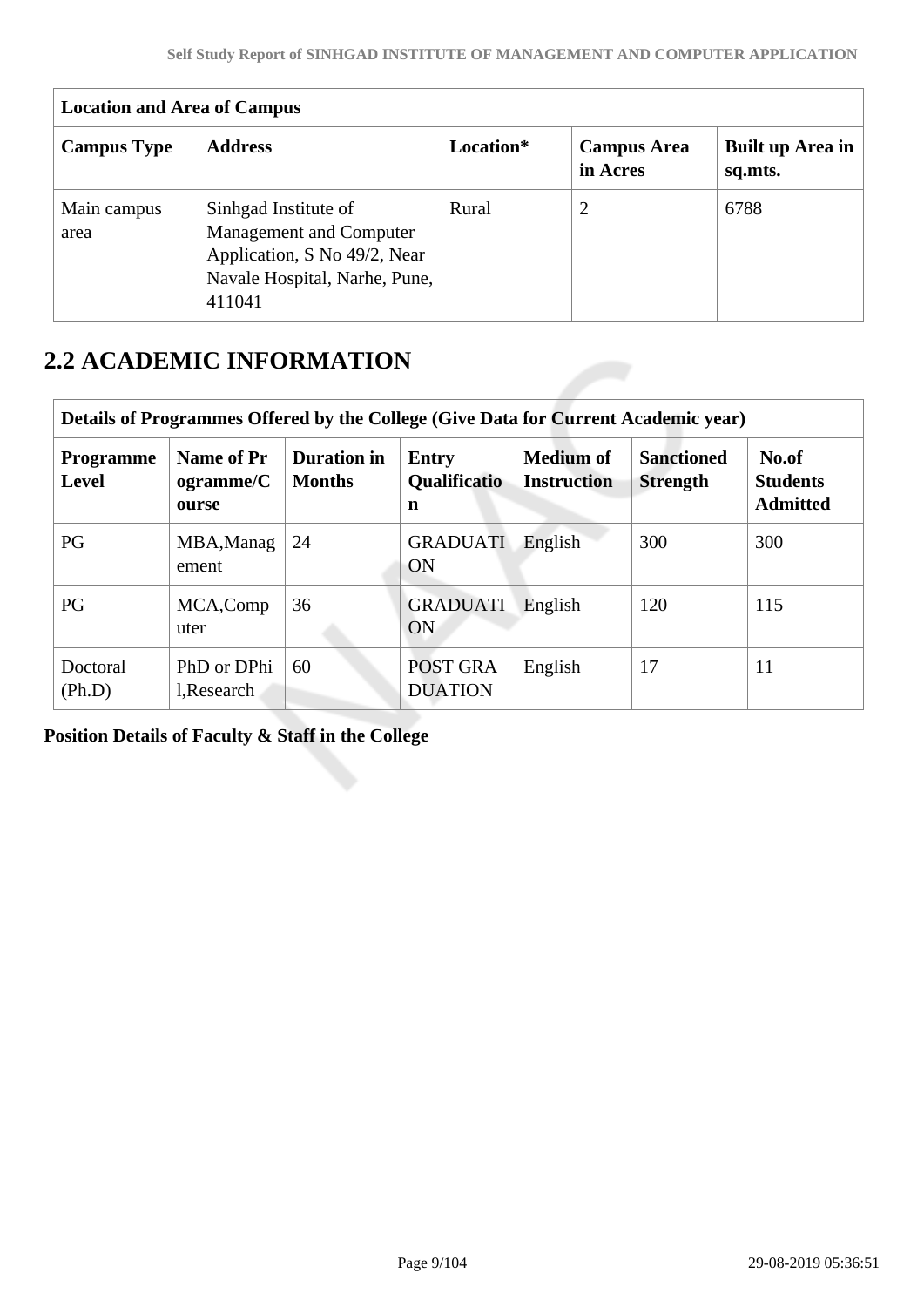| Location and Area of Campus | | | | |
|---|---|---|---|---|
| **Campus Type** | **Address** | **Location*** | **Campus Area in Acres** | **Built up Area in sq.mts.** |
| Main campus area | Sinhgad Institute of Management and Computer Application, S No 49/2, Near Navale Hospital, Narhe, Pune, 411041 | Rural | 2 | 6788 |

## 2.2 ACADEMIC INFORMATION

| Details of Programmes Offered by the College (Give Data for Current Academic year) | | | | | | |
|---|---|---|---|---|---|---|
| **Programme Level** | **Name of Programme/Course** | **Duration in Months** | **Entry Qualification** | **Medium of Instruction** | **Sanctioned Strength** | **No.of Students Admitted** |
| PG | MBA,Management | 24 | GRADUATION | English | 300 | 300 |
| PG | MCA,Computer | 36 | GRADUATION | English | 120 | 115 |
| Doctoral (Ph.D) | PhD or DPhil,Research | 60 | POST GRADUATION | English | 17 | 11 |

**Position Details of Faculty & Staff in the College**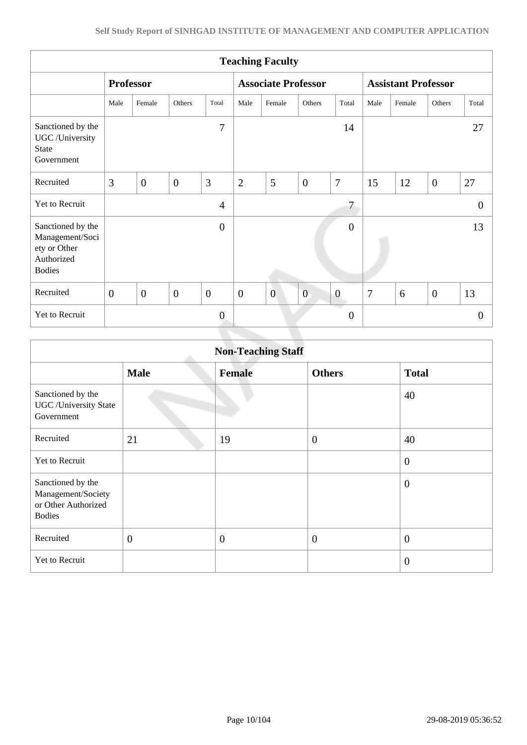| Teaching Faculty | | | | | | | | | | | | |
|---|---|---|---|---|---|---|---|---|---|---|---|---|
| | Professor | | | | Associate Professor | | | | Assistant Professor | | | |
| | Male | Female | Others | Total | Male | Female | Others | Total | Male | Female | Others | Total |
| Sanctioned by the UGC /University State Government | | | | 7 | | | | 14 | | | | 27 |
| Recruited | 3 | 0 | 0 | 3 | 2 | 5 | 0 | 7 | 15 | 12 | 0 | 27 |
| Yet to Recruit | | | | 4 | | | | 7 | | | | 0 |
| Sanctioned by the Management/Society or Other Authorized Bodies | | | | 0 | | | | 0 | | | | 13 |
| Recruited | 0 | 0 | 0 | 0 | 0 | 0 | 0 | 0 | 7 | 6 | 0 | 13 |
| Yet to Recruit | | | | 0 | | | | 0 | | | | 0 |

| Non-Teaching Staff | | | | |
|---|---|---|---|---|
| | **Male** | **Female** | **Others** | **Total** |
| Sanctioned by the UGC /University State Government | | | | 40 |
| Recruited | 21 | 19 | 0 | 40 |
| Yet to Recruit | | | | 0 |
| Sanctioned by the Management/Society or Other Authorized Bodies | | | | 0 |
| Recruited | 0 | 0 | 0 | 0 |
| Yet to Recruit | | | | 0 |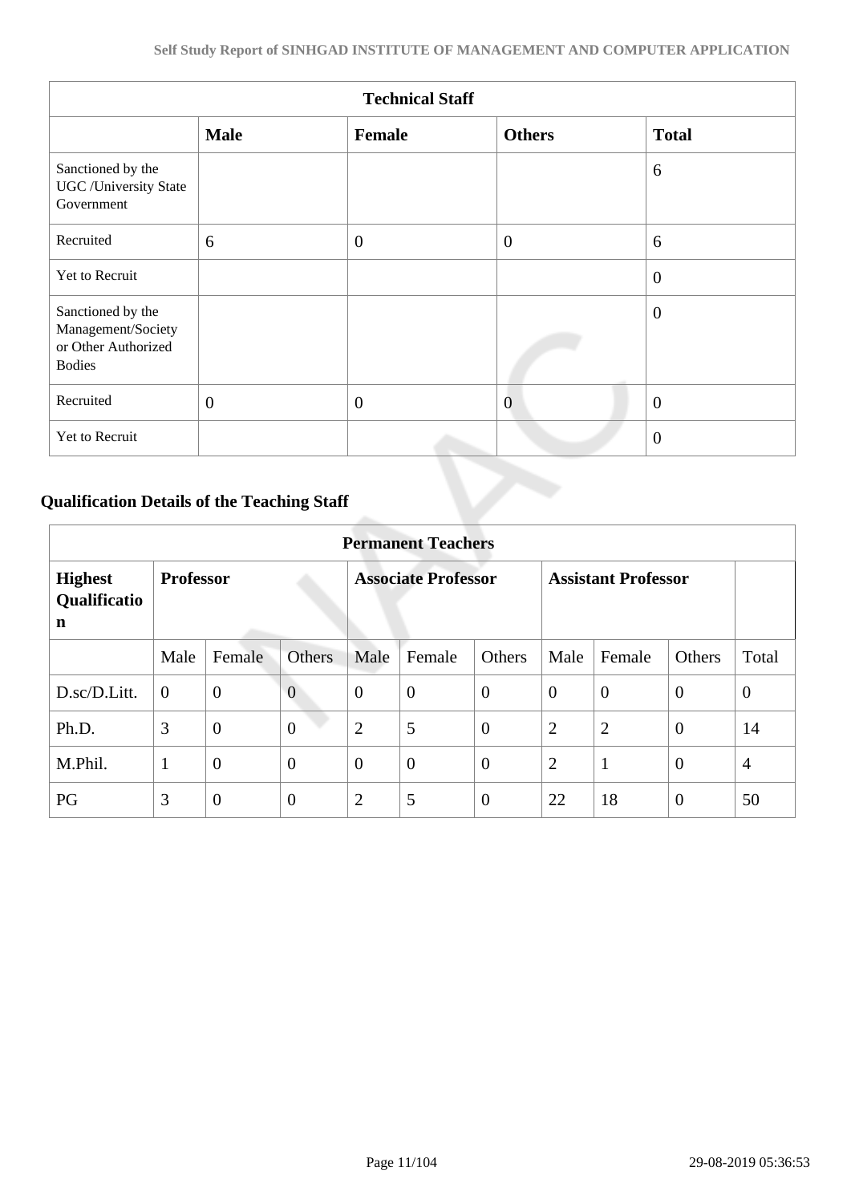| Technical Staff | | | | |
|---|---|---|---|---|
| | **Male** | **Female** | **Others** | **Total** |
| Sanctioned by the UGC /University State Government | | | | 6 |
| Recruited | 6 | 0 | 0 | 6 |
| Yet to Recruit | | | | 0 |
| Sanctioned by the Management/Society or Other Authorized Bodies | | | | 0 |
| Recruited | 0 | 0 | 0 | 0 |
| Yet to Recruit | | | | 0 |

## Qualification Details of the Teaching Staff

| Permanent Teachers | | | | | | | | | | |
|---|---|---|---|---|---|---|---|---|---|---|
| **Highest Qualification** | **Professor** | | | **Associate Professor** | | | **Assistant Professor** | | | |
| | Male | Female | Others | Male | Female | Others | Male | Female | Others | Total |
| D.sc/D.Litt. | 0 | 0 | 0 | 0 | 0 | 0 | 0 | 0 | 0 | 0 |
| Ph.D. | 3 | 0 | 0 | 2 | 5 | 0 | 2 | 2 | 0 | 14 |
| M.Phil. | 1 | 0 | 0 | 0 | 0 | 0 | 2 | 1 | 0 | 4 |
| PG | 3 | 0 | 0 | 2 | 5 | 0 | 22 | 18 | 0 | 50 |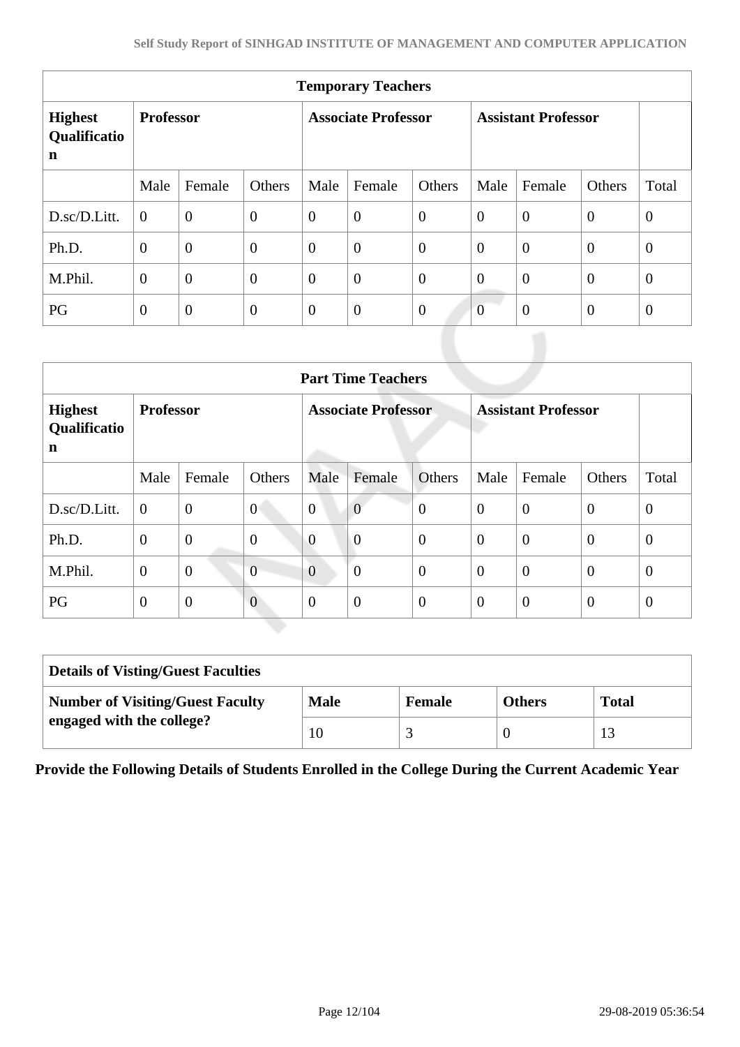| Temporary Teachers | | | | | | | | | | |
|---|---|---|---|---|---|---|---|---|---|---|
| **Highest Qualification** | **Professor** | | | **Associate Professor** | | | **Assistant Professor** | | | |
| | Male | Female | Others | Male | Female | Others | Male | Female | Others | Total |
| D.sc/D.Litt. | 0 | 0 | 0 | 0 | 0 | 0 | 0 | 0 | 0 | 0 |
| Ph.D. | 0 | 0 | 0 | 0 | 0 | 0 | 0 | 0 | 0 | 0 |
| M.Phil. | 0 | 0 | 0 | 0 | 0 | 0 | 0 | 0 | 0 | 0 |
| PG | 0 | 0 | 0 | 0 | 0 | 0 | 0 | 0 | 0 | 0 |

| Part Time Teachers | | | | | | | | | | |
|---|---|---|---|---|---|---|---|---|---|---|
| **Highest Qualification** | **Professor** | | | **Associate Professor** | | | **Assistant Professor** | | | |
| | Male | Female | Others | Male | Female | Others | Male | Female | Others | Total |
| D.sc/D.Litt. | 0 | 0 | 0 | 0 | 0 | 0 | 0 | 0 | 0 | 0 |
| Ph.D. | 0 | 0 | 0 | 0 | 0 | 0 | 0 | 0 | 0 | 0 |
| M.Phil. | 0 | 0 | 0 | 0 | 0 | 0 | 0 | 0 | 0 | 0 |
| PG | 0 | 0 | 0 | 0 | 0 | 0 | 0 | 0 | 0 | 0 |

| Details of Visting/Guest Faculties | | | | |
|---|---|---|---|---|
| **Number of Visiting/Guest Faculty engaged with the college?** | **Male** | **Female** | **Others** | **Total** |
| | 10 | 3 | 0 | 13 |

**Provide the Following Details of Students Enrolled in the College During the Current Academic Year**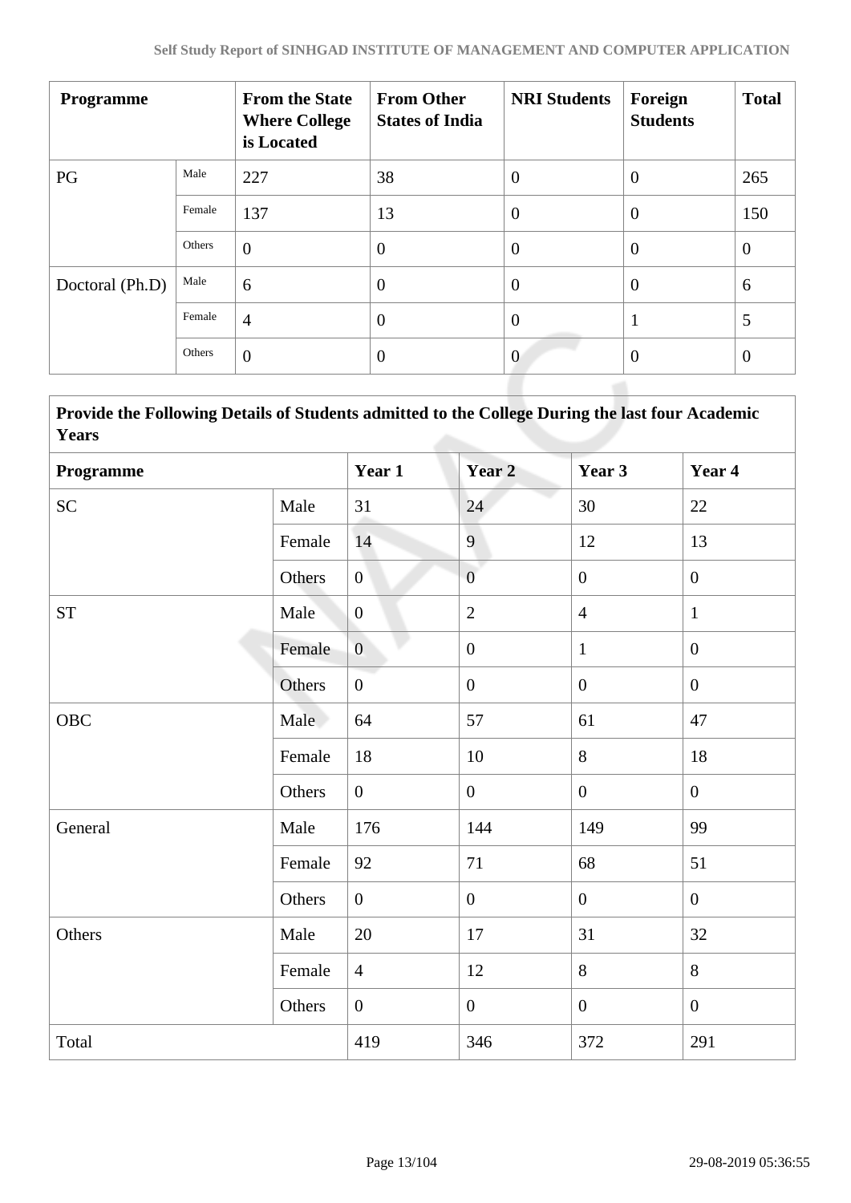| Programme | | From the State Where College is Located | From Other States of India | NRI Students | Foreign Students | Total |
|---|---|---|---|---|---|---|
| PG | Male | 227 | 38 | 0 | 0 | 265 |
| | Female | 137 | 13 | 0 | 0 | 150 |
| | Others | 0 | 0 | 0 | 0 | 0 |
| Doctoral (Ph.D) | Male | 6 | 0 | 0 | 0 | 6 |
| | Female | 4 | 0 | 0 | 1 | 5 |
| | Others | 0 | 0 | 0 | 0 | 0 |

**Provide the Following Details of Students admitted to the College During the last four Academic Years**

| Programme | | Year 1 | Year 2 | Year 3 | Year 4 |
|---|---|---|---|---|---|
| SC | Male | 31 | 24 | 30 | 22 |
| | Female | 14 | 9 | 12 | 13 |
| | Others | 0 | 0 | 0 | 0 |
| ST | Male | 0 | 2 | 4 | 1 |
| | Female | 0 | 0 | 1 | 0 |
| | Others | 0 | 0 | 0 | 0 |
| OBC | Male | 64 | 57 | 61 | 47 |
| | Female | 18 | 10 | 8 | 18 |
| | Others | 0 | 0 | 0 | 0 |
| General | Male | 176 | 144 | 149 | 99 |
| | Female | 92 | 71 | 68 | 51 |
| | Others | 0 | 0 | 0 | 0 |
| Others | Male | 20 | 17 | 31 | 32 |
| | Female | 4 | 12 | 8 | 8 |
| | Others | 0 | 0 | 0 | 0 |
| Total | | 419 | 346 | 372 | 291 |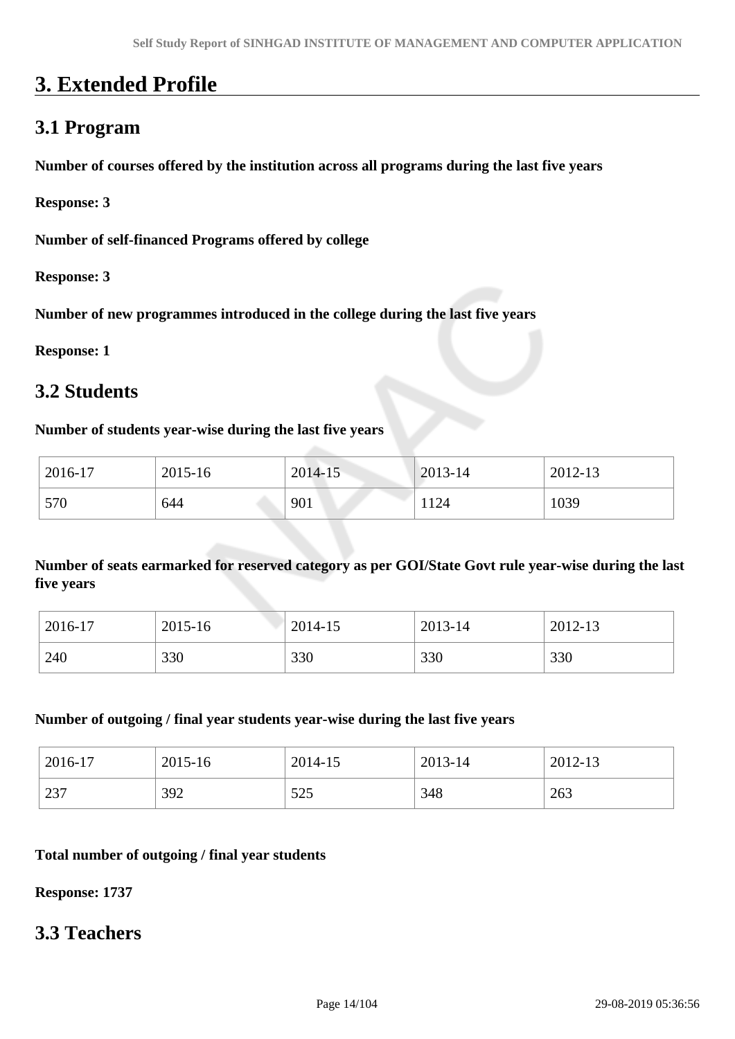# 3. Extended Profile

## 3.1 Program

**Number of courses offered by the institution across all programs during the last five years**

**Response: 3**

**Number of self-financed Programs offered by college**

**Response: 3**

**Number of new programmes introduced in the college during the last five years**

**Response: 1**

## 3.2 Students

**Number of students year-wise during the last five years**

| 2016-17 | 2015-16 | 2014-15 | 2013-14 | 2012-13 |
|---|---|---|---|---|
| 570 | 644 | 901 | 1124 | 1039 |

**Number of seats earmarked for reserved category as per GOI/State Govt rule year-wise during the last five years**

| 2016-17 | 2015-16 | 2014-15 | 2013-14 | 2012-13 |
|---|---|---|---|---|
| 240 | 330 | 330 | 330 | 330 |

**Number of outgoing / final year students year-wise during the last five years**

| 2016-17 | 2015-16 | 2014-15 | 2013-14 | 2012-13 |
|---|---|---|---|---|
| 237 | 392 | 525 | 348 | 263 |

**Total number of outgoing / final year students**

**Response: 1737**

## 3.3 Teachers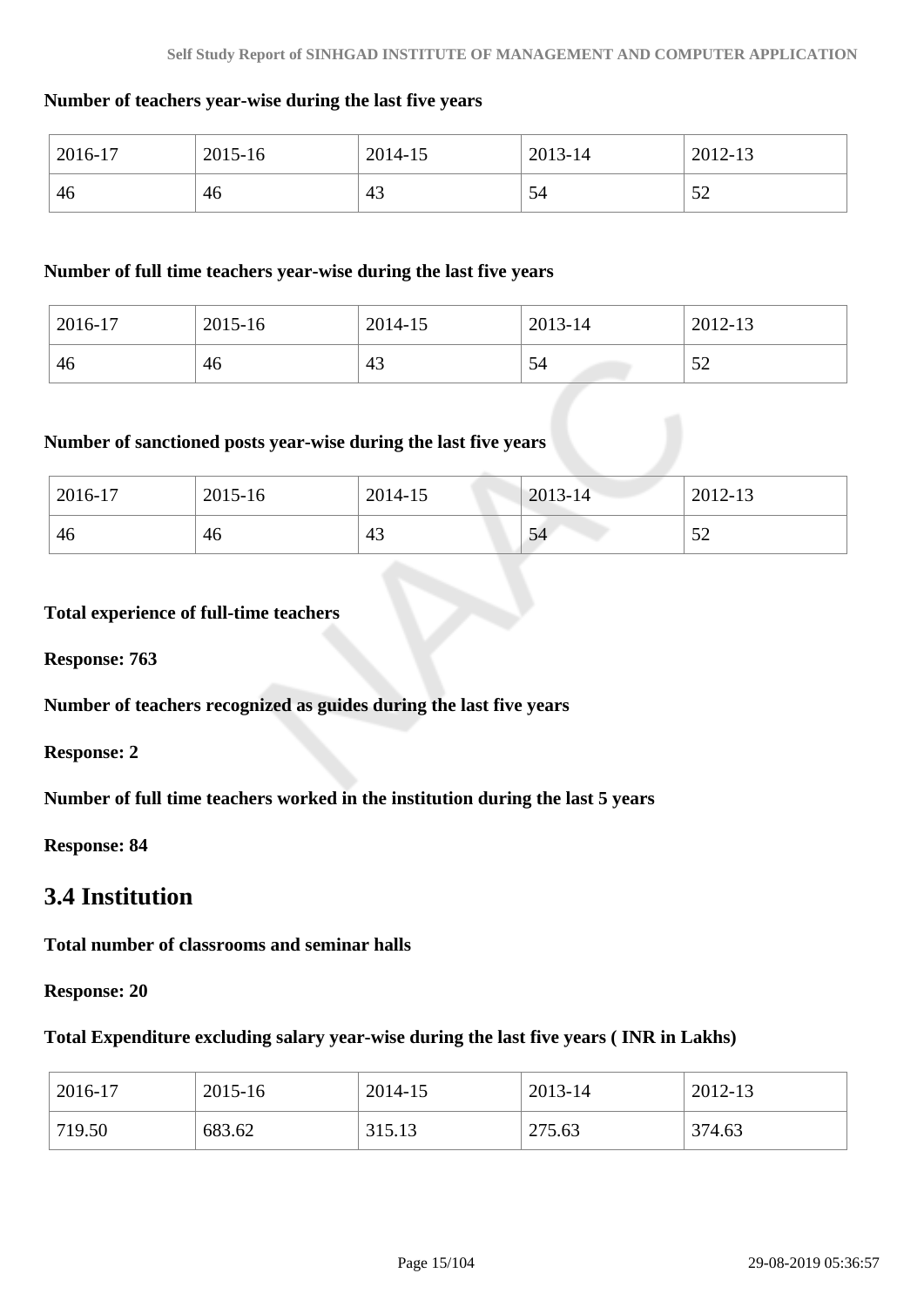**Number of teachers year-wise during the last five years**

| 2016-17 | 2015-16 | 2014-15 | 2013-14 | 2012-13 |
|---|---|---|---|---|
| 46 | 46 | 43 | 54 | 52 |

**Number of full time teachers year-wise during the last five years**

| 2016-17 | 2015-16 | 2014-15 | 2013-14 | 2012-13 |
|---|---|---|---|---|
| 46 | 46 | 43 | 54 | 52 |

**Number of sanctioned posts year-wise during the last five years**

| 2016-17 | 2015-16 | 2014-15 | 2013-14 | 2012-13 |
|---|---|---|---|---|
| 46 | 46 | 43 | 54 | 52 |

**Total experience of full-time teachers**

**Response: 763**

**Number of teachers recognized as guides during the last five years**

**Response: 2**

**Number of full time teachers worked in the institution during the last 5 years**

**Response: 84**

## 3.4 Institution

**Total number of classrooms and seminar halls**

**Response: 20**

**Total Expenditure excluding salary year-wise during the last five years ( INR in Lakhs)**

| 2016-17 | 2015-16 | 2014-15 | 2013-14 | 2012-13 |
|---|---|---|---|---|
| 719.50 | 683.62 | 315.13 | 275.63 | 374.63 |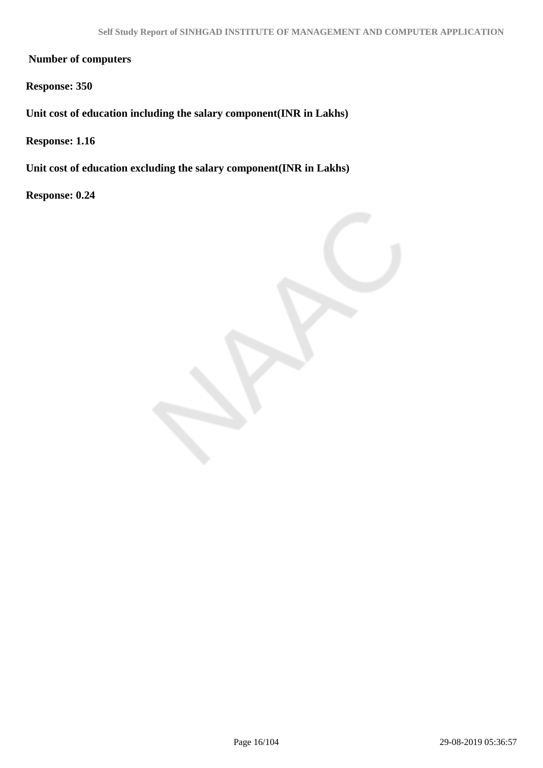**Number of computers**

**Response: 350**

**Unit cost of education including the salary component(INR in Lakhs)**

**Response: 1.16**

**Unit cost of education excluding the salary component(INR in Lakhs)**

**Response: 0.24**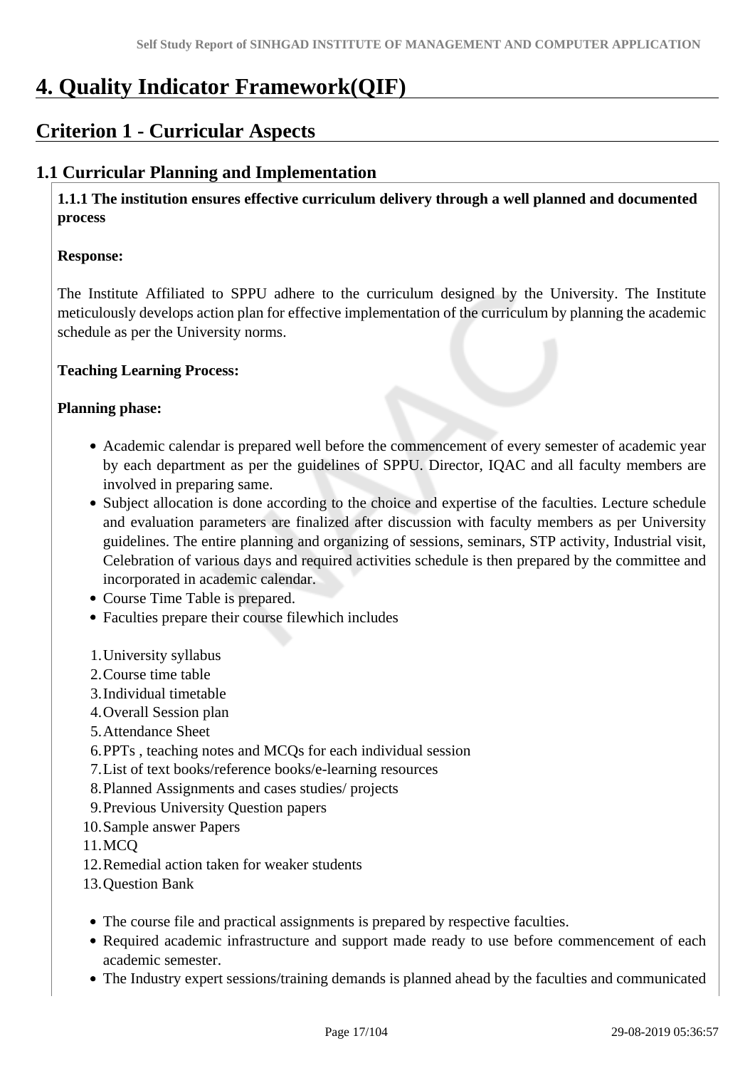# 4. Quality Indicator Framework(QIF)

## Criterion 1 - Curricular Aspects

### 1.1 Curricular Planning and Implementation

**1.1.1 The institution ensures effective curriculum delivery through a well planned and documented process**

**Response:**

The Institute Affiliated to SPPU adhere to the curriculum designed by the University. The Institute meticulously develops action plan for effective implementation of the curriculum by planning the academic schedule as per the University norms.

**Teaching Learning Process:**

**Planning phase:**

- Academic calendar is prepared well before the commencement of every semester of academic year by each department as per the guidelines of SPPU. Director, IQAC and all faculty members are involved in preparing same.
- Subject allocation is done according to the choice and expertise of the faculties. Lecture schedule and evaluation parameters are finalized after discussion with faculty members as per University guidelines. The entire planning and organizing of sessions, seminars, STP activity, Industrial visit, Celebration of various days and required activities schedule is then prepared by the committee and incorporated in academic calendar.
- Course Time Table is prepared.
- Faculties prepare their course filewhich includes

1. University syllabus
2. Course time table
3. Individual timetable
4. Overall Session plan
5. Attendance Sheet
6. PPTs , teaching notes and MCQs for each individual session
7. List of text books/reference books/e-learning resources
8. Planned Assignments and cases studies/ projects
9. Previous University Question papers
10. Sample answer Papers
11. MCQ
12. Remedial action taken for weaker students
13. Question Bank

- The course file and practical assignments is prepared by respective faculties.
- Required academic infrastructure and support made ready to use before commencement of each academic semester.
- The Industry expert sessions/training demands is planned ahead by the faculties and communicated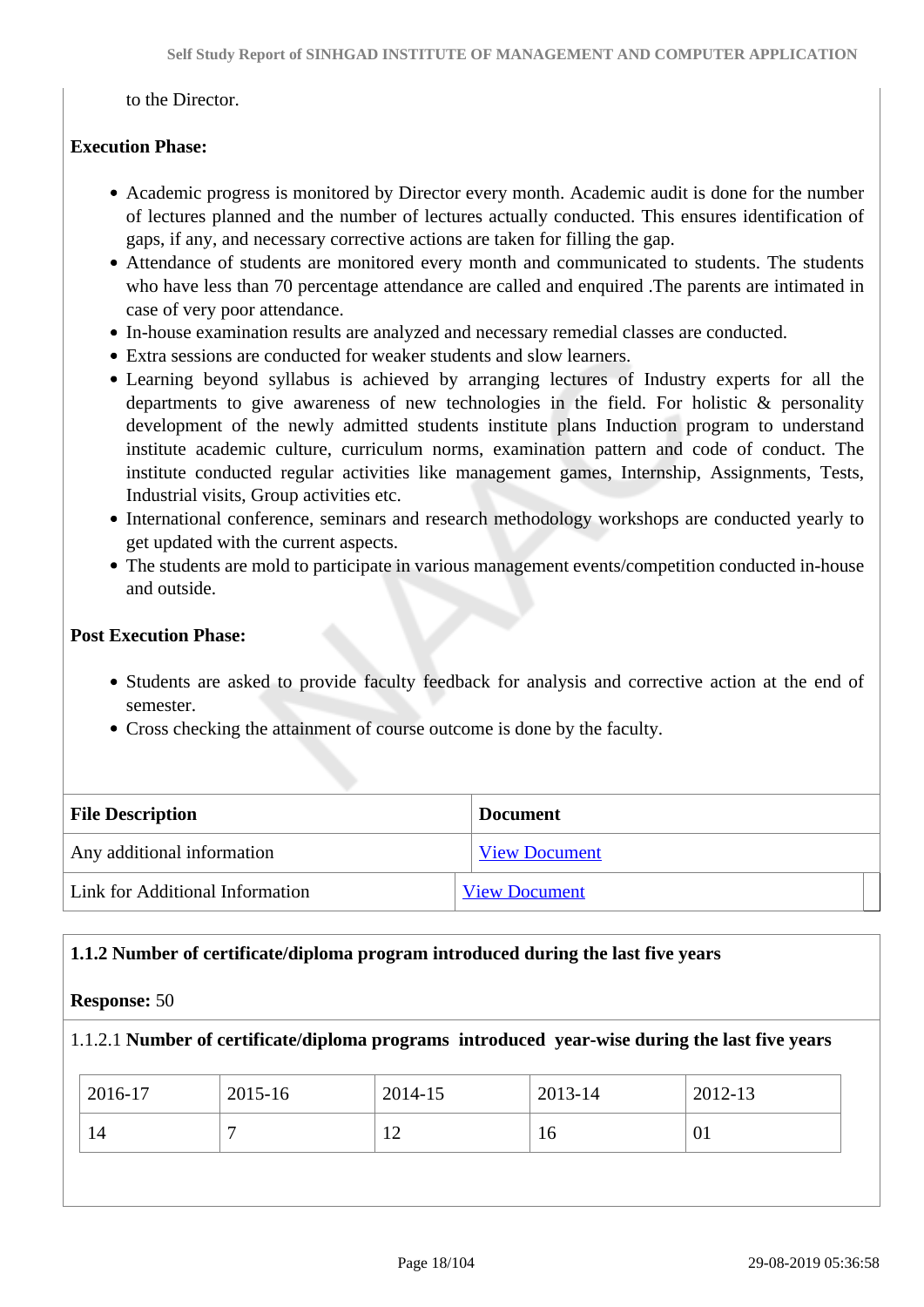to the Director.

**Execution Phase:**

- Academic progress is monitored by Director every month. Academic audit is done for the number of lectures planned and the number of lectures actually conducted. This ensures identification of gaps, if any, and necessary corrective actions are taken for filling the gap.
- Attendance of students are monitored every month and communicated to students. The students who have less than 70 percentage attendance are called and enquired .The parents are intimated in case of very poor attendance.
- In-house examination results are analyzed and necessary remedial classes are conducted.
- Extra sessions are conducted for weaker students and slow learners.
- Learning beyond syllabus is achieved by arranging lectures of Industry experts for all the departments to give awareness of new technologies in the field. For holistic & personality development of the newly admitted students institute plans Induction program to understand institute academic culture, curriculum norms, examination pattern and code of conduct. The institute conducted regular activities like management games, Internship, Assignments, Tests, Industrial visits, Group activities etc.
- International conference, seminars and research methodology workshops are conducted yearly to get updated with the current aspects.
- The students are mold to participate in various management events/competition conducted in-house and outside.

**Post Execution Phase:**

- Students are asked to provide faculty feedback for analysis and corrective action at the end of semester.
- Cross checking the attainment of course outcome is done by the faculty.

| File Description | Document |
|---|---|
| Any additional information | View Document |
| Link for Additional Information | View Document |

**1.1.2 Number of certificate/diploma program introduced during the last five years**

**Response:** 50

1.1.2.1 **Number of certificate/diploma programs introduced year-wise during the last five years**

| 2016-17 | 2015-16 | 2014-15 | 2013-14 | 2012-13 |
|---|---|---|---|---|
| 14 | 7 | 12 | 16 | 01 |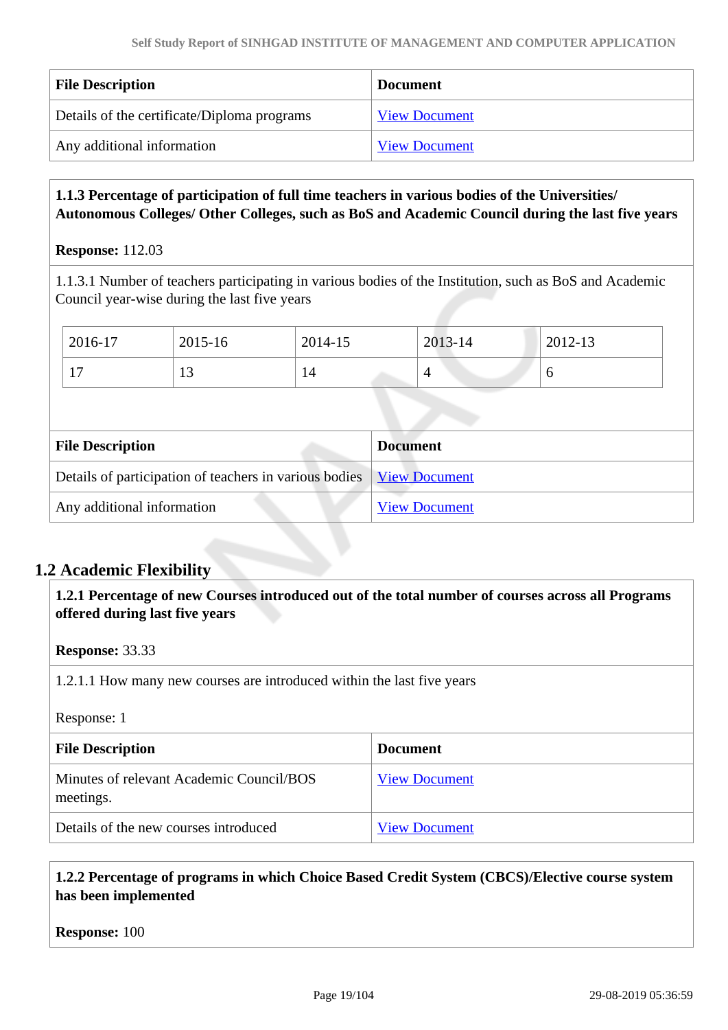| File Description | Document |
|---|---|
| Details of the certificate/Diploma programs | View Document |
| Any additional information | View Document |

**1.1.3 Percentage of participation of full time teachers in various bodies of the Universities/ Autonomous Colleges/ Other Colleges, such as BoS and Academic Council during the last five years**

**Response:** 112.03

1.1.3.1 Number of teachers participating in various bodies of the Institution, such as BoS and Academic Council year-wise during the last five years

| 2016-17 | 2015-16 | 2014-15 | 2013-14 | 2012-13 |
|---|---|---|---|---|
| 17 | 13 | 14 | 4 | 6 |

| File Description | Document |
|---|---|
| Details of participation of teachers in various bodies | View Document |
| Any additional information | View Document |

## 1.2 Academic Flexibility

**1.2.1 Percentage of new Courses introduced out of the total number of courses across all Programs offered during last five years**

**Response:** 33.33

1.2.1.1 How many new courses are introduced within the last five years

Response: 1

| File Description | Document |
|---|---|
| Minutes of relevant Academic Council/BOS meetings. | View Document |
| Details of the new courses introduced | View Document |

**1.2.2 Percentage of programs in which Choice Based Credit System (CBCS)/Elective course system has been implemented**

**Response:** 100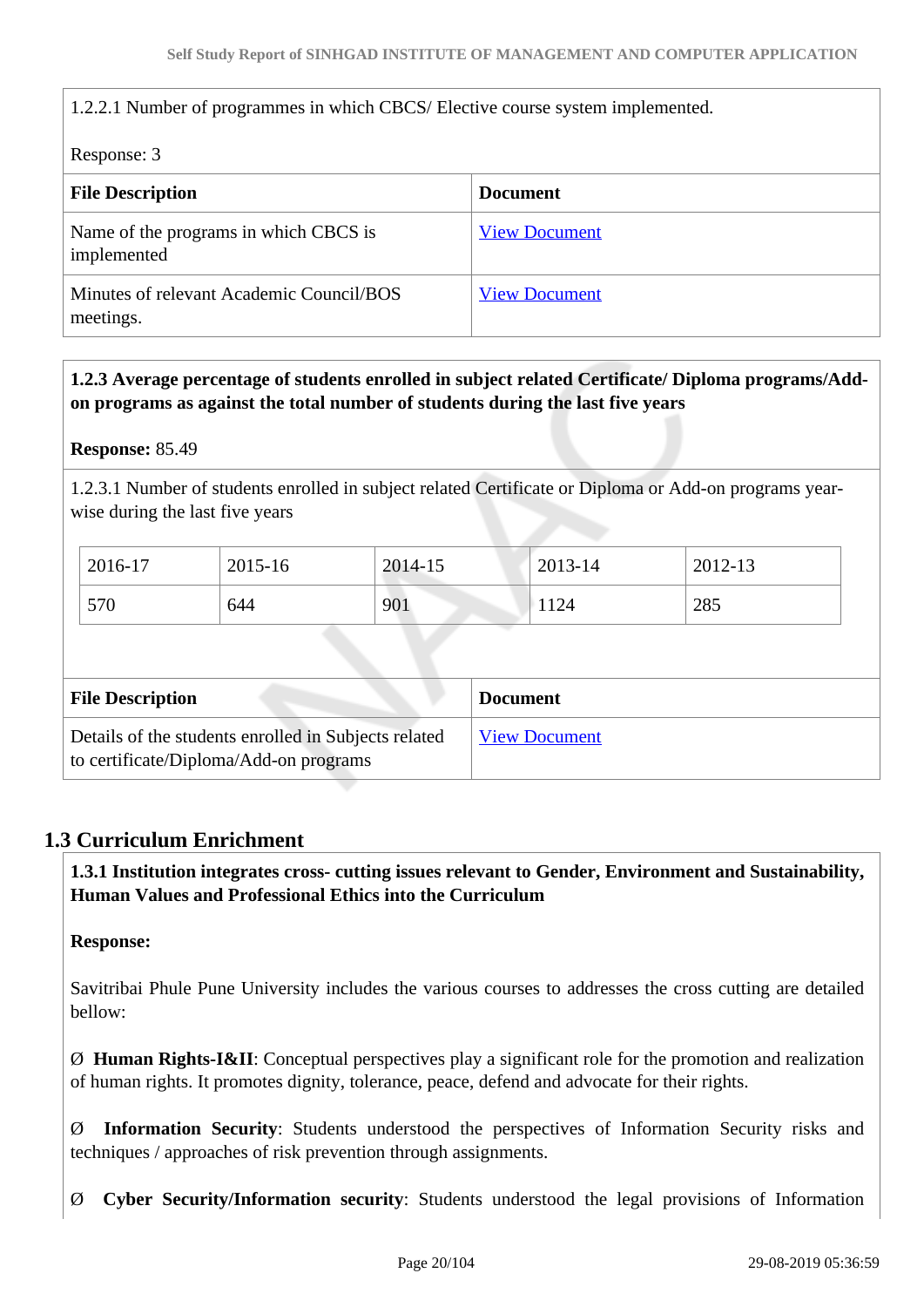1.2.2.1 Number of programmes in which CBCS/ Elective course system implemented.

Response: 3

| File Description | Document |
|---|---|
| Name of the programs in which CBCS is implemented | View Document |
| Minutes of relevant Academic Council/BOS meetings. | View Document |

**1.2.3 Average percentage of students enrolled in subject related Certificate/ Diploma programs/Add-on programs as against the total number of students during the last five years**

**Response:** 85.49

1.2.3.1 Number of students enrolled in subject related Certificate or Diploma or Add-on programs year-wise during the last five years

| 2016-17 | 2015-16 | 2014-15 | 2013-14 | 2012-13 |
|---|---|---|---|---|
| 570 | 644 | 901 | 1124 | 285 |

| File Description | Document |
|---|---|
| Details of the students enrolled in Subjects related to certificate/Diploma/Add-on programs | View Document |

## 1.3 Curriculum Enrichment

**1.3.1 Institution integrates cross- cutting issues relevant to Gender, Environment and Sustainability, Human Values and Professional Ethics into the Curriculum**

**Response:**

Savitribai Phule Pune University includes the various courses to addresses the cross cutting are detailed bellow:

Ø **Human Rights-I&II**: Conceptual perspectives play a significant role for the promotion and realization of human rights. It promotes dignity, tolerance, peace, defend and advocate for their rights.

Ø **Information Security**: Students understood the perspectives of Information Security risks and techniques / approaches of risk prevention through assignments.

Ø **Cyber Security/Information security**: Students understood the legal provisions of Information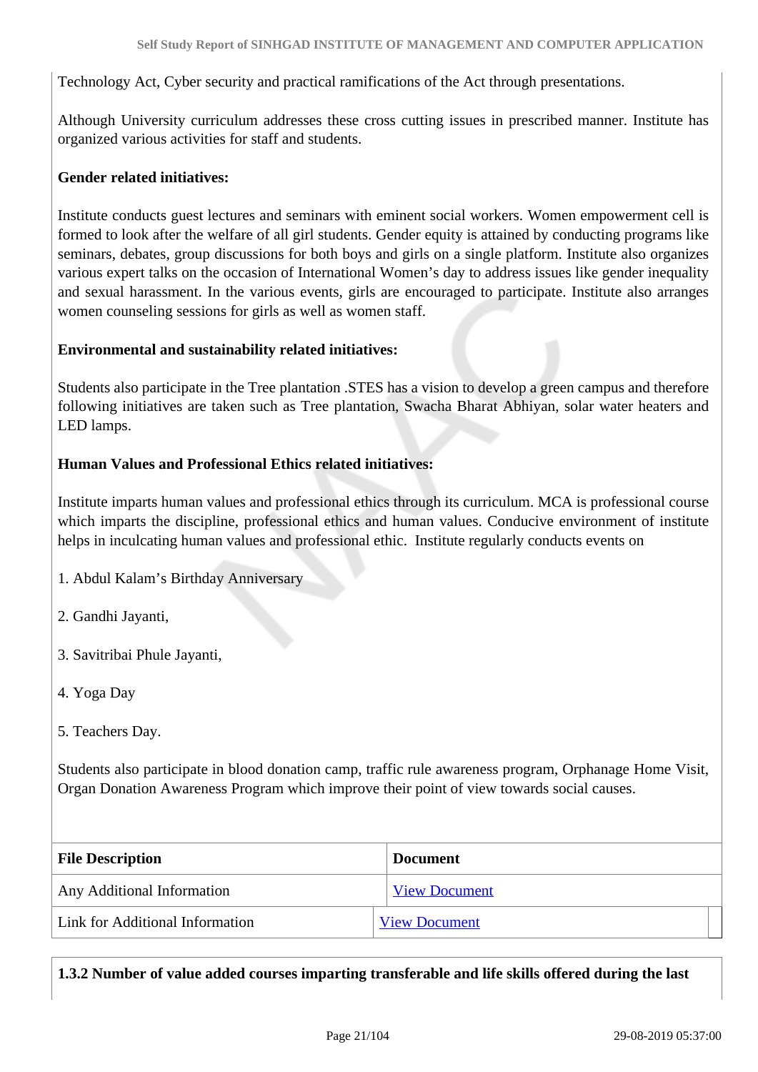Technology Act, Cyber security and practical ramifications of the Act through presentations.

Although University curriculum addresses these cross cutting issues in prescribed manner. Institute has organized various activities for staff and students.

**Gender related initiatives:**

Institute conducts guest lectures and seminars with eminent social workers. Women empowerment cell is formed to look after the welfare of all girl students. Gender equity is attained by conducting programs like seminars, debates, group discussions for both boys and girls on a single platform. Institute also organizes various expert talks on the occasion of International Women's day to address issues like gender inequality and sexual harassment. In the various events, girls are encouraged to participate. Institute also arranges women counseling sessions for girls as well as women staff.

**Environmental and sustainability related initiatives:**

Students also participate in the Tree plantation .STES has a vision to develop a green campus and therefore following initiatives are taken such as Tree plantation, Swacha Bharat Abhiyan, solar water heaters and LED lamps.

**Human Values and Professional Ethics related initiatives:**

Institute imparts human values and professional ethics through its curriculum. MCA is professional course which imparts the discipline, professional ethics and human values. Conducive environment of institute helps in inculcating human values and professional ethic. Institute regularly conducts events on

1. Abdul Kalam's Birthday Anniversary

2. Gandhi Jayanti,

3. Savitribai Phule Jayanti,

4. Yoga Day

5. Teachers Day.

Students also participate in blood donation camp, traffic rule awareness program, Orphanage Home Visit, Organ Donation Awareness Program which improve their point of view towards social causes.

| File Description | Document |
|---|---|
| Any Additional Information | View Document |
| Link for Additional Information | View Document |

**1.3.2 Number of value added courses imparting transferable and life skills offered during the last**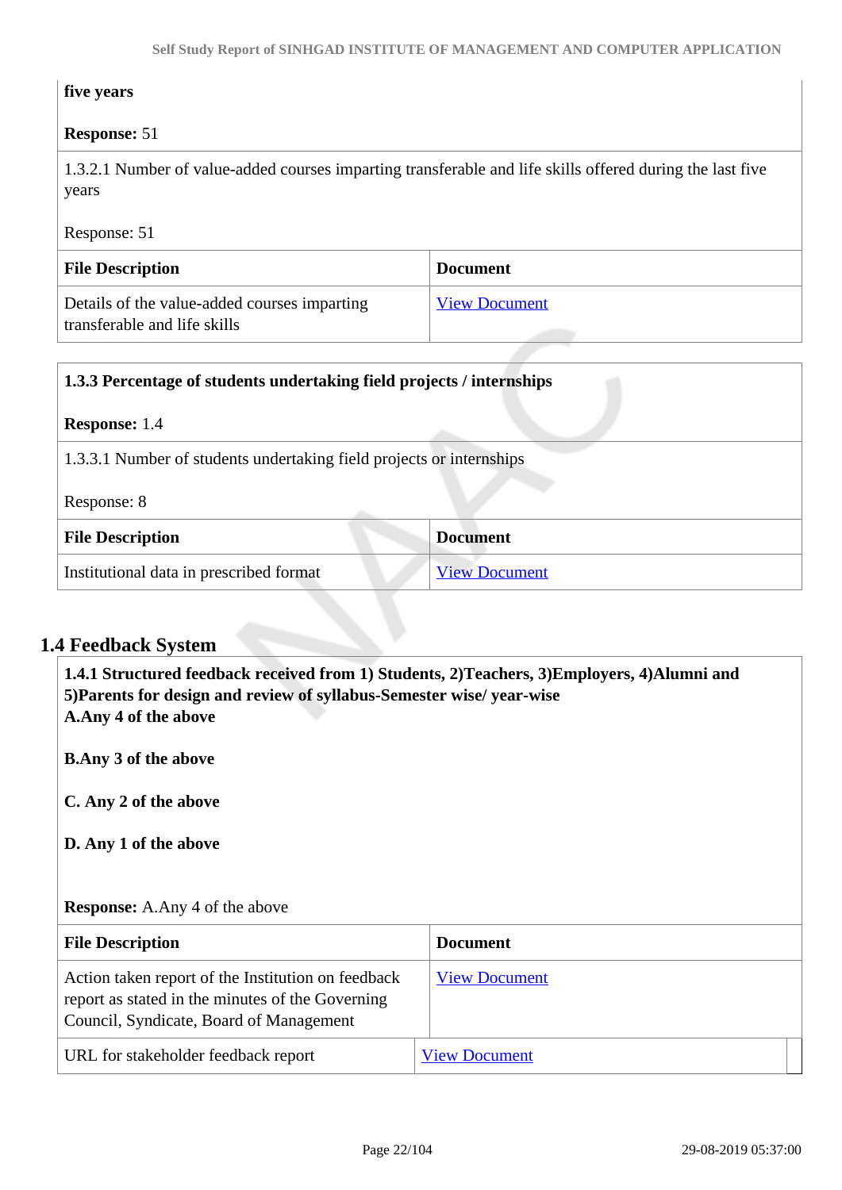**five years**

**Response:** 51

1.3.2.1 Number of value-added courses imparting transferable and life skills offered during the last five years

Response: 51

| File Description | Document |
|---|---|
| Details of the value-added courses imparting transferable and life skills | View Document |

**1.3.3 Percentage of students undertaking field projects / internships**

**Response:** 1.4

1.3.3.1 Number of students undertaking field projects or internships

Response: 8

| File Description | Document |
|---|---|
| Institutional data in prescribed format | View Document |

## 1.4 Feedback System

**1.4.1 Structured feedback received from 1) Students, 2)Teachers, 3)Employers, 4)Alumni and 5)Parents for design and review of syllabus-Semester wise/ year-wise**
**A.Any 4 of the above**

**B.Any 3 of the above**

**C. Any 2 of the above**

**D. Any 1 of the above**

**Response:** A.Any 4 of the above

| File Description | Document |
|---|---|
| Action taken report of the Institution on feedback report as stated in the minutes of the Governing Council, Syndicate, Board of Management | View Document |
| URL for stakeholder feedback report | View Document |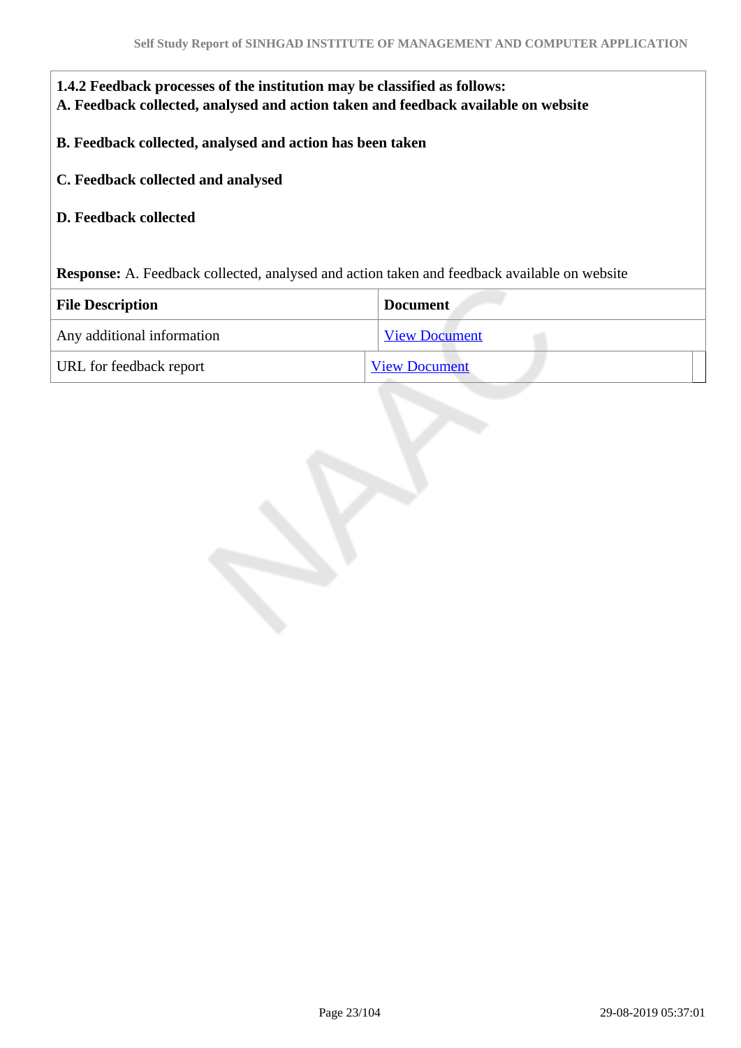**1.4.2 Feedback processes of the institution may be classified as follows:**
**A. Feedback collected, analysed and action taken and feedback available on website**

**B. Feedback collected, analysed and action has been taken**

**C. Feedback collected and analysed**

**D. Feedback collected**

**Response:** A. Feedback collected, analysed and action taken and feedback available on website

| File Description | Document |
|---|---|
| Any additional information | View Document |
| URL for feedback report | View Document |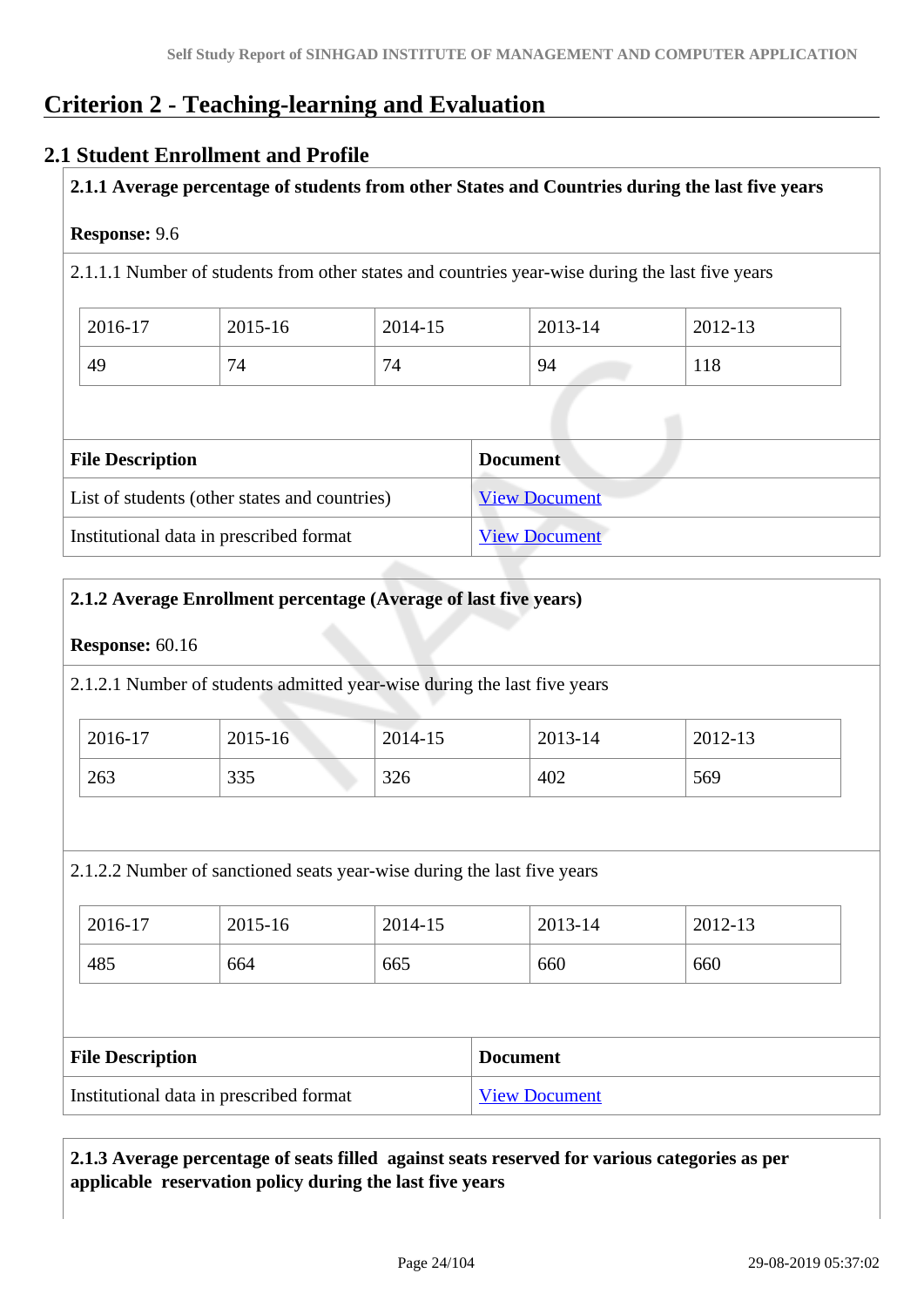# Criterion 2 - Teaching-learning and Evaluation

## 2.1 Student Enrollment and Profile

**2.1.1 Average percentage of students from other States and Countries during the last five years**

**Response:** 9.6

2.1.1.1 Number of students from other states and countries year-wise during the last five years

| 2016-17 | 2015-16 | 2014-15 | 2013-14 | 2012-13 |
|---|---|---|---|---|
| 49 | 74 | 74 | 94 | 118 |

| File Description | Document |
|---|---|
| List of students (other states and countries) | View Document |
| Institutional data in prescribed format | View Document |

**2.1.2 Average Enrollment percentage (Average of last five years)**

**Response:** 60.16

2.1.2.1 Number of students admitted year-wise during the last five years

| 2016-17 | 2015-16 | 2014-15 | 2013-14 | 2012-13 |
|---|---|---|---|---|
| 263 | 335 | 326 | 402 | 569 |

2.1.2.2 Number of sanctioned seats year-wise during the last five years

| 2016-17 | 2015-16 | 2014-15 | 2013-14 | 2012-13 |
|---|---|---|---|---|
| 485 | 664 | 665 | 660 | 660 |

| File Description | Document |
|---|---|
| Institutional data in prescribed format | View Document |

**2.1.3 Average percentage of seats filled against seats reserved for various categories as per applicable reservation policy during the last five years**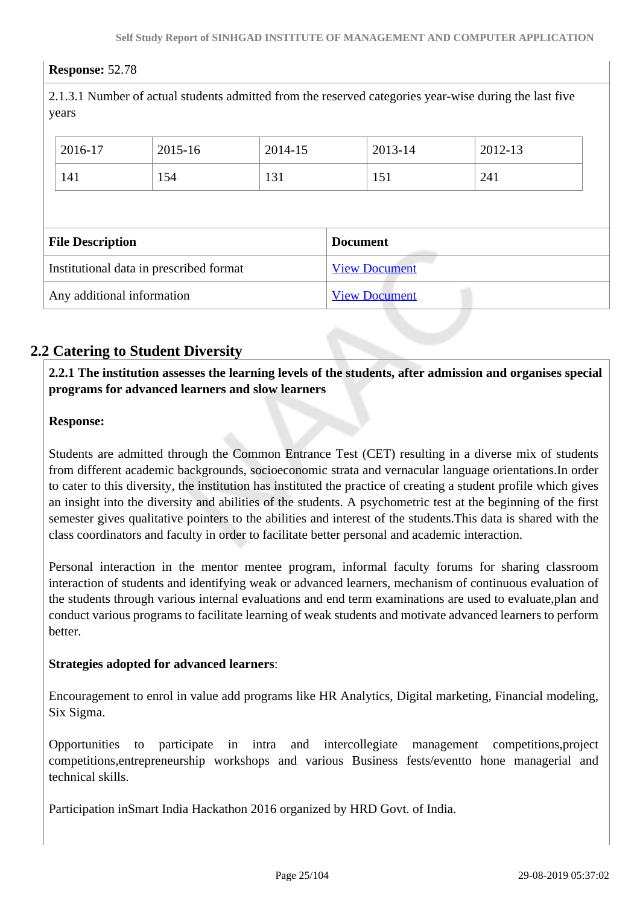**Response:** 52.78

2.1.3.1 Number of actual students admitted from the reserved categories year-wise during the last five years

| 2016-17 | 2015-16 | 2014-15 | 2013-14 | 2012-13 |
|---|---|---|---|---|
| 141 | 154 | 131 | 151 | 241 |

| File Description | Document |
|---|---|
| Institutional data in prescribed format | View Document |
| Any additional information | View Document |

## 2.2 Catering to Student Diversity

**2.2.1 The institution assesses the learning levels of the students, after admission and organises special programs for advanced learners and slow learners**

**Response:**

Students are admitted through the Common Entrance Test (CET) resulting in a diverse mix of students from different academic backgrounds, socioeconomic strata and vernacular language orientations.In order to cater to this diversity, the institution has instituted the practice of creating a student profile which gives an insight into the diversity and abilities of the students. A psychometric test at the beginning of the first semester gives qualitative pointers to the abilities and interest of the students.This data is shared with the class coordinators and faculty in order to facilitate better personal and academic interaction.

Personal interaction in the mentor mentee program, informal faculty forums for sharing classroom interaction of students and identifying weak or advanced learners, mechanism of continuous evaluation of the students through various internal evaluations and end term examinations are used to evaluate,plan and conduct various programs to facilitate learning of weak students and motivate advanced learners to perform better.

**Strategies adopted for advanced learners**:

Encouragement to enrol in value add programs like HR Analytics, Digital marketing, Financial modeling, Six Sigma.

Opportunities to participate in intra and intercollegiate management competitions,project competitions,entrepreneurship workshops and various Business fests/eventto hone managerial and technical skills.

Participation inSmart India Hackathon 2016 organized by HRD Govt. of India.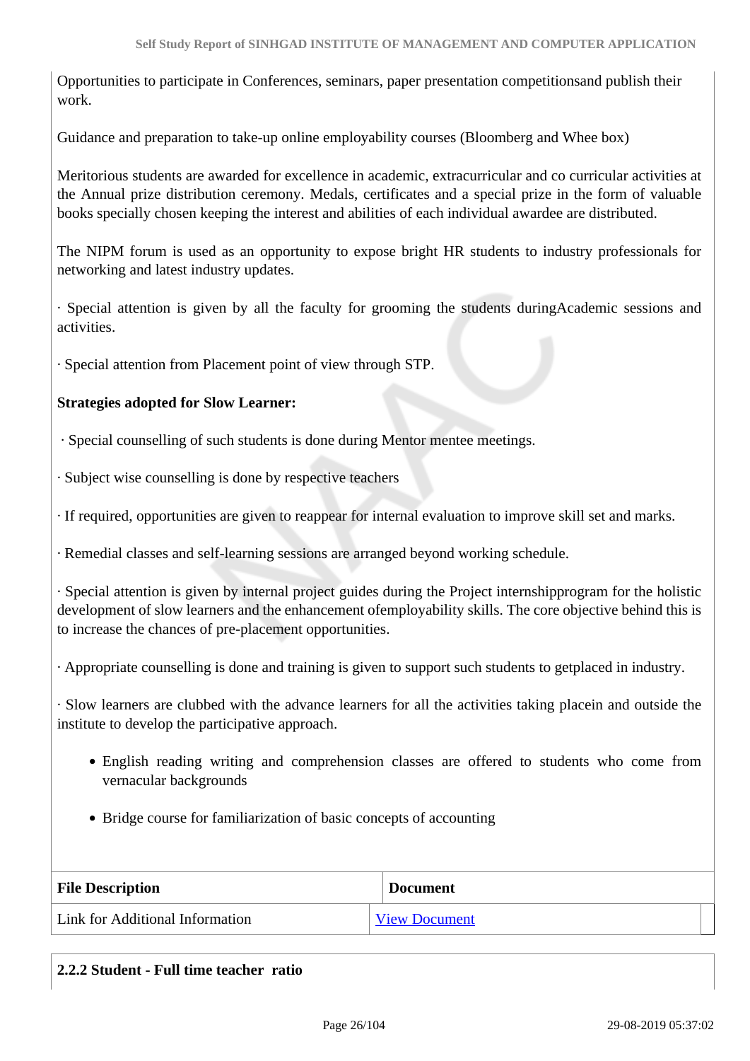Opportunities to participate in Conferences, seminars, paper presentation competitionsand publish their work.

Guidance and preparation to take-up online employability courses (Bloomberg and Whee box)

Meritorious students are awarded for excellence in academic, extracurricular and co curricular activities at the Annual prize distribution ceremony. Medals, certificates and a special prize in the form of valuable books specially chosen keeping the interest and abilities of each individual awardee are distributed.

The NIPM forum is used as an opportunity to expose bright HR students to industry professionals for networking and latest industry updates.

· Special attention is given by all the faculty for grooming the students duringAcademic sessions and activities.

· Special attention from Placement point of view through STP.

**Strategies adopted for Slow Learner:**

· Special counselling of such students is done during Mentor mentee meetings.

· Subject wise counselling is done by respective teachers

· If required, opportunities are given to reappear for internal evaluation to improve skill set and marks.

· Remedial classes and self-learning sessions are arranged beyond working schedule.

· Special attention is given by internal project guides during the Project internshipprogram for the holistic development of slow learners and the enhancement ofemployability skills. The core objective behind this is to increase the chances of pre-placement opportunities.

· Appropriate counselling is done and training is given to support such students to getplaced in industry.

· Slow learners are clubbed with the advance learners for all the activities taking placein and outside the institute to develop the participative approach.

- English reading writing and comprehension classes are offered to students who come from vernacular backgrounds
- Bridge course for familiarization of basic concepts of accounting

| File Description | Document |
|---|---|
| Link for Additional Information | View Document |

**2.2.2 Student - Full time teacher ratio**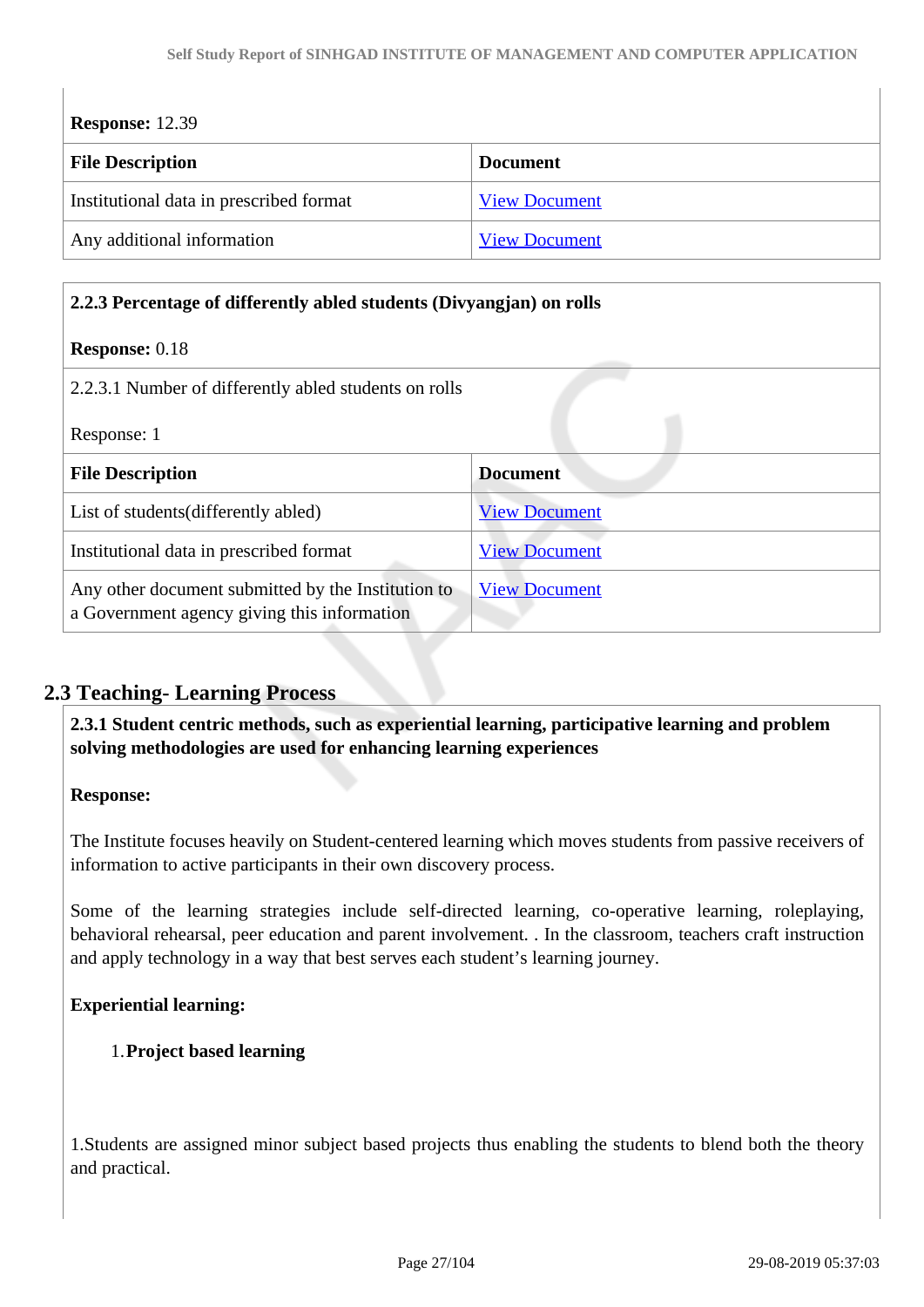**Response:** 12.39

| File Description | Document |
|---|---|
| Institutional data in prescribed format | View Document |
| Any additional information | View Document |

**2.2.3 Percentage of differently abled students (Divyangjan) on rolls**

**Response:** 0.18

2.2.3.1 Number of differently abled students on rolls

Response: 1

| File Description | Document |
|---|---|
| List of students(differently abled) | View Document |
| Institutional data in prescribed format | View Document |
| Any other document submitted by the Institution to a Government agency giving this information | View Document |

## 2.3 Teaching- Learning Process

**2.3.1 Student centric methods, such as experiential learning, participative learning and problem solving methodologies are used for enhancing learning experiences**

**Response:**

The Institute focuses heavily on Student-centered learning which moves students from passive receivers of information to active participants in their own discovery process.

Some of the learning strategies include self-directed learning, co-operative learning, roleplaying, behavioral rehearsal, peer education and parent involvement. . In the classroom, teachers craft instruction and apply technology in a way that best serves each student's learning journey.

**Experiential learning:**

1. **Project based learning**

1.Students are assigned minor subject based projects thus enabling the students to blend both the theory and practical.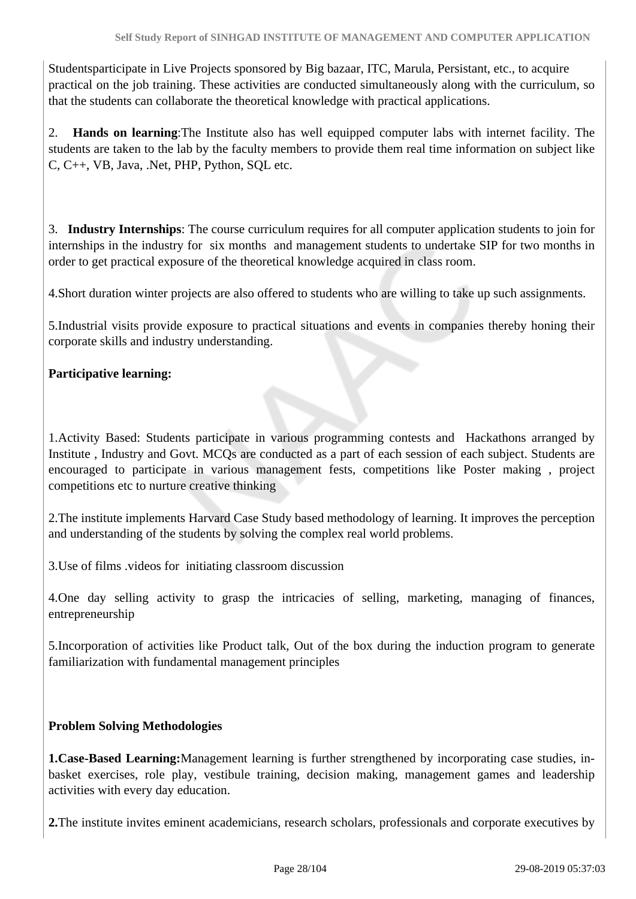Studentsparticipate in Live Projects sponsored by Big bazaar, ITC, Marula, Persistant, etc., to acquire practical on the job training. These activities are conducted simultaneously along with the curriculum, so that the students can collaborate the theoretical knowledge with practical applications.

2. **Hands on learning**:The Institute also has well equipped computer labs with internet facility. The students are taken to the lab by the faculty members to provide them real time information on subject like C, C++, VB, Java, .Net, PHP, Python, SQL etc.

3. **Industry Internships**: The course curriculum requires for all computer application students to join for internships in the industry for six months and management students to undertake SIP for two months in order to get practical exposure of the theoretical knowledge acquired in class room.

4.Short duration winter projects are also offered to students who are willing to take up such assignments.

5.Industrial visits provide exposure to practical situations and events in companies thereby honing their corporate skills and industry understanding.

**Participative learning:**

1.Activity Based: Students participate in various programming contests and Hackathons arranged by Institute , Industry and Govt. MCQs are conducted as a part of each session of each subject. Students are encouraged to participate in various management fests, competitions like Poster making , project competitions etc to nurture creative thinking

2.The institute implements Harvard Case Study based methodology of learning. It improves the perception and understanding of the students by solving the complex real world problems.

3.Use of films .videos for initiating classroom discussion

4.One day selling activity to grasp the intricacies of selling, marketing, managing of finances, entrepreneurship

5.Incorporation of activities like Product talk, Out of the box during the induction program to generate familiarization with fundamental management principles

**Problem Solving Methodologies**

**1.Case-Based Learning:**Management learning is further strengthened by incorporating case studies, in-basket exercises, role play, vestibule training, decision making, management games and leadership activities with every day education.

**2.**The institute invites eminent academicians, research scholars, professionals and corporate executives by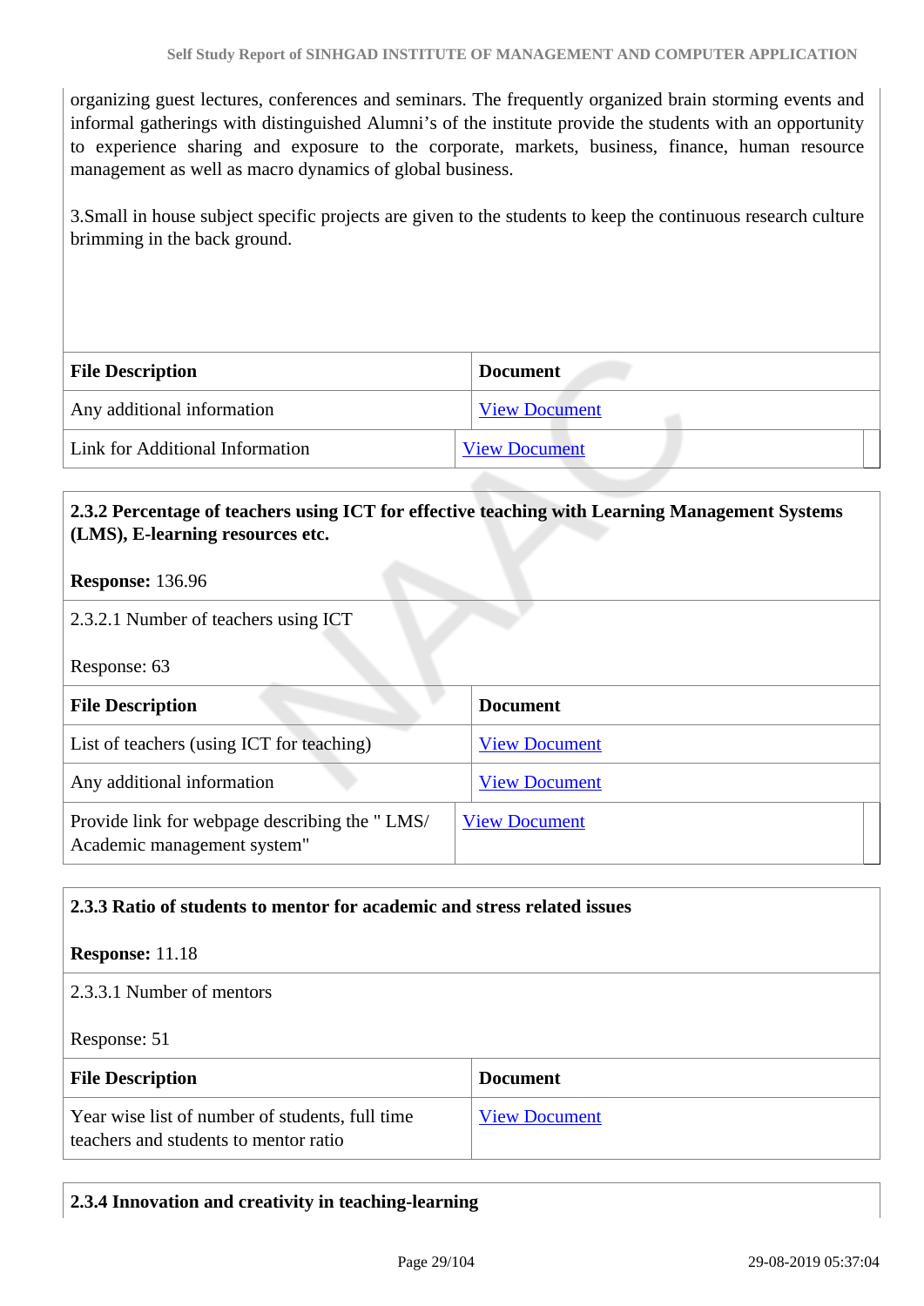organizing guest lectures, conferences and seminars. The frequently organized brain storming events and informal gatherings with distinguished Alumni's of the institute provide the students with an opportunity to experience sharing and exposure to the corporate, markets, business, finance, human resource management as well as macro dynamics of global business.

3.Small in house subject specific projects are given to the students to keep the continuous research culture brimming in the back ground.

| File Description | Document |
|---|---|
| Any additional information | View Document |
| Link for Additional Information | View Document |

**2.3.2 Percentage of teachers using ICT for effective teaching with Learning Management Systems (LMS), E-learning resources etc.**

**Response:** 136.96

2.3.2.1 Number of teachers using ICT

Response: 63

| File Description | Document |
|---|---|
| List of teachers (using ICT for teaching) | View Document |
| Any additional information | View Document |
| Provide link for webpage describing the " LMS/ Academic management system" | View Document |

**2.3.3 Ratio of students to mentor for academic and stress related issues**

**Response:** 11.18

2.3.3.1 Number of mentors

Response: 51

| File Description | Document |
|---|---|
| Year wise list of number of students, full time teachers and students to mentor ratio | View Document |

**2.3.4 Innovation and creativity in teaching-learning**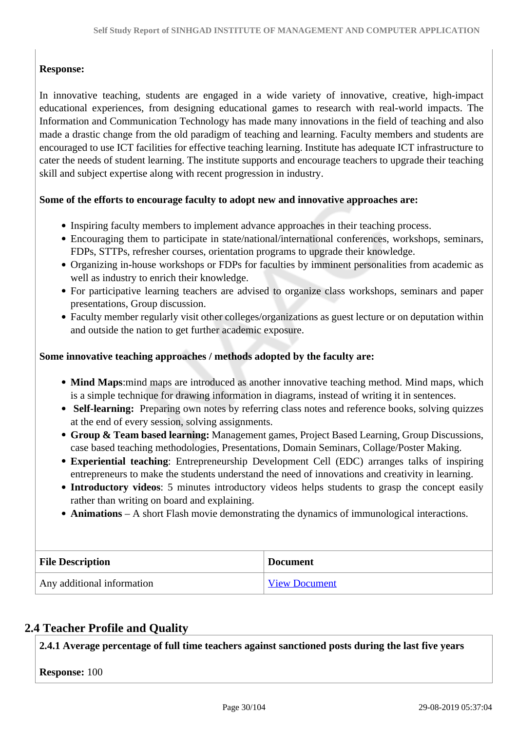**Response:**

In innovative teaching, students are engaged in a wide variety of innovative, creative, high-impact educational experiences, from designing educational games to research with real-world impacts. The Information and Communication Technology has made many innovations in the field of teaching and also made a drastic change from the old paradigm of teaching and learning. Faculty members and students are encouraged to use ICT facilities for effective teaching learning. Institute has adequate ICT infrastructure to cater the needs of student learning. The institute supports and encourage teachers to upgrade their teaching skill and subject expertise along with recent progression in industry.

**Some of the efforts to encourage faculty to adopt new and innovative approaches are:**

- Inspiring faculty members to implement advance approaches in their teaching process.
- Encouraging them to participate in state/national/international conferences, workshops, seminars, FDPs, STTPs, refresher courses, orientation programs to upgrade their knowledge.
- Organizing in-house workshops or FDPs for faculties by imminent personalities from academic as well as industry to enrich their knowledge.
- For participative learning teachers are advised to organize class workshops, seminars and paper presentations, Group discussion.
- Faculty member regularly visit other colleges/organizations as guest lecture or on deputation within and outside the nation to get further academic exposure.

**Some innovative teaching approaches / methods adopted by the faculty are:**

- **Mind Maps**:mind maps are introduced as another innovative teaching method. Mind maps, which is a simple technique for drawing information in diagrams, instead of writing it in sentences.
- **Self-learning:** Preparing own notes by referring class notes and reference books, solving quizzes at the end of every session, solving assignments.
- **Group & Team based learning:** Management games, Project Based Learning, Group Discussions, case based teaching methodologies, Presentations, Domain Seminars, Collage/Poster Making.
- **Experiential teaching**: Entrepreneurship Development Cell (EDC) arranges talks of inspiring entrepreneurs to make the students understand the need of innovations and creativity in learning.
- **Introductory videos**: 5 minutes introductory videos helps students to grasp the concept easily rather than writing on board and explaining.
- **Animations** – A short Flash movie demonstrating the dynamics of immunological interactions.

| File Description | Document |
| --- | --- |
| Any additional information | View Document |

## 2.4 Teacher Profile and Quality

**2.4.1 Average percentage of full time teachers against sanctioned posts during the last five years**

**Response:** 100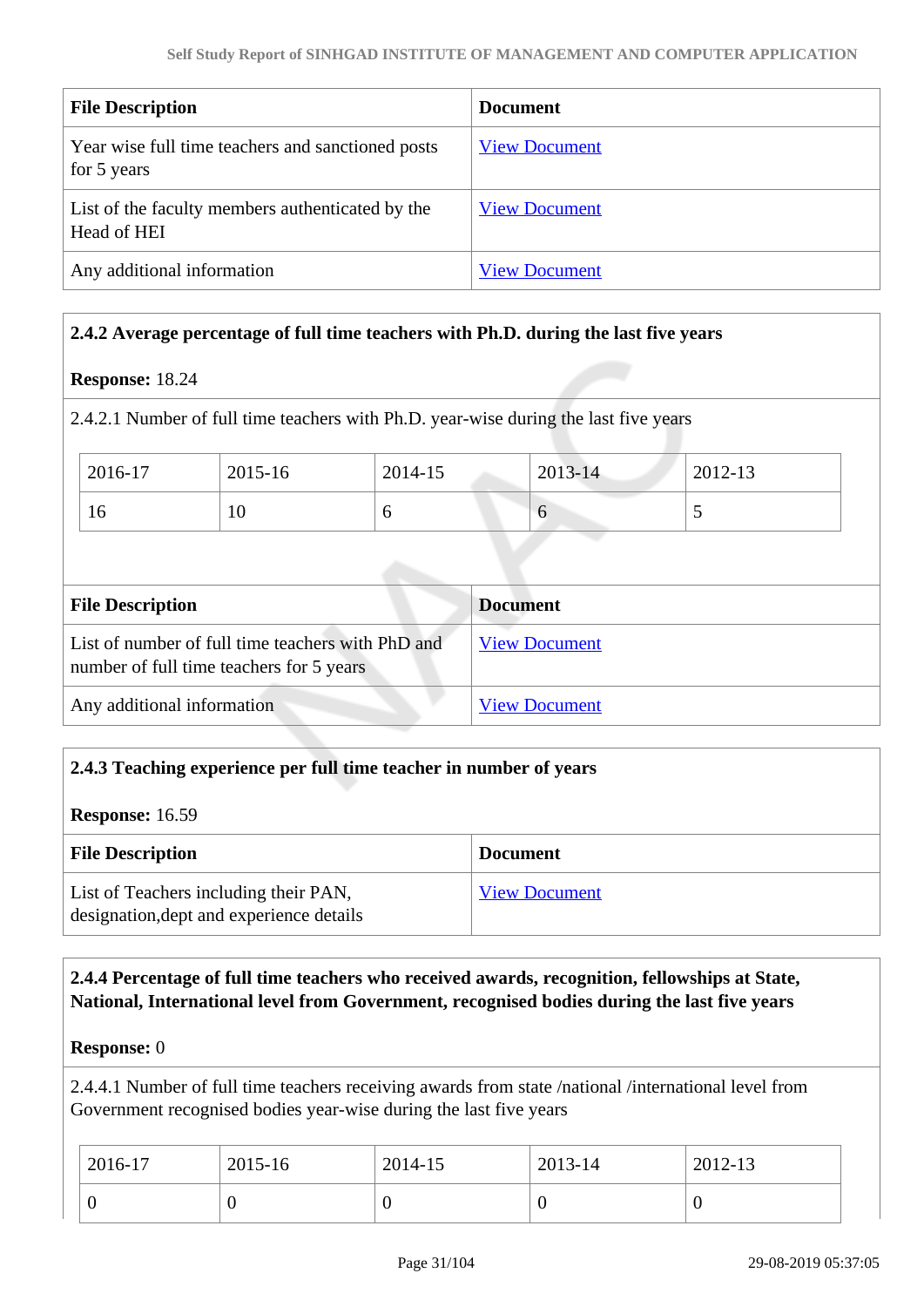| File Description | Document |
| --- | --- |
| Year wise full time teachers and sanctioned posts for 5 years | View Document |
| List of the faculty members authenticated by the Head of HEI | View Document |
| Any additional information | View Document |

**2.4.2 Average percentage of full time teachers with Ph.D. during the last five years**

**Response:** 18.24

2.4.2.1 Number of full time teachers with Ph.D. year-wise during the last five years

| 2016-17 | 2015-16 | 2014-15 | 2013-14 | 2012-13 |
| --- | --- | --- | --- | --- |
| 16 | 10 | 6 | 6 | 5 |

| File Description | Document |
| --- | --- |
| List of number of full time teachers with PhD and number of full time teachers for 5 years | View Document |
| Any additional information | View Document |

**2.4.3 Teaching experience per full time teacher in number of years**

**Response:** 16.59

| File Description | Document |
| --- | --- |
| List of Teachers including their PAN, designation,dept and experience details | View Document |

**2.4.4 Percentage of full time teachers who received awards, recognition, fellowships at State, National, International level from Government, recognised bodies during the last five years**

**Response:** 0

2.4.4.1 Number of full time teachers receiving awards from state /national /international level from Government recognised bodies year-wise during the last five years

| 2016-17 | 2015-16 | 2014-15 | 2013-14 | 2012-13 |
| --- | --- | --- | --- | --- |
| 0 | 0 | 0 | 0 | 0 |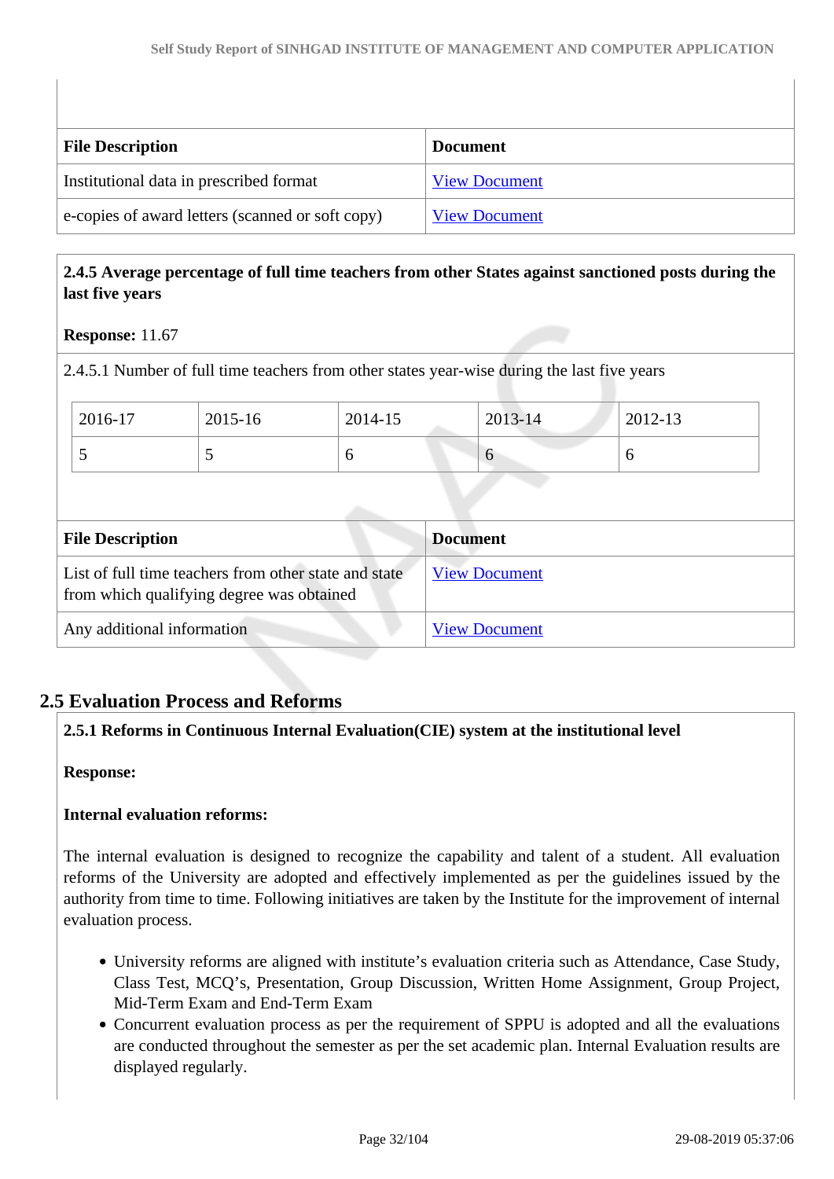| File Description | Document |
| --- | --- |
| Institutional data in prescribed format | View Document |
| e-copies of award letters (scanned or soft copy) | View Document |

**2.4.5 Average percentage of full time teachers from other States against sanctioned posts during the last five years**

**Response:** 11.67

2.4.5.1 Number of full time teachers from other states year-wise during the last five years

| 2016-17 | 2015-16 | 2014-15 | 2013-14 | 2012-13 |
| --- | --- | --- | --- | --- |
| 5 | 5 | 6 | 6 | 6 |

| File Description | Document |
| --- | --- |
| List of full time teachers from other state and state from which qualifying degree was obtained | View Document |
| Any additional information | View Document |

## 2.5 Evaluation Process and Reforms

**2.5.1 Reforms in Continuous Internal Evaluation(CIE) system at the institutional level**

**Response:**

**Internal evaluation reforms:**

The internal evaluation is designed to recognize the capability and talent of a student. All evaluation reforms of the University are adopted and effectively implemented as per the guidelines issued by the authority from time to time. Following initiatives are taken by the Institute for the improvement of internal evaluation process.

- University reforms are aligned with institute's evaluation criteria such as Attendance, Case Study, Class Test, MCQ's, Presentation, Group Discussion, Written Home Assignment, Group Project, Mid-Term Exam and End-Term Exam
- Concurrent evaluation process as per the requirement of SPPU is adopted and all the evaluations are conducted throughout the semester as per the set academic plan. Internal Evaluation results are displayed regularly.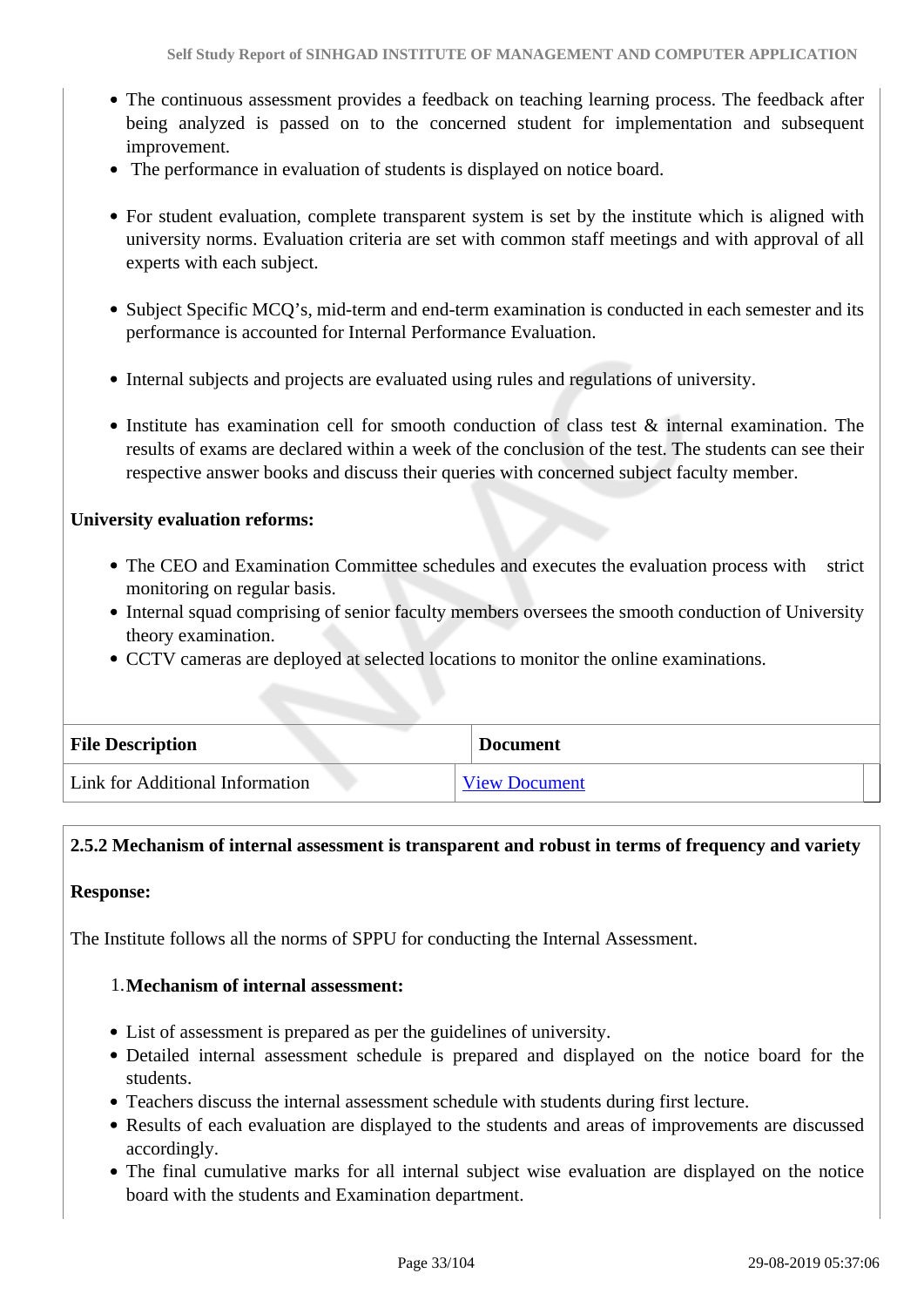- The continuous assessment provides a feedback on teaching learning process. The feedback after being analyzed is passed on to the concerned student for implementation and subsequent improvement.
- The performance in evaluation of students is displayed on notice board.
- For student evaluation, complete transparent system is set by the institute which is aligned with university norms. Evaluation criteria are set with common staff meetings and with approval of all experts with each subject.
- Subject Specific MCQ's, mid-term and end-term examination is conducted in each semester and its performance is accounted for Internal Performance Evaluation.
- Internal subjects and projects are evaluated using rules and regulations of university.
- Institute has examination cell for smooth conduction of class test & internal examination. The results of exams are declared within a week of the conclusion of the test. The students can see their respective answer books and discuss their queries with concerned subject faculty member.

**University evaluation reforms:**

- The CEO and Examination Committee schedules and executes the evaluation process with strict monitoring on regular basis.
- Internal squad comprising of senior faculty members oversees the smooth conduction of University theory examination.
- CCTV cameras are deployed at selected locations to monitor the online examinations.

| File Description | Document |
|---|---|
| Link for Additional Information | View Document |

**2.5.2 Mechanism of internal assessment is transparent and robust in terms of frequency and variety**

**Response:**

The Institute follows all the norms of SPPU for conducting the Internal Assessment.

1. **Mechanism of internal assessment:**

- List of assessment is prepared as per the guidelines of university.
- Detailed internal assessment schedule is prepared and displayed on the notice board for the students.
- Teachers discuss the internal assessment schedule with students during first lecture.
- Results of each evaluation are displayed to the students and areas of improvements are discussed accordingly.
- The final cumulative marks for all internal subject wise evaluation are displayed on the notice board with the students and Examination department.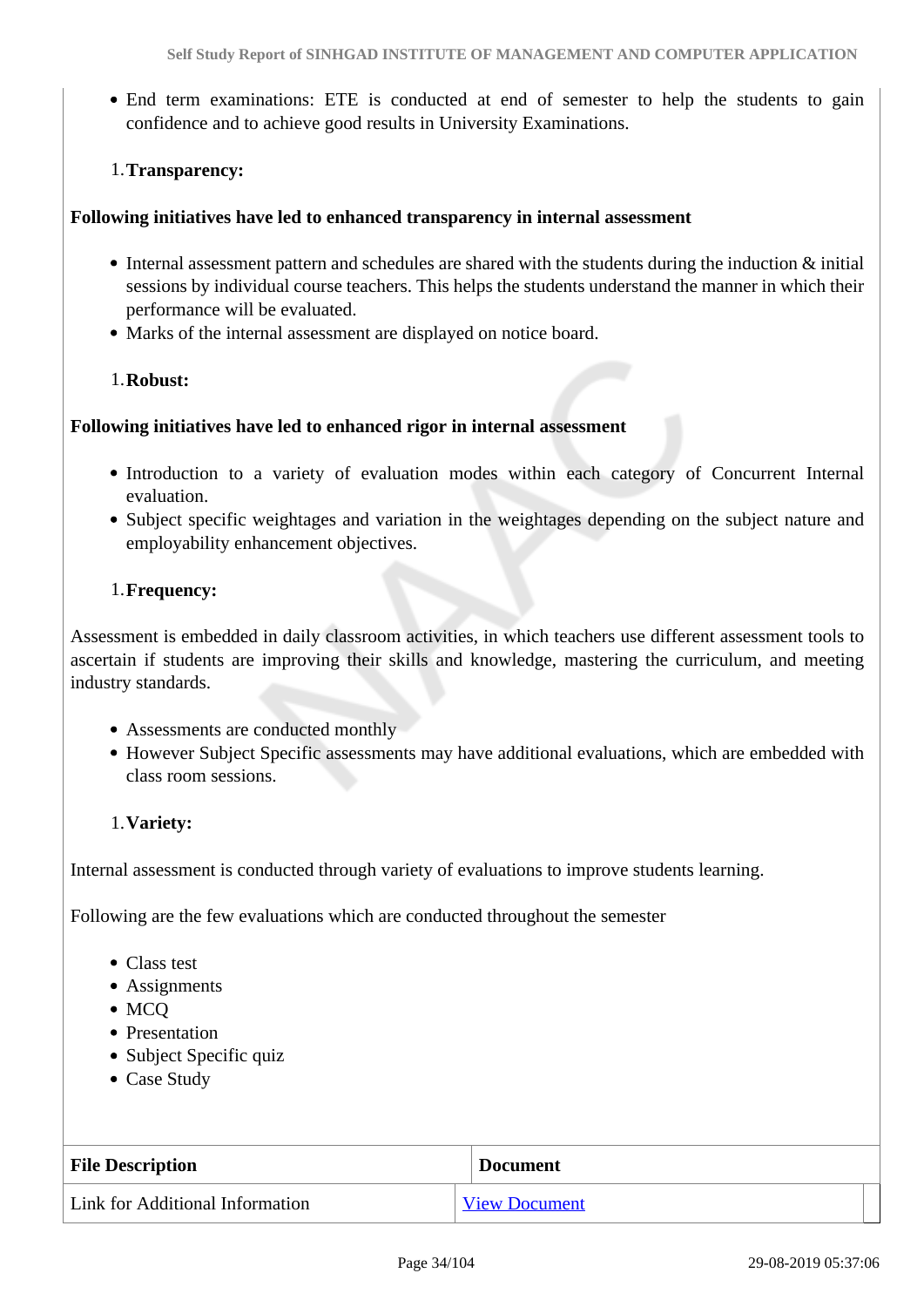- End term examinations: ETE is conducted at end of semester to help the students to gain confidence and to achieve good results in University Examinations.

1. **Transparency:**

**Following initiatives have led to enhanced transparency in internal assessment**

- Internal assessment pattern and schedules are shared with the students during the induction & initial sessions by individual course teachers. This helps the students understand the manner in which their performance will be evaluated.
- Marks of the internal assessment are displayed on notice board.

1. **Robust:**

**Following initiatives have led to enhanced rigor in internal assessment**

- Introduction to a variety of evaluation modes within each category of Concurrent Internal evaluation.
- Subject specific weightages and variation in the weightages depending on the subject nature and employability enhancement objectives.

1. **Frequency:**

Assessment is embedded in daily classroom activities, in which teachers use different assessment tools to ascertain if students are improving their skills and knowledge, mastering the curriculum, and meeting industry standards.

- Assessments are conducted monthly
- However Subject Specific assessments may have additional evaluations, which are embedded with class room sessions.

1. **Variety:**

Internal assessment is conducted through variety of evaluations to improve students learning.

Following are the few evaluations which are conducted throughout the semester

- Class test
- Assignments
- MCQ
- Presentation
- Subject Specific quiz
- Case Study

| File Description | Document |
|---|---|
| Link for Additional Information | View Document |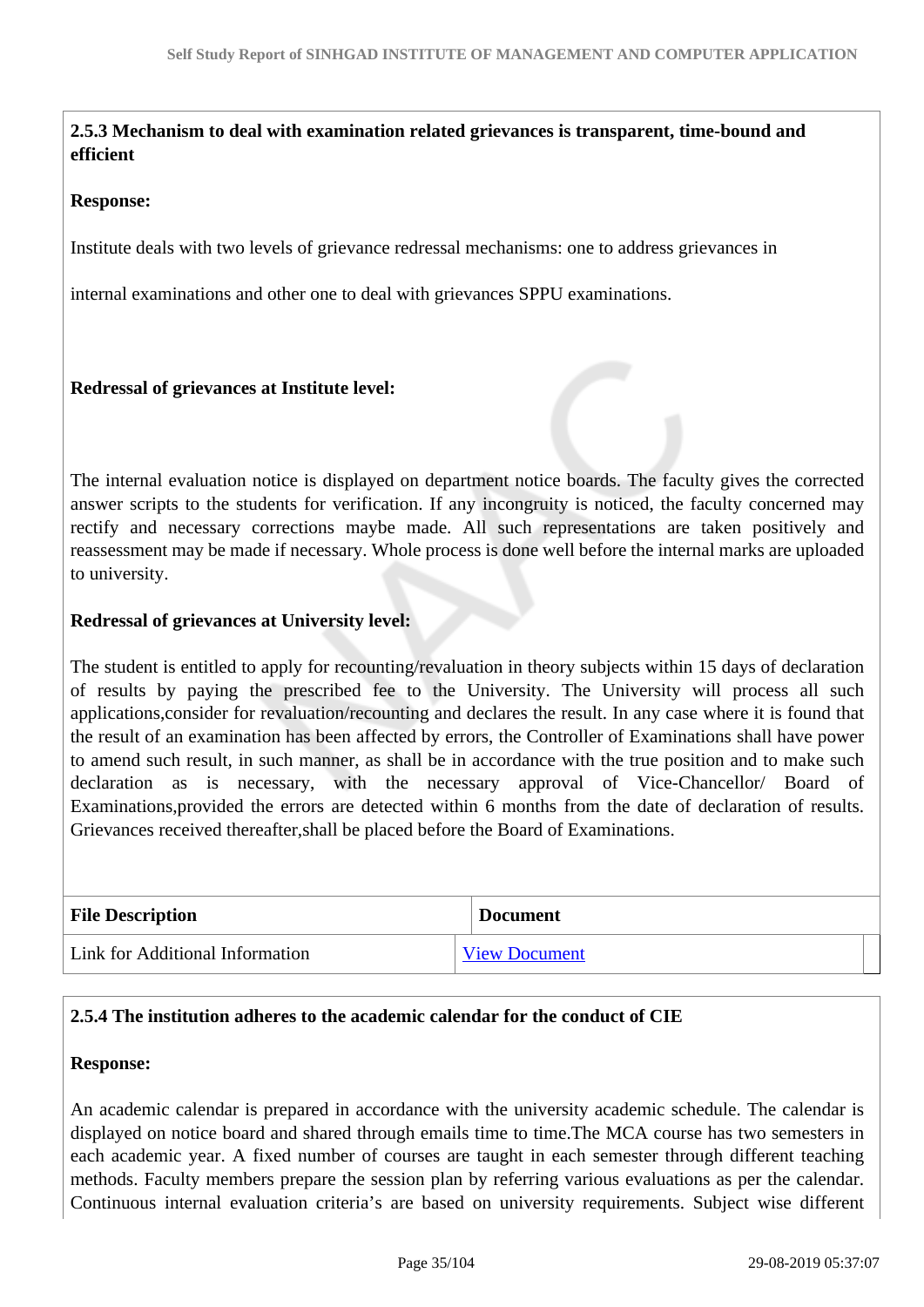**2.5.3 Mechanism to deal with examination related grievances is transparent, time-bound and efficient**

**Response:**

Institute deals with two levels of grievance redressal mechanisms: one to address grievances in

internal examinations and other one to deal with grievances SPPU examinations.

**Redressal of grievances at Institute level:**

The internal evaluation notice is displayed on department notice boards. The faculty gives the corrected answer scripts to the students for verification. If any incongruity is noticed, the faculty concerned may rectify and necessary corrections maybe made. All such representations are taken positively and reassessment may be made if necessary. Whole process is done well before the internal marks are uploaded to university.

**Redressal of grievances at University level:**

The student is entitled to apply for recounting/revaluation in theory subjects within 15 days of declaration of results by paying the prescribed fee to the University. The University will process all such applications,consider for revaluation/recounting and declares the result. In any case where it is found that the result of an examination has been affected by errors, the Controller of Examinations shall have power to amend such result, in such manner, as shall be in accordance with the true position and to make such declaration as is necessary, with the necessary approval of Vice-Chancellor/ Board of Examinations,provided the errors are detected within 6 months from the date of declaration of results. Grievances received thereafter,shall be placed before the Board of Examinations.

| File Description | Document |
| --- | --- |
| Link for Additional Information | View Document |

**2.5.4 The institution adheres to the academic calendar for the conduct of CIE**

**Response:**

An academic calendar is prepared in accordance with the university academic schedule. The calendar is displayed on notice board and shared through emails time to time.The MCA course has two semesters in each academic year. A fixed number of courses are taught in each semester through different teaching methods. Faculty members prepare the session plan by referring various evaluations as per the calendar. Continuous internal evaluation criteria's are based on university requirements. Subject wise different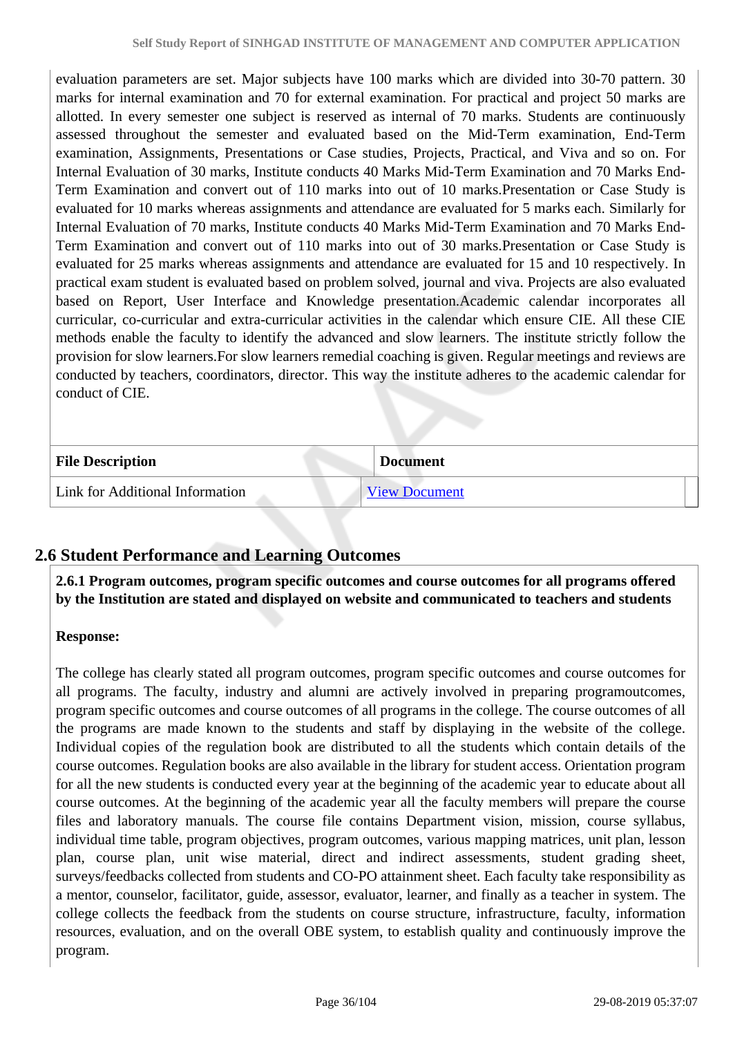evaluation parameters are set. Major subjects have 100 marks which are divided into 30-70 pattern. 30 marks for internal examination and 70 for external examination. For practical and project 50 marks are allotted. In every semester one subject is reserved as internal of 70 marks. Students are continuously assessed throughout the semester and evaluated based on the Mid-Term examination, End-Term examination, Assignments, Presentations or Case studies, Projects, Practical, and Viva and so on. For Internal Evaluation of 30 marks, Institute conducts 40 Marks Mid-Term Examination and 70 Marks End-Term Examination and convert out of 110 marks into out of 10 marks.Presentation or Case Study is evaluated for 10 marks whereas assignments and attendance are evaluated for 5 marks each. Similarly for Internal Evaluation of 70 marks, Institute conducts 40 Marks Mid-Term Examination and 70 Marks End-Term Examination and convert out of 110 marks into out of 30 marks.Presentation or Case Study is evaluated for 25 marks whereas assignments and attendance are evaluated for 15 and 10 respectively. In practical exam student is evaluated based on problem solved, journal and viva. Projects are also evaluated based on Report, User Interface and Knowledge presentation.Academic calendar incorporates all curricular, co-curricular and extra-curricular activities in the calendar which ensure CIE. All these CIE methods enable the faculty to identify the advanced and slow learners. The institute strictly follow the provision for slow learners.For slow learners remedial coaching is given. Regular meetings and reviews are conducted by teachers, coordinators, director. This way the institute adheres to the academic calendar for conduct of CIE.

| File Description | Document |
|---|---|
| Link for Additional Information | View Document |

## 2.6 Student Performance and Learning Outcomes

**2.6.1 Program outcomes, program specific outcomes and course outcomes for all programs offered by the Institution are stated and displayed on website and communicated to teachers and students**

**Response:**

The college has clearly stated all program outcomes, program specific outcomes and course outcomes for all programs. The faculty, industry and alumni are actively involved in preparing programoutcomes, program specific outcomes and course outcomes of all programs in the college. The course outcomes of all the programs are made known to the students and staff by displaying in the website of the college. Individual copies of the regulation book are distributed to all the students which contain details of the course outcomes. Regulation books are also available in the library for student access. Orientation program for all the new students is conducted every year at the beginning of the academic year to educate about all course outcomes. At the beginning of the academic year all the faculty members will prepare the course files and laboratory manuals. The course file contains Department vision, mission, course syllabus, individual time table, program objectives, program outcomes, various mapping matrices, unit plan, lesson plan, course plan, unit wise material, direct and indirect assessments, student grading sheet, surveys/feedbacks collected from students and CO-PO attainment sheet. Each faculty take responsibility as a mentor, counselor, facilitator, guide, assessor, evaluator, learner, and finally as a teacher in system. The college collects the feedback from the students on course structure, infrastructure, faculty, information resources, evaluation, and on the overall OBE system, to establish quality and continuously improve the program.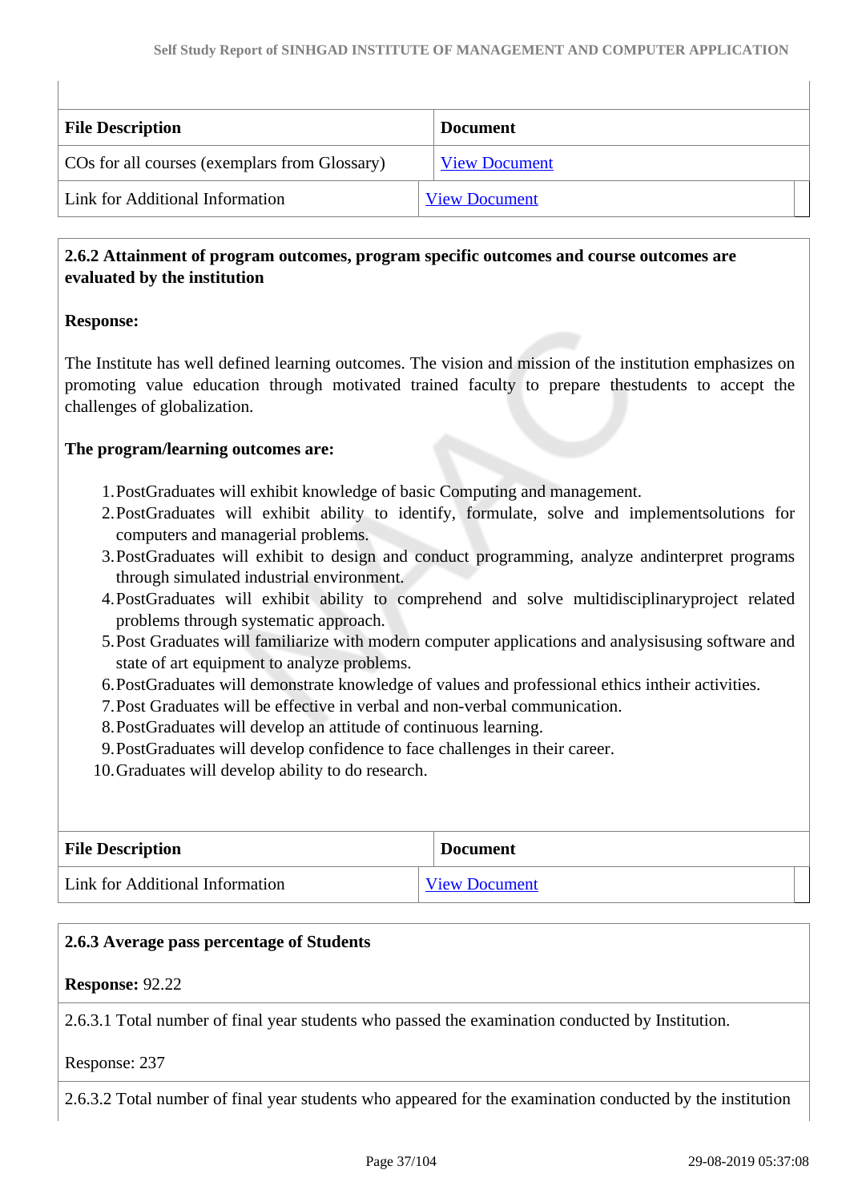| File Description | Document |
|---|---|
| COs for all courses (exemplars from Glossary) | View Document |
| Link for Additional Information | View Document |

**2.6.2 Attainment of program outcomes, program specific outcomes and course outcomes are evaluated by the institution**

**Response:**

The Institute has well defined learning outcomes. The vision and mission of the institution emphasizes on promoting value education through motivated trained faculty to prepare thestudents to accept the challenges of globalization.

**The program/learning outcomes are:**

1. PostGraduates will exhibit knowledge of basic Computing and management.
2. PostGraduates will exhibit ability to identify, formulate, solve and implementsolutions for computers and managerial problems.
3. PostGraduates will exhibit to design and conduct programming, analyze andinterpret programs through simulated industrial environment.
4. PostGraduates will exhibit ability to comprehend and solve multidisciplinaryproject related problems through systematic approach.
5. Post Graduates will familiarize with modern computer applications and analysisusing software and state of art equipment to analyze problems.
6. PostGraduates will demonstrate knowledge of values and professional ethics intheir activities.
7. Post Graduates will be effective in verbal and non-verbal communication.
8. PostGraduates will develop an attitude of continuous learning.
9. PostGraduates will develop confidence to face challenges in their career.
10. Graduates will develop ability to do research.

| File Description | Document |
|---|---|
| Link for Additional Information | View Document |

**2.6.3 Average pass percentage of Students**

**Response:** 92.22

2.6.3.1 Total number of final year students who passed the examination conducted by Institution.

Response: 237

2.6.3.2 Total number of final year students who appeared for the examination conducted by the institution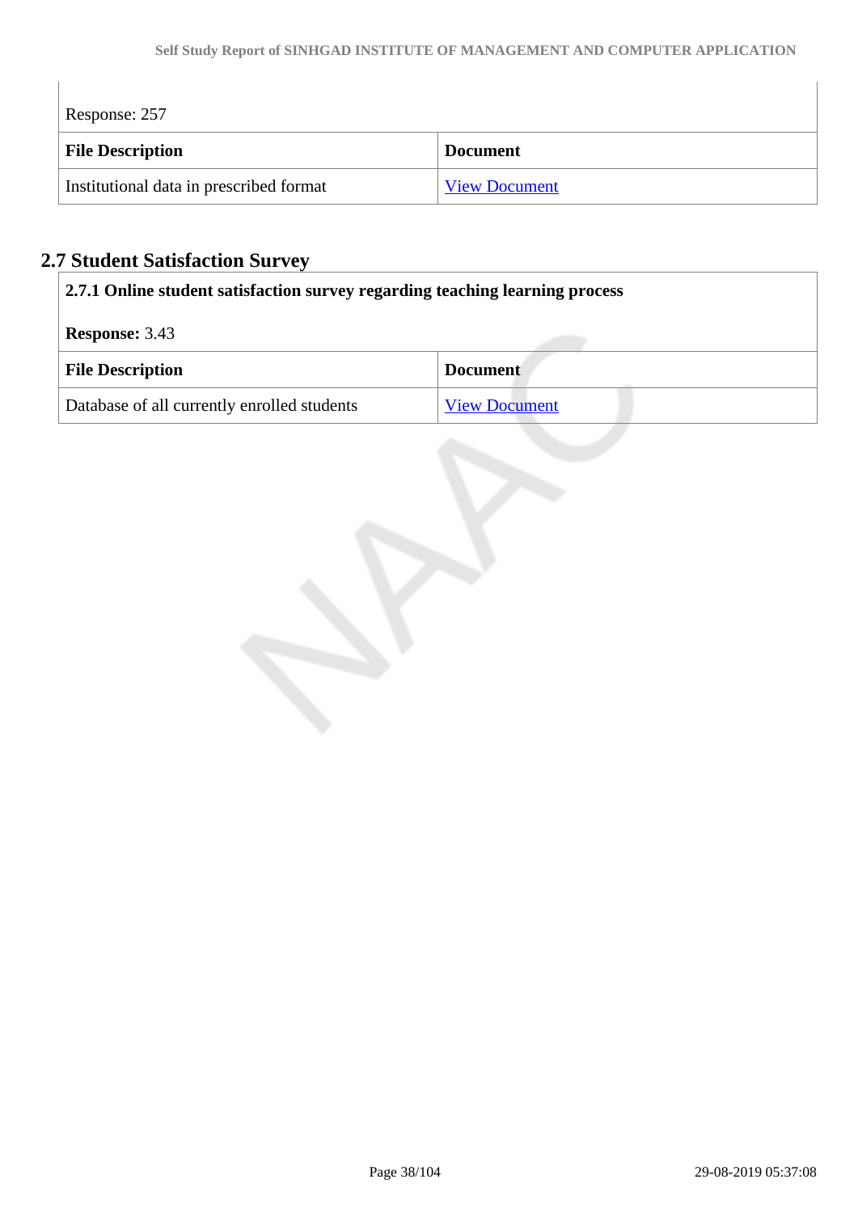Response: 257

| File Description | Document |
| --- | --- |
| Institutional data in prescribed format | View Document |

## 2.7 Student Satisfaction Survey

**2.7.1 Online student satisfaction survey regarding teaching learning process**

**Response:** 3.43

| File Description | Document |
| --- | --- |
| Database of all currently enrolled students | View Document |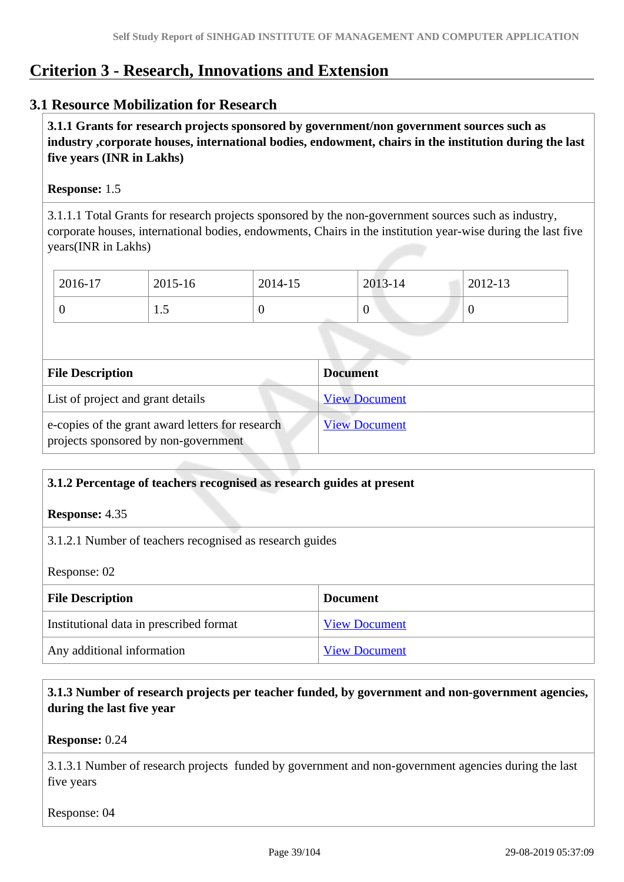# Criterion 3 - Research, Innovations and Extension

## 3.1 Resource Mobilization for Research

**3.1.1 Grants for research projects sponsored by government/non government sources such as industry ,corporate houses, international bodies, endowment, chairs in the institution during the last five years (INR in Lakhs)**

**Response:** 1.5

3.1.1.1 Total Grants for research projects sponsored by the non-government sources such as industry, corporate houses, international bodies, endowments, Chairs in the institution year-wise during the last five years(INR in Lakhs)

| 2016-17 | 2015-16 | 2014-15 | 2013-14 | 2012-13 |
|---|---|---|---|---|
| 0 | 1.5 | 0 | 0 | 0 |

| File Description | Document |
|---|---|
| List of project and grant details | View Document |
| e-copies of the grant award letters for research projects sponsored by non-government | View Document |

**3.1.2 Percentage of teachers recognised as research guides at present**

**Response:** 4.35

3.1.2.1 Number of teachers recognised as research guides

Response: 02

| File Description | Document |
|---|---|
| Institutional data in prescribed format | View Document |
| Any additional information | View Document |

**3.1.3 Number of research projects per teacher funded, by government and non-government agencies, during the last five year**

**Response:** 0.24

3.1.3.1 Number of research projects funded by government and non-government agencies during the last five years

Response: 04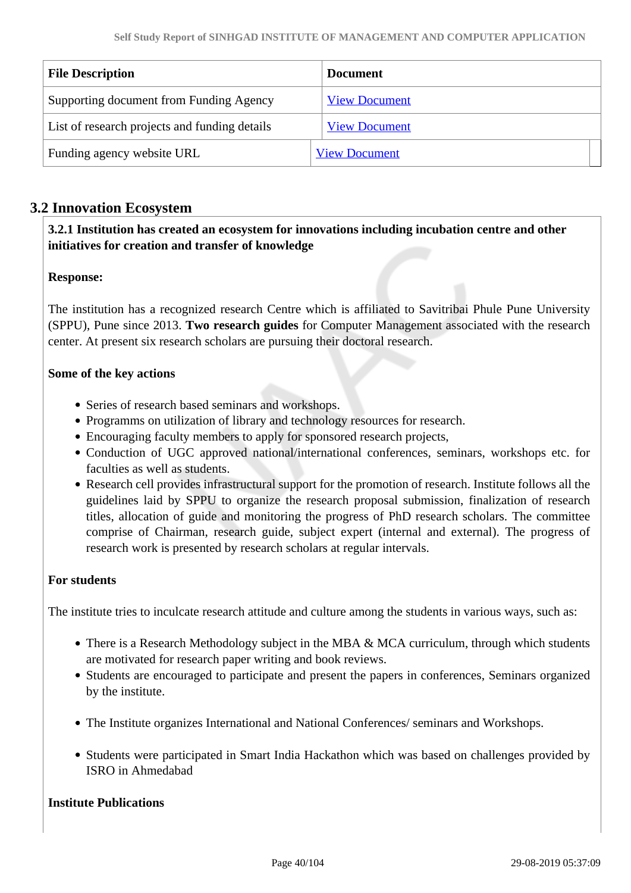| File Description | Document |
| --- | --- |
| Supporting document from Funding Agency | View Document |
| List of research projects and funding details | View Document |
| Funding agency website URL | View Document |

## 3.2 Innovation Ecosystem

**3.2.1 Institution has created an ecosystem for innovations including incubation centre and other initiatives for creation and transfer of knowledge**

**Response:**

The institution has a recognized research Centre which is affiliated to Savitribai Phule Pune University (SPPU), Pune since 2013. **Two research guides** for Computer Management associated with the research center. At present six research scholars are pursuing their doctoral research.

**Some of the key actions**

- Series of research based seminars and workshops.
- Programms on utilization of library and technology resources for research.
- Encouraging faculty members to apply for sponsored research projects,
- Conduction of UGC approved national/international conferences, seminars, workshops etc. for faculties as well as students.
- Research cell provides infrastructural support for the promotion of research. Institute follows all the guidelines laid by SPPU to organize the research proposal submission, finalization of research titles, allocation of guide and monitoring the progress of PhD research scholars. The committee comprise of Chairman, research guide, subject expert (internal and external). The progress of research work is presented by research scholars at regular intervals.

**For students**

The institute tries to inculcate research attitude and culture among the students in various ways, such as:

- There is a Research Methodology subject in the MBA & MCA curriculum, through which students are motivated for research paper writing and book reviews.
- Students are encouraged to participate and present the papers in conferences, Seminars organized by the institute.
- The Institute organizes International and National Conferences/ seminars and Workshops.
- Students were participated in Smart India Hackathon which was based on challenges provided by ISRO in Ahmedabad

**Institute Publications**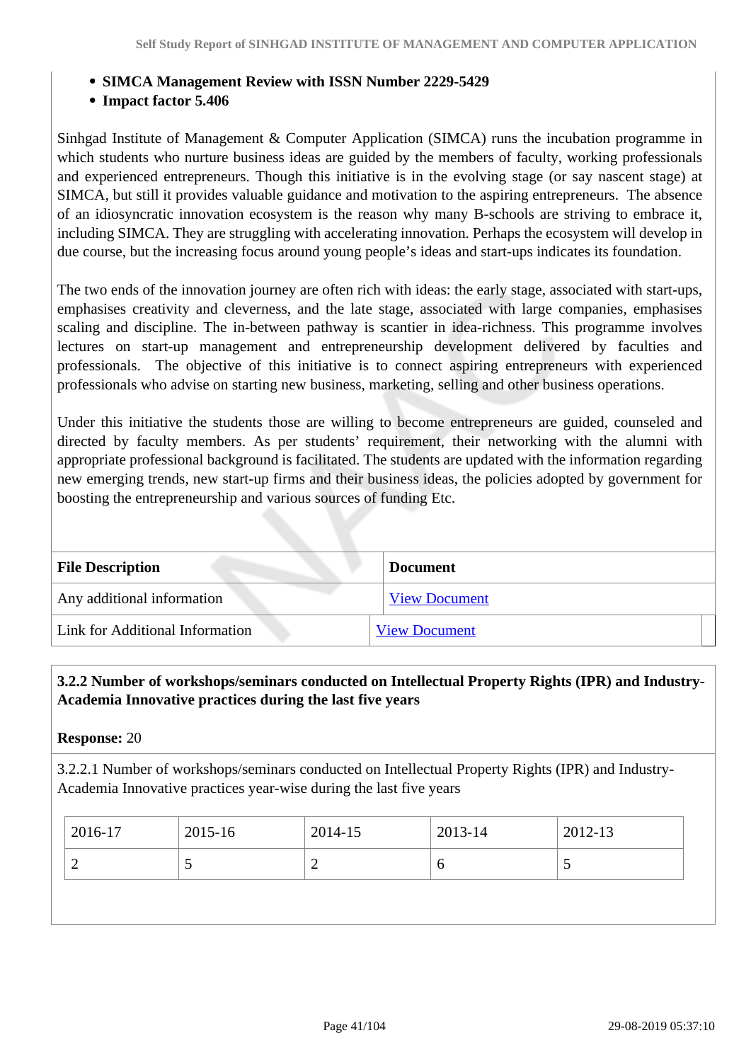- **SIMCA Management Review with ISSN Number 2229-5429**
- **Impact factor 5.406**

Sinhgad Institute of Management & Computer Application (SIMCA) runs the incubation programme in which students who nurture business ideas are guided by the members of faculty, working professionals and experienced entrepreneurs. Though this initiative is in the evolving stage (or say nascent stage) at SIMCA, but still it provides valuable guidance and motivation to the aspiring entrepreneurs. The absence of an idiosyncratic innovation ecosystem is the reason why many B-schools are striving to embrace it, including SIMCA. They are struggling with accelerating innovation. Perhaps the ecosystem will develop in due course, but the increasing focus around young people's ideas and start-ups indicates its foundation.

The two ends of the innovation journey are often rich with ideas: the early stage, associated with start-ups, emphasises creativity and cleverness, and the late stage, associated with large companies, emphasises scaling and discipline. The in-between pathway is scantier in idea-richness. This programme involves lectures on start-up management and entrepreneurship development delivered by faculties and professionals. The objective of this initiative is to connect aspiring entrepreneurs with experienced professionals who advise on starting new business, marketing, selling and other business operations.

Under this initiative the students those are willing to become entrepreneurs are guided, counseled and directed by faculty members. As per students' requirement, their networking with the alumni with appropriate professional background is facilitated. The students are updated with the information regarding new emerging trends, new start-up firms and their business ideas, the policies adopted by government for boosting the entrepreneurship and various sources of funding Etc.

| File Description | Document |
|---|---|
| Any additional information | View Document |
| Link for Additional Information | View Document |

**3.2.2 Number of workshops/seminars conducted on Intellectual Property Rights (IPR) and Industry-Academia Innovative practices during the last five years**

**Response:** 20

3.2.2.1 Number of workshops/seminars conducted on Intellectual Property Rights (IPR) and Industry-Academia Innovative practices year-wise during the last five years

| 2016-17 | 2015-16 | 2014-15 | 2013-14 | 2012-13 |
|---|---|---|---|---|
| 2 | 5 | 2 | 6 | 5 |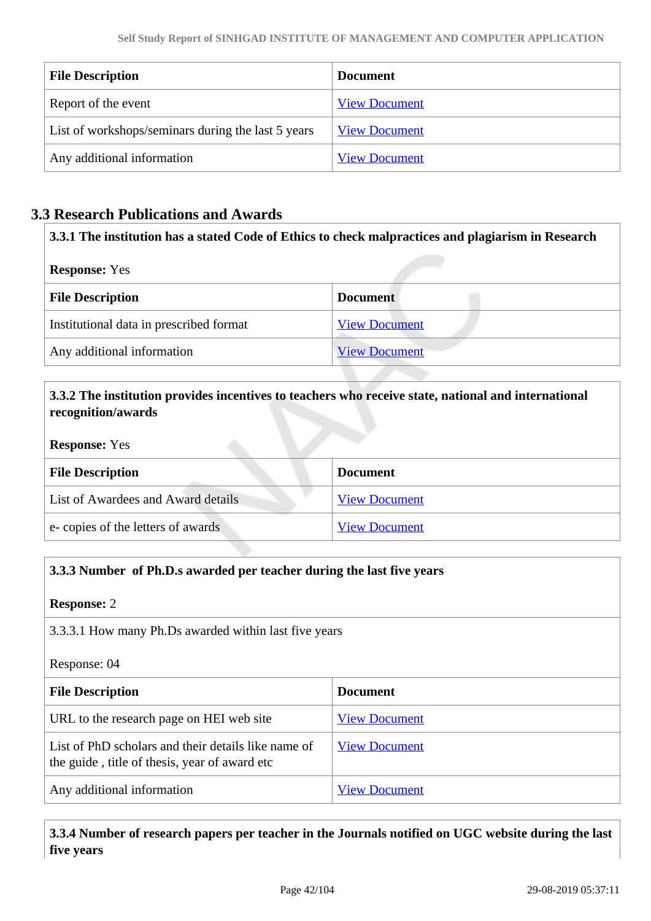| File Description | Document |
|---|---|
| Report of the event | View Document |
| List of workshops/seminars during the last 5 years | View Document |
| Any additional information | View Document |

## 3.3 Research Publications and Awards

**3.3.1 The institution has a stated Code of Ethics to check malpractices and plagiarism in Research**

**Response:** Yes

| File Description | Document |
|---|---|
| Institutional data in prescribed format | View Document |
| Any additional information | View Document |

**3.3.2 The institution provides incentives to teachers who receive state, national and international recognition/awards**

**Response:** Yes

| File Description | Document |
|---|---|
| List of Awardees and Award details | View Document |
| e- copies of the letters of awards | View Document |

**3.3.3 Number of Ph.D.s awarded per teacher during the last five years**

**Response:** 2

3.3.3.1 How many Ph.Ds awarded within last five years

Response: 04

| File Description | Document |
|---|---|
| URL to the research page on HEI web site | View Document |
| List of PhD scholars and their details like name of the guide , title of thesis, year of award etc | View Document |
| Any additional information | View Document |

**3.3.4 Number of research papers per teacher in the Journals notified on UGC website during the last five years**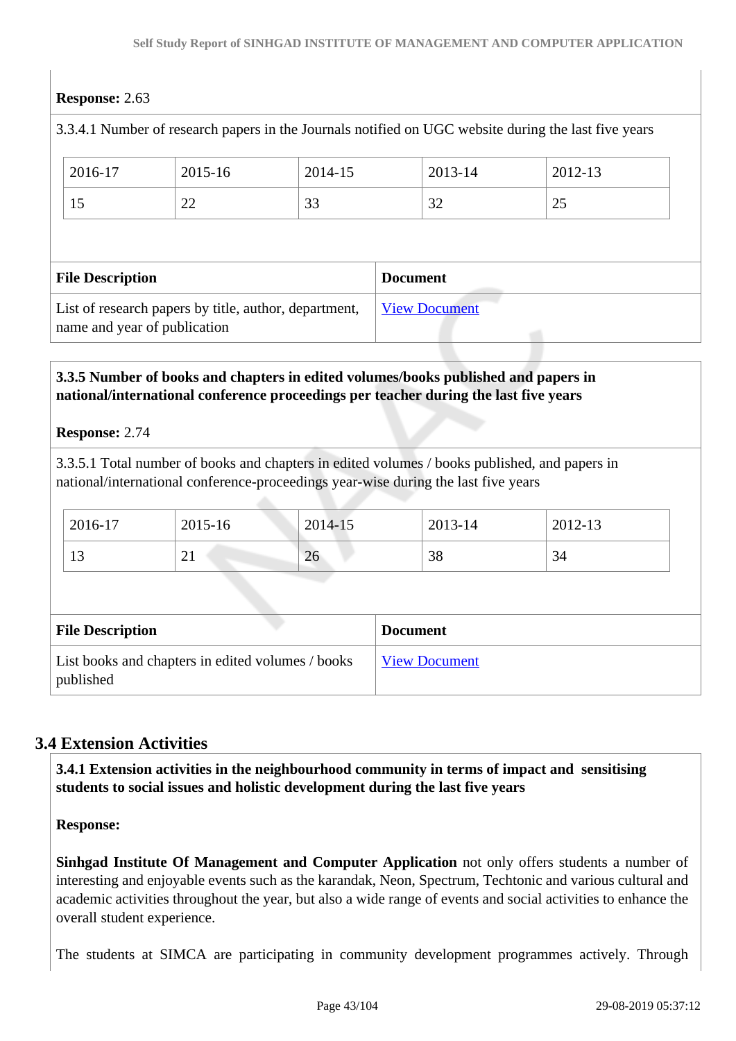**Response:** 2.63

3.3.4.1 Number of research papers in the Journals notified on UGC website during the last five years

| 2016-17 | 2015-16 | 2014-15 | 2013-14 | 2012-13 |
|---|---|---|---|---|
| 15 | 22 | 33 | 32 | 25 |

| File Description | Document |
|---|---|
| List of research papers by title, author, department, name and year of publication | View Document |

**3.3.5 Number of books and chapters in edited volumes/books published and papers in national/international conference proceedings per teacher during the last five years**

**Response:** 2.74

3.3.5.1 Total number of books and chapters in edited volumes / books published, and papers in national/international conference-proceedings year-wise during the last five years

| 2016-17 | 2015-16 | 2014-15 | 2013-14 | 2012-13 |
|---|---|---|---|---|
| 13 | 21 | 26 | 38 | 34 |

| File Description | Document |
|---|---|
| List books and chapters in edited volumes / books published | View Document |

## 3.4 Extension Activities

**3.4.1 Extension activities in the neighbourhood community in terms of impact and sensitising students to social issues and holistic development during the last five years**

**Response:**

**Sinhgad Institute Of Management and Computer Application** not only offers students a number of interesting and enjoyable events such as the karandak, Neon, Spectrum, Techtonic and various cultural and academic activities throughout the year, but also a wide range of events and social activities to enhance the overall student experience.

The students at SIMCA are participating in community development programmes actively. Through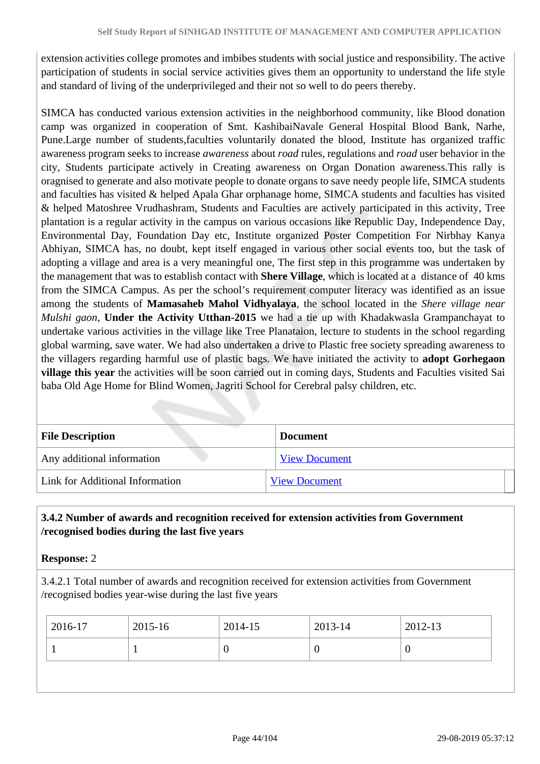extension activities college promotes and imbibes students with social justice and responsibility. The active participation of students in social service activities gives them an opportunity to understand the life style and standard of living of the underprivileged and their not so well to do peers thereby.

SIMCA has conducted various extension activities in the neighborhood community, like Blood donation camp was organized in cooperation of Smt. KashibaiNavale General Hospital Blood Bank, Narhe, Pune.Large number of students,faculties voluntarily donated the blood, Institute has organized traffic awareness program seeks to increase *awareness* about *road* rules, regulations and *road* user behavior in the city, Students participate actively in Creating awareness on Organ Donation awareness.This rally is oragnised to generate and also motivate people to donate organs to save needy people life, SIMCA students and faculties has visited & helped Apala Ghar orphanage home, SIMCA students and faculties has visited & helped Matoshree Vrudhashram, Students and Faculties are actively participated in this activity, Tree plantation is a regular activity in the campus on various occasions like Republic Day, Independence Day, Environmental Day, Foundation Day etc, Institute organized Poster Competition For Nirbhay Kanya Abhiyan, SIMCA has, no doubt, kept itself engaged in various other social events too, but the task of adopting a village and area is a very meaningful one, The first step in this programme was undertaken by the management that was to establish contact with **Shere Village**, which is located at a distance of 40 kms from the SIMCA Campus. As per the school's requirement computer literacy was identified as an issue among the students of **Mamasaheb Mahol Vidhyalaya**, the school located in the *Shere village near Mulshi gaon*, **Under the Activity Utthan-2015** we had a tie up with Khadakwasla Grampanchayat to undertake various activities in the village like Tree Planataion, lecture to students in the school regarding global warming, save water. We had also undertaken a drive to Plastic free society spreading awareness to the villagers regarding harmful use of plastic bags. We have initiated the activity to **adopt Gorhegaon village this year** the activities will be soon carried out in coming days, Students and Faculties visited Sai baba Old Age Home for Blind Women, Jagriti School for Cerebral palsy children, etc.

| File Description | Document |
|---|---|
| Any additional information | View Document |
| Link for Additional Information | View Document |

**3.4.2 Number of awards and recognition received for extension activities from Government /recognised bodies during the last five years**

**Response:** 2

3.4.2.1 Total number of awards and recognition received for extension activities from Government /recognised bodies year-wise during the last five years

| 2016-17 | 2015-16 | 2014-15 | 2013-14 | 2012-13 |
|---|---|---|---|---|
| 1 | 1 | 0 | 0 | 0 |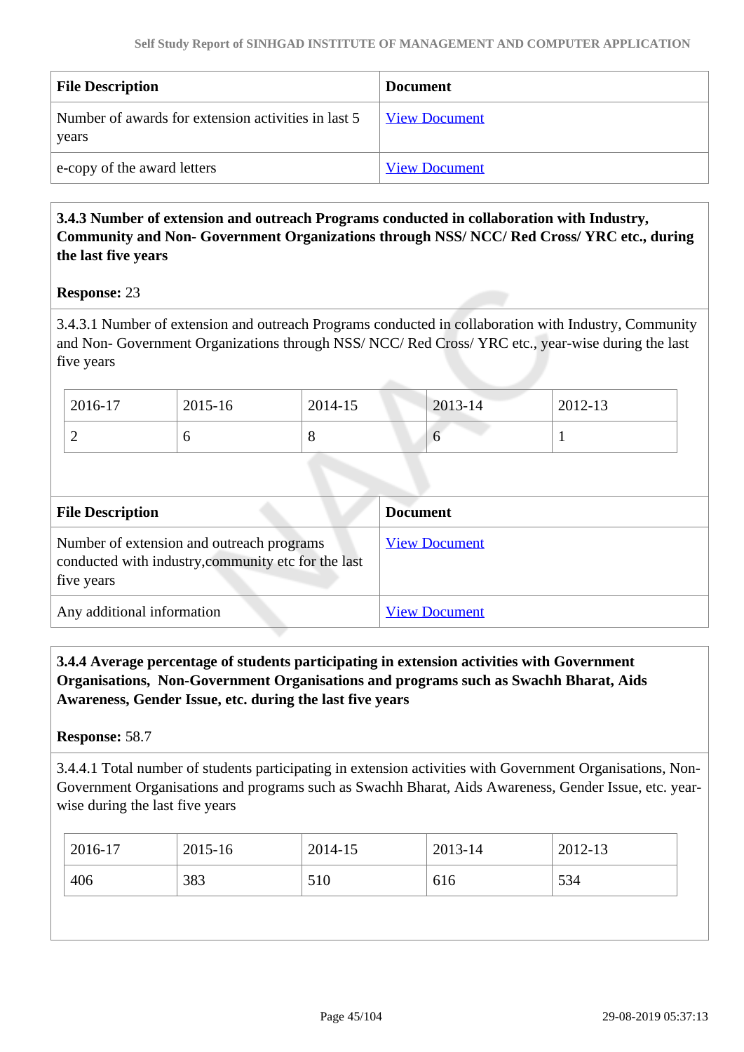| File Description | Document |
| --- | --- |
| Number of awards for extension activities in last 5 years | View Document |
| e-copy of the award letters | View Document |

**3.4.3 Number of extension and outreach Programs conducted in collaboration with Industry, Community and Non- Government Organizations through NSS/ NCC/ Red Cross/ YRC etc., during the last five years**

**Response:** 23

3.4.3.1 Number of extension and outreach Programs conducted in collaboration with Industry, Community and Non- Government Organizations through NSS/ NCC/ Red Cross/ YRC etc., year-wise during the last five years

| 2016-17 | 2015-16 | 2014-15 | 2013-14 | 2012-13 |
| --- | --- | --- | --- | --- |
| 2 | 6 | 8 | 6 | 1 |

| File Description | Document |
| --- | --- |
| Number of extension and outreach programs conducted with industry,community etc for the last five years | View Document |
| Any additional information | View Document |

**3.4.4 Average percentage of students participating in extension activities with Government Organisations, Non-Government Organisations and programs such as Swachh Bharat, Aids Awareness, Gender Issue, etc. during the last five years**

**Response:** 58.7

3.4.4.1 Total number of students participating in extension activities with Government Organisations, Non-Government Organisations and programs such as Swachh Bharat, Aids Awareness, Gender Issue, etc. year-wise during the last five years

| 2016-17 | 2015-16 | 2014-15 | 2013-14 | 2012-13 |
| --- | --- | --- | --- | --- |
| 406 | 383 | 510 | 616 | 534 |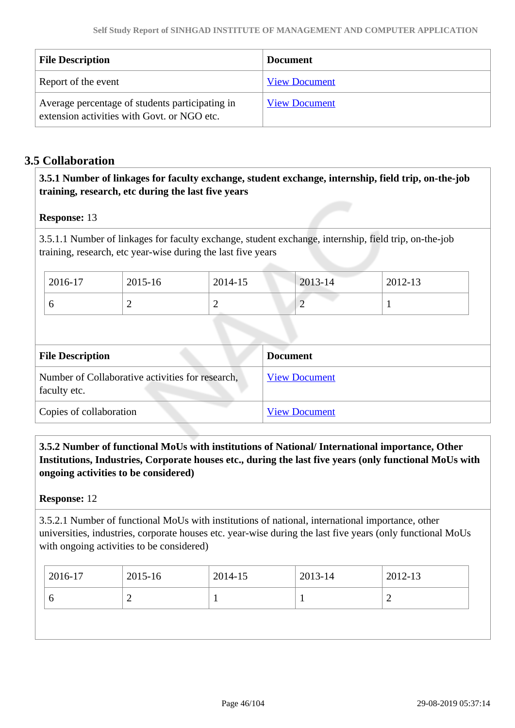| File Description | Document |
|---|---|
| Report of the event | View Document |
| Average percentage of students participating in extension activities with Govt. or NGO etc. | View Document |

## 3.5 Collaboration

**3.5.1 Number of linkages for faculty exchange, student exchange, internship, field trip, on-the-job training, research, etc during the last five years**

**Response:** 13

3.5.1.1 Number of linkages for faculty exchange, student exchange, internship, field trip, on-the-job training, research, etc year-wise during the last five years

| 2016-17 | 2015-16 | 2014-15 | 2013-14 | 2012-13 |
|---|---|---|---|---|
| 6 | 2 | 2 | 2 | 1 |

| File Description | Document |
|---|---|
| Number of Collaborative activities for research, faculty etc. | View Document |
| Copies of collaboration | View Document |

**3.5.2 Number of functional MoUs with institutions of National/ International importance, Other Institutions, Industries, Corporate houses etc., during the last five years (only functional MoUs with ongoing activities to be considered)**

**Response:** 12

3.5.2.1 Number of functional MoUs with institutions of national, international importance, other universities, industries, corporate houses etc. year-wise during the last five years (only functional MoUs with ongoing activities to be considered)

| 2016-17 | 2015-16 | 2014-15 | 2013-14 | 2012-13 |
|---|---|---|---|---|
| 6 | 2 | 1 | 1 | 2 |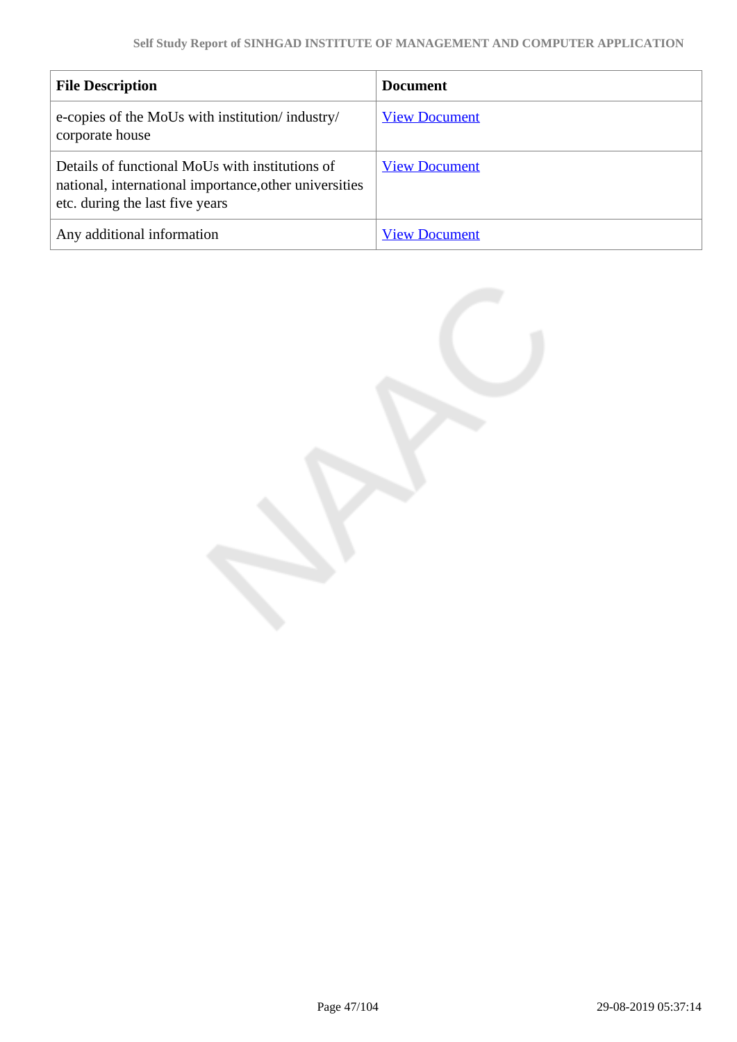| File Description | Document |
| --- | --- |
| e-copies of the MoUs with institution/ industry/ corporate house | View Document |
| Details of functional MoUs with institutions of national, international importance,other universities etc. during the last five years | View Document |
| Any additional information | View Document |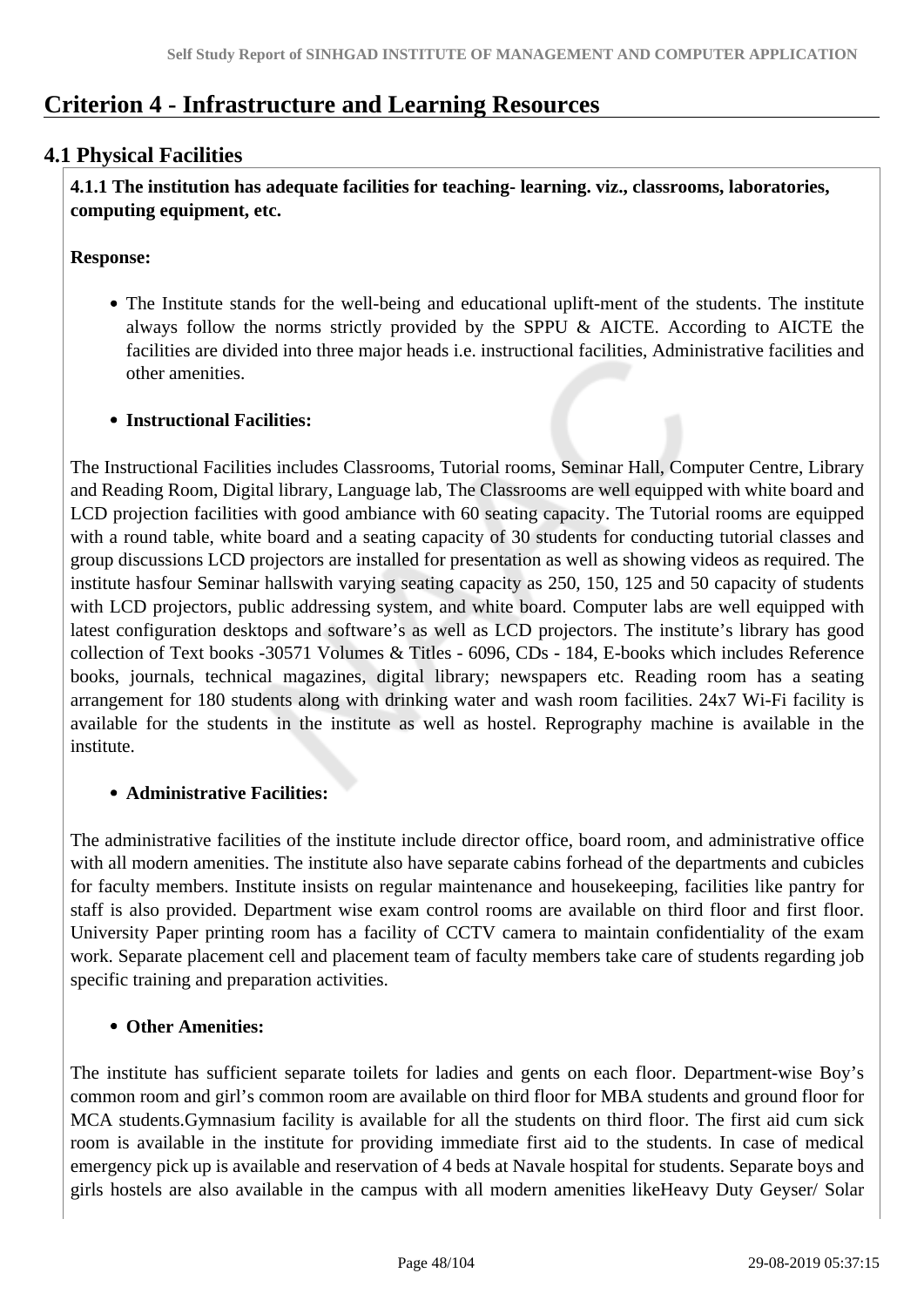# Criterion 4 - Infrastructure and Learning Resources

## 4.1 Physical Facilities

**4.1.1 The institution has adequate facilities for teaching- learning. viz., classrooms, laboratories, computing equipment, etc.**

**Response:**

- The Institute stands for the well-being and educational uplift-ment of the students. The institute always follow the norms strictly provided by the SPPU & AICTE. According to AICTE the facilities are divided into three major heads i.e. instructional facilities, Administrative facilities and other amenities.

- **Instructional Facilities:**

The Instructional Facilities includes Classrooms, Tutorial rooms, Seminar Hall, Computer Centre, Library and Reading Room, Digital library, Language lab, The Classrooms are well equipped with white board and LCD projection facilities with good ambiance with 60 seating capacity. The Tutorial rooms are equipped with a round table, white board and a seating capacity of 30 students for conducting tutorial classes and group discussions LCD projectors are installed for presentation as well as showing videos as required. The institute hasfour Seminar hallswith varying seating capacity as 250, 150, 125 and 50 capacity of students with LCD projectors, public addressing system, and white board. Computer labs are well equipped with latest configuration desktops and software's as well as LCD projectors. The institute's library has good collection of Text books -30571 Volumes & Titles - 6096, CDs - 184, E-books which includes Reference books, journals, technical magazines, digital library; newspapers etc. Reading room has a seating arrangement for 180 students along with drinking water and wash room facilities. 24x7 Wi-Fi facility is available for the students in the institute as well as hostel. Reprography machine is available in the institute.

- **Administrative Facilities:**

The administrative facilities of the institute include director office, board room, and administrative office with all modern amenities. The institute also have separate cabins forhead of the departments and cubicles for faculty members. Institute insists on regular maintenance and housekeeping, facilities like pantry for staff is also provided. Department wise exam control rooms are available on third floor and first floor. University Paper printing room has a facility of CCTV camera to maintain confidentiality of the exam work. Separate placement cell and placement team of faculty members take care of students regarding job specific training and preparation activities.

- **Other Amenities:**

The institute has sufficient separate toilets for ladies and gents on each floor. Department-wise Boy's common room and girl's common room are available on third floor for MBA students and ground floor for MCA students.Gymnasium facility is available for all the students on third floor. The first aid cum sick room is available in the institute for providing immediate first aid to the students. In case of medical emergency pick up is available and reservation of 4 beds at Navale hospital for students. Separate boys and girls hostels are also available in the campus with all modern amenities likeHeavy Duty Geyser/ Solar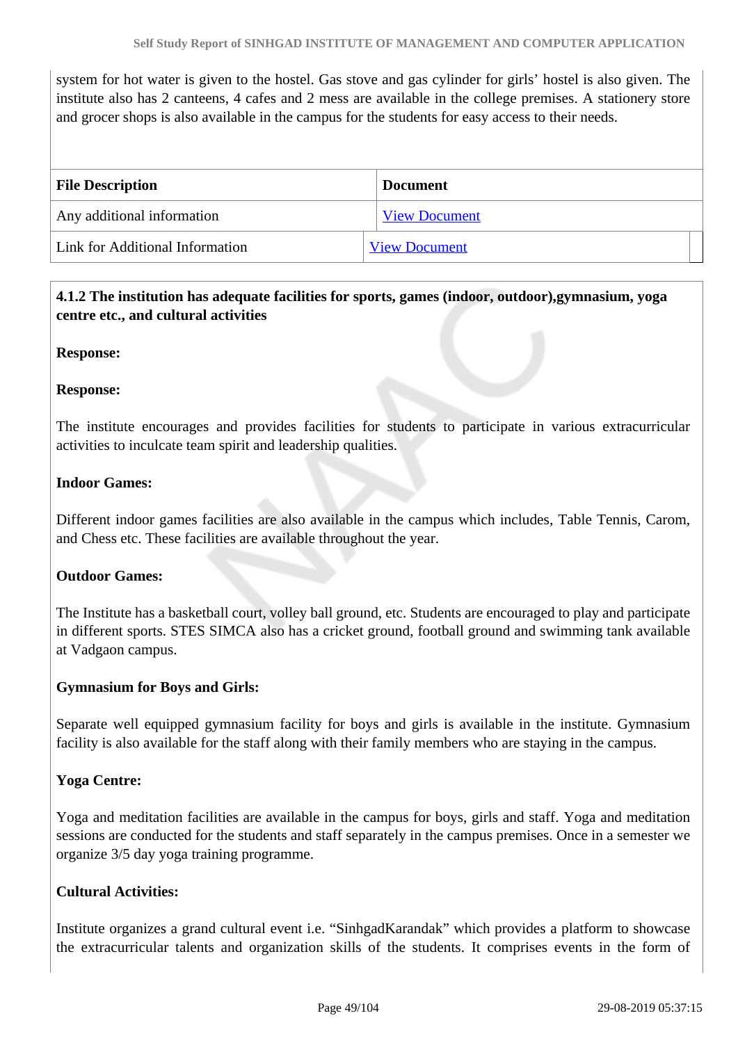system for hot water is given to the hostel. Gas stove and gas cylinder for girls' hostel is also given. The institute also has 2 canteens, 4 cafes and 2 mess are available in the college premises. A stationery store and grocer shops is also available in the campus for the students for easy access to their needs.

| File Description | Document |
| --- | --- |
| Any additional information | View Document |
| Link for Additional Information | View Document |

**4.1.2 The institution has adequate facilities for sports, games (indoor, outdoor),gymnasium, yoga centre etc., and cultural activities**

**Response:**

**Response:**

The institute encourages and provides facilities for students to participate in various extracurricular activities to inculcate team spirit and leadership qualities.

**Indoor Games:**

Different indoor games facilities are also available in the campus which includes, Table Tennis, Carom, and Chess etc. These facilities are available throughout the year.

**Outdoor Games:**

The Institute has a basketball court, volley ball ground, etc. Students are encouraged to play and participate in different sports. STES SIMCA also has a cricket ground, football ground and swimming tank available at Vadgaon campus.

**Gymnasium for Boys and Girls:**

Separate well equipped gymnasium facility for boys and girls is available in the institute. Gymnasium facility is also available for the staff along with their family members who are staying in the campus.

**Yoga Centre:**

Yoga and meditation facilities are available in the campus for boys, girls and staff. Yoga and meditation sessions are conducted for the students and staff separately in the campus premises. Once in a semester we organize 3/5 day yoga training programme.

**Cultural Activities:**

Institute organizes a grand cultural event i.e. "SinhgadKarandak" which provides a platform to showcase the extracurricular talents and organization skills of the students. It comprises events in the form of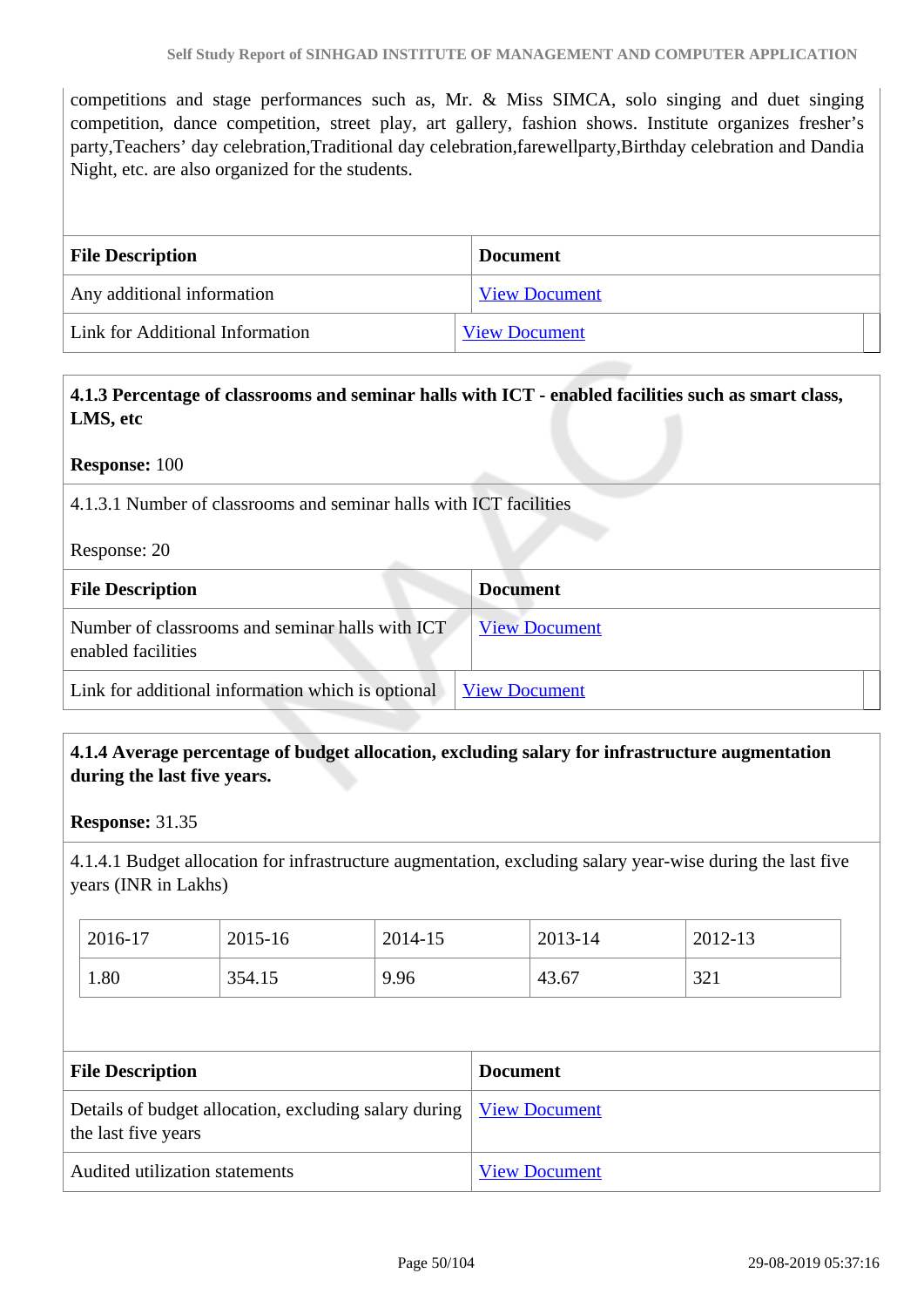competitions and stage performances such as, Mr. & Miss SIMCA, solo singing and duet singing competition, dance competition, street play, art gallery, fashion shows. Institute organizes fresher's party,Teachers' day celebration,Traditional day celebration,farewellparty,Birthday celebration and Dandia Night, etc. are also organized for the students.

| File Description | Document |
|---|---|
| Any additional information | View Document |
| Link for Additional Information | View Document |

**4.1.3 Percentage of classrooms and seminar halls with ICT - enabled facilities such as smart class, LMS, etc**

**Response:** 100

4.1.3.1 Number of classrooms and seminar halls with ICT facilities

Response: 20

| File Description | Document |
|---|---|
| Number of classrooms and seminar halls with ICT enabled facilities | View Document |
| Link for additional information which is optional | View Document |

**4.1.4 Average percentage of budget allocation, excluding salary for infrastructure augmentation during the last five years.**

**Response:** 31.35

4.1.4.1 Budget allocation for infrastructure augmentation, excluding salary year-wise during the last five years (INR in Lakhs)

| 2016-17 | 2015-16 | 2014-15 | 2013-14 | 2012-13 |
|---|---|---|---|---|
| 1.80 | 354.15 | 9.96 | 43.67 | 321 |

| File Description | Document |
|---|---|
| Details of budget allocation, excluding salary during the last five years | View Document |
| Audited utilization statements | View Document |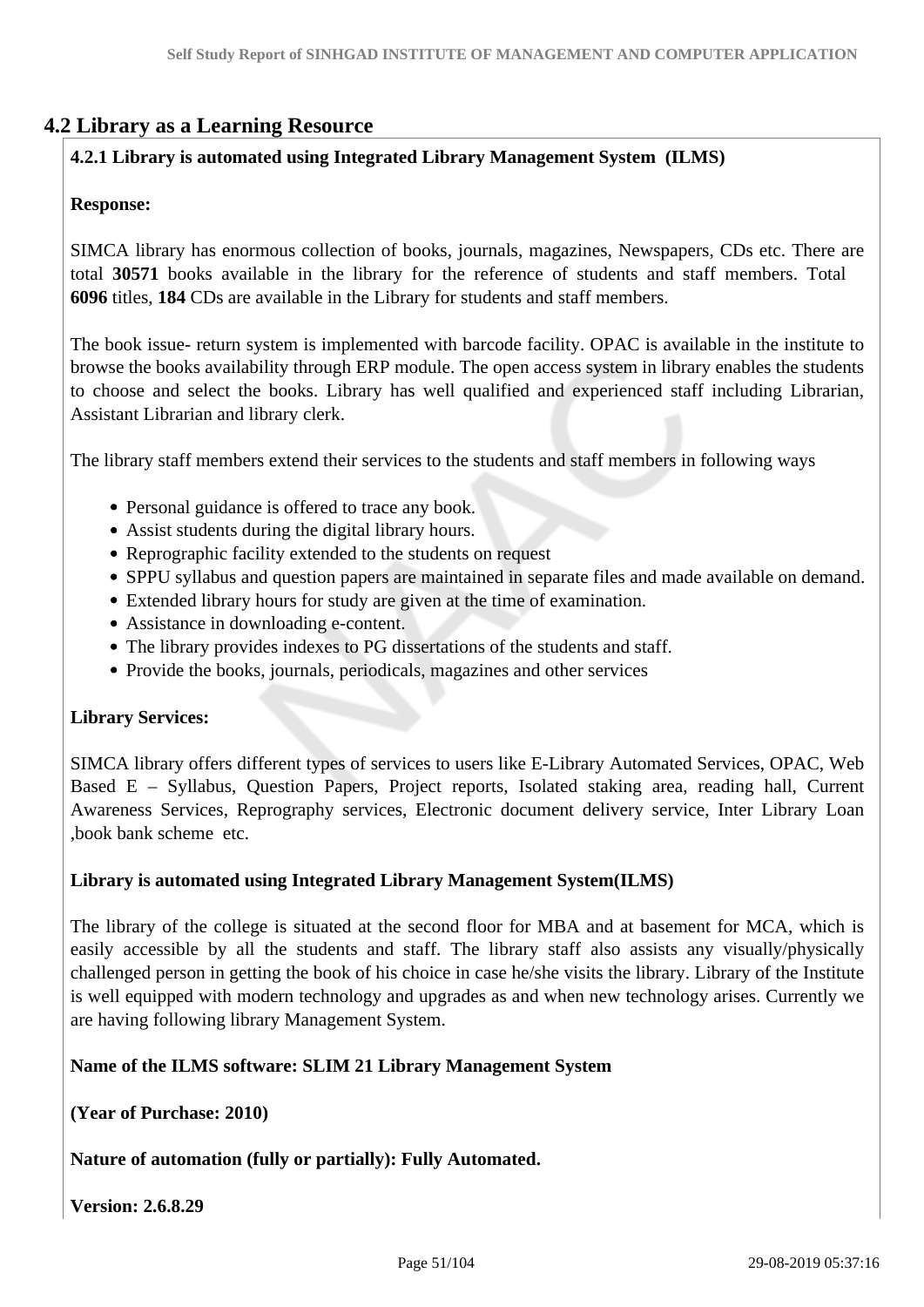## 4.2 Library as a Learning Resource

**4.2.1 Library is automated using Integrated Library Management System (ILMS)**

**Response:**

SIMCA library has enormous collection of books, journals, magazines, Newspapers, CDs etc. There are total **30571** books available in the library for the reference of students and staff members. Total **6096** titles, **184** CDs are available in the Library for students and staff members.

The book issue- return system is implemented with barcode facility. OPAC is available in the institute to browse the books availability through ERP module. The open access system in library enables the students to choose and select the books. Library has well qualified and experienced staff including Librarian, Assistant Librarian and library clerk.

The library staff members extend their services to the students and staff members in following ways

- Personal guidance is offered to trace any book.
- Assist students during the digital library hours.
- Reprographic facility extended to the students on request
- SPPU syllabus and question papers are maintained in separate files and made available on demand.
- Extended library hours for study are given at the time of examination.
- Assistance in downloading e-content.
- The library provides indexes to PG dissertations of the students and staff.
- Provide the books, journals, periodicals, magazines and other services

**Library Services:**

SIMCA library offers different types of services to users like E-Library Automated Services, OPAC, Web Based E – Syllabus, Question Papers, Project reports, Isolated staking area, reading hall, Current Awareness Services, Reprography services, Electronic document delivery service, Inter Library Loan ,book bank scheme etc.

**Library is automated using Integrated Library Management System(ILMS)**

The library of the college is situated at the second floor for MBA and at basement for MCA, which is easily accessible by all the students and staff. The library staff also assists any visually/physically challenged person in getting the book of his choice in case he/she visits the library. Library of the Institute is well equipped with modern technology and upgrades as and when new technology arises. Currently we are having following library Management System.

**Name of the ILMS software: SLIM 21 Library Management System**

**(Year of Purchase: 2010)**

**Nature of automation (fully or partially): Fully Automated.**

**Version: 2.6.8.29**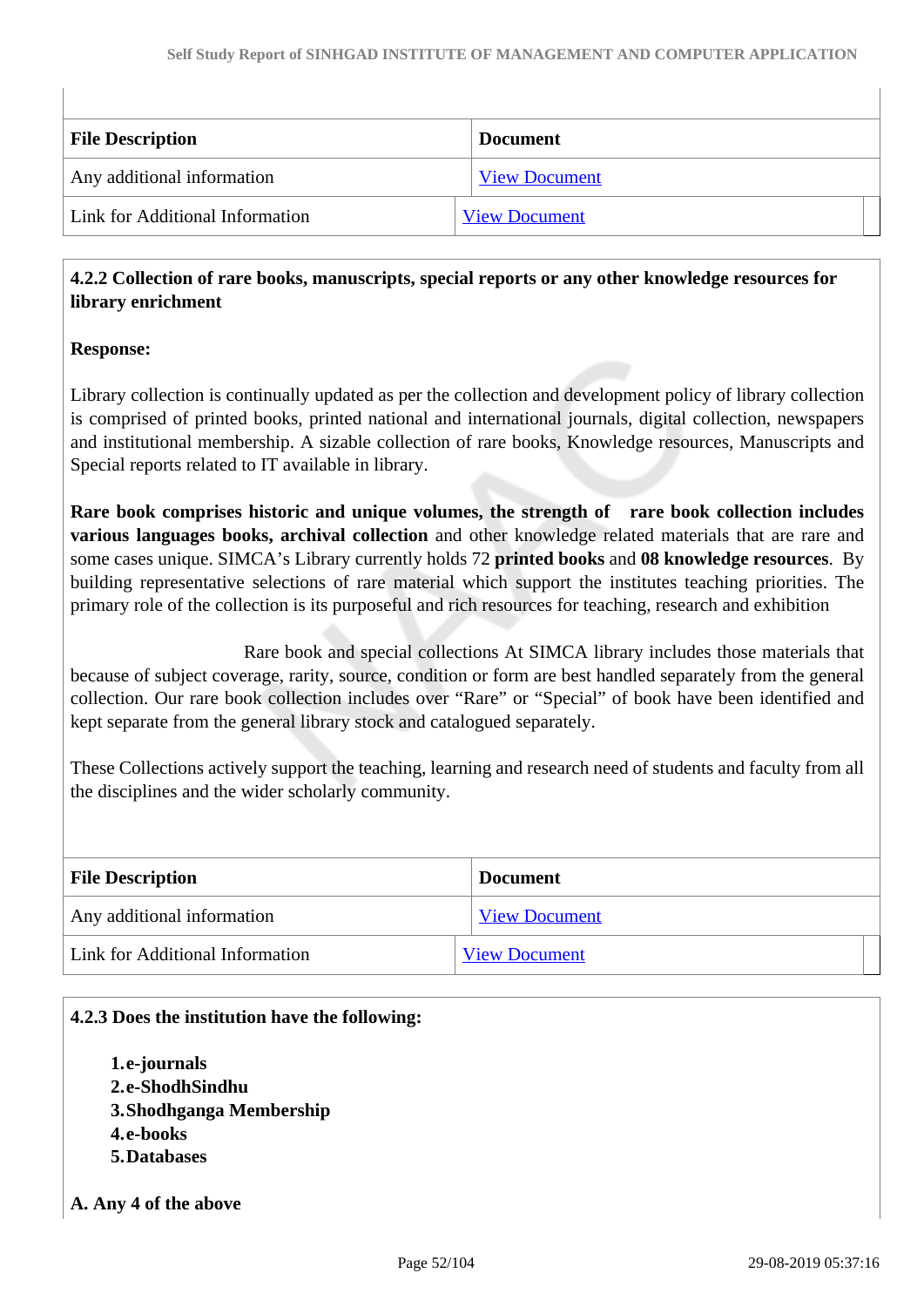| File Description | Document |
| --- | --- |
| Any additional information | View Document |
| Link for Additional Information | View Document |

**4.2.2 Collection of rare books, manuscripts, special reports or any other knowledge resources for library enrichment**

**Response:**

Library collection is continually updated as per the collection and development policy of library collection is comprised of printed books, printed national and international journals, digital collection, newspapers and institutional membership. A sizable collection of rare books, Knowledge resources, Manuscripts and Special reports related to IT available in library.

**Rare book comprises historic and unique volumes, the strength of rare book collection includes various languages books, archival collection** and other knowledge related materials that are rare and some cases unique. SIMCA's Library currently holds 72 **printed books** and **08 knowledge resources**. By building representative selections of rare material which support the institutes teaching priorities. The primary role of the collection is its purposeful and rich resources for teaching, research and exhibition

Rare book and special collections At SIMCA library includes those materials that because of subject coverage, rarity, source, condition or form are best handled separately from the general collection. Our rare book collection includes over "Rare" or "Special" of book have been identified and kept separate from the general library stock and catalogued separately.

These Collections actively support the teaching, learning and research need of students and faculty from all the disciplines and the wider scholarly community.

| File Description | Document |
| --- | --- |
| Any additional information | View Document |
| Link for Additional Information | View Document |

**4.2.3 Does the institution have the following:**

1. **e-journals**
2. **e-ShodhSindhu**
3. **Shodhganga Membership**
4. **e-books**
5. **Databases**

**A. Any 4 of the above**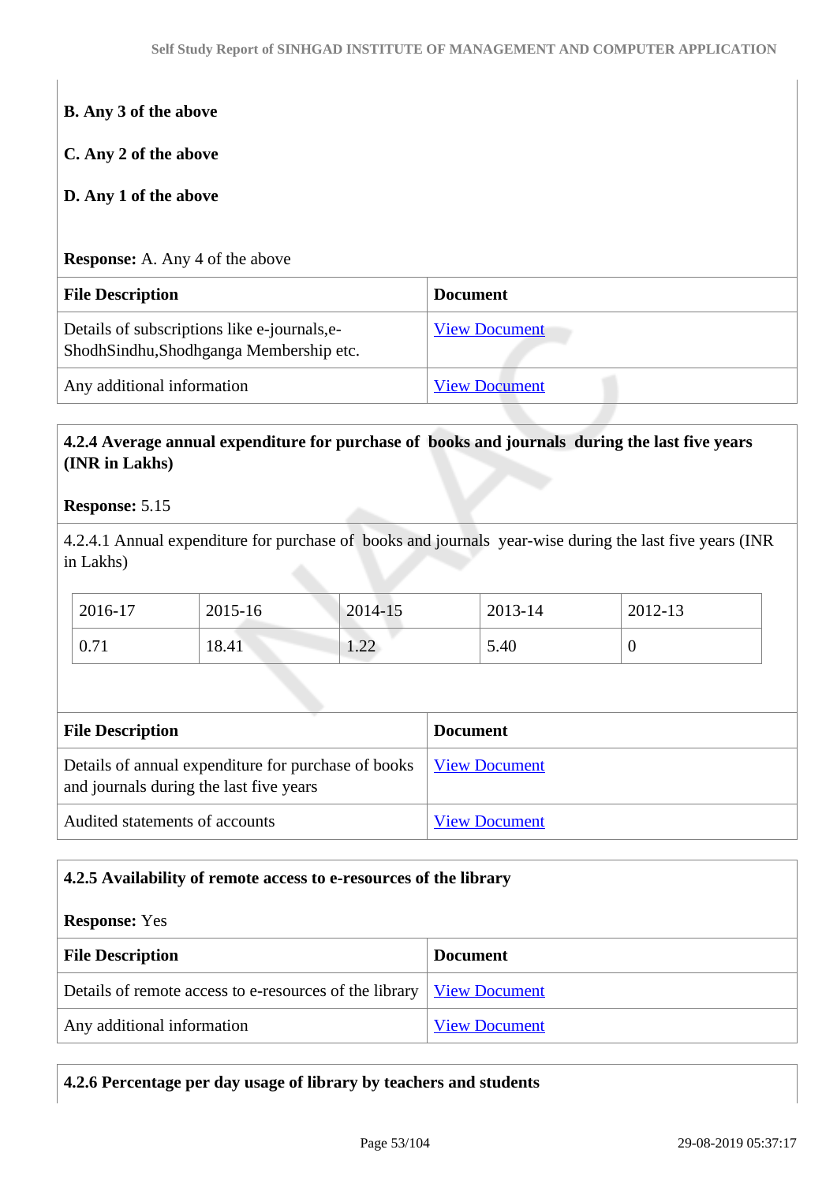**B. Any 3 of the above**

**C. Any 2 of the above**

**D. Any 1 of the above**

**Response:** A. Any 4 of the above

| File Description | Document |
|---|---|
| Details of subscriptions like e-journals,e-ShodhSindhu,Shodhganga Membership etc. | View Document |
| Any additional information | View Document |

**4.2.4 Average annual expenditure for purchase of books and journals during the last five years (INR in Lakhs)**

**Response:** 5.15

4.2.4.1 Annual expenditure for purchase of books and journals year-wise during the last five years (INR in Lakhs)

| 2016-17 | 2015-16 | 2014-15 | 2013-14 | 2012-13 |
|---|---|---|---|---|
| 0.71 | 18.41 | 1.22 | 5.40 | 0 |

| File Description | Document |
|---|---|
| Details of annual expenditure for purchase of books and journals during the last five years | View Document |
| Audited statements of accounts | View Document |

**4.2.5 Availability of remote access to e-resources of the library**

**Response:** Yes

| File Description | Document |
|---|---|
| Details of remote access to e-resources of the library | View Document |
| Any additional information | View Document |

**4.2.6 Percentage per day usage of library by teachers and students**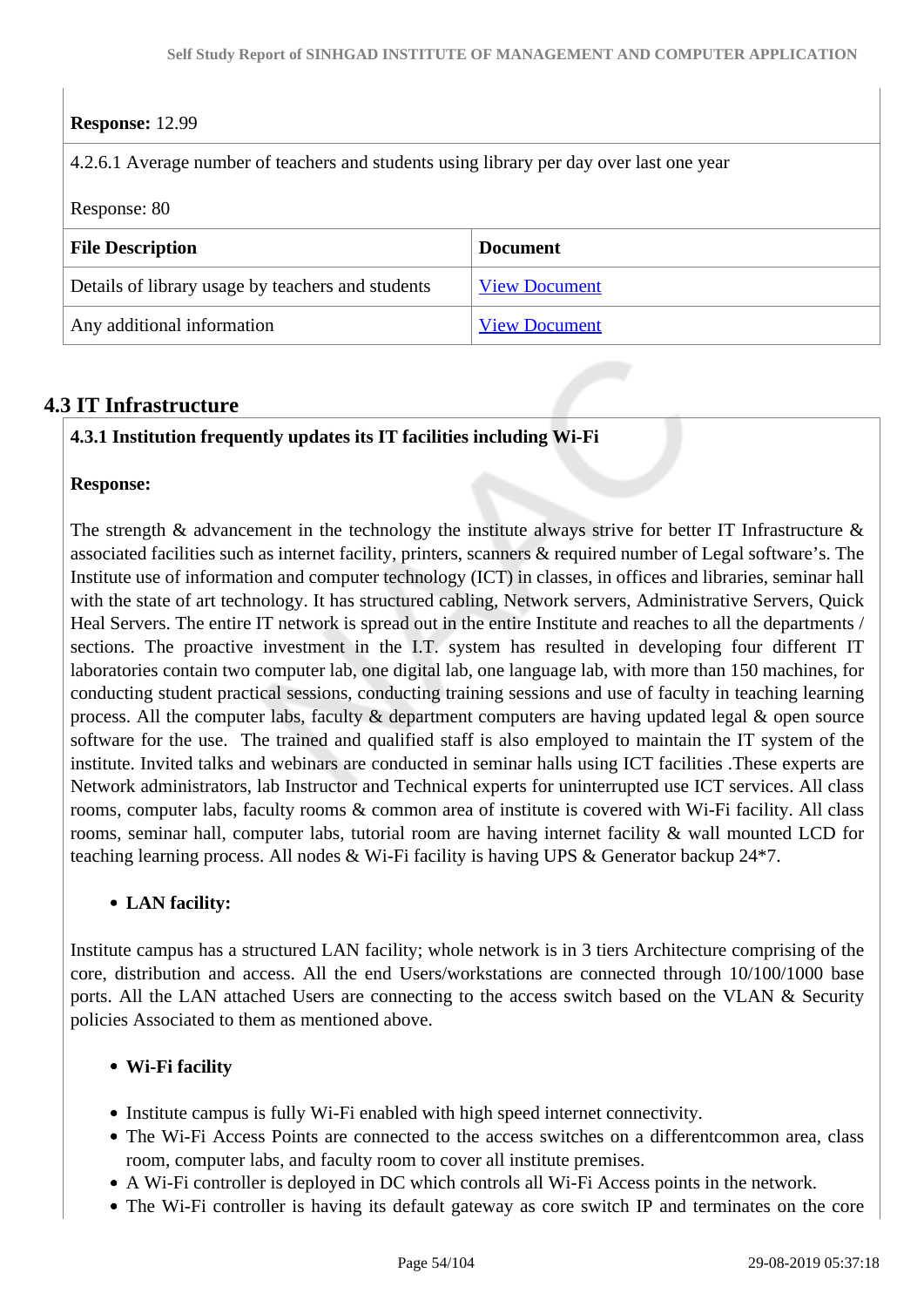**Response:** 12.99

4.2.6.1 Average number of teachers and students using library per day over last one year

Response: 80

| File Description | Document |
|---|---|
| Details of library usage by teachers and students | View Document |
| Any additional information | View Document |

## 4.3 IT Infrastructure

**4.3.1 Institution frequently updates its IT facilities including Wi-Fi**

**Response:**

The strength & advancement in the technology the institute always strive for better IT Infrastructure & associated facilities such as internet facility, printers, scanners & required number of Legal software's. The Institute use of information and computer technology (ICT) in classes, in offices and libraries, seminar hall with the state of art technology. It has structured cabling, Network servers, Administrative Servers, Quick Heal Servers. The entire IT network is spread out in the entire Institute and reaches to all the departments / sections. The proactive investment in the I.T. system has resulted in developing four different IT laboratories contain two computer lab, one digital lab, one language lab, with more than 150 machines, for conducting student practical sessions, conducting training sessions and use of faculty in teaching learning process. All the computer labs, faculty & department computers are having updated legal & open source software for the use. The trained and qualified staff is also employed to maintain the IT system of the institute. Invited talks and webinars are conducted in seminar halls using ICT facilities .These experts are Network administrators, lab Instructor and Technical experts for uninterrupted use ICT services. All class rooms, computer labs, faculty rooms & common area of institute is covered with Wi-Fi facility. All class rooms, seminar hall, computer labs, tutorial room are having internet facility & wall mounted LCD for teaching learning process. All nodes & Wi-Fi facility is having UPS & Generator backup 24*7.

- **LAN facility:**

Institute campus has a structured LAN facility; whole network is in 3 tiers Architecture comprising of the core, distribution and access. All the end Users/workstations are connected through 10/100/1000 base ports. All the LAN attached Users are connecting to the access switch based on the VLAN & Security policies Associated to them as mentioned above.

- **Wi-Fi facility**

- Institute campus is fully Wi-Fi enabled with high speed internet connectivity.
- The Wi-Fi Access Points are connected to the access switches on a differentcommon area, class room, computer labs, and faculty room to cover all institute premises.
- A Wi-Fi controller is deployed in DC which controls all Wi-Fi Access points in the network.
- The Wi-Fi controller is having its default gateway as core switch IP and terminates on the core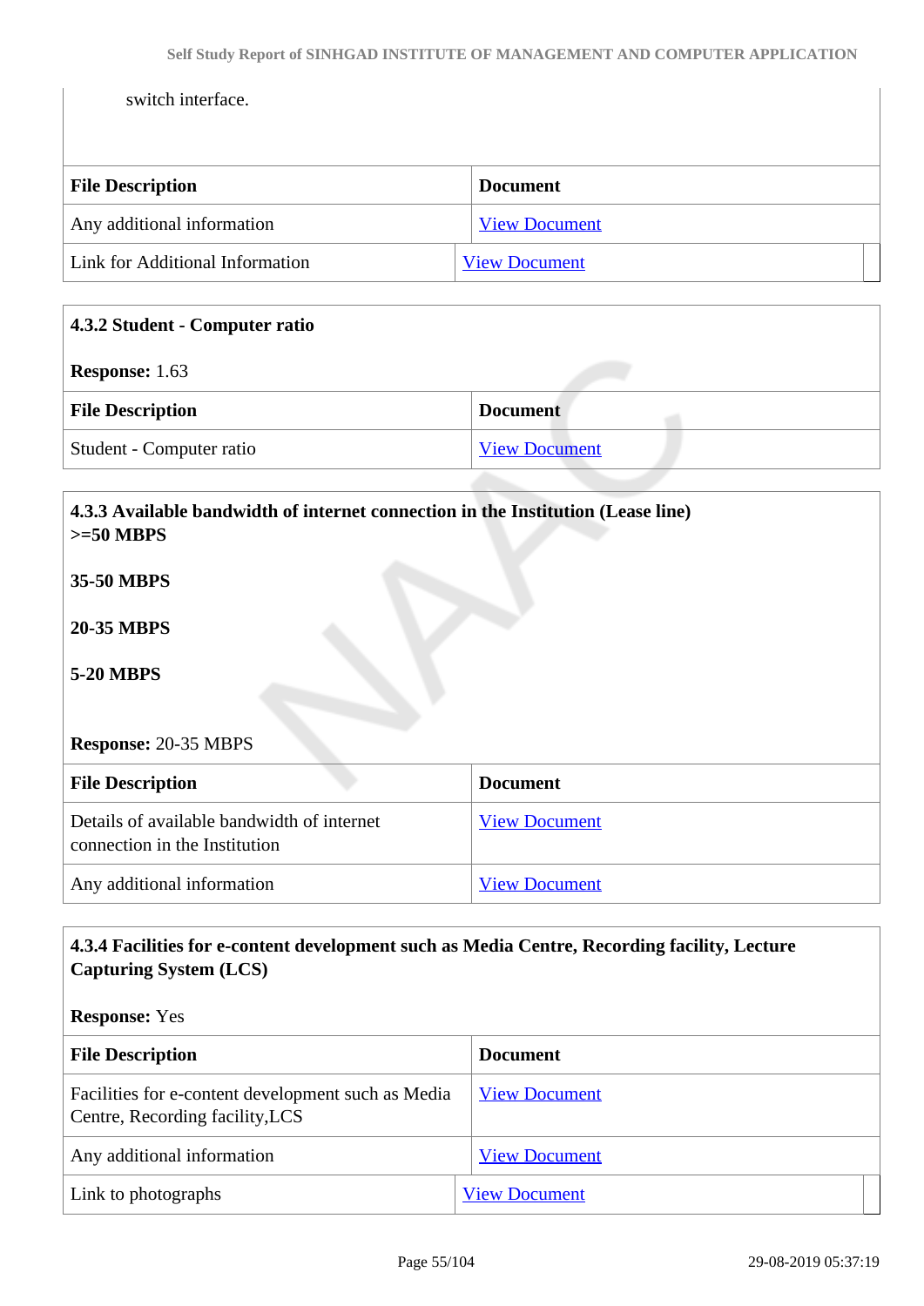switch interface.

| File Description | Document |
|---|---|
| Any additional information | View Document |
| Link for Additional Information | View Document |

**4.3.2 Student - Computer ratio**

**Response:** 1.63

| File Description | Document |
|---|---|
| Student - Computer ratio | View Document |

**4.3.3 Available bandwidth of internet connection in the Institution (Lease line)**
**>=50 MBPS**

**35-50 MBPS**

**20-35 MBPS**

**5-20 MBPS**

**Response:** 20-35 MBPS

| File Description | Document |
|---|---|
| Details of available bandwidth of internet connection in the Institution | View Document |
| Any additional information | View Document |

**4.3.4 Facilities for e-content development such as Media Centre, Recording facility, Lecture Capturing System (LCS)**

**Response:** Yes

| File Description | Document |
|---|---|
| Facilities for e-content development such as Media Centre, Recording facility,LCS | View Document |
| Any additional information | View Document |
| Link to photographs | View Document |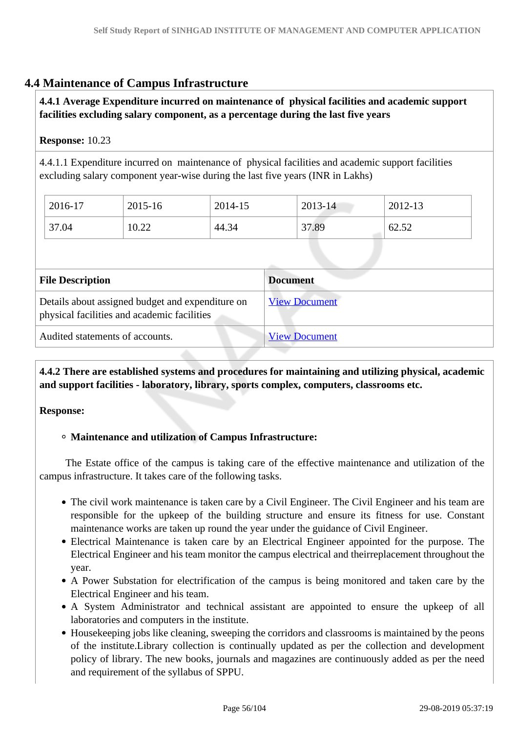## 4.4 Maintenance of Campus Infrastructure

**4.4.1 Average Expenditure incurred on maintenance of physical facilities and academic support facilities excluding salary component, as a percentage during the last five years**

**Response:** 10.23

4.4.1.1 Expenditure incurred on maintenance of physical facilities and academic support facilities excluding salary component year-wise during the last five years (INR in Lakhs)

| 2016-17 | 2015-16 | 2014-15 | 2013-14 | 2012-13 |
|---|---|---|---|---|
| 37.04 | 10.22 | 44.34 | 37.89 | 62.52 |

| File Description | Document |
|---|---|
| Details about assigned budget and expenditure on physical facilities and academic facilities | View Document |
| Audited statements of accounts. | View Document |

**4.4.2 There are established systems and procedures for maintaining and utilizing physical, academic and support facilities - laboratory, library, sports complex, computers, classrooms etc.**

**Response:**

- **Maintenance and utilization of Campus Infrastructure:**

The Estate office of the campus is taking care of the effective maintenance and utilization of the campus infrastructure. It takes care of the following tasks.

- The civil work maintenance is taken care by a Civil Engineer. The Civil Engineer and his team are responsible for the upkeep of the building structure and ensure its fitness for use. Constant maintenance works are taken up round the year under the guidance of Civil Engineer.
- Electrical Maintenance is taken care by an Electrical Engineer appointed for the purpose. The Electrical Engineer and his team monitor the campus electrical and theirreplacement throughout the year.
- A Power Substation for electrification of the campus is being monitored and taken care by the Electrical Engineer and his team.
- A System Administrator and technical assistant are appointed to ensure the upkeep of all laboratories and computers in the institute.
- Housekeeping jobs like cleaning, sweeping the corridors and classrooms is maintained by the peons of the institute.Library collection is continually updated as per the collection and development policy of library. The new books, journals and magazines are continuously added as per the need and requirement of the syllabus of SPPU.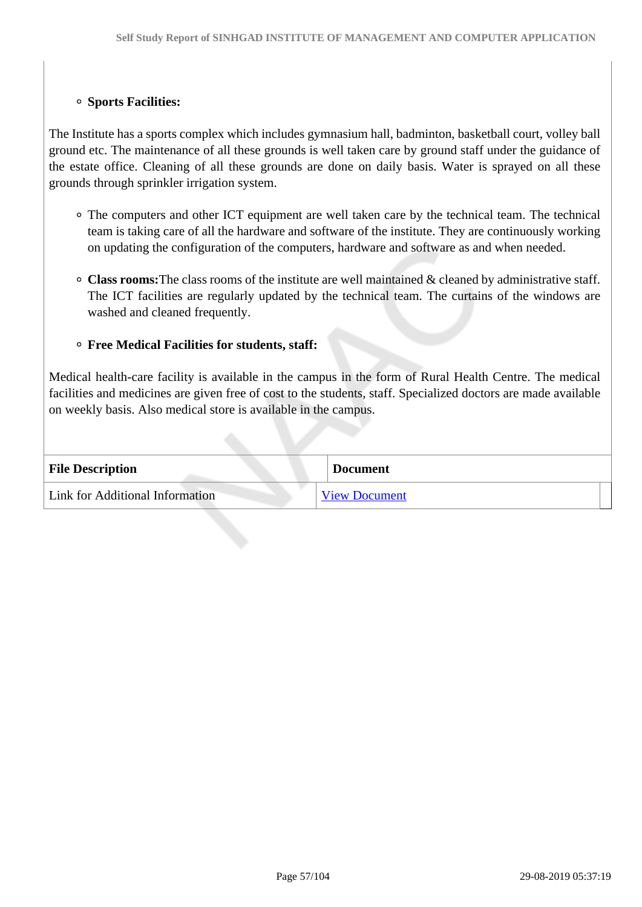- **Sports Facilities:**

The Institute has a sports complex which includes gymnasium hall, badminton, basketball court, volley ball ground etc. The maintenance of all these grounds is well taken care by ground staff under the guidance of the estate office. Cleaning of all these grounds are done on daily basis. Water is sprayed on all these grounds through sprinkler irrigation system.

- The computers and other ICT equipment are well taken care by the technical team. The technical team is taking care of all the hardware and software of the institute. They are continuously working on updating the configuration of the computers, hardware and software as and when needed.

- **Class rooms:**The class rooms of the institute are well maintained & cleaned by administrative staff. The ICT facilities are regularly updated by the technical team. The curtains of the windows are washed and cleaned frequently.

- **Free Medical Facilities for students, staff:**

Medical health-care facility is available in the campus in the form of Rural Health Centre. The medical facilities and medicines are given free of cost to the students, staff. Specialized doctors are made available on weekly basis. Also medical store is available in the campus.

| File Description | Document |
|---|---|
| Link for Additional Information | View Document |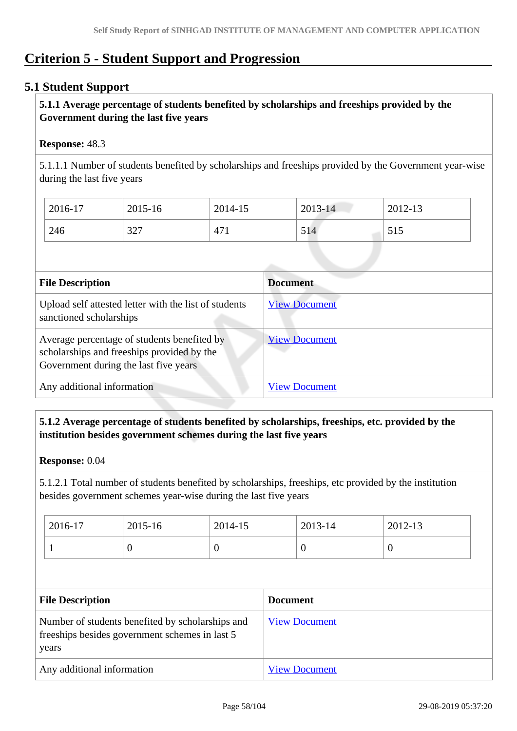# Criterion 5 - Student Support and Progression

## 5.1 Student Support

**5.1.1 Average percentage of students benefited by scholarships and freeships provided by the Government during the last five years**

**Response:** 48.3

5.1.1.1 Number of students benefited by scholarships and freeships provided by the Government year-wise during the last five years

| 2016-17 | 2015-16 | 2014-15 | 2013-14 | 2012-13 |
|---|---|---|---|---|
| 246 | 327 | 471 | 514 | 515 |

| File Description | Document |
|---|---|
| Upload self attested letter with the list of students sanctioned scholarships | View Document |
| Average percentage of students benefited by scholarships and freeships provided by the Government during the last five years | View Document |
| Any additional information | View Document |

**5.1.2 Average percentage of students benefited by scholarships, freeships, etc. provided by the institution besides government schemes during the last five years**

**Response:** 0.04

5.1.2.1 Total number of students benefited by scholarships, freeships, etc provided by the institution besides government schemes year-wise during the last five years

| 2016-17 | 2015-16 | 2014-15 | 2013-14 | 2012-13 |
|---|---|---|---|---|
| 1 | 0 | 0 | 0 | 0 |

| File Description | Document |
|---|---|
| Number of students benefited by scholarships and freeships besides government schemes in last 5 years | View Document |
| Any additional information | View Document |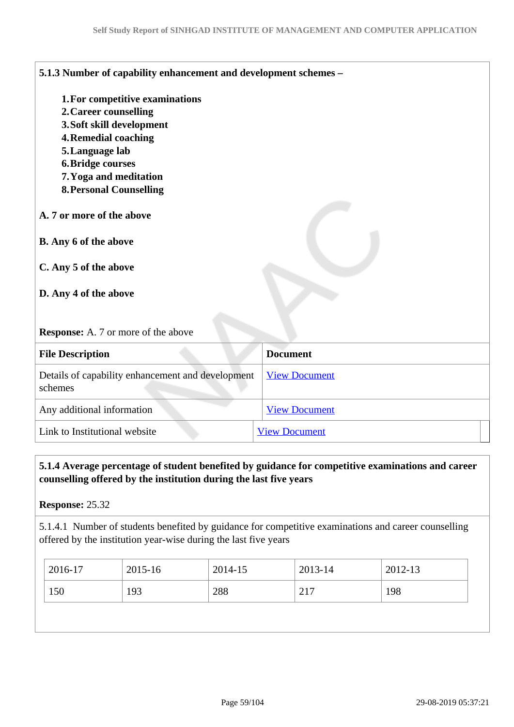**5.1.3 Number of capability enhancement and development schemes –**

1. **For competitive examinations**
2. **Career counselling**
3. **Soft skill development**
4. **Remedial coaching**
5. **Language lab**
6. **Bridge courses**
7. **Yoga and meditation**
8. **Personal Counselling**

**A. 7 or more of the above**

**B. Any 6 of the above**

**C. Any 5 of the above**

**D. Any 4 of the above**

**Response:** A. 7 or more of the above

| File Description | Document |
|---|---|
| Details of capability enhancement and development schemes | View Document |
| Any additional information | View Document |
| Link to Institutional website | View Document |

**5.1.4 Average percentage of student benefited by guidance for competitive examinations and career counselling offered by the institution during the last five years**

**Response:** 25.32

5.1.4.1 Number of students benefited by guidance for competitive examinations and career counselling offered by the institution year-wise during the last five years

| 2016-17 | 2015-16 | 2014-15 | 2013-14 | 2012-13 |
|---|---|---|---|---|
| 150 | 193 | 288 | 217 | 198 |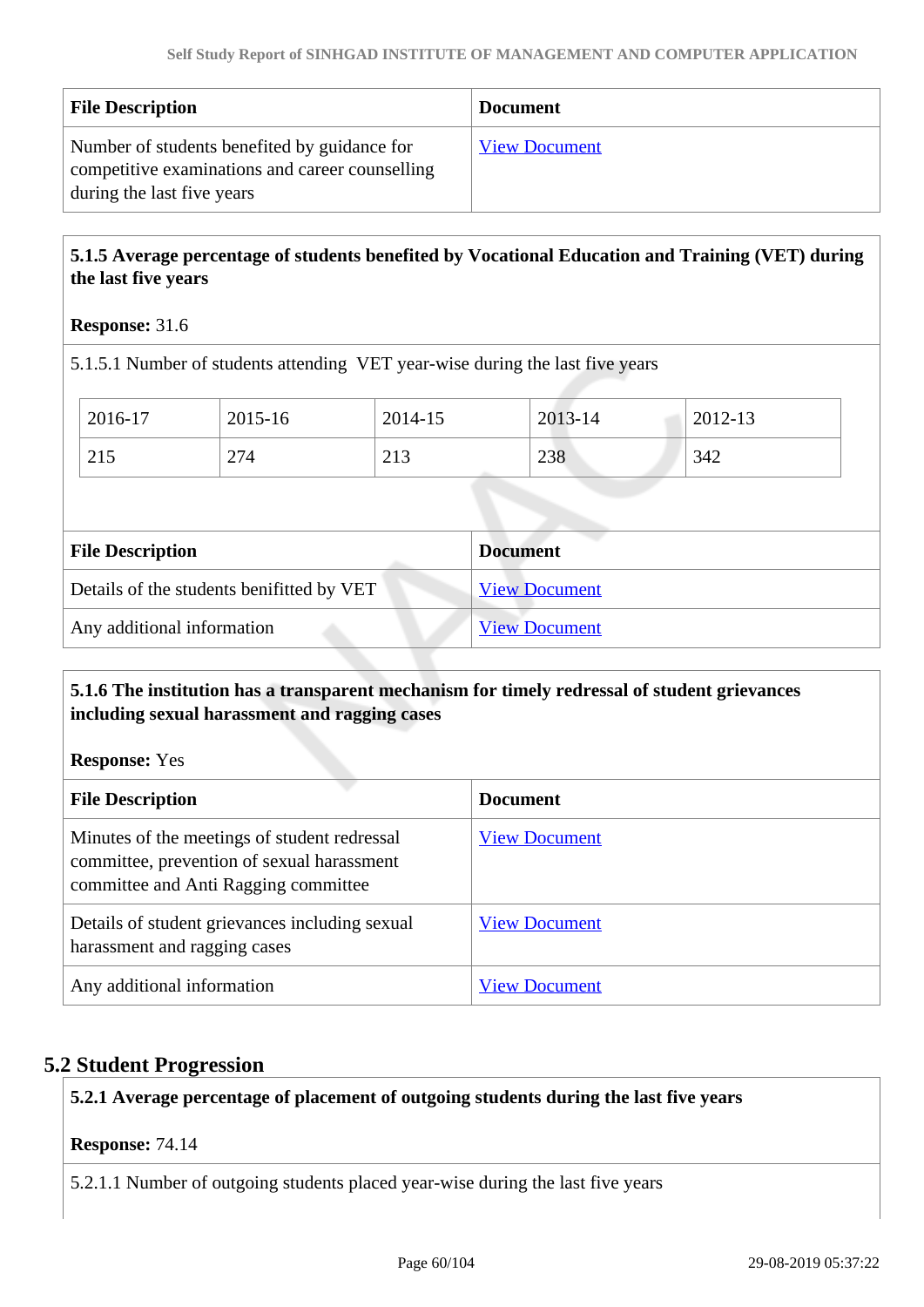| File Description | Document |
|---|---|
| Number of students benefited by guidance for competitive examinations and career counselling during the last five years | View Document |

**5.1.5 Average percentage of students benefited by Vocational Education and Training (VET) during the last five years**

**Response:** 31.6

5.1.5.1 Number of students attending VET year-wise during the last five years

| 2016-17 | 2015-16 | 2014-15 | 2013-14 | 2012-13 |
|---|---|---|---|---|
| 215 | 274 | 213 | 238 | 342 |

| File Description | Document |
|---|---|
| Details of the students benifitted by VET | View Document |
| Any additional information | View Document |

**5.1.6 The institution has a transparent mechanism for timely redressal of student grievances including sexual harassment and ragging cases**

**Response:** Yes

| File Description | Document |
|---|---|
| Minutes of the meetings of student redressal committee, prevention of sexual harassment committee and Anti Ragging committee | View Document |
| Details of student grievances including sexual harassment and ragging cases | View Document |
| Any additional information | View Document |

## 5.2 Student Progression

**5.2.1 Average percentage of placement of outgoing students during the last five years**

**Response:** 74.14

5.2.1.1 Number of outgoing students placed year-wise during the last five years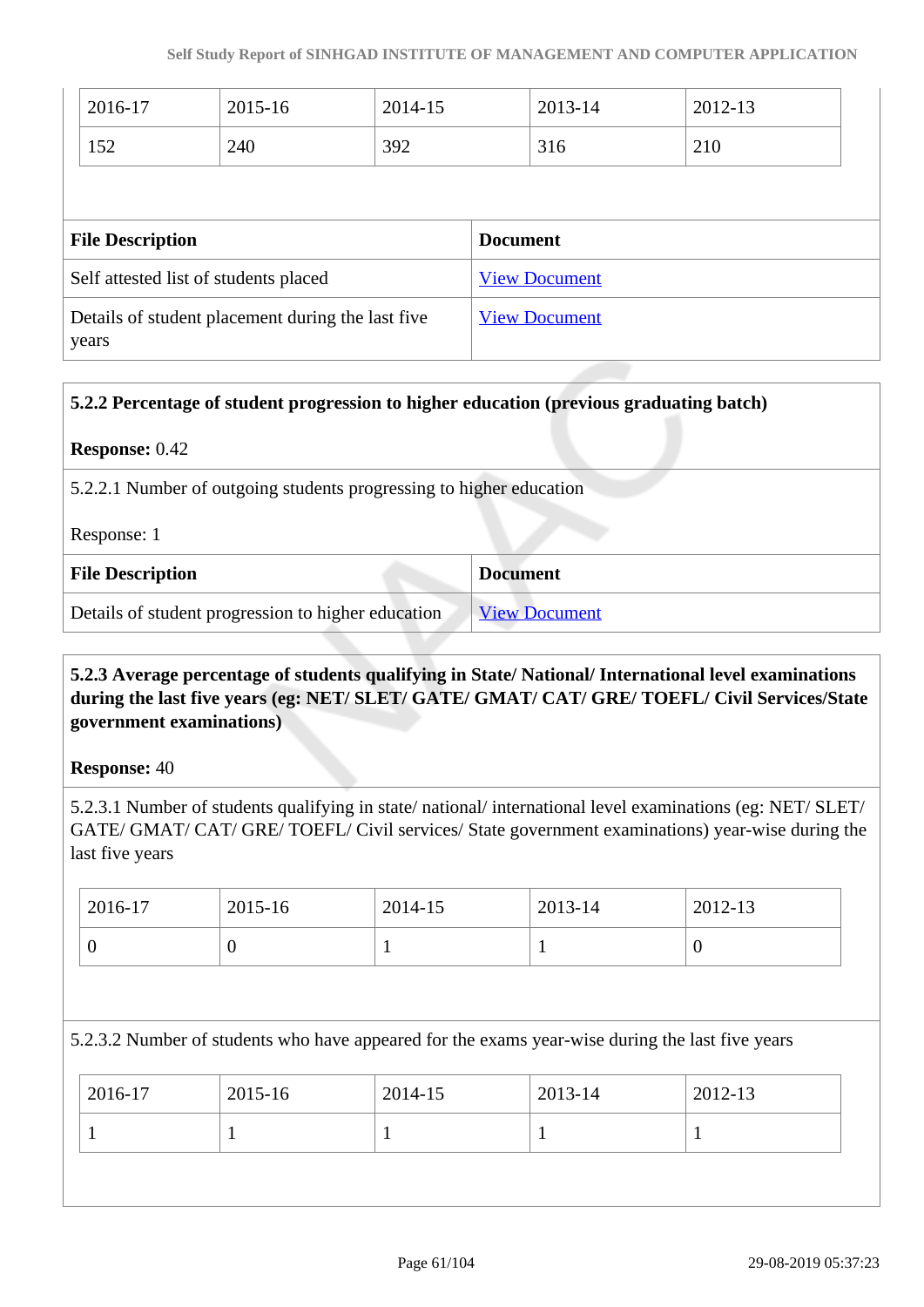| 2016-17 | 2015-16 | 2014-15 | 2013-14 | 2012-13 |
|---|---|---|---|---|
| 152 | 240 | 392 | 316 | 210 |

| File Description | Document |
|---|---|
| Self attested list of students placed | View Document |
| Details of student placement during the last five years | View Document |

**5.2.2 Percentage of student progression to higher education (previous graduating batch)**

**Response:** 0.42

5.2.2.1 Number of outgoing students progressing to higher education

Response: 1

| File Description | Document |
|---|---|
| Details of student progression to higher education | View Document |

**5.2.3 Average percentage of students qualifying in State/ National/ International level examinations during the last five years (eg: NET/ SLET/ GATE/ GMAT/ CAT/ GRE/ TOEFL/ Civil Services/State government examinations)**

**Response:** 40

5.2.3.1 Number of students qualifying in state/ national/ international level examinations (eg: NET/ SLET/ GATE/ GMAT/ CAT/ GRE/ TOEFL/ Civil services/ State government examinations) year-wise during the last five years

| 2016-17 | 2015-16 | 2014-15 | 2013-14 | 2012-13 |
|---|---|---|---|---|
| 0 | 0 | 1 | 1 | 0 |

5.2.3.2 Number of students who have appeared for the exams year-wise during the last five years

| 2016-17 | 2015-16 | 2014-15 | 2013-14 | 2012-13 |
|---|---|---|---|---|
| 1 | 1 | 1 | 1 | 1 |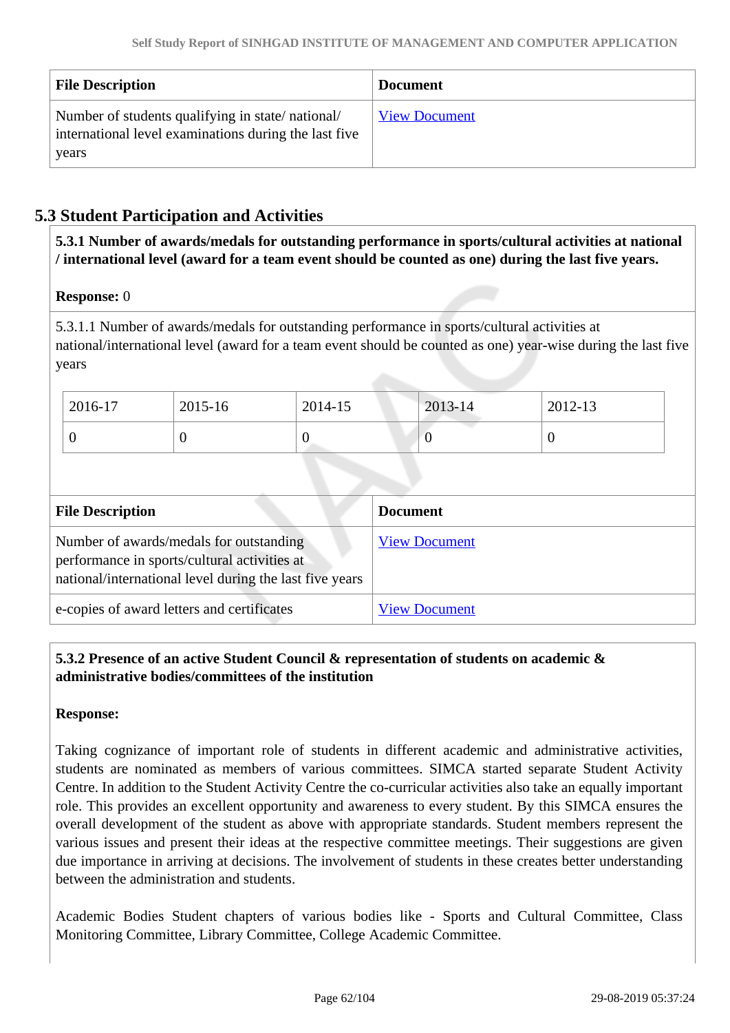| File Description | Document |
|---|---|
| Number of students qualifying in state/ national/ international level examinations during the last five years | View Document |

## 5.3 Student Participation and Activities

**5.3.1 Number of awards/medals for outstanding performance in sports/cultural activities at national / international level (award for a team event should be counted as one) during the last five years.**

**Response:** 0

5.3.1.1 Number of awards/medals for outstanding performance in sports/cultural activities at national/international level (award for a team event should be counted as one) year-wise during the last five years

| 2016-17 | 2015-16 | 2014-15 | 2013-14 | 2012-13 |
|---|---|---|---|---|
| 0 | 0 | 0 | 0 | 0 |

| File Description | Document |
|---|---|
| Number of awards/medals for outstanding performance in sports/cultural activities at national/international level during the last five years | View Document |
| e-copies of award letters and certificates | View Document |

**5.3.2 Presence of an active Student Council & representation of students on academic & administrative bodies/committees of the institution**

**Response:**

Taking cognizance of important role of students in different academic and administrative activities, students are nominated as members of various committees. SIMCA started separate Student Activity Centre. In addition to the Student Activity Centre the co-curricular activities also take an equally important role. This provides an excellent opportunity and awareness to every student. By this SIMCA ensures the overall development of the student as above with appropriate standards. Student members represent the various issues and present their ideas at the respective committee meetings. Their suggestions are given due importance in arriving at decisions. The involvement of students in these creates better understanding between the administration and students.

Academic Bodies Student chapters of various bodies like - Sports and Cultural Committee, Class Monitoring Committee, Library Committee, College Academic Committee.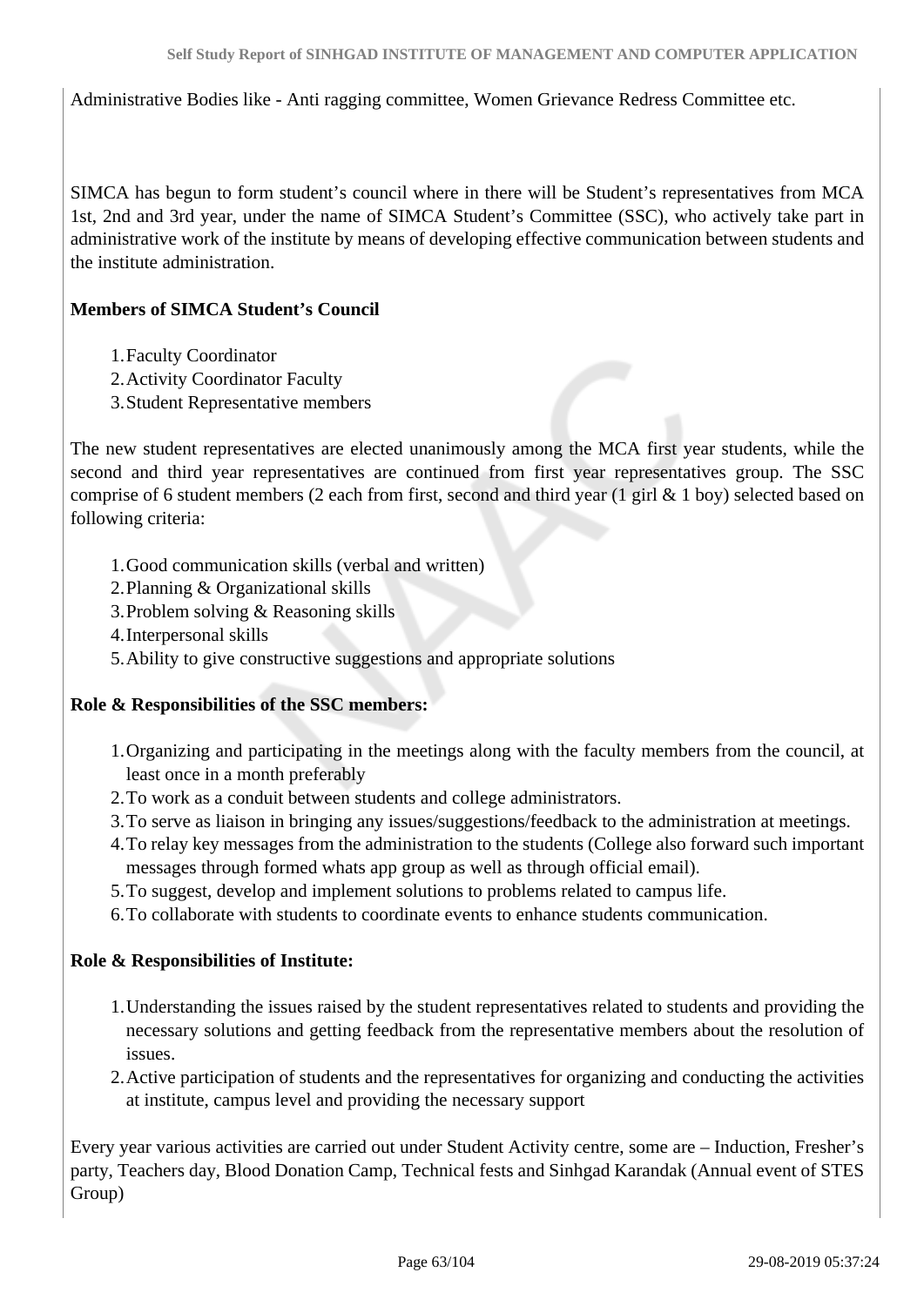Administrative Bodies like - Anti ragging committee, Women Grievance Redress Committee etc.

SIMCA has begun to form student's council where in there will be Student's representatives from MCA 1st, 2nd and 3rd year, under the name of SIMCA Student's Committee (SSC), who actively take part in administrative work of the institute by means of developing effective communication between students and the institute administration.

**Members of SIMCA Student's Council**

1. Faculty Coordinator
2. Activity Coordinator Faculty
3. Student Representative members

The new student representatives are elected unanimously among the MCA first year students, while the second and third year representatives are continued from first year representatives group. The SSC comprise of 6 student members (2 each from first, second and third year (1 girl & 1 boy) selected based on following criteria:

1. Good communication skills (verbal and written)
2. Planning & Organizational skills
3. Problem solving & Reasoning skills
4. Interpersonal skills
5. Ability to give constructive suggestions and appropriate solutions

**Role & Responsibilities of the SSC members:**

1. Organizing and participating in the meetings along with the faculty members from the council, at least once in a month preferably
2. To work as a conduit between students and college administrators.
3. To serve as liaison in bringing any issues/suggestions/feedback to the administration at meetings.
4. To relay key messages from the administration to the students (College also forward such important messages through formed whats app group as well as through official email).
5. To suggest, develop and implement solutions to problems related to campus life.
6. To collaborate with students to coordinate events to enhance students communication.

**Role & Responsibilities of Institute:**

1. Understanding the issues raised by the student representatives related to students and providing the necessary solutions and getting feedback from the representative members about the resolution of issues.
2. Active participation of students and the representatives for organizing and conducting the activities at institute, campus level and providing the necessary support

Every year various activities are carried out under Student Activity centre, some are – Induction, Fresher's party, Teachers day, Blood Donation Camp, Technical fests and Sinhgad Karandak (Annual event of STES Group)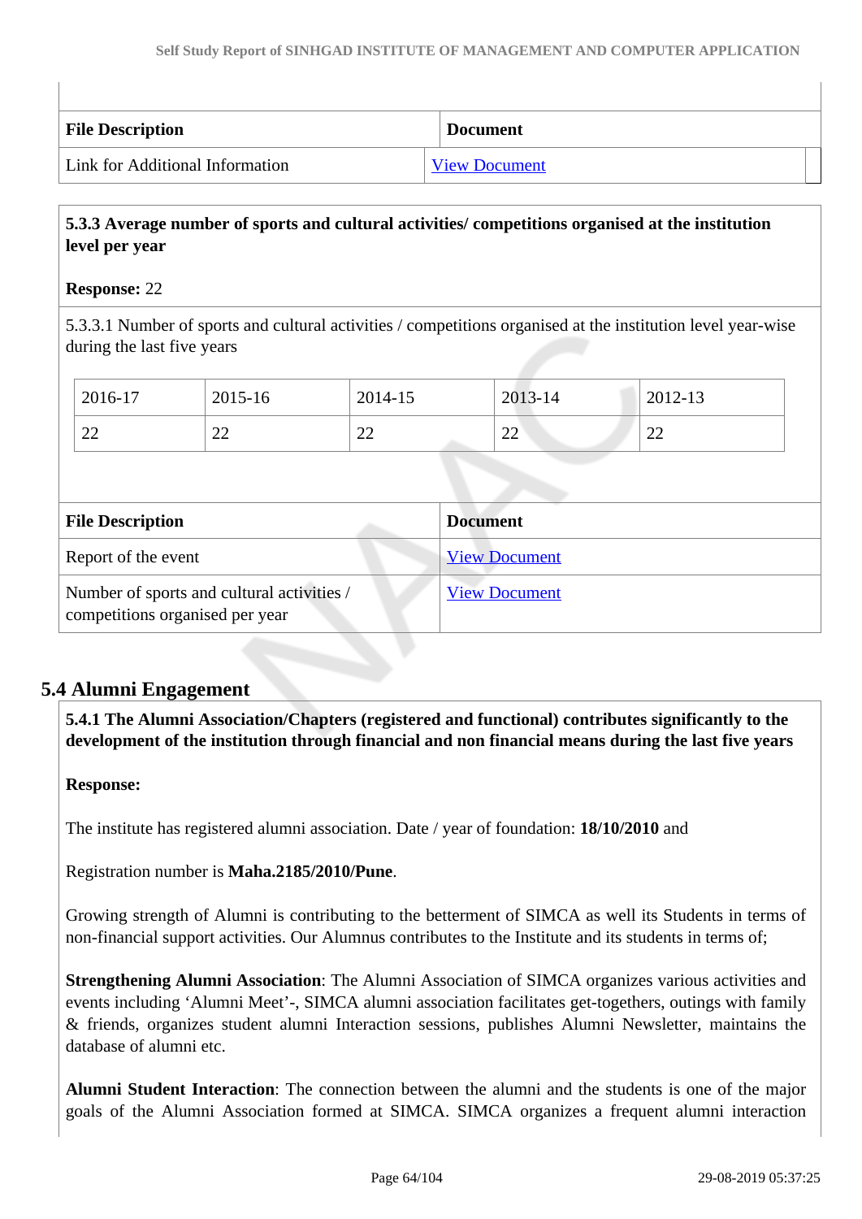| File Description | Document |
|---|---|
| Link for Additional Information | View Document |

**5.3.3 Average number of sports and cultural activities/ competitions organised at the institution level per year**

**Response:** 22

5.3.3.1 Number of sports and cultural activities / competitions organised at the institution level year-wise during the last five years

| 2016-17 | 2015-16 | 2014-15 | 2013-14 | 2012-13 |
|---|---|---|---|---|
| 22 | 22 | 22 | 22 | 22 |

| File Description | Document |
|---|---|
| Report of the event | View Document |
| Number of sports and cultural activities / competitions organised per year | View Document |

## 5.4 Alumni Engagement

**5.4.1 The Alumni Association/Chapters (registered and functional) contributes significantly to the development of the institution through financial and non financial means during the last five years**

**Response:**

The institute has registered alumni association. Date / year of foundation: **18/10/2010** and

Registration number is **Maha.2185/2010/Pune**.

Growing strength of Alumni is contributing to the betterment of SIMCA as well its Students in terms of non-financial support activities. Our Alumnus contributes to the Institute and its students in terms of;

**Strengthening Alumni Association**: The Alumni Association of SIMCA organizes various activities and events including 'Alumni Meet'-, SIMCA alumni association facilitates get-togethers, outings with family & friends, organizes student alumni Interaction sessions, publishes Alumni Newsletter, maintains the database of alumni etc.

**Alumni Student Interaction**: The connection between the alumni and the students is one of the major goals of the Alumni Association formed at SIMCA. SIMCA organizes a frequent alumni interaction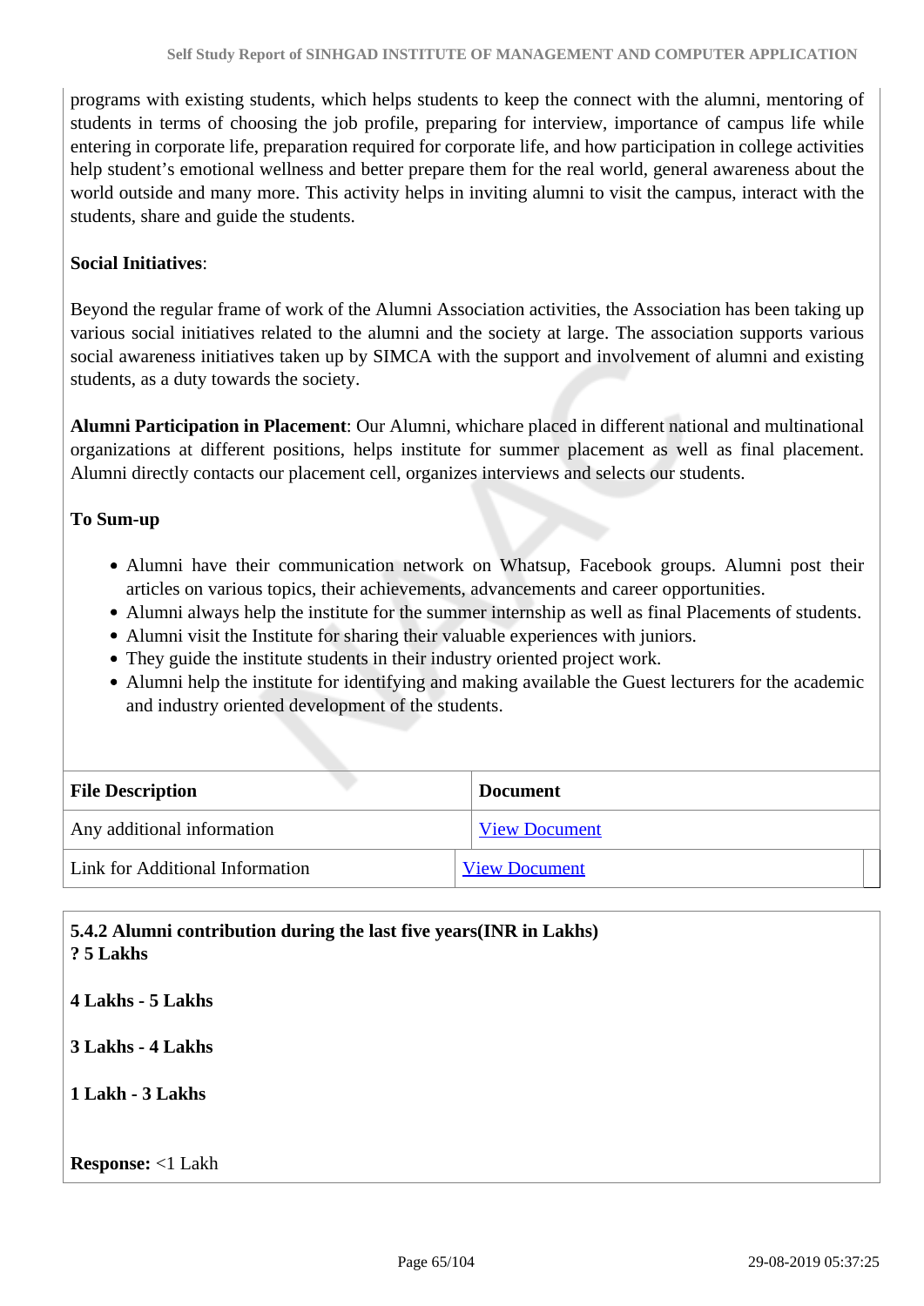programs with existing students, which helps students to keep the connect with the alumni, mentoring of students in terms of choosing the job profile, preparing for interview, importance of campus life while entering in corporate life, preparation required for corporate life, and how participation in college activities help student's emotional wellness and better prepare them for the real world, general awareness about the world outside and many more. This activity helps in inviting alumni to visit the campus, interact with the students, share and guide the students.

**Social Initiatives**:

Beyond the regular frame of work of the Alumni Association activities, the Association has been taking up various social initiatives related to the alumni and the society at large. The association supports various social awareness initiatives taken up by SIMCA with the support and involvement of alumni and existing students, as a duty towards the society.

**Alumni Participation in Placement**: Our Alumni, whichare placed in different national and multinational organizations at different positions, helps institute for summer placement as well as final placement. Alumni directly contacts our placement cell, organizes interviews and selects our students.

**To Sum-up**

- Alumni have their communication network on Whatsup, Facebook groups. Alumni post their articles on various topics, their achievements, advancements and career opportunities.
- Alumni always help the institute for the summer internship as well as final Placements of students.
- Alumni visit the Institute for sharing their valuable experiences with juniors.
- They guide the institute students in their industry oriented project work.
- Alumni help the institute for identifying and making available the Guest lecturers for the academic and industry oriented development of the students.

| File Description | Document |
|---|---|
| Any additional information | View Document |
| Link for Additional Information | View Document |

**5.4.2 Alumni contribution during the last five years(INR in Lakhs)**
**? 5 Lakhs**

**4 Lakhs - 5 Lakhs**

**3 Lakhs - 4 Lakhs**

**1 Lakh - 3 Lakhs**

**Response:** <1 Lakh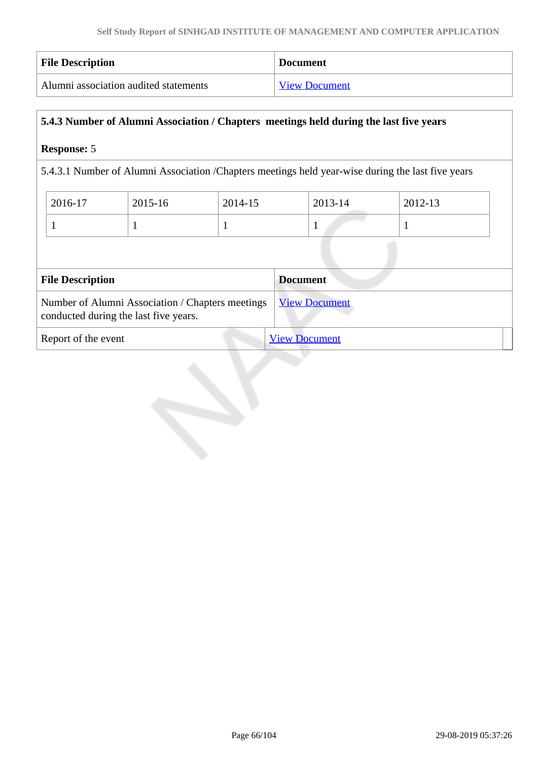| File Description | Document |
| --- | --- |
| Alumni association audited statements | View Document |

**5.4.3 Number of Alumni Association / Chapters meetings held during the last five years**

**Response:** 5

5.4.3.1 Number of Alumni Association /Chapters meetings held year-wise during the last five years

| 2016-17 | 2015-16 | 2014-15 | 2013-14 | 2012-13 |
| --- | --- | --- | --- | --- |
| 1 | 1 | 1 | 1 | 1 |

| File Description | Document |
| --- | --- |
| Number of Alumni Association / Chapters meetings conducted during the last five years. | View Document |
| Report of the event | View Document |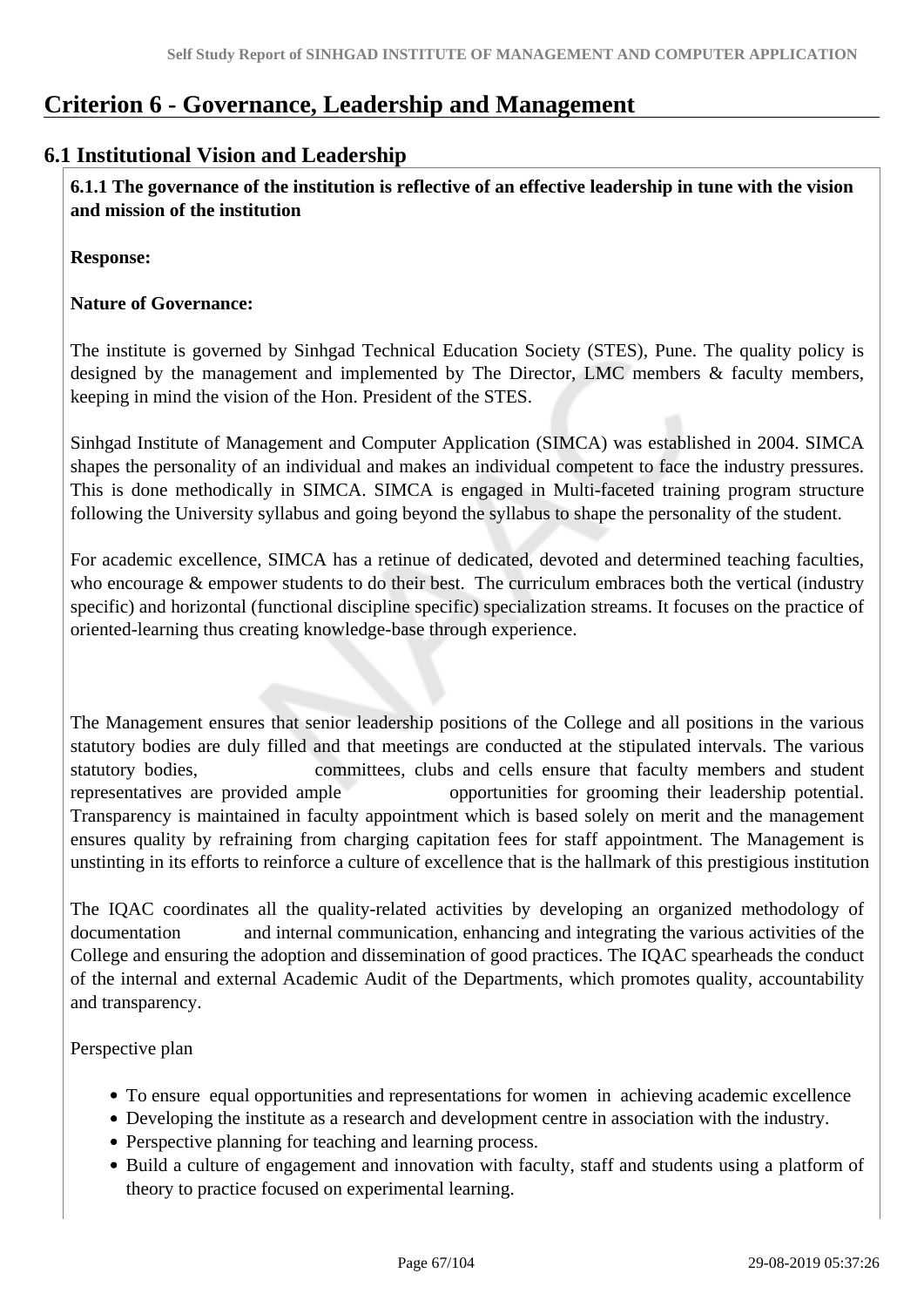# Criterion 6 - Governance, Leadership and Management

## 6.1 Institutional Vision and Leadership

**6.1.1 The governance of the institution is reflective of an effective leadership in tune with the vision and mission of the institution**

**Response:**

**Nature of Governance:**

The institute is governed by Sinhgad Technical Education Society (STES), Pune. The quality policy is designed by the management and implemented by The Director, LMC members & faculty members, keeping in mind the vision of the Hon. President of the STES.

Sinhgad Institute of Management and Computer Application (SIMCA) was established in 2004. SIMCA shapes the personality of an individual and makes an individual competent to face the industry pressures. This is done methodically in SIMCA. SIMCA is engaged in Multi-faceted training program structure following the University syllabus and going beyond the syllabus to shape the personality of the student.

For academic excellence, SIMCA has a retinue of dedicated, devoted and determined teaching faculties, who encourage & empower students to do their best. The curriculum embraces both the vertical (industry specific) and horizontal (functional discipline specific) specialization streams. It focuses on the practice of oriented-learning thus creating knowledge-base through experience.

The Management ensures that senior leadership positions of the College and all positions in the various statutory bodies are duly filled and that meetings are conducted at the stipulated intervals. The various statutory bodies, committees, clubs and cells ensure that faculty members and student representatives are provided ample opportunities for grooming their leadership potential. Transparency is maintained in faculty appointment which is based solely on merit and the management ensures quality by refraining from charging capitation fees for staff appointment. The Management is unstinting in its efforts to reinforce a culture of excellence that is the hallmark of this prestigious institution

The IQAC coordinates all the quality-related activities by developing an organized methodology of documentation and internal communication, enhancing and integrating the various activities of the College and ensuring the adoption and dissemination of good practices. The IQAC spearheads the conduct of the internal and external Academic Audit of the Departments, which promotes quality, accountability and transparency.

Perspective plan

- To ensure equal opportunities and representations for women in achieving academic excellence
- Developing the institute as a research and development centre in association with the industry.
- Perspective planning for teaching and learning process.
- Build a culture of engagement and innovation with faculty, staff and students using a platform of theory to practice focused on experimental learning.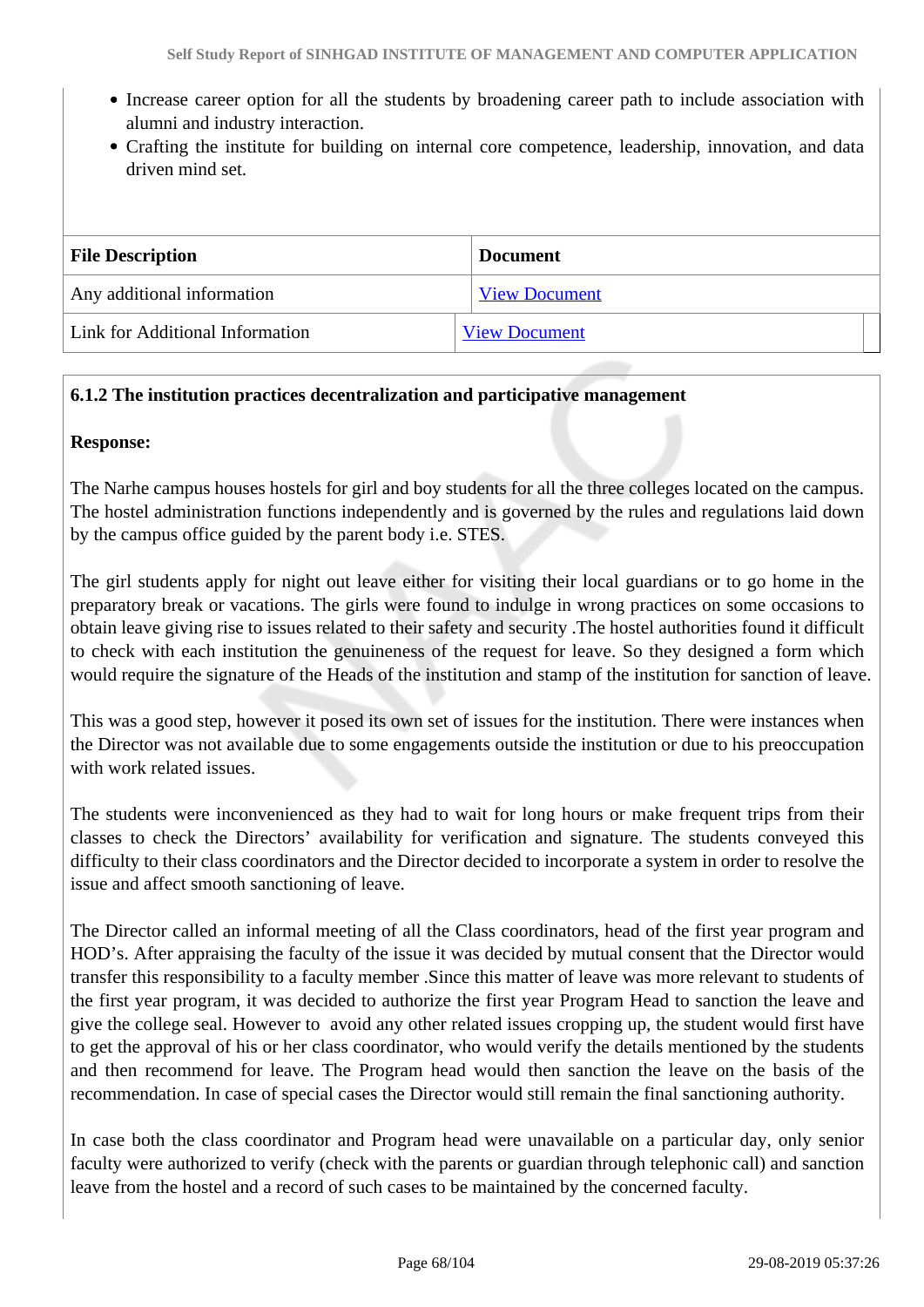- Increase career option for all the students by broadening career path to include association with alumni and industry interaction.
- Crafting the institute for building on internal core competence, leadership, innovation, and data driven mind set.

| File Description | Document |
|---|---|
| Any additional information | View Document |
| Link for Additional Information | View Document |

**6.1.2 The institution practices decentralization and participative management**

**Response:**

The Narhe campus houses hostels for girl and boy students for all the three colleges located on the campus. The hostel administration functions independently and is governed by the rules and regulations laid down by the campus office guided by the parent body i.e. STES.

The girl students apply for night out leave either for visiting their local guardians or to go home in the preparatory break or vacations. The girls were found to indulge in wrong practices on some occasions to obtain leave giving rise to issues related to their safety and security .The hostel authorities found it difficult to check with each institution the genuineness of the request for leave. So they designed a form which would require the signature of the Heads of the institution and stamp of the institution for sanction of leave.

This was a good step, however it posed its own set of issues for the institution. There were instances when the Director was not available due to some engagements outside the institution or due to his preoccupation with work related issues.

The students were inconvenienced as they had to wait for long hours or make frequent trips from their classes to check the Directors' availability for verification and signature. The students conveyed this difficulty to their class coordinators and the Director decided to incorporate a system in order to resolve the issue and affect smooth sanctioning of leave.

The Director called an informal meeting of all the Class coordinators, head of the first year program and HOD's. After appraising the faculty of the issue it was decided by mutual consent that the Director would transfer this responsibility to a faculty member .Since this matter of leave was more relevant to students of the first year program, it was decided to authorize the first year Program Head to sanction the leave and give the college seal. However to avoid any other related issues cropping up, the student would first have to get the approval of his or her class coordinator, who would verify the details mentioned by the students and then recommend for leave. The Program head would then sanction the leave on the basis of the recommendation. In case of special cases the Director would still remain the final sanctioning authority.

In case both the class coordinator and Program head were unavailable on a particular day, only senior faculty were authorized to verify (check with the parents or guardian through telephonic call) and sanction leave from the hostel and a record of such cases to be maintained by the concerned faculty.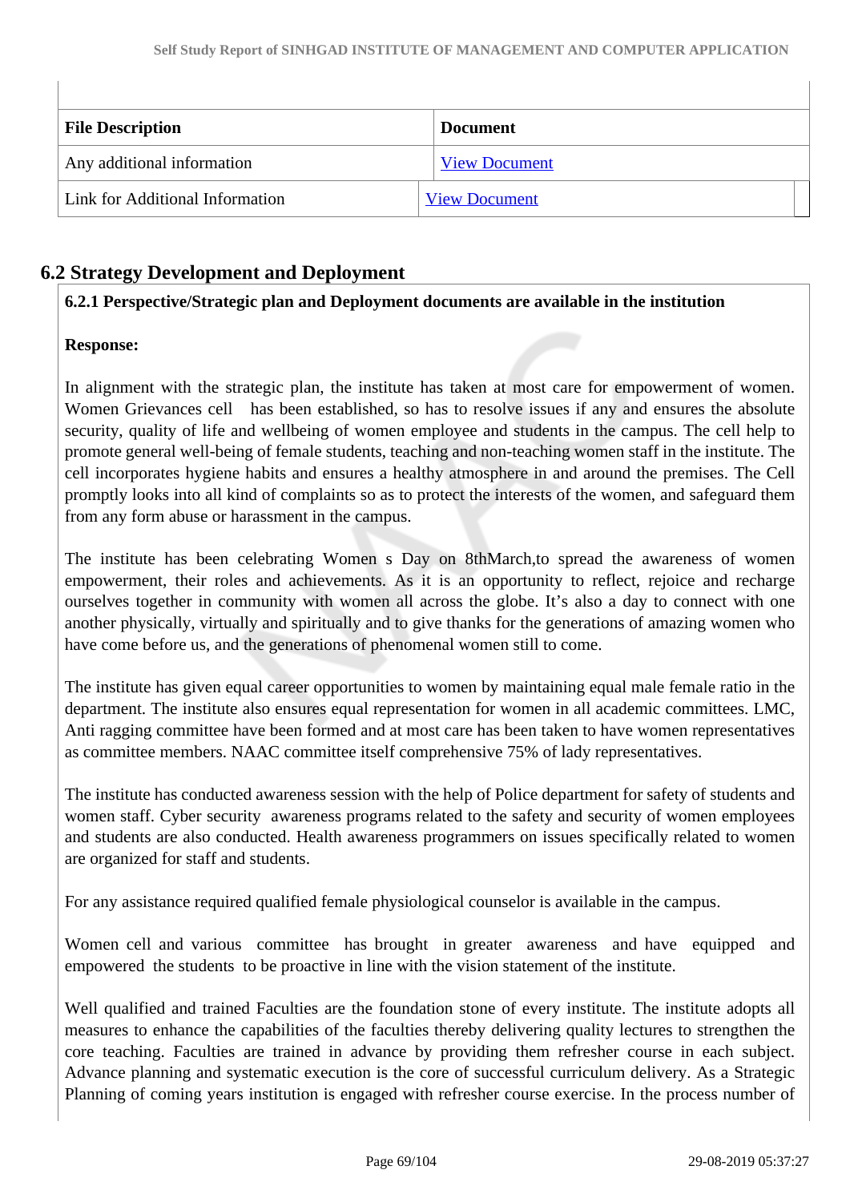| File Description | Document |
|---|---|
| Any additional information | View Document |
| Link for Additional Information | View Document |

## 6.2 Strategy Development and Deployment

**6.2.1 Perspective/Strategic plan and Deployment documents are available in the institution**

**Response:**

In alignment with the strategic plan, the institute has taken at most care for empowerment of women. Women Grievances cell has been established, so has to resolve issues if any and ensures the absolute security, quality of life and wellbeing of women employee and students in the campus. The cell help to promote general well-being of female students, teaching and non-teaching women staff in the institute. The cell incorporates hygiene habits and ensures a healthy atmosphere in and around the premises. The Cell promptly looks into all kind of complaints so as to protect the interests of the women, and safeguard them from any form abuse or harassment in the campus.

The institute has been celebrating Women s Day on 8thMarch,to spread the awareness of women empowerment, their roles and achievements. As it is an opportunity to reflect, rejoice and recharge ourselves together in community with women all across the globe. It's also a day to connect with one another physically, virtually and spiritually and to give thanks for the generations of amazing women who have come before us, and the generations of phenomenal women still to come.

The institute has given equal career opportunities to women by maintaining equal male female ratio in the department. The institute also ensures equal representation for women in all academic committees. LMC, Anti ragging committee have been formed and at most care has been taken to have women representatives as committee members. NAAC committee itself comprehensive 75% of lady representatives.

The institute has conducted awareness session with the help of Police department for safety of students and women staff. Cyber security awareness programs related to the safety and security of women employees and students are also conducted. Health awareness programmers on issues specifically related to women are organized for staff and students.

For any assistance required qualified female physiological counselor is available in the campus.

Women cell and various committee has brought in greater awareness and have equipped and empowered the students to be proactive in line with the vision statement of the institute.

Well qualified and trained Faculties are the foundation stone of every institute. The institute adopts all measures to enhance the capabilities of the faculties thereby delivering quality lectures to strengthen the core teaching. Faculties are trained in advance by providing them refresher course in each subject. Advance planning and systematic execution is the core of successful curriculum delivery. As a Strategic Planning of coming years institution is engaged with refresher course exercise. In the process number of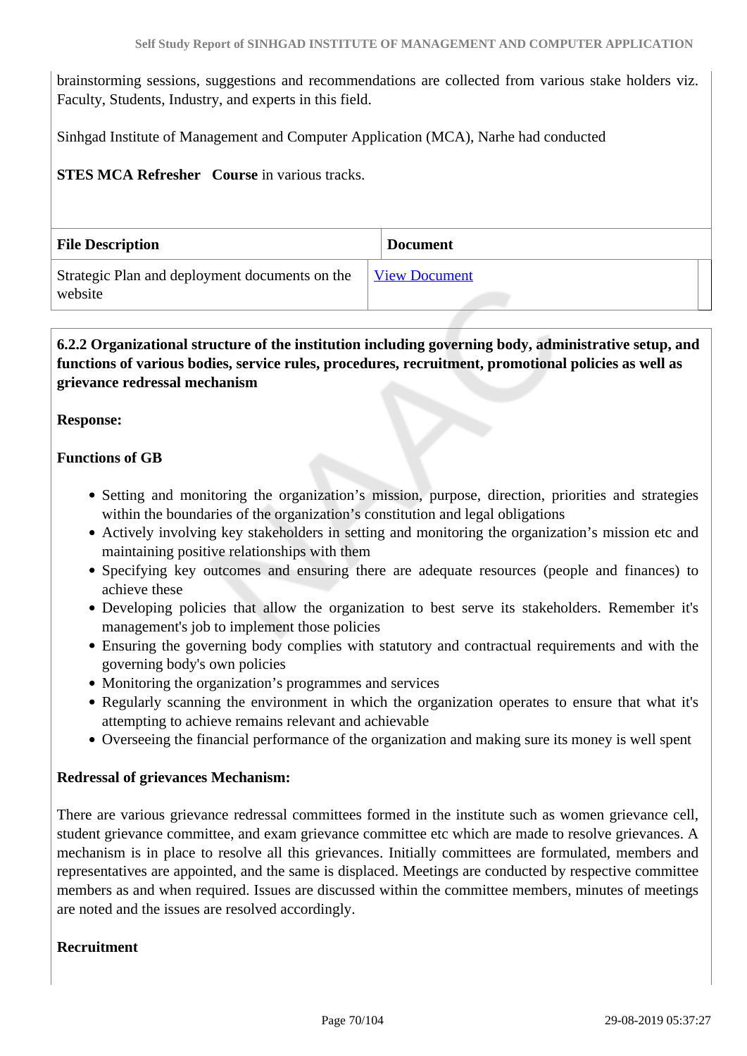brainstorming sessions, suggestions and recommendations are collected from various stake holders viz. Faculty, Students, Industry, and experts in this field.

Sinhgad Institute of Management and Computer Application (MCA), Narhe had conducted

**STES MCA Refresher Course** in various tracks.

| File Description | Document |
|---|---|
| Strategic Plan and deployment documents on the website | View Document |

**6.2.2 Organizational structure of the institution including governing body, administrative setup, and functions of various bodies, service rules, procedures, recruitment, promotional policies as well as grievance redressal mechanism**

**Response:**

**Functions of GB**

- Setting and monitoring the organization's mission, purpose, direction, priorities and strategies within the boundaries of the organization's constitution and legal obligations
- Actively involving key stakeholders in setting and monitoring the organization's mission etc and maintaining positive relationships with them
- Specifying key outcomes and ensuring there are adequate resources (people and finances) to achieve these
- Developing policies that allow the organization to best serve its stakeholders. Remember it's management's job to implement those policies
- Ensuring the governing body complies with statutory and contractual requirements and with the governing body's own policies
- Monitoring the organization's programmes and services
- Regularly scanning the environment in which the organization operates to ensure that what it's attempting to achieve remains relevant and achievable
- Overseeing the financial performance of the organization and making sure its money is well spent

**Redressal of grievances Mechanism:**

There are various grievance redressal committees formed in the institute such as women grievance cell, student grievance committee, and exam grievance committee etc which are made to resolve grievances. A mechanism is in place to resolve all this grievances. Initially committees are formulated, members and representatives are appointed, and the same is displaced. Meetings are conducted by respective committee members as and when required. Issues are discussed within the committee members, minutes of meetings are noted and the issues are resolved accordingly.

**Recruitment**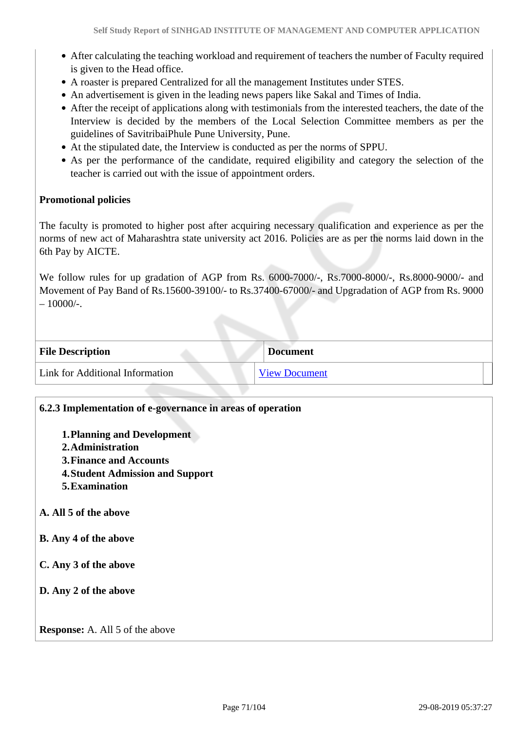- After calculating the teaching workload and requirement of teachers the number of Faculty required is given to the Head office.
- A roaster is prepared Centralized for all the management Institutes under STES.
- An advertisement is given in the leading news papers like Sakal and Times of India.
- After the receipt of applications along with testimonials from the interested teachers, the date of the Interview is decided by the members of the Local Selection Committee members as per the guidelines of SavitribaiPhule Pune University, Pune.
- At the stipulated date, the Interview is conducted as per the norms of SPPU.
- As per the performance of the candidate, required eligibility and category the selection of the teacher is carried out with the issue of appointment orders.

**Promotional policies**

The faculty is promoted to higher post after acquiring necessary qualification and experience as per the norms of new act of Maharashtra state university act 2016. Policies are as per the norms laid down in the 6th Pay by AICTE.

We follow rules for up gradation of AGP from Rs. 6000-7000/-, Rs.7000-8000/-, Rs.8000-9000/- and Movement of Pay Band of Rs.15600-39100/- to Rs.37400-67000/- and Upgradation of AGP from Rs. 9000 – 10000/-.

| File Description | Document |
|---|---|
| Link for Additional Information | View Document |

**6.2.3 Implementation of e-governance in areas of operation**

1. **Planning and Development**
2. **Administration**
3. **Finance and Accounts**
4. **Student Admission and Support**
5. **Examination**

**A. All 5 of the above**

**B. Any 4 of the above**

**C. Any 3 of the above**

**D. Any 2 of the above**

**Response:** A. All 5 of the above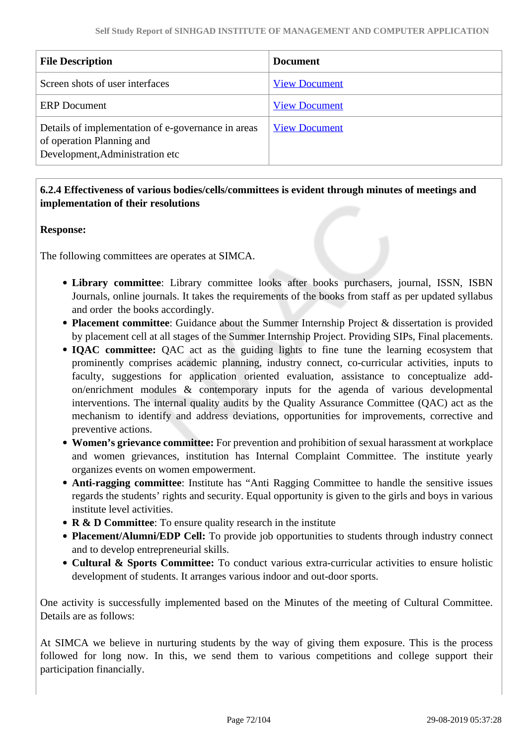| File Description | Document |
| --- | --- |
| Screen shots of user interfaces | View Document |
| ERP Document | View Document |
| Details of implementation of e-governance in areas of operation Planning and Development,Administration etc | View Document |

**6.2.4 Effectiveness of various bodies/cells/committees is evident through minutes of meetings and implementation of their resolutions**

**Response:**

The following committees are operates at SIMCA.

- **Library committee**: Library committee looks after books purchasers, journal, ISSN, ISBN Journals, online journals. It takes the requirements of the books from staff as per updated syllabus and order the books accordingly.
- **Placement committee**: Guidance about the Summer Internship Project & dissertation is provided by placement cell at all stages of the Summer Internship Project. Providing SIPs, Final placements.
- **IQAC committee:** QAC act as the guiding lights to fine tune the learning ecosystem that prominently comprises academic planning, industry connect, co-curricular activities, inputs to faculty, suggestions for application oriented evaluation, assistance to conceptualize add-on/enrichment modules & contemporary inputs for the agenda of various developmental interventions. The internal quality audits by the Quality Assurance Committee (QAC) act as the mechanism to identify and address deviations, opportunities for improvements, corrective and preventive actions.
- **Women's grievance committee:** For prevention and prohibition of sexual harassment at workplace and women grievances, institution has Internal Complaint Committee. The institute yearly organizes events on women empowerment.
- **Anti-ragging committee**: Institute has "Anti Ragging Committee to handle the sensitive issues regards the students' rights and security. Equal opportunity is given to the girls and boys in various institute level activities.
- **R & D Committee**: To ensure quality research in the institute
- **Placement/Alumni/EDP Cell:** To provide job opportunities to students through industry connect and to develop entrepreneurial skills.
- **Cultural & Sports Committee:** To conduct various extra-curricular activities to ensure holistic development of students. It arranges various indoor and out-door sports.

One activity is successfully implemented based on the Minutes of the meeting of Cultural Committee. Details are as follows:

At SIMCA we believe in nurturing students by the way of giving them exposure. This is the process followed for long now. In this, we send them to various competitions and college support their participation financially.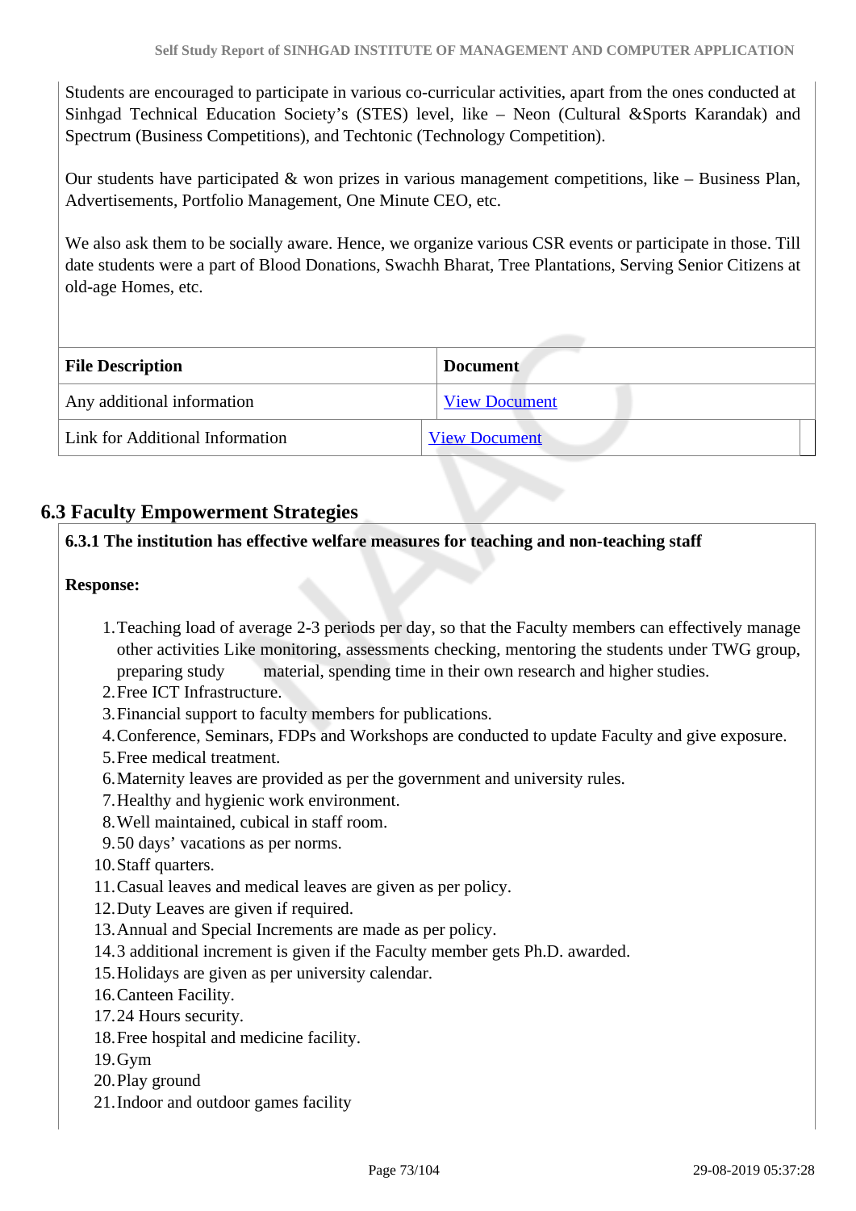Students are encouraged to participate in various co-curricular activities, apart from the ones conducted at Sinhgad Technical Education Society's (STES) level, like – Neon (Cultural &Sports Karandak) and Spectrum (Business Competitions), and Techtonic (Technology Competition).

Our students have participated & won prizes in various management competitions, like – Business Plan, Advertisements, Portfolio Management, One Minute CEO, etc.

We also ask them to be socially aware. Hence, we organize various CSR events or participate in those. Till date students were a part of Blood Donations, Swachh Bharat, Tree Plantations, Serving Senior Citizens at old-age Homes, etc.

| File Description | Document |
|---|---|
| Any additional information | View Document |
| Link for Additional Information | View Document |

## 6.3 Faculty Empowerment Strategies

**6.3.1 The institution has effective welfare measures for teaching and non-teaching staff**

**Response:**

1. Teaching load of average 2-3 periods per day, so that the Faculty members can effectively manage other activities Like monitoring, assessments checking, mentoring the students under TWG group, preparing study material, spending time in their own research and higher studies.
2. Free ICT Infrastructure.
3. Financial support to faculty members for publications.
4. Conference, Seminars, FDPs and Workshops are conducted to update Faculty and give exposure.
5. Free medical treatment.
6. Maternity leaves are provided as per the government and university rules.
7. Healthy and hygienic work environment.
8. Well maintained, cubical in staff room.
9. 50 days' vacations as per norms.
10. Staff quarters.
11. Casual leaves and medical leaves are given as per policy.
12. Duty Leaves are given if required.
13. Annual and Special Increments are made as per policy.
14. 3 additional increment is given if the Faculty member gets Ph.D. awarded.
15. Holidays are given as per university calendar.
16. Canteen Facility.
17. 24 Hours security.
18. Free hospital and medicine facility.
19. Gym
20. Play ground
21. Indoor and outdoor games facility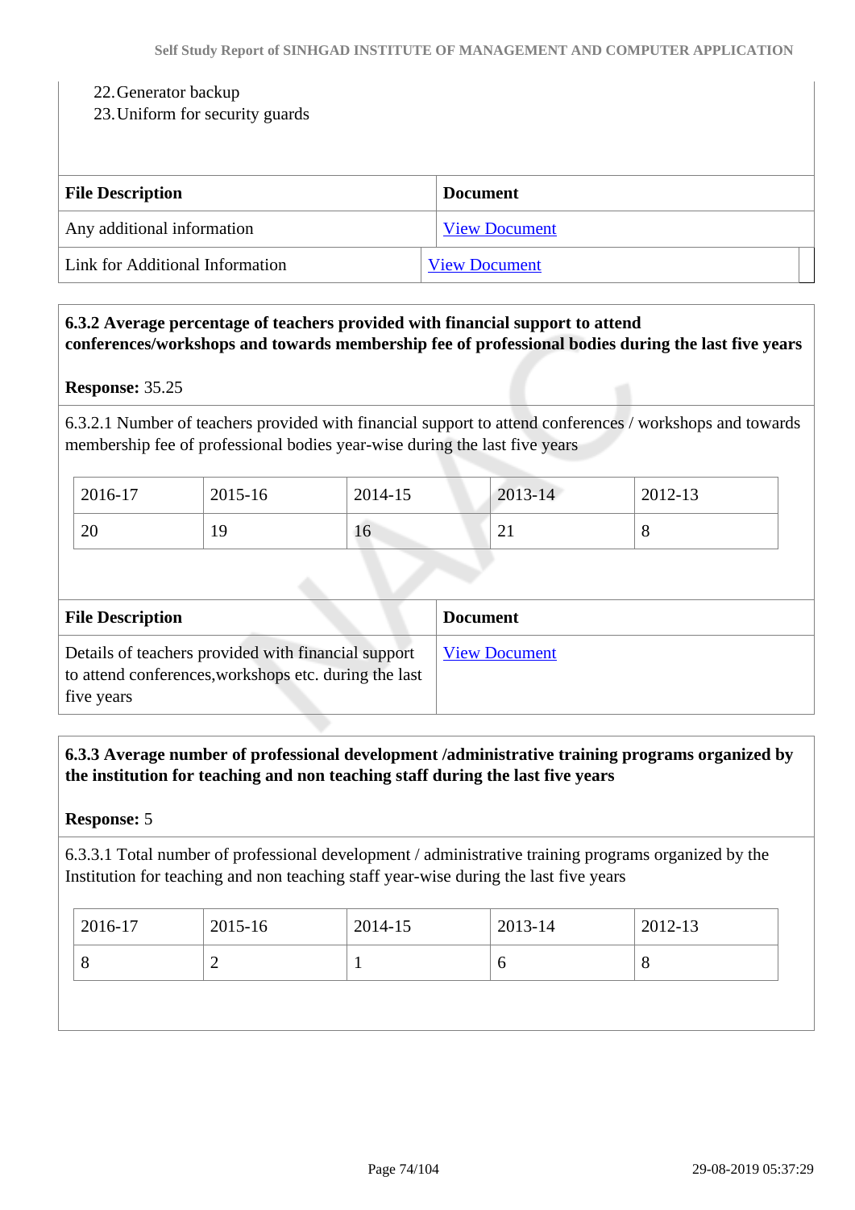22. Generator backup
23. Uniform for security guards

| File Description | Document |
|---|---|
| Any additional information | View Document |
| Link for Additional Information | View Document |

**6.3.2 Average percentage of teachers provided with financial support to attend conferences/workshops and towards membership fee of professional bodies during the last five years**

**Response:** 35.25

6.3.2.1 Number of teachers provided with financial support to attend conferences / workshops and towards membership fee of professional bodies year-wise during the last five years

| 2016-17 | 2015-16 | 2014-15 | 2013-14 | 2012-13 |
|---|---|---|---|---|
| 20 | 19 | 16 | 21 | 8 |

| File Description | Document |
|---|---|
| Details of teachers provided with financial support to attend conferences,workshops etc. during the last five years | View Document |

**6.3.3 Average number of professional development /administrative training programs organized by the institution for teaching and non teaching staff during the last five years**

**Response:** 5

6.3.3.1 Total number of professional development / administrative training programs organized by the Institution for teaching and non teaching staff year-wise during the last five years

| 2016-17 | 2015-16 | 2014-15 | 2013-14 | 2012-13 |
|---|---|---|---|---|
| 8 | 2 | 1 | 6 | 8 |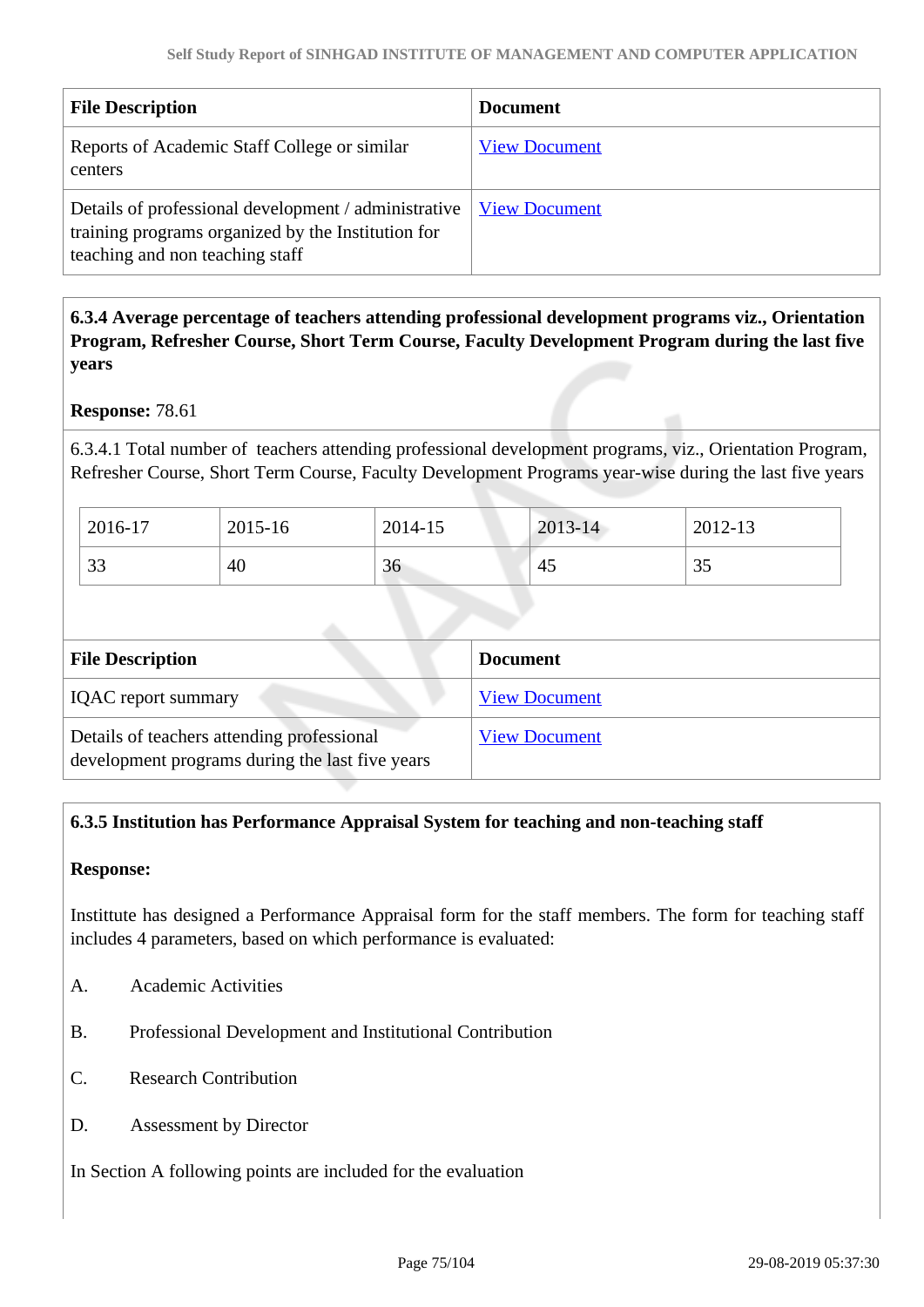| File Description | Document |
|---|---|
| Reports of Academic Staff College or similar centers | View Document |
| Details of professional development / administrative training programs organized by the Institution for teaching and non teaching staff | View Document |

**6.3.4 Average percentage of teachers attending professional development programs viz., Orientation Program, Refresher Course, Short Term Course, Faculty Development Program during the last five years**

**Response:** 78.61

6.3.4.1 Total number of teachers attending professional development programs, viz., Orientation Program, Refresher Course, Short Term Course, Faculty Development Programs year-wise during the last five years

| 2016-17 | 2015-16 | 2014-15 | 2013-14 | 2012-13 |
|---|---|---|---|---|
| 33 | 40 | 36 | 45 | 35 |

| File Description | Document |
|---|---|
| IQAC report summary | View Document |
| Details of teachers attending professional development programs during the last five years | View Document |

**6.3.5 Institution has Performance Appraisal System for teaching and non-teaching staff**

**Response:**

Instittute has designed a Performance Appraisal form for the staff members. The form for teaching staff includes 4 parameters, based on which performance is evaluated:

A. Academic Activities

B. Professional Development and Institutional Contribution

C. Research Contribution

D. Assessment by Director

In Section A following points are included for the evaluation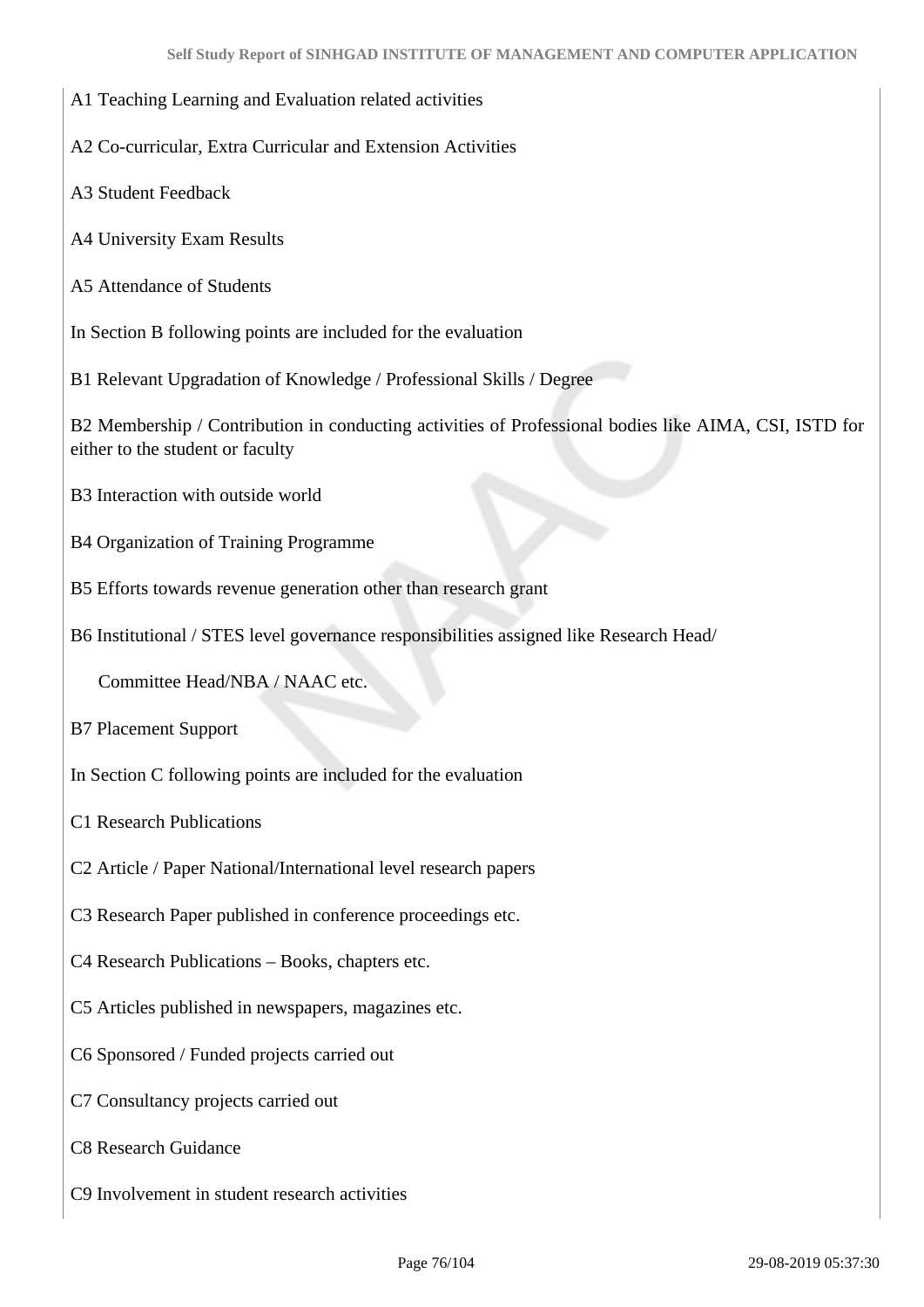A1 Teaching Learning and Evaluation related activities

A2 Co-curricular, Extra Curricular and Extension Activities

A3 Student Feedback

A4 University Exam Results

A5 Attendance of Students

In Section B following points are included for the evaluation

B1 Relevant Upgradation of Knowledge / Professional Skills / Degree

B2 Membership / Contribution in conducting activities of Professional bodies like AIMA, CSI, ISTD for either to the student or faculty

B3 Interaction with outside world

B4 Organization of Training Programme

B5 Efforts towards revenue generation other than research grant

B6 Institutional / STES level governance responsibilities assigned like Research Head/

Committee Head/NBA / NAAC etc.

B7 Placement Support

In Section C following points are included for the evaluation

C1 Research Publications

C2 Article / Paper National/International level research papers

C3 Research Paper published in conference proceedings etc.

C4 Research Publications – Books, chapters etc.

C5 Articles published in newspapers, magazines etc.

C6 Sponsored / Funded projects carried out

C7 Consultancy projects carried out

C8 Research Guidance

C9 Involvement in student research activities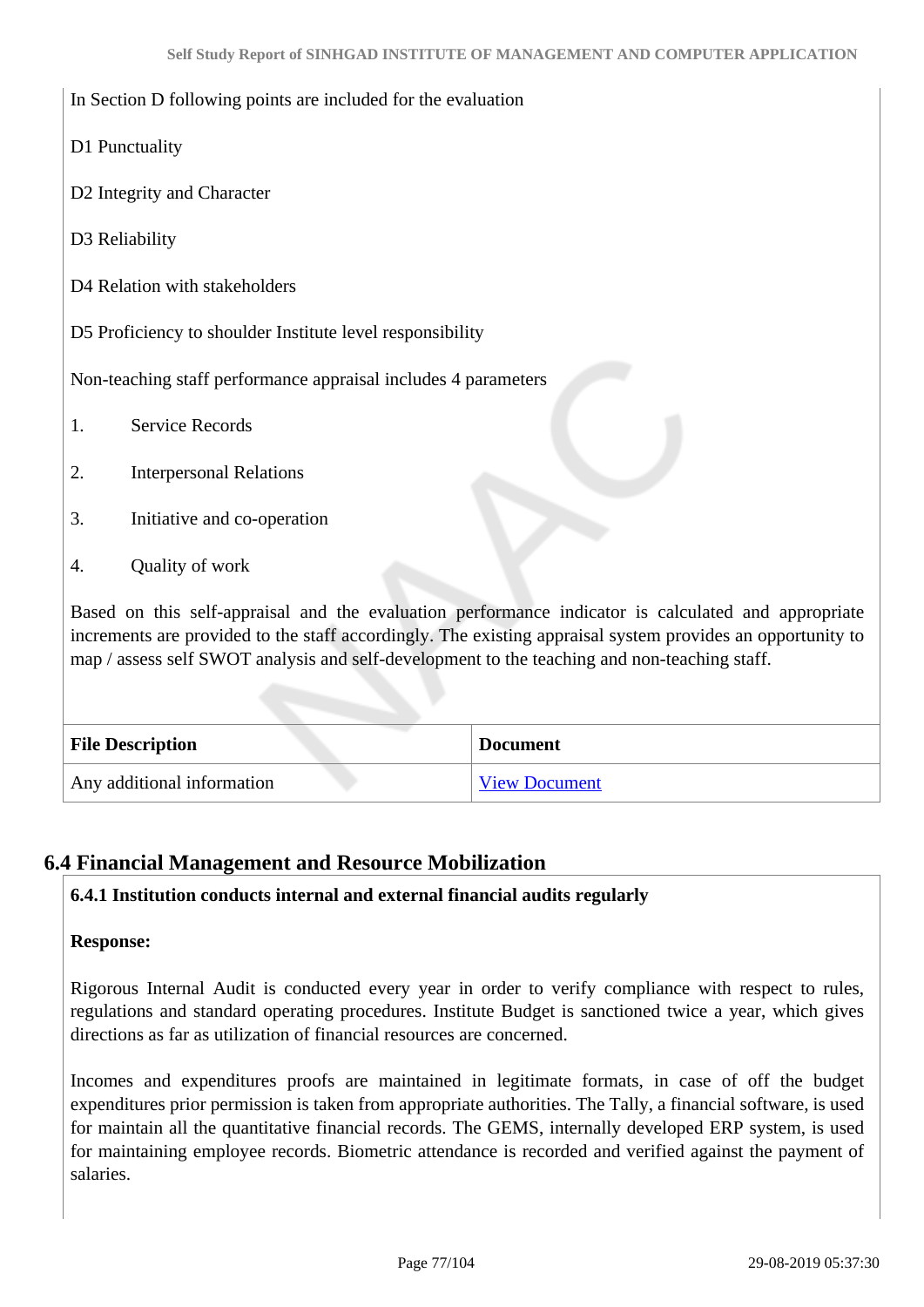In Section D following points are included for the evaluation

D1 Punctuality

D2 Integrity and Character

D3 Reliability

D4 Relation with stakeholders

D5 Proficiency to shoulder Institute level responsibility

Non-teaching staff performance appraisal includes 4 parameters

1. Service Records
2. Interpersonal Relations
3. Initiative and co-operation
4. Quality of work

Based on this self-appraisal and the evaluation performance indicator is calculated and appropriate increments are provided to the staff accordingly. The existing appraisal system provides an opportunity to map / assess self SWOT analysis and self-development to the teaching and non-teaching staff.

| File Description | Document |
|---|---|
| Any additional information | View Document |

## 6.4 Financial Management and Resource Mobilization

**6.4.1 Institution conducts internal and external financial audits regularly**

**Response:**

Rigorous Internal Audit is conducted every year in order to verify compliance with respect to rules, regulations and standard operating procedures. Institute Budget is sanctioned twice a year, which gives directions as far as utilization of financial resources are concerned.

Incomes and expenditures proofs are maintained in legitimate formats, in case of off the budget expenditures prior permission is taken from appropriate authorities. The Tally, a financial software, is used for maintain all the quantitative financial records. The GEMS, internally developed ERP system, is used for maintaining employee records. Biometric attendance is recorded and verified against the payment of salaries.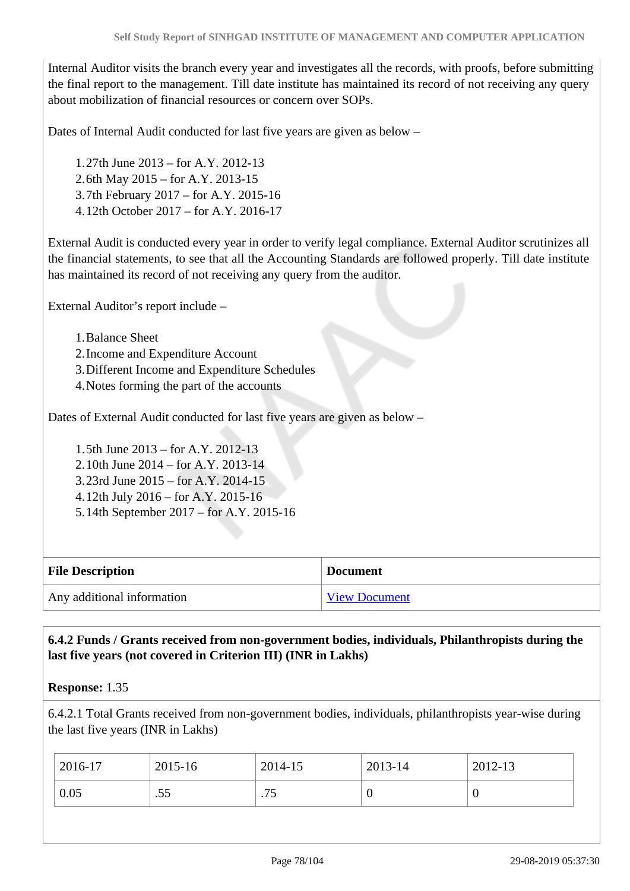Internal Auditor visits the branch every year and investigates all the records, with proofs, before submitting the final report to the management. Till date institute has maintained its record of not receiving any query about mobilization of financial resources or concern over SOPs.

Dates of Internal Audit conducted for last five years are given as below –

1. 27th June 2013 – for A.Y. 2012-13
2. 6th May 2015 – for A.Y. 2013-15
3. 7th February 2017 – for A.Y. 2015-16
4. 12th October 2017 – for A.Y. 2016-17

External Audit is conducted every year in order to verify legal compliance. External Auditor scrutinizes all the financial statements, to see that all the Accounting Standards are followed properly. Till date institute has maintained its record of not receiving any query from the auditor.

External Auditor's report include –

1. Balance Sheet
2. Income and Expenditure Account
3. Different Income and Expenditure Schedules
4. Notes forming the part of the accounts

Dates of External Audit conducted for last five years are given as below –

1. 5th June 2013 – for A.Y. 2012-13
2. 10th June 2014 – for A.Y. 2013-14
3. 23rd June 2015 – for A.Y. 2014-15
4. 12th July 2016 – for A.Y. 2015-16
5. 14th September 2017 – for A.Y. 2015-16

| File Description | Document |
|---|---|
| Any additional information | View Document |

**6.4.2 Funds / Grants received from non-government bodies, individuals, Philanthropists during the last five years (not covered in Criterion III) (INR in Lakhs)**

**Response:** 1.35

6.4.2.1 Total Grants received from non-government bodies, individuals, philanthropists year-wise during the last five years (INR in Lakhs)

| 2016-17 | 2015-16 | 2014-15 | 2013-14 | 2012-13 |
|---|---|---|---|---|
| 0.05 | .55 | .75 | 0 | 0 |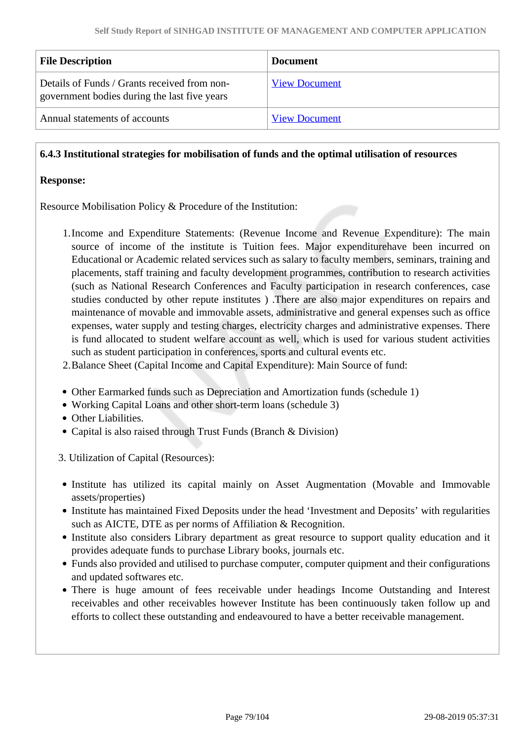| File Description | Document |
|---|---|
| Details of Funds / Grants received from non-government bodies during the last five years | View Document |
| Annual statements of accounts | View Document |

**6.4.3 Institutional strategies for mobilisation of funds and the optimal utilisation of resources**

**Response:**

Resource Mobilisation Policy & Procedure of the Institution:

1. Income and Expenditure Statements: (Revenue Income and Revenue Expenditure): The main source of income of the institute is Tuition fees. Major expenditurehave been incurred on Educational or Academic related services such as salary to faculty members, seminars, training and placements, staff training and faculty development programmes, contribution to research activities (such as National Research Conferences and Faculty participation in research conferences, case studies conducted by other repute institutes ) .There are also major expenditures on repairs and maintenance of movable and immovable assets, administrative and general expenses such as office expenses, water supply and testing charges, electricity charges and administrative expenses. There is fund allocated to student welfare account as well, which is used for various student activities such as student participation in conferences, sports and cultural events etc.
2. Balance Sheet (Capital Income and Capital Expenditure): Main Source of fund:

- Other Earmarked funds such as Depreciation and Amortization funds (schedule 1)
- Working Capital Loans and other short-term loans (schedule 3)
- Other Liabilities.
- Capital is also raised through Trust Funds (Branch & Division)

3. Utilization of Capital (Resources):

- Institute has utilized its capital mainly on Asset Augmentation (Movable and Immovable assets/properties)
- Institute has maintained Fixed Deposits under the head 'Investment and Deposits' with regularities such as AICTE, DTE as per norms of Affiliation & Recognition.
- Institute also considers Library department as great resource to support quality education and it provides adequate funds to purchase Library books, journals etc.
- Funds also provided and utilised to purchase computer, computer quipment and their configurations and updated softwares etc.
- There is huge amount of fees receivable under headings Income Outstanding and Interest receivables and other receivables however Institute has been continuously taken follow up and efforts to collect these outstanding and endeavoured to have a better receivable management.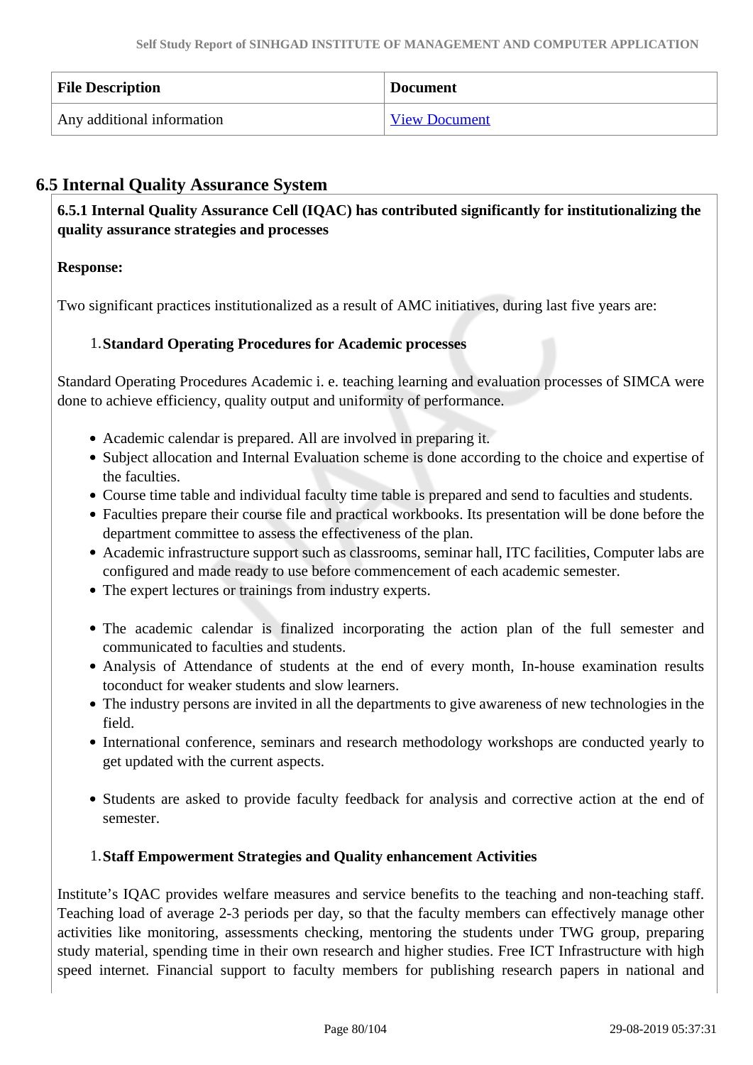| File Description | Document |
| --- | --- |
| Any additional information | View Document |

## 6.5 Internal Quality Assurance System

**6.5.1 Internal Quality Assurance Cell (IQAC) has contributed significantly for institutionalizing the quality assurance strategies and processes**

**Response:**

Two significant practices institutionalized as a result of AMC initiatives, during last five years are:

1. **Standard Operating Procedures for Academic processes**

Standard Operating Procedures Academic i. e. teaching learning and evaluation processes of SIMCA were done to achieve efficiency, quality output and uniformity of performance.

- Academic calendar is prepared. All are involved in preparing it.
- Subject allocation and Internal Evaluation scheme is done according to the choice and expertise of the faculties.
- Course time table and individual faculty time table is prepared and send to faculties and students.
- Faculties prepare their course file and practical workbooks. Its presentation will be done before the department committee to assess the effectiveness of the plan.
- Academic infrastructure support such as classrooms, seminar hall, ITC facilities, Computer labs are configured and made ready to use before commencement of each academic semester.
- The expert lectures or trainings from industry experts.

- The academic calendar is finalized incorporating the action plan of the full semester and communicated to faculties and students.
- Analysis of Attendance of students at the end of every month, In-house examination results toconduct for weaker students and slow learners.
- The industry persons are invited in all the departments to give awareness of new technologies in the field.
- International conference, seminars and research methodology workshops are conducted yearly to get updated with the current aspects.

- Students are asked to provide faculty feedback for analysis and corrective action at the end of semester.

1. **Staff Empowerment Strategies and Quality enhancement Activities**

Institute's IQAC provides welfare measures and service benefits to the teaching and non-teaching staff. Teaching load of average 2-3 periods per day, so that the faculty members can effectively manage other activities like monitoring, assessments checking, mentoring the students under TWG group, preparing study material, spending time in their own research and higher studies. Free ICT Infrastructure with high speed internet. Financial support to faculty members for publishing research papers in national and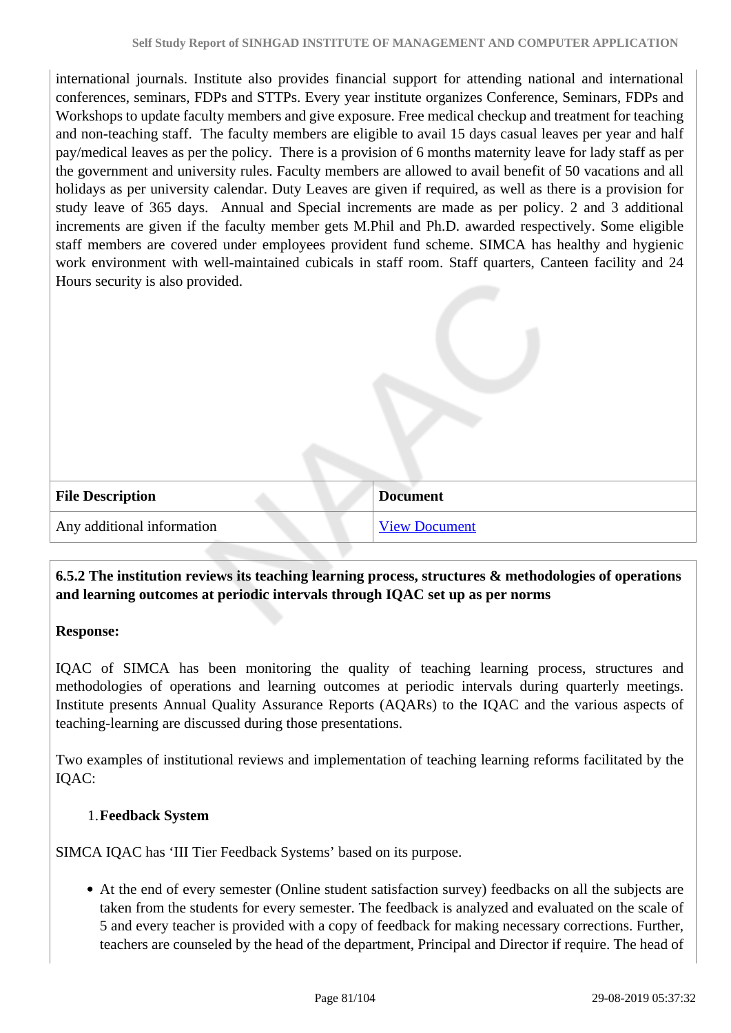international journals. Institute also provides financial support for attending national and international conferences, seminars, FDPs and STTPs. Every year institute organizes Conference, Seminars, FDPs and Workshops to update faculty members and give exposure. Free medical checkup and treatment for teaching and non-teaching staff. The faculty members are eligible to avail 15 days casual leaves per year and half pay/medical leaves as per the policy. There is a provision of 6 months maternity leave for lady staff as per the government and university rules. Faculty members are allowed to avail benefit of 50 vacations and all holidays as per university calendar. Duty Leaves are given if required, as well as there is a provision for study leave of 365 days. Annual and Special increments are made as per policy. 2 and 3 additional increments are given if the faculty member gets M.Phil and Ph.D. awarded respectively. Some eligible staff members are covered under employees provident fund scheme. SIMCA has healthy and hygienic work environment with well-maintained cubicals in staff room. Staff quarters, Canteen facility and 24 Hours security is also provided.

| File Description | Document |
| --- | --- |
| Any additional information | View Document |

**6.5.2 The institution reviews its teaching learning process, structures & methodologies of operations and learning outcomes at periodic intervals through IQAC set up as per norms**

**Response:**

IQAC of SIMCA has been monitoring the quality of teaching learning process, structures and methodologies of operations and learning outcomes at periodic intervals during quarterly meetings. Institute presents Annual Quality Assurance Reports (AQARs) to the IQAC and the various aspects of teaching-learning are discussed during those presentations.

Two examples of institutional reviews and implementation of teaching learning reforms facilitated by the IQAC:

1. **Feedback System**

SIMCA IQAC has 'III Tier Feedback Systems' based on its purpose.

- At the end of every semester (Online student satisfaction survey) feedbacks on all the subjects are taken from the students for every semester. The feedback is analyzed and evaluated on the scale of 5 and every teacher is provided with a copy of feedback for making necessary corrections. Further, teachers are counseled by the head of the department, Principal and Director if require. The head of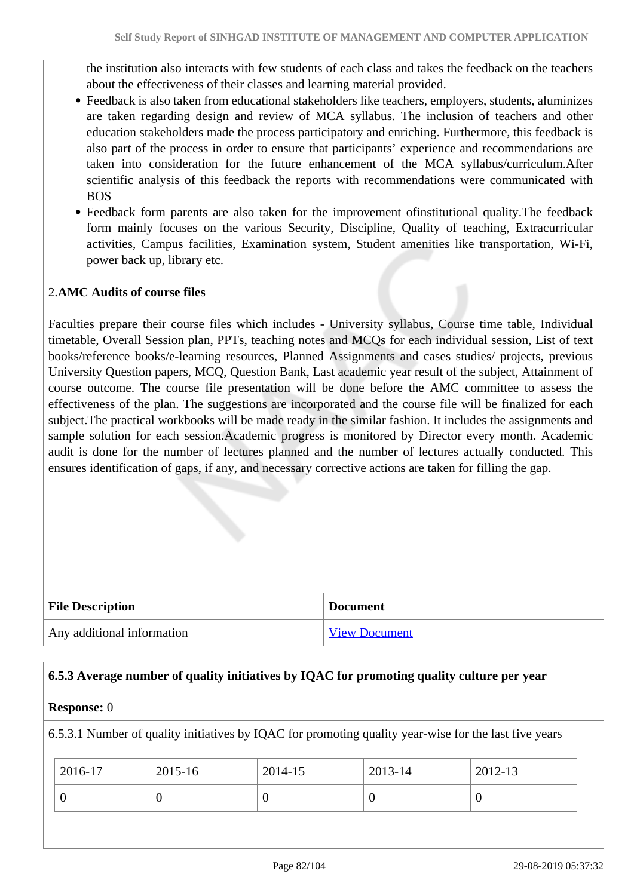the institution also interacts with few students of each class and takes the feedback on the teachers about the effectiveness of their classes and learning material provided.

- Feedback is also taken from educational stakeholders like teachers, employers, students, aluminizes are taken regarding design and review of MCA syllabus. The inclusion of teachers and other education stakeholders made the process participatory and enriching. Furthermore, this feedback is also part of the process in order to ensure that participants' experience and recommendations are taken into consideration for the future enhancement of the MCA syllabus/curriculum.After scientific analysis of this feedback the reports with recommendations were communicated with BOS
- Feedback form parents are also taken for the improvement ofinstitutional quality.The feedback form mainly focuses on the various Security, Discipline, Quality of teaching, Extracurricular activities, Campus facilities, Examination system, Student amenities like transportation, Wi-Fi, power back up, library etc.

2.**AMC Audits of course files**

Faculties prepare their course files which includes - University syllabus, Course time table, Individual timetable, Overall Session plan, PPTs, teaching notes and MCQs for each individual session, List of text books/reference books/e-learning resources, Planned Assignments and cases studies/ projects, previous University Question papers, MCQ, Question Bank, Last academic year result of the subject, Attainment of course outcome. The course file presentation will be done before the AMC committee to assess the effectiveness of the plan. The suggestions are incorporated and the course file will be finalized for each subject.The practical workbooks will be made ready in the similar fashion. It includes the assignments and sample solution for each session.Academic progress is monitored by Director every month. Academic audit is done for the number of lectures planned and the number of lectures actually conducted. This ensures identification of gaps, if any, and necessary corrective actions are taken for filling the gap.

| File Description | Document |
|---|---|
| Any additional information | View Document |

**6.5.3 Average number of quality initiatives by IQAC for promoting quality culture per year**

**Response:** 0

6.5.3.1 Number of quality initiatives by IQAC for promoting quality year-wise for the last five years

| 2016-17 | 2015-16 | 2014-15 | 2013-14 | 2012-13 |
|---|---|---|---|---|
| 0 | 0 | 0 | 0 | 0 |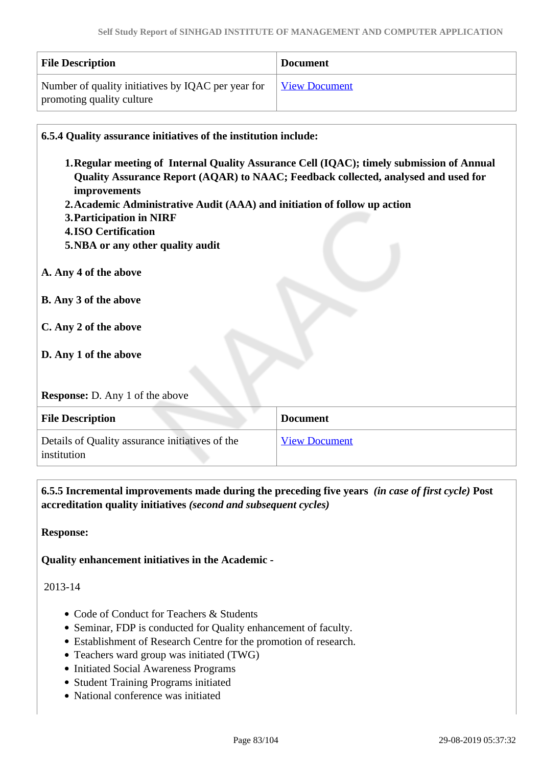| File Description | Document |
| --- | --- |
| Number of quality initiatives by IQAC per year for promoting quality culture | View Document |

**6.5.4 Quality assurance initiatives of the institution include:**

1. **Regular meeting of Internal Quality Assurance Cell (IQAC); timely submission of Annual Quality Assurance Report (AQAR) to NAAC; Feedback collected, analysed and used for improvements**
2. **Academic Administrative Audit (AAA) and initiation of follow up action**
3. **Participation in NIRF**
4. **ISO Certification**
5. **NBA or any other quality audit**

**A. Any 4 of the above**

**B. Any 3 of the above**

**C. Any 2 of the above**

**D. Any 1 of the above**

**Response:** D. Any 1 of the above

| File Description | Document |
| --- | --- |
| Details of Quality assurance initiatives of the institution | View Document |

**6.5.5 Incremental improvements made during the preceding five years** ***(in case of first cycle)*** **Post accreditation quality initiatives** ***(second and subsequent cycles)***

**Response:**

**Quality enhancement initiatives in the Academic -**

2013-14

- Code of Conduct for Teachers & Students
- Seminar, FDP is conducted for Quality enhancement of faculty.
- Establishment of Research Centre for the promotion of research.
- Teachers ward group was initiated (TWG)
- Initiated Social Awareness Programs
- Student Training Programs initiated
- National conference was initiated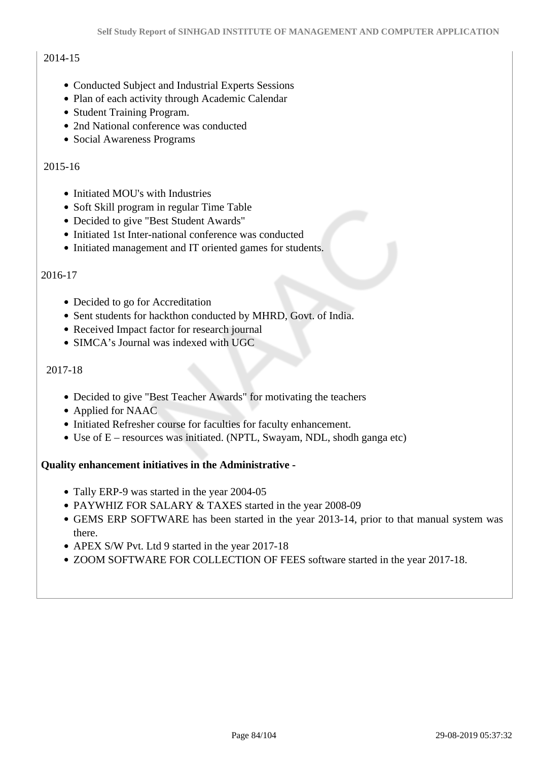2014-15

- Conducted Subject and Industrial Experts Sessions
- Plan of each activity through Academic Calendar
- Student Training Program.
- 2nd National conference was conducted
- Social Awareness Programs

2015-16

- Initiated MOU's with Industries
- Soft Skill program in regular Time Table
- Decided to give "Best Student Awards"
- Initiated 1st Inter-national conference was conducted
- Initiated management and IT oriented games for students.

2016-17

- Decided to go for Accreditation
- Sent students for hackthon conducted by MHRD, Govt. of India.
- Received Impact factor for research journal
- SIMCA’s Journal was indexed with UGC

2017-18

- Decided to give "Best Teacher Awards" for motivating the teachers
- Applied for NAAC
- Initiated Refresher course for faculties for faculty enhancement.
- Use of E – resources was initiated. (NPTL, Swayam, NDL, shodh ganga etc)

**Quality enhancement initiatives in the Administrative -**

- Tally ERP-9 was started in the year 2004-05
- PAYWHIZ FOR SALARY & TAXES started in the year 2008-09
- GEMS ERP SOFTWARE has been started in the year 2013-14, prior to that manual system was there.
- APEX S/W Pvt. Ltd 9 started in the year 2017-18
- ZOOM SOFTWARE FOR COLLECTION OF FEES software started in the year 2017-18.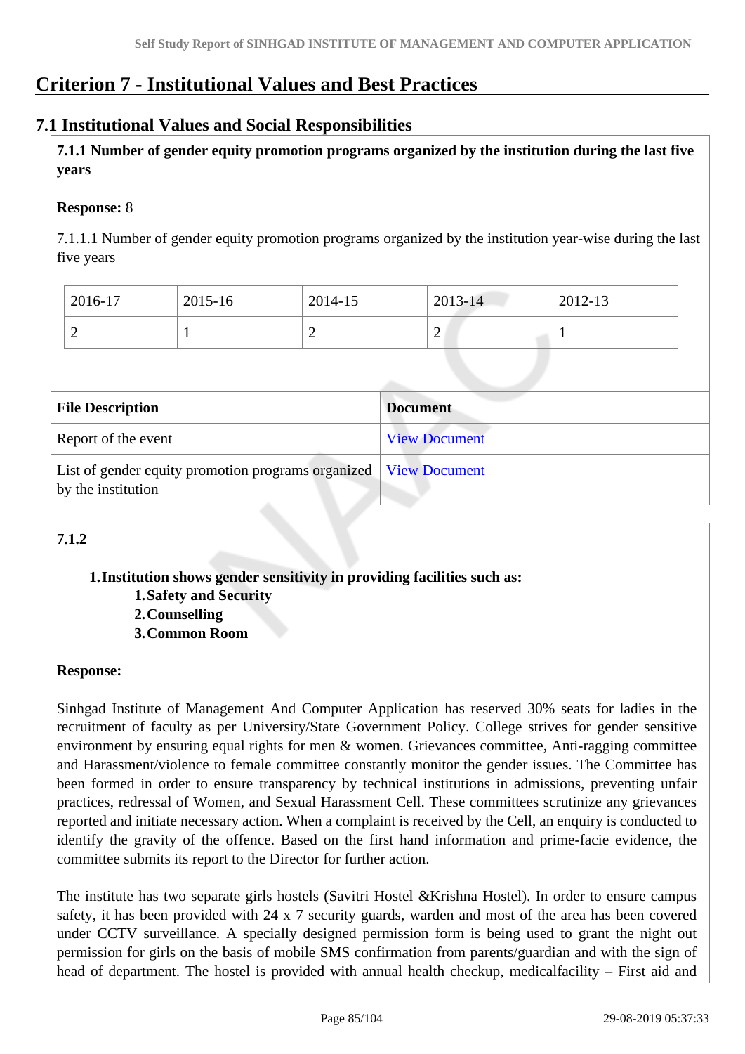# Criterion 7 - Institutional Values and Best Practices

## 7.1 Institutional Values and Social Responsibilities

**7.1.1 Number of gender equity promotion programs organized by the institution during the last five years**

**Response:** 8

7.1.1.1 Number of gender equity promotion programs organized by the institution year-wise during the last five years

| 2016-17 | 2015-16 | 2014-15 | 2013-14 | 2012-13 |
|---|---|---|---|---|
| 2 | 1 | 2 | 2 | 1 |

| File Description | Document |
|---|---|
| Report of the event | View Document |
| List of gender equity promotion programs organized by the institution | View Document |

**7.1.2**

1. **Institution shows gender sensitivity in providing facilities such as:**
   1. **Safety and Security**
   2. **Counselling**
   3. **Common Room**

**Response:**

Sinhgad Institute of Management And Computer Application has reserved 30% seats for ladies in the recruitment of faculty as per University/State Government Policy. College strives for gender sensitive environment by ensuring equal rights for men & women. Grievances committee, Anti-ragging committee and Harassment/violence to female committee constantly monitor the gender issues. The Committee has been formed in order to ensure transparency by technical institutions in admissions, preventing unfair practices, redressal of Women, and Sexual Harassment Cell. These committees scrutinize any grievances reported and initiate necessary action. When a complaint is received by the Cell, an enquiry is conducted to identify the gravity of the offence. Based on the first hand information and prime-facie evidence, the committee submits its report to the Director for further action.

The institute has two separate girls hostels (Savitri Hostel &Krishna Hostel). In order to ensure campus safety, it has been provided with 24 x 7 security guards, warden and most of the area has been covered under CCTV surveillance. A specially designed permission form is being used to grant the night out permission for girls on the basis of mobile SMS confirmation from parents/guardian and with the sign of head of department. The hostel is provided with annual health checkup, medicalfacility – First aid and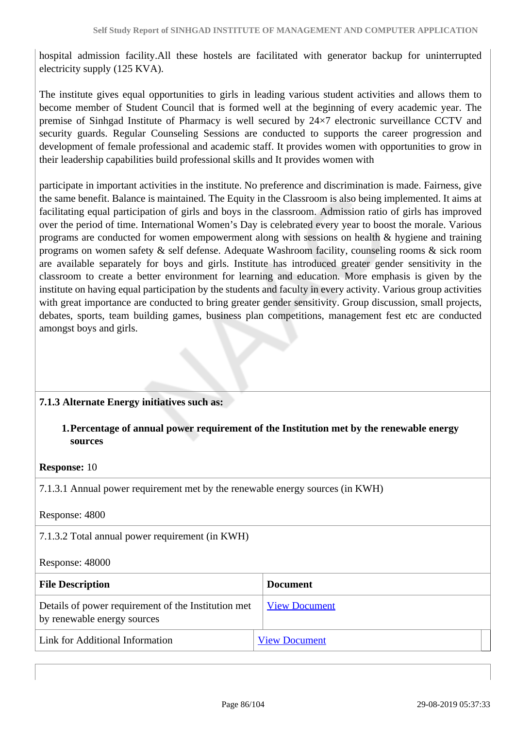hospital admission facility.All these hostels are facilitated with generator backup for uninterrupted electricity supply (125 KVA).

The institute gives equal opportunities to girls in leading various student activities and allows them to become member of Student Council that is formed well at the beginning of every academic year. The premise of Sinhgad Institute of Pharmacy is well secured by 24×7 electronic surveillance CCTV and security guards. Regular Counseling Sessions are conducted to supports the career progression and development of female professional and academic staff. It provides women with opportunities to grow in their leadership capabilities build professional skills and It provides women with

participate in important activities in the institute. No preference and discrimination is made. Fairness, give the same benefit. Balance is maintained. The Equity in the Classroom is also being implemented. It aims at facilitating equal participation of girls and boys in the classroom. Admission ratio of girls has improved over the period of time. International Women's Day is celebrated every year to boost the morale. Various programs are conducted for women empowerment along with sessions on health & hygiene and training programs on women safety & self defense. Adequate Washroom facility, counseling rooms & sick room are available separately for boys and girls. Institute has introduced greater gender sensitivity in the classroom to create a better environment for learning and education. More emphasis is given by the institute on having equal participation by the students and faculty in every activity. Various group activities with great importance are conducted to bring greater gender sensitivity. Group discussion, small projects, debates, sports, team building games, business plan competitions, management fest etc are conducted amongst boys and girls.

**7.1.3 Alternate Energy initiatives such as:**

1. **Percentage of annual power requirement of the Institution met by the renewable energy sources**

**Response:** 10

7.1.3.1 Annual power requirement met by the renewable energy sources (in KWH)

Response: 4800

7.1.3.2 Total annual power requirement (in KWH)

Response: 48000

| File Description | Document |
| --- | --- |
| Details of power requirement of the Institution met by renewable energy sources | View Document |
| Link for Additional Information | View Document |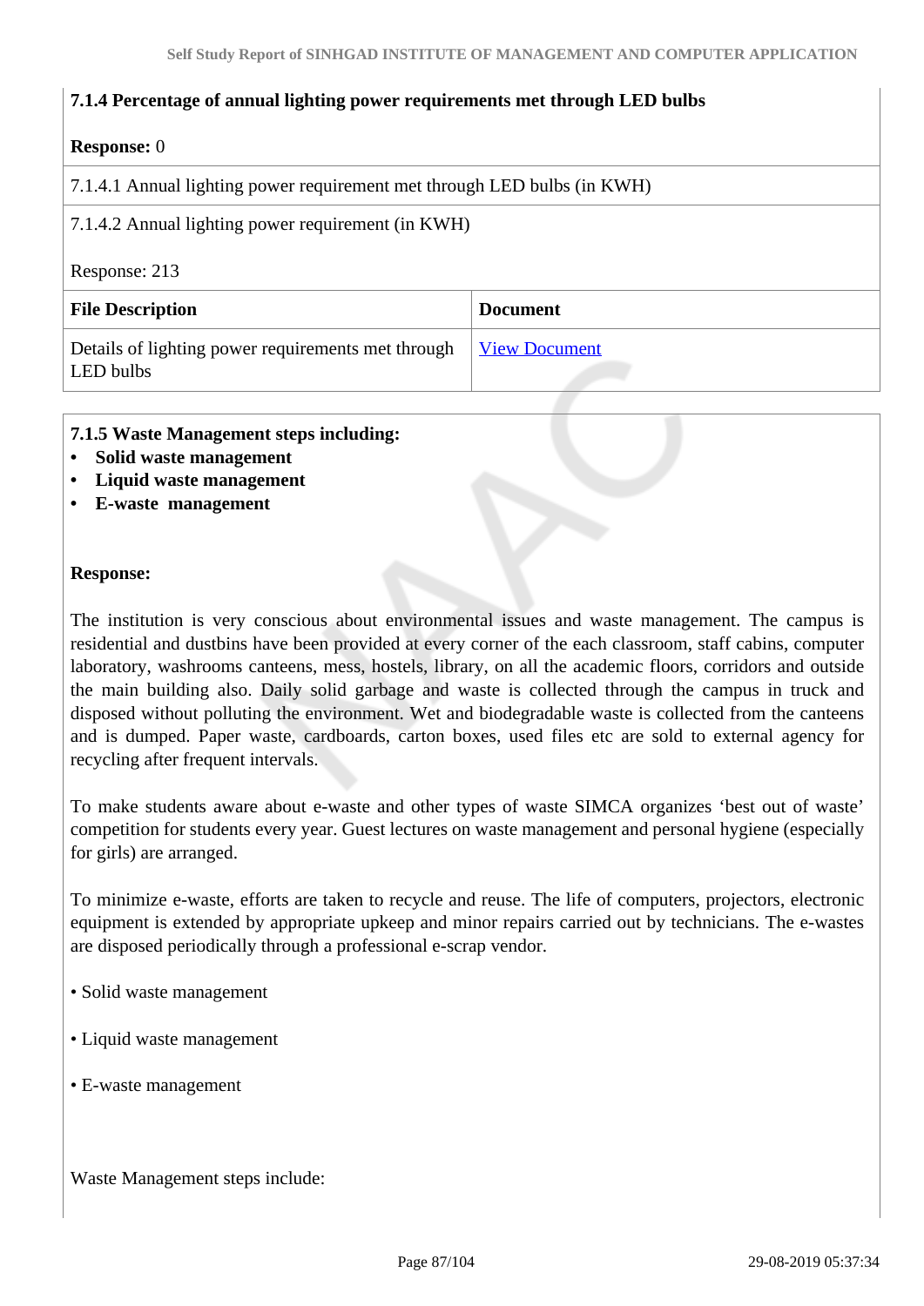**7.1.4 Percentage of annual lighting power requirements met through LED bulbs**

**Response:** 0

7.1.4.1 Annual lighting power requirement met through LED bulbs (in KWH)

7.1.4.2 Annual lighting power requirement (in KWH)

Response: 213

| File Description | Document |
|---|---|
| Details of lighting power requirements met through LED bulbs | View Document |

**7.1.5 Waste Management steps including:**

- **Solid waste management**
- **Liquid waste management**
- **E-waste management**

**Response:**

The institution is very conscious about environmental issues and waste management. The campus is residential and dustbins have been provided at every corner of the each classroom, staff cabins, computer laboratory, washrooms canteens, mess, hostels, library, on all the academic floors, corridors and outside the main building also. Daily solid garbage and waste is collected through the campus in truck and disposed without polluting the environment. Wet and biodegradable waste is collected from the canteens and is dumped. Paper waste, cardboards, carton boxes, used files etc are sold to external agency for recycling after frequent intervals.

To make students aware about e-waste and other types of waste SIMCA organizes 'best out of waste' competition for students every year. Guest lectures on waste management and personal hygiene (especially for girls) are arranged.

To minimize e-waste, efforts are taken to recycle and reuse. The life of computers, projectors, electronic equipment is extended by appropriate upkeep and minor repairs carried out by technicians. The e-wastes are disposed periodically through a professional e-scrap vendor.

• Solid waste management

• Liquid waste management

• E-waste management

Waste Management steps include: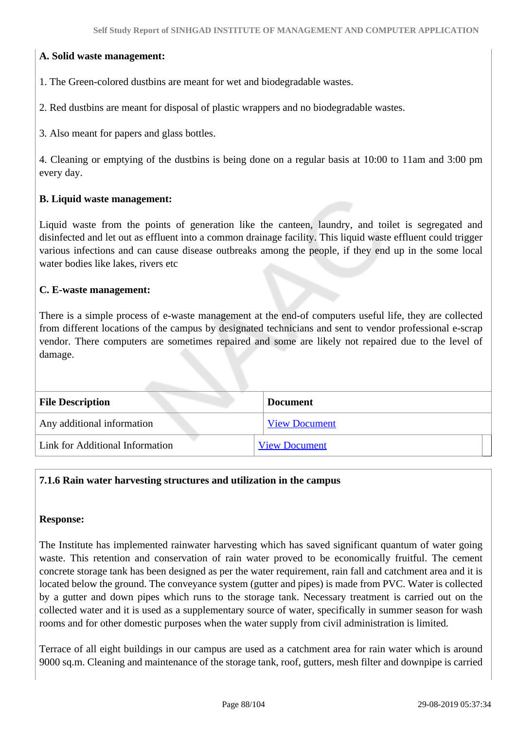**A. Solid waste management:**

1. The Green-colored dustbins are meant for wet and biodegradable wastes.

2. Red dustbins are meant for disposal of plastic wrappers and no biodegradable wastes.

3. Also meant for papers and glass bottles.

4. Cleaning or emptying of the dustbins is being done on a regular basis at 10:00 to 11am and 3:00 pm every day.

**B. Liquid waste management:**

Liquid waste from the points of generation like the canteen, laundry, and toilet is segregated and disinfected and let out as effluent into a common drainage facility. This liquid waste effluent could trigger various infections and can cause disease outbreaks among the people, if they end up in the some local water bodies like lakes, rivers etc

**C. E-waste management:**

There is a simple process of e-waste management at the end-of computers useful life, they are collected from different locations of the campus by designated technicians and sent to vendor professional e-scrap vendor. There computers are sometimes repaired and some are likely not repaired due to the level of damage.

| File Description | Document |
|---|---|
| Any additional information | View Document |
| Link for Additional Information | View Document |

**7.1.6 Rain water harvesting structures and utilization in the campus**

**Response:**

The Institute has implemented rainwater harvesting which has saved significant quantum of water going waste. This retention and conservation of rain water proved to be economically fruitful. The cement concrete storage tank has been designed as per the water requirement, rain fall and catchment area and it is located below the ground. The conveyance system (gutter and pipes) is made from PVC. Water is collected by a gutter and down pipes which runs to the storage tank. Necessary treatment is carried out on the collected water and it is used as a supplementary source of water, specifically in summer season for wash rooms and for other domestic purposes when the water supply from civil administration is limited.

Terrace of all eight buildings in our campus are used as a catchment area for rain water which is around 9000 sq.m. Cleaning and maintenance of the storage tank, roof, gutters, mesh filter and downpipe is carried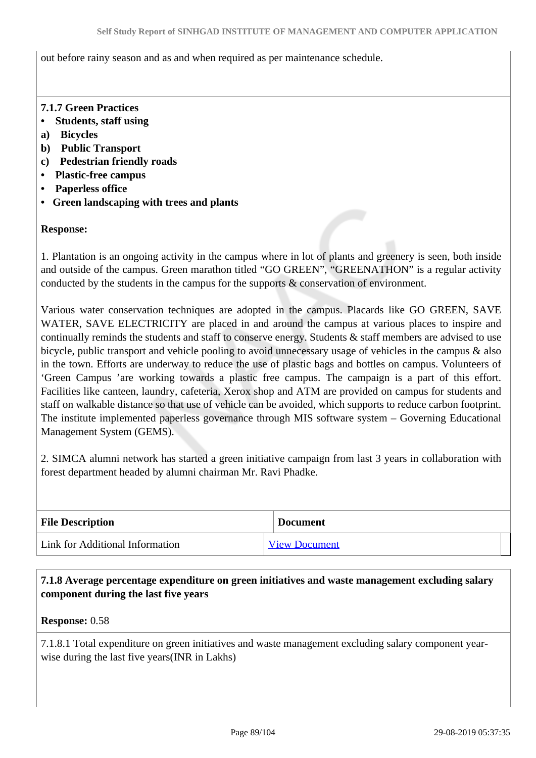out before rainy season and as and when required as per maintenance schedule.

**7.1.7 Green Practices**

- **Students, staff using**

**a) Bicycles**

**b) Public Transport**

**c) Pedestrian friendly roads**

- **Plastic-free campus**
- **Paperless office**
- **Green landscaping with trees and plants**

**Response:**

1. Plantation is an ongoing activity in the campus where in lot of plants and greenery is seen, both inside and outside of the campus. Green marathon titled "GO GREEN", "GREENATHON" is a regular activity conducted by the students in the campus for the supports & conservation of environment.

Various water conservation techniques are adopted in the campus. Placards like GO GREEN, SAVE WATER, SAVE ELECTRICITY are placed in and around the campus at various places to inspire and continually reminds the students and staff to conserve energy. Students & staff members are advised to use bicycle, public transport and vehicle pooling to avoid unnecessary usage of vehicles in the campus & also in the town. Efforts are underway to reduce the use of plastic bags and bottles on campus. Volunteers of 'Green Campus 'are working towards a plastic free campus. The campaign is a part of this effort. Facilities like canteen, laundry, cafeteria, Xerox shop and ATM are provided on campus for students and staff on walkable distance so that use of vehicle can be avoided, which supports to reduce carbon footprint. The institute implemented paperless governance through MIS software system – Governing Educational Management System (GEMS).

2. SIMCA alumni network has started a green initiative campaign from last 3 years in collaboration with forest department headed by alumni chairman Mr. Ravi Phadke.

| File Description | Document |
|---|---|
| Link for Additional Information | View Document |

**7.1.8 Average percentage expenditure on green initiatives and waste management excluding salary component during the last five years**

**Response:** 0.58

7.1.8.1 Total expenditure on green initiatives and waste management excluding salary component year-wise during the last five years(INR in Lakhs)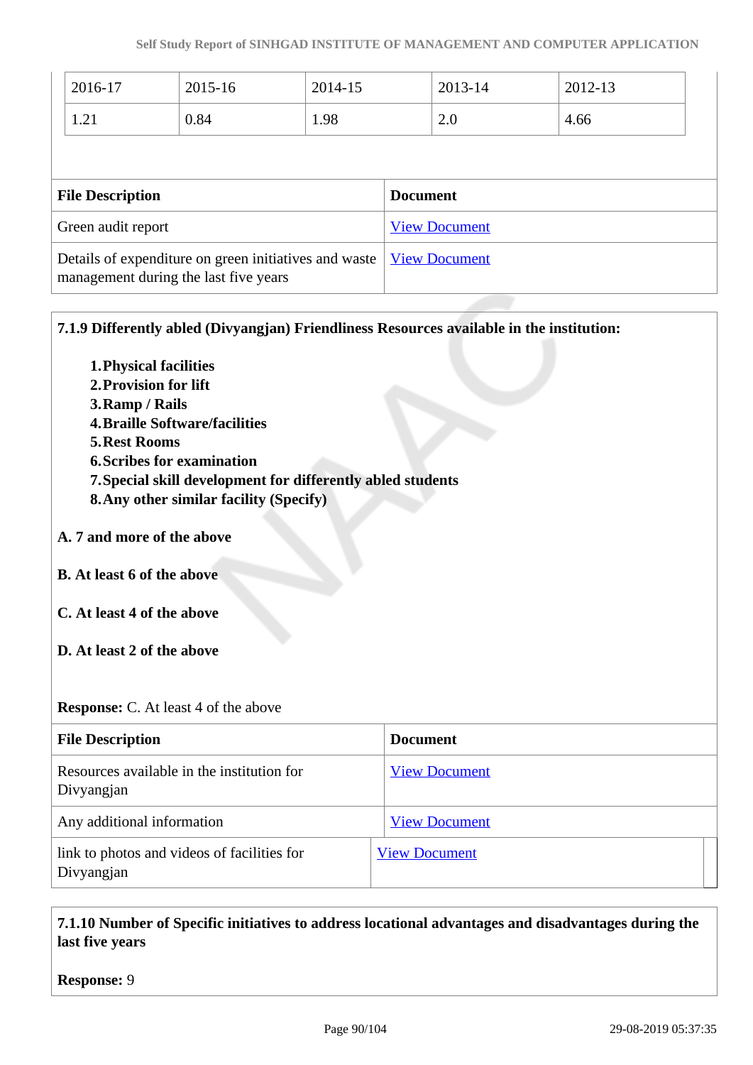| 2016-17 | 2015-16 | 2014-15 | 2013-14 | 2012-13 |
|---|---|---|---|---|
| 1.21 | 0.84 | 1.98 | 2.0 | 4.66 |

| File Description | Document |
|---|---|
| Green audit report | View Document |
| Details of expenditure on green initiatives and waste management during the last five years | View Document |

**7.1.9 Differently abled (Divyangjan) Friendliness Resources available in the institution:**

1. **Physical facilities**
2. **Provision for lift**
3. **Ramp / Rails**
4. **Braille Software/facilities**
5. **Rest Rooms**
6. **Scribes for examination**
7. **Special skill development for differently abled students**
8. **Any other similar facility (Specify)**

**A. 7 and more of the above**

**B. At least 6 of the above**

**C. At least 4 of the above**

**D. At least 2 of the above**

**Response:** C. At least 4 of the above

| File Description | Document |
|---|---|
| Resources available in the institution for Divyangjan | View Document |
| Any additional information | View Document |
| link to photos and videos of facilities for Divyangjan | View Document |

**7.1.10 Number of Specific initiatives to address locational advantages and disadvantages during the last five years**

**Response:** 9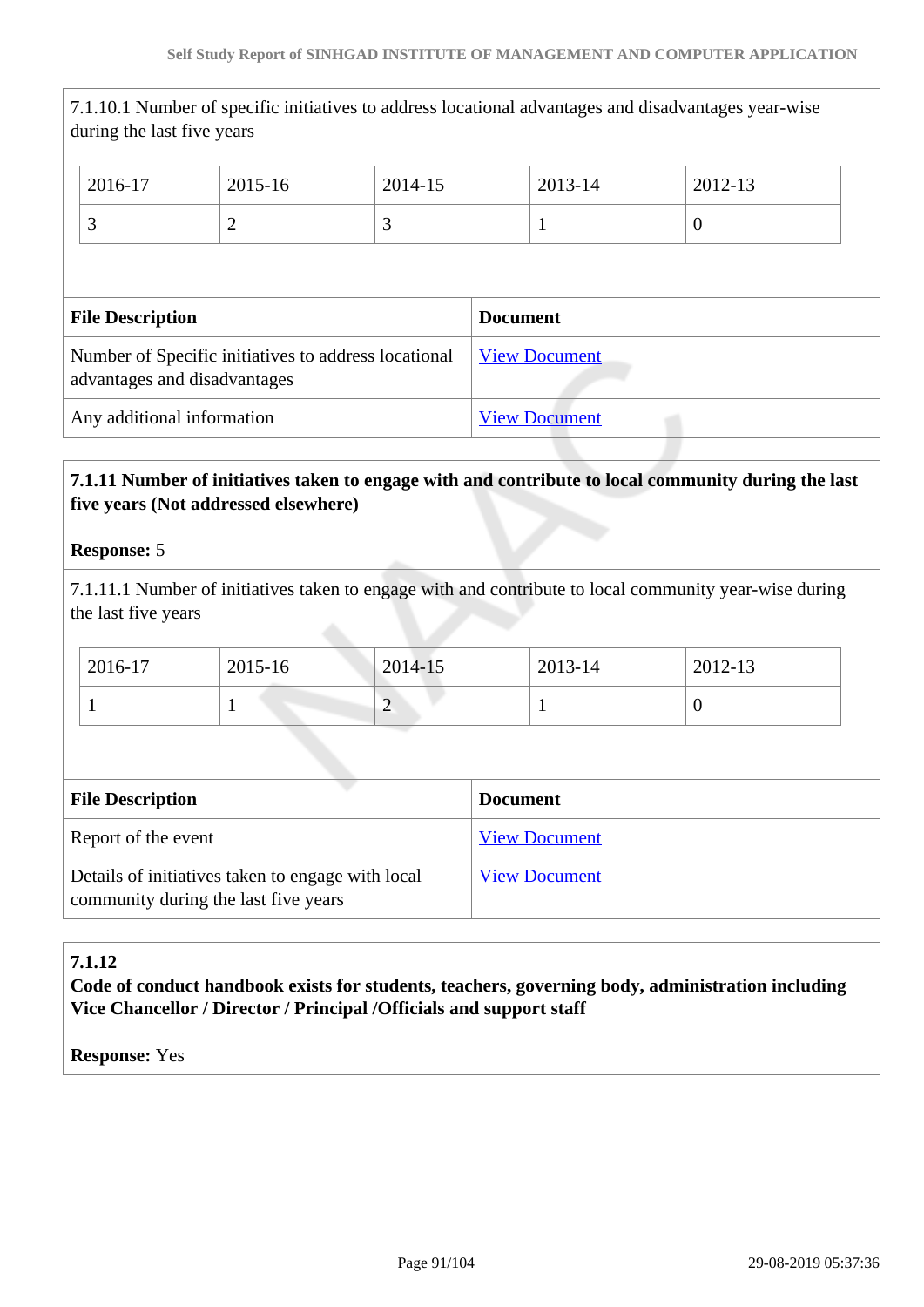7.1.10.1 Number of specific initiatives to address locational advantages and disadvantages year-wise during the last five years

| 2016-17 | 2015-16 | 2014-15 | 2013-14 | 2012-13 |
|---|---|---|---|---|
| 3 | 2 | 3 | 1 | 0 |

| File Description | Document |
|---|---|
| Number of Specific initiatives to address locational advantages and disadvantages | View Document |
| Any additional information | View Document |

**7.1.11 Number of initiatives taken to engage with and contribute to local community during the last five years (Not addressed elsewhere)**

**Response:** 5

7.1.11.1 Number of initiatives taken to engage with and contribute to local community year-wise during the last five years

| 2016-17 | 2015-16 | 2014-15 | 2013-14 | 2012-13 |
|---|---|---|---|---|
| 1 | 1 | 2 | 1 | 0 |

| File Description | Document |
|---|---|
| Report of the event | View Document |
| Details of initiatives taken to engage with local community during the last five years | View Document |

**7.1.12**
**Code of conduct handbook exists for students, teachers, governing body, administration including Vice Chancellor / Director / Principal /Officials and support staff**

**Response:** Yes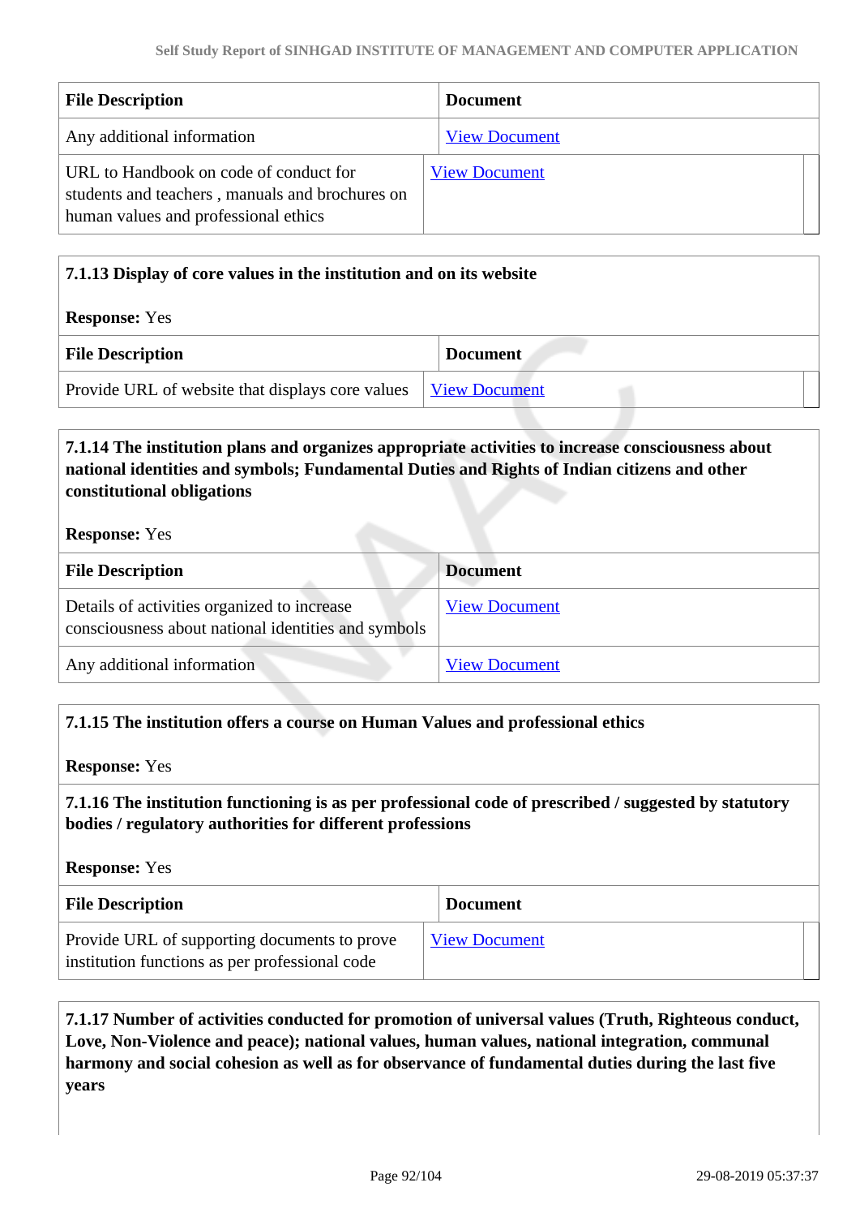| File Description | Document |
| --- | --- |
| Any additional information | View Document |
| URL to Handbook on code of conduct for students and teachers , manuals and brochures on human values and professional ethics | View Document |

**7.1.13 Display of core values in the institution and on its website**

**Response:** Yes

| File Description | Document |
| --- | --- |
| Provide URL of website that displays core values | View Document |

**7.1.14 The institution plans and organizes appropriate activities to increase consciousness about national identities and symbols; Fundamental Duties and Rights of Indian citizens and other constitutional obligations**

**Response:** Yes

| File Description | Document |
| --- | --- |
| Details of activities organized to increase consciousness about national identities and symbols | View Document |
| Any additional information | View Document |

**7.1.15 The institution offers a course on Human Values and professional ethics**

**Response:** Yes

**7.1.16 The institution functioning is as per professional code of prescribed / suggested by statutory bodies / regulatory authorities for different professions**

**Response:** Yes

| File Description | Document |
| --- | --- |
| Provide URL of supporting documents to prove institution functions as per professional code | View Document |

**7.1.17 Number of activities conducted for promotion of universal values (Truth, Righteous conduct, Love, Non-Violence and peace); national values, human values, national integration, communal harmony and social cohesion as well as for observance of fundamental duties during the last five years**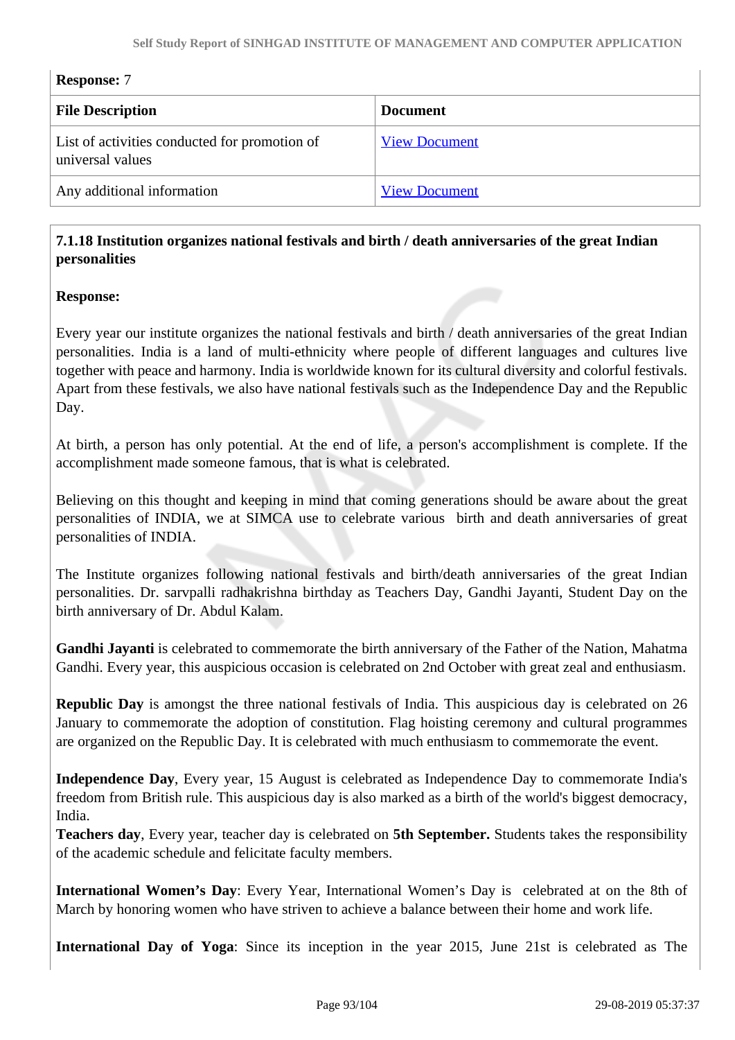**Response:** 7

| **File Description** | **Document** |
|---|---|
| List of activities conducted for promotion of universal values | View Document |
| Any additional information | View Document |

**7.1.18 Institution organizes national festivals and birth / death anniversaries of the great Indian personalities**

**Response:**

Every year our institute organizes the national festivals and birth / death anniversaries of the great Indian personalities. India is a land of multi-ethnicity where people of different languages and cultures live together with peace and harmony. India is worldwide known for its cultural diversity and colorful festivals. Apart from these festivals, we also have national festivals such as the Independence Day and the Republic Day.

At birth, a person has only potential. At the end of life, a person's accomplishment is complete. If the accomplishment made someone famous, that is what is celebrated.

Believing on this thought and keeping in mind that coming generations should be aware about the great personalities of INDIA, we at SIMCA use to celebrate various birth and death anniversaries of great personalities of INDIA.

The Institute organizes following national festivals and birth/death anniversaries of the great Indian personalities. Dr. sarvpalli radhakrishna birthday as Teachers Day, Gandhi Jayanti, Student Day on the birth anniversary of Dr. Abdul Kalam.

**Gandhi Jayanti** is celebrated to commemorate the birth anniversary of the Father of the Nation, Mahatma Gandhi. Every year, this auspicious occasion is celebrated on 2nd October with great zeal and enthusiasm.

**Republic Day** is amongst the three national festivals of India. This auspicious day is celebrated on 26 January to commemorate the adoption of constitution. Flag hoisting ceremony and cultural programmes are organized on the Republic Day. It is celebrated with much enthusiasm to commemorate the event.

**Independence Day**, Every year, 15 August is celebrated as Independence Day to commemorate India's freedom from British rule. This auspicious day is also marked as a birth of the world's biggest democracy, India.

**Teachers day**, Every year, teacher day is celebrated on **5th September.** Students takes the responsibility of the academic schedule and felicitate faculty members.

**International Women's Day**: Every Year, International Women's Day is celebrated at on the 8th of March by honoring women who have striven to achieve a balance between their home and work life.

**International Day of Yoga**: Since its inception in the year 2015, June 21st is celebrated as The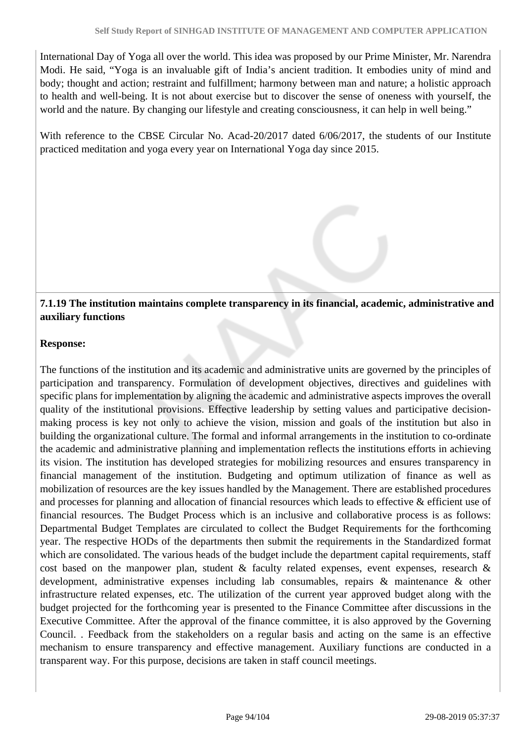International Day of Yoga all over the world. This idea was proposed by our Prime Minister, Mr. Narendra Modi. He said, "Yoga is an invaluable gift of India's ancient tradition. It embodies unity of mind and body; thought and action; restraint and fulfillment; harmony between man and nature; a holistic approach to health and well-being. It is not about exercise but to discover the sense of oneness with yourself, the world and the nature. By changing our lifestyle and creating consciousness, it can help in well being."

With reference to the CBSE Circular No. Acad-20/2017 dated 6/06/2017, the students of our Institute practiced meditation and yoga every year on International Yoga day since 2015.

**7.1.19 The institution maintains complete transparency in its financial, academic, administrative and auxiliary functions**

**Response:**

The functions of the institution and its academic and administrative units are governed by the principles of participation and transparency. Formulation of development objectives, directives and guidelines with specific plans for implementation by aligning the academic and administrative aspects improves the overall quality of the institutional provisions. Effective leadership by setting values and participative decision-making process is key not only to achieve the vision, mission and goals of the institution but also in building the organizational culture. The formal and informal arrangements in the institution to co-ordinate the academic and administrative planning and implementation reflects the institutions efforts in achieving its vision. The institution has developed strategies for mobilizing resources and ensures transparency in financial management of the institution. Budgeting and optimum utilization of finance as well as mobilization of resources are the key issues handled by the Management. There are established procedures and processes for planning and allocation of financial resources which leads to effective & efficient use of financial resources. The Budget Process which is an inclusive and collaborative process is as follows: Departmental Budget Templates are circulated to collect the Budget Requirements for the forthcoming year. The respective HODs of the departments then submit the requirements in the Standardized format which are consolidated. The various heads of the budget include the department capital requirements, staff cost based on the manpower plan, student & faculty related expenses, event expenses, research & development, administrative expenses including lab consumables, repairs & maintenance & other infrastructure related expenses, etc. The utilization of the current year approved budget along with the budget projected for the forthcoming year is presented to the Finance Committee after discussions in the Executive Committee. After the approval of the finance committee, it is also approved by the Governing Council. . Feedback from the stakeholders on a regular basis and acting on the same is an effective mechanism to ensure transparency and effective management. Auxiliary functions are conducted in a transparent way. For this purpose, decisions are taken in staff council meetings.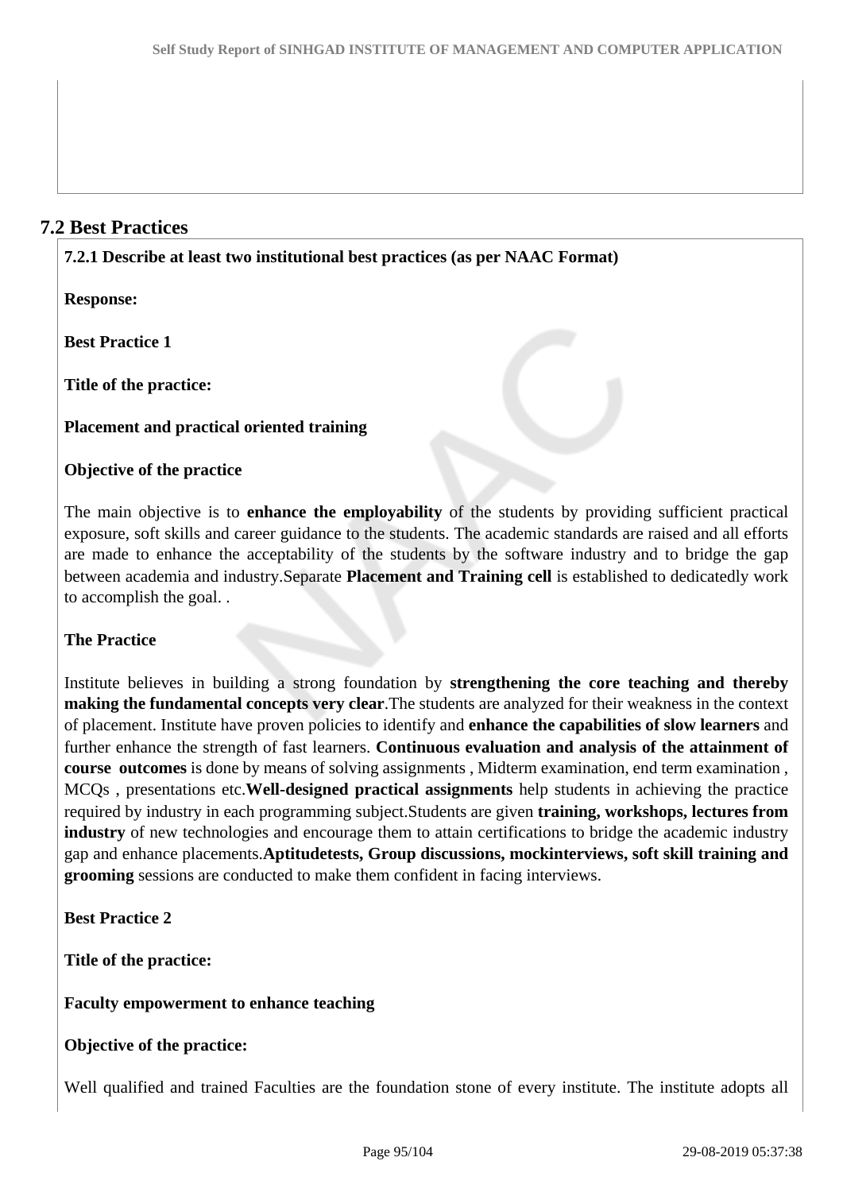## 7.2 Best Practices

**7.2.1 Describe at least two institutional best practices (as per NAAC Format)**

**Response:**

**Best Practice 1**

**Title of the practice:**

**Placement and practical oriented training**

**Objective of the practice**

The main objective is to **enhance the employability** of the students by providing sufficient practical exposure, soft skills and career guidance to the students. The academic standards are raised and all efforts are made to enhance the acceptability of the students by the software industry and to bridge the gap between academia and industry.Separate **Placement and Training cell** is established to dedicatedly work to accomplish the goal. .

**The Practice**

Institute believes in building a strong foundation by **strengthening the core teaching and thereby making the fundamental concepts very clear**.The students are analyzed for their weakness in the context of placement. Institute have proven policies to identify and **enhance the capabilities of slow learners** and further enhance the strength of fast learners. **Continuous evaluation and analysis of the attainment of course outcomes** is done by means of solving assignments , Midterm examination, end term examination , MCQs , presentations etc.**Well-designed practical assignments** help students in achieving the practice required by industry in each programming subject.Students are given **training, workshops, lectures from industry** of new technologies and encourage them to attain certifications to bridge the academic industry gap and enhance placements.**Aptitudetests, Group discussions, mockinterviews, soft skill training and grooming** sessions are conducted to make them confident in facing interviews.

**Best Practice 2**

**Title of the practice:**

**Faculty empowerment to enhance teaching**

**Objective of the practice:**

Well qualified and trained Faculties are the foundation stone of every institute. The institute adopts all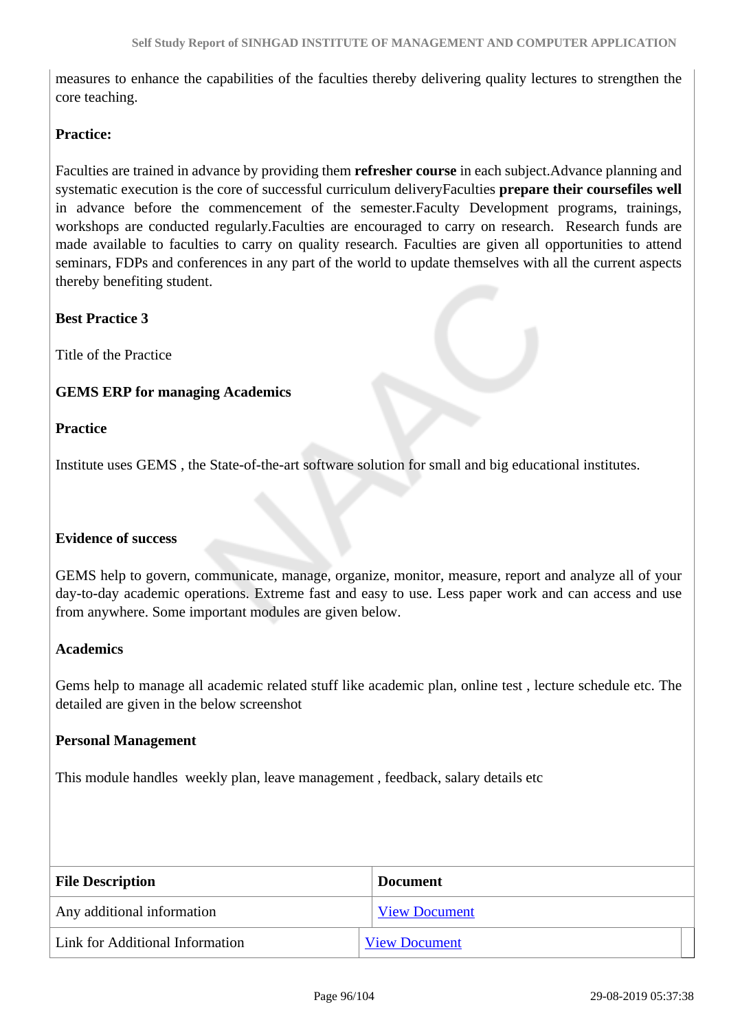measures to enhance the capabilities of the faculties thereby delivering quality lectures to strengthen the core teaching.

**Practice:**

Faculties are trained in advance by providing them **refresher course** in each subject.Advance planning and systematic execution is the core of successful curriculum deliveryFaculties **prepare their coursefiles well** in advance before the commencement of the semester.Faculty Development programs, trainings, workshops are conducted regularly.Faculties are encouraged to carry on research. Research funds are made available to faculties to carry on quality research. Faculties are given all opportunities to attend seminars, FDPs and conferences in any part of the world to update themselves with all the current aspects thereby benefiting student.

**Best Practice 3**

Title of the Practice

**GEMS ERP for managing Academics**

**Practice**

Institute uses GEMS , the State-of-the-art software solution for small and big educational institutes.

**Evidence of success**

GEMS help to govern, communicate, manage, organize, monitor, measure, report and analyze all of your day-to-day academic operations. Extreme fast and easy to use. Less paper work and can access and use from anywhere. Some important modules are given below.

**Academics**

Gems help to manage all academic related stuff like academic plan, online test , lecture schedule etc. The detailed are given in the below screenshot

**Personal Management**

This module handles weekly plan, leave management , feedback, salary details etc

| File Description | Document |
|---|---|
| Any additional information | View Document |
| Link for Additional Information | View Document |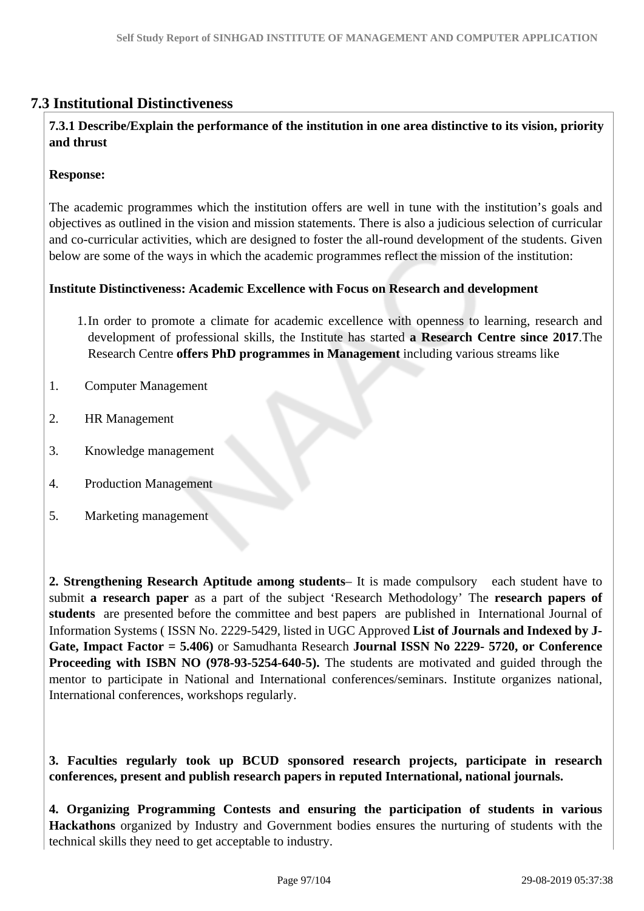## 7.3 Institutional Distinctiveness

**7.3.1 Describe/Explain the performance of the institution in one area distinctive to its vision, priority and thrust**

**Response:**

The academic programmes which the institution offers are well in tune with the institution's goals and objectives as outlined in the vision and mission statements. There is also a judicious selection of curricular and co-curricular activities, which are designed to foster the all-round development of the students. Given below are some of the ways in which the academic programmes reflect the mission of the institution:

**Institute Distinctiveness: Academic Excellence with Focus on Research and development**

1. In order to promote a climate for academic excellence with openness to learning, research and development of professional skills, the Institute has started **a Research Centre since 2017**.The Research Centre **offers PhD programmes in Management** including various streams like

1. Computer Management
2. HR Management
3. Knowledge management
4. Production Management
5. Marketing management

**2. Strengthening Research Aptitude among students**– It is made compulsory each student have to submit **a research paper** as a part of the subject 'Research Methodology' The **research papers of students** are presented before the committee and best papers are published in International Journal of Information Systems ( ISSN No. 2229-5429, listed in UGC Approved **List of Journals and Indexed by J-Gate, Impact Factor = 5.406)** or Samudhanta Research **Journal ISSN No 2229- 5720, or Conference Proceeding with ISBN NO (978-93-5254-640-5).** The students are motivated and guided through the mentor to participate in National and International conferences/seminars. Institute organizes national, International conferences, workshops regularly.

**3. Faculties regularly took up BCUD sponsored research projects, participate in research conferences, present and publish research papers in reputed International, national journals.**

**4. Organizing Programming Contests and ensuring the participation of students in various Hackathons** organized by Industry and Government bodies ensures the nurturing of students with the technical skills they need to get acceptable to industry.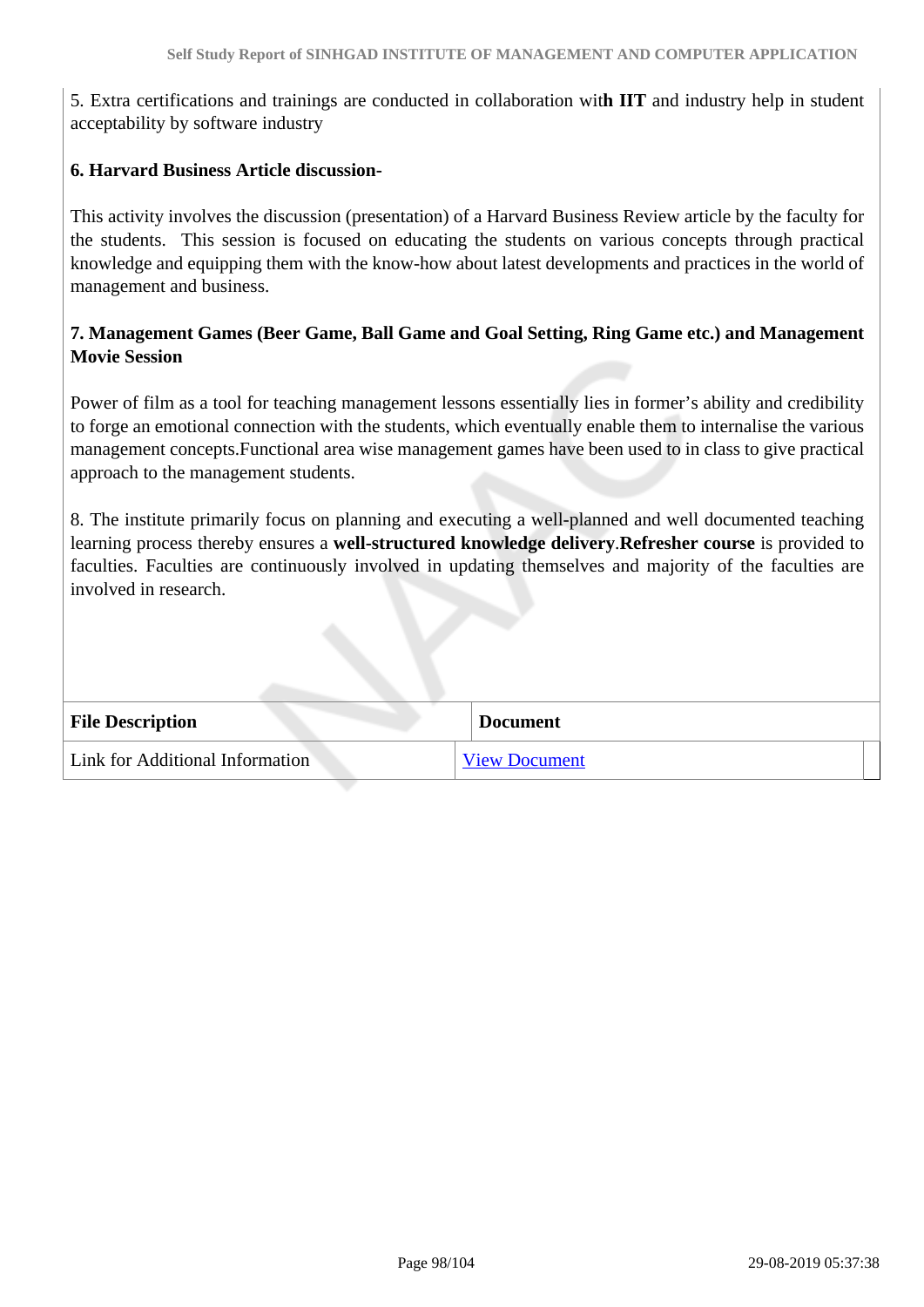5. Extra certifications and trainings are conducted in collaboration wit**h IIT** and industry help in student acceptability by software industry

**6. Harvard Business Article discussion-**

This activity involves the discussion (presentation) of a Harvard Business Review article by the faculty for the students. This session is focused on educating the students on various concepts through practical knowledge and equipping them with the know-how about latest developments and practices in the world of management and business.

**7. Management Games (Beer Game, Ball Game and Goal Setting, Ring Game etc.) and Management Movie Session**

Power of film as a tool for teaching management lessons essentially lies in former's ability and credibility to forge an emotional connection with the students, which eventually enable them to internalise the various management concepts.Functional area wise management games have been used to in class to give practical approach to the management students.

8. The institute primarily focus on planning and executing a well-planned and well documented teaching learning process thereby ensures a **well-structured knowledge delivery**.**Refresher course** is provided to faculties. Faculties are continuously involved in updating themselves and majority of the faculties are involved in research.

| File Description | Document |
|---|---|
| Link for Additional Information | View Document |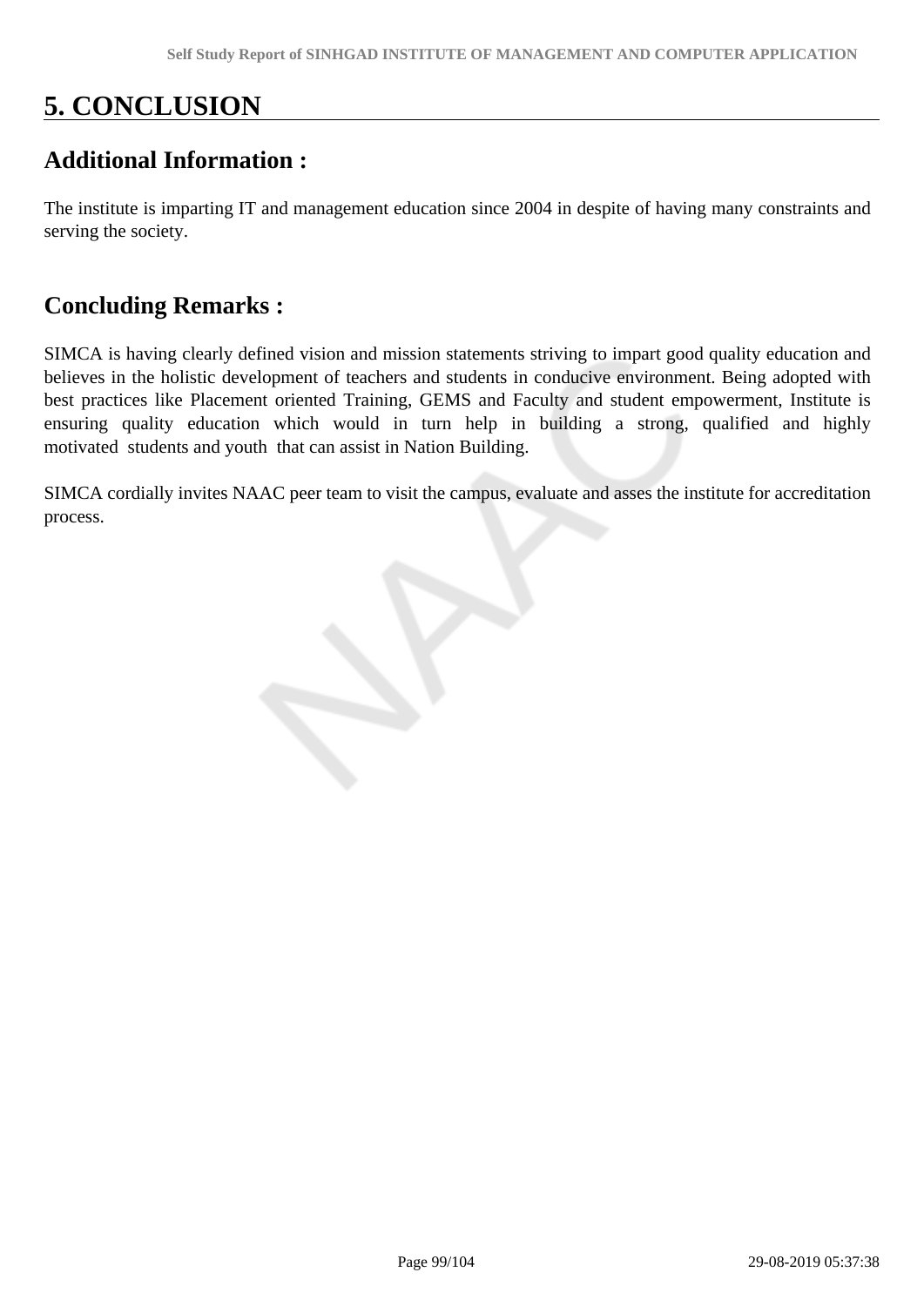# 5. CONCLUSION

## Additional Information :

The institute is imparting IT and management education since 2004 in despite of having many constraints and serving the society.

## Concluding Remarks :

SIMCA is having clearly defined vision and mission statements striving to impart good quality education and believes in the holistic development of teachers and students in conducive environment. Being adopted with best practices like Placement oriented Training, GEMS and Faculty and student empowerment, Institute is ensuring quality education which would in turn help in building a strong, qualified and highly motivated students and youth that can assist in Nation Building.

SIMCA cordially invites NAAC peer team to visit the campus, evaluate and asses the institute for accreditation process.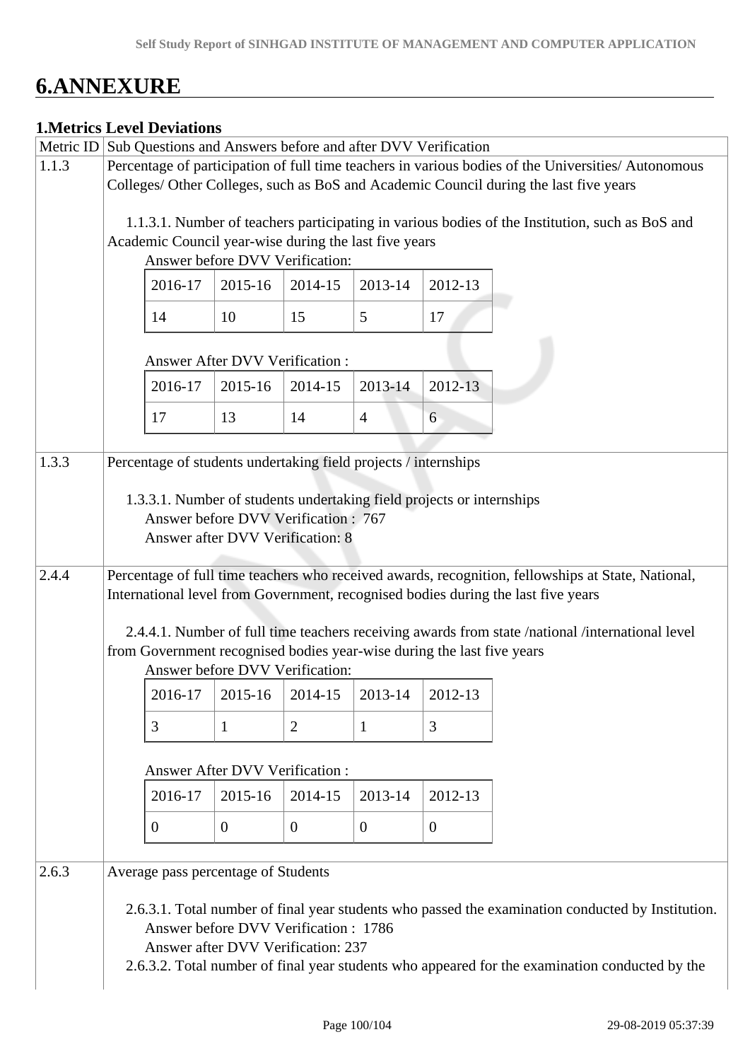# 6.ANNEXURE

### 1.Metrics Level Deviations

| Metric ID | Sub Questions and Answers before and after DVV Verification |
|---|---|
| 1.1.3 | Percentage of participation of full time teachers in various bodies of the Universities/ Autonomous Colleges/ Other Colleges, such as BoS and Academic Council during the last five years |

1.1.3.1. Number of teachers participating in various bodies of the Institution, such as BoS and Academic Council year-wise during the last five years

Answer before DVV Verification:

| 2016-17 | 2015-16 | 2014-15 | 2013-14 | 2012-13 |
|---|---|---|---|---|
| 14 | 10 | 15 | 5 | 17 |

Answer After DVV Verification :

| 2016-17 | 2015-16 | 2014-15 | 2013-14 | 2012-13 |
|---|---|---|---|---|
| 17 | 13 | 14 | 4 | 6 |

| Metric ID | Sub Questions and Answers before and after DVV Verification |
|---|---|
| 1.3.3 | Percentage of students undertaking field projects / internships |

1.3.3.1. Number of students undertaking field projects or internships
Answer before DVV Verification : 767
Answer after DVV Verification: 8

| Metric ID | Sub Questions and Answers before and after DVV Verification |
|---|---|
| 2.4.4 | Percentage of full time teachers who received awards, recognition, fellowships at State, National, International level from Government, recognised bodies during the last five years |

2.4.4.1. Number of full time teachers receiving awards from state /national /international level from Government recognised bodies year-wise during the last five years

Answer before DVV Verification:

| 2016-17 | 2015-16 | 2014-15 | 2013-14 | 2012-13 |
|---|---|---|---|---|
| 3 | 1 | 2 | 1 | 3 |

Answer After DVV Verification :

| 2016-17 | 2015-16 | 2014-15 | 2013-14 | 2012-13 |
|---|---|---|---|---|
| 0 | 0 | 0 | 0 | 0 |

| Metric ID | Sub Questions and Answers before and after DVV Verification |
|---|---|
| 2.6.3 | Average pass percentage of Students |

2.6.3.1. Total number of final year students who passed the examination conducted by Institution.
Answer before DVV Verification : 1786
Answer after DVV Verification: 237

2.6.3.2. Total number of final year students who appeared for the examination conducted by the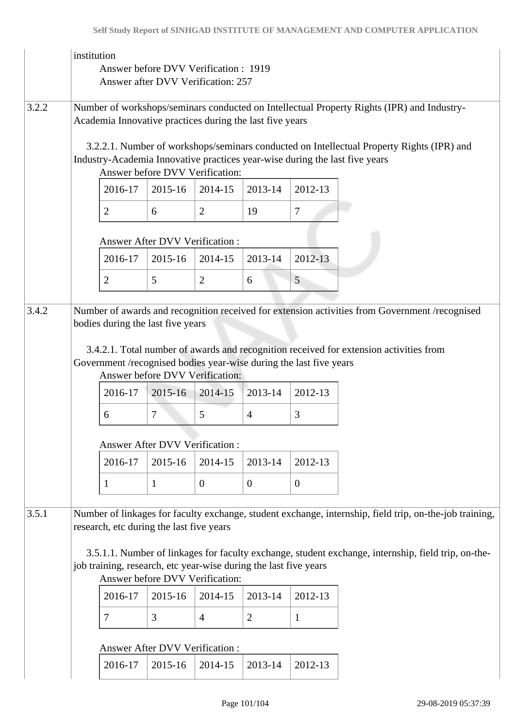institution

Answer before DVV Verification : 1919

Answer after DVV Verification: 257

3.2.2 Number of workshops/seminars conducted on Intellectual Property Rights (IPR) and Industry-Academia Innovative practices during the last five years

3.2.2.1. Number of workshops/seminars conducted on Intellectual Property Rights (IPR) and Industry-Academia Innovative practices year-wise during the last five years

Answer before DVV Verification:

| 2016-17 | 2015-16 | 2014-15 | 2013-14 | 2012-13 |
|---|---|---|---|---|
| 2 | 6 | 2 | 19 | 7 |

Answer After DVV Verification :

| 2016-17 | 2015-16 | 2014-15 | 2013-14 | 2012-13 |
|---|---|---|---|---|
| 2 | 5 | 2 | 6 | 5 |

3.4.2 Number of awards and recognition received for extension activities from Government /recognised bodies during the last five years

3.4.2.1. Total number of awards and recognition received for extension activities from Government /recognised bodies year-wise during the last five years

Answer before DVV Verification:

| 2016-17 | 2015-16 | 2014-15 | 2013-14 | 2012-13 |
|---|---|---|---|---|
| 6 | 7 | 5 | 4 | 3 |

Answer After DVV Verification :

| 2016-17 | 2015-16 | 2014-15 | 2013-14 | 2012-13 |
|---|---|---|---|---|
| 1 | 1 | 0 | 0 | 0 |

3.5.1 Number of linkages for faculty exchange, student exchange, internship, field trip, on-the-job training, research, etc during the last five years

3.5.1.1. Number of linkages for faculty exchange, student exchange, internship, field trip, on-the-job training, research, etc year-wise during the last five years

Answer before DVV Verification:

| 2016-17 | 2015-16 | 2014-15 | 2013-14 | 2012-13 |
|---|---|---|---|---|
| 7 | 3 | 4 | 2 | 1 |

Answer After DVV Verification :

| 2016-17 | 2015-16 | 2014-15 | 2013-14 | 2012-13 |
|---|---|---|---|---|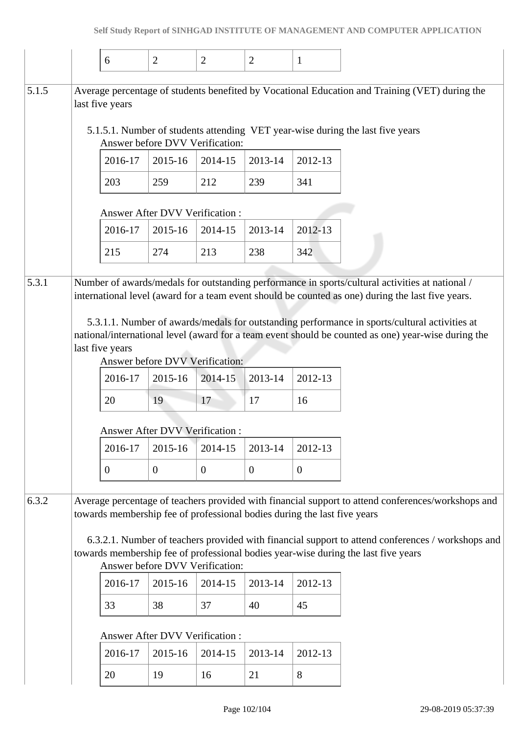| 6 | 2 | 2 | 2 | 1 |
|---|---|---|---|---|

**5.1.5** Average percentage of students benefited by Vocational Education and Training (VET) during the last five years

5.1.5.1. Number of students attending VET year-wise during the last five years

Answer before DVV Verification:

| 2016-17 | 2015-16 | 2014-15 | 2013-14 | 2012-13 |
|---|---|---|---|---|
| 203 | 259 | 212 | 239 | 341 |

Answer After DVV Verification :

| 2016-17 | 2015-16 | 2014-15 | 2013-14 | 2012-13 |
|---|---|---|---|---|
| 215 | 274 | 213 | 238 | 342 |

**5.3.1** Number of awards/medals for outstanding performance in sports/cultural activities at national / international level (award for a team event should be counted as one) during the last five years.

5.3.1.1. Number of awards/medals for outstanding performance in sports/cultural activities at national/international level (award for a team event should be counted as one) year-wise during the last five years

Answer before DVV Verification:

| 2016-17 | 2015-16 | 2014-15 | 2013-14 | 2012-13 |
|---|---|---|---|---|
| 20 | 19 | 17 | 17 | 16 |

Answer After DVV Verification :

| 2016-17 | 2015-16 | 2014-15 | 2013-14 | 2012-13 |
|---|---|---|---|---|
| 0 | 0 | 0 | 0 | 0 |

**6.3.2** Average percentage of teachers provided with financial support to attend conferences/workshops and towards membership fee of professional bodies during the last five years

6.3.2.1. Number of teachers provided with financial support to attend conferences / workshops and towards membership fee of professional bodies year-wise during the last five years

Answer before DVV Verification:

| 2016-17 | 2015-16 | 2014-15 | 2013-14 | 2012-13 |
|---|---|---|---|---|
| 33 | 38 | 37 | 40 | 45 |

Answer After DVV Verification :

| 2016-17 | 2015-16 | 2014-15 | 2013-14 | 2012-13 |
|---|---|---|---|---|
| 20 | 19 | 16 | 21 | 8 |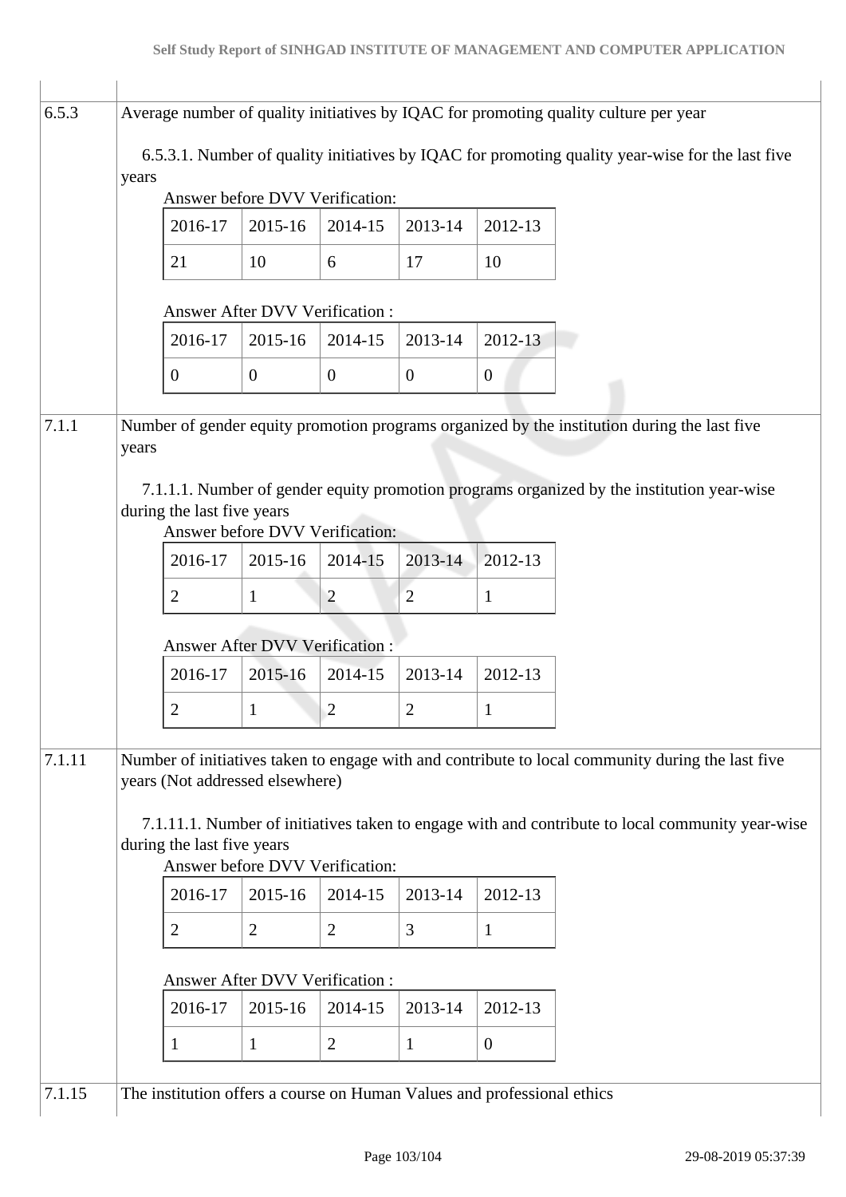| 6.5.3 | Average number of quality initiatives by IQAC for promoting quality culture per year |
|---|---|

6.5.3.1. Number of quality initiatives by IQAC for promoting quality year-wise for the last five years

Answer before DVV Verification:

| 2016-17 | 2015-16 | 2014-15 | 2013-14 | 2012-13 |
|---|---|---|---|---|
| 21 | 10 | 6 | 17 | 10 |

Answer After DVV Verification :

| 2016-17 | 2015-16 | 2014-15 | 2013-14 | 2012-13 |
|---|---|---|---|---|
| 0 | 0 | 0 | 0 | 0 |

| 7.1.1 | Number of gender equity promotion programs organized by the institution during the last five years |
|---|---|

7.1.1.1. Number of gender equity promotion programs organized by the institution year-wise during the last five years

Answer before DVV Verification:

| 2016-17 | 2015-16 | 2014-15 | 2013-14 | 2012-13 |
|---|---|---|---|---|
| 2 | 1 | 2 | 2 | 1 |

Answer After DVV Verification :

| 2016-17 | 2015-16 | 2014-15 | 2013-14 | 2012-13 |
|---|---|---|---|---|
| 2 | 1 | 2 | 2 | 1 |

| 7.1.11 | Number of initiatives taken to engage with and contribute to local community during the last five years (Not addressed elsewhere) |
|---|---|

7.1.11.1. Number of initiatives taken to engage with and contribute to local community year-wise during the last five years

Answer before DVV Verification:

| 2016-17 | 2015-16 | 2014-15 | 2013-14 | 2012-13 |
|---|---|---|---|---|
| 2 | 2 | 2 | 3 | 1 |

Answer After DVV Verification :

| 2016-17 | 2015-16 | 2014-15 | 2013-14 | 2012-13 |
|---|---|---|---|---|
| 1 | 1 | 2 | 1 | 0 |

| 7.1.15 | The institution offers a course on Human Values and professional ethics |
|---|---|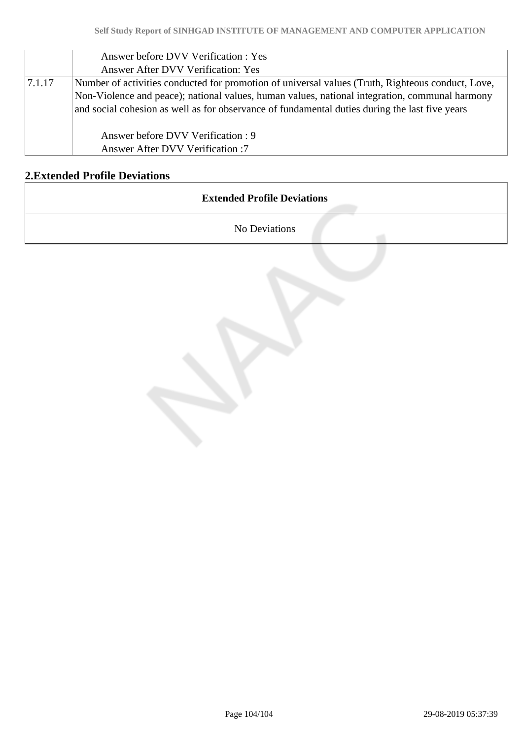| | |
|---|---|
| | Answer before DVV Verification : Yes<br>Answer After DVV Verification: Yes |
| 7.1.17 | Number of activities conducted for promotion of universal values (Truth, Righteous conduct, Love, Non-Violence and peace); national values, human values, national integration, communal harmony and social cohesion as well as for observance of fundamental duties during the last five years<br><br>Answer before DVV Verification : 9<br>Answer After DVV Verification :7 |

## 2.Extended Profile Deviations

| Extended Profile Deviations |
|---|
| No Deviations |